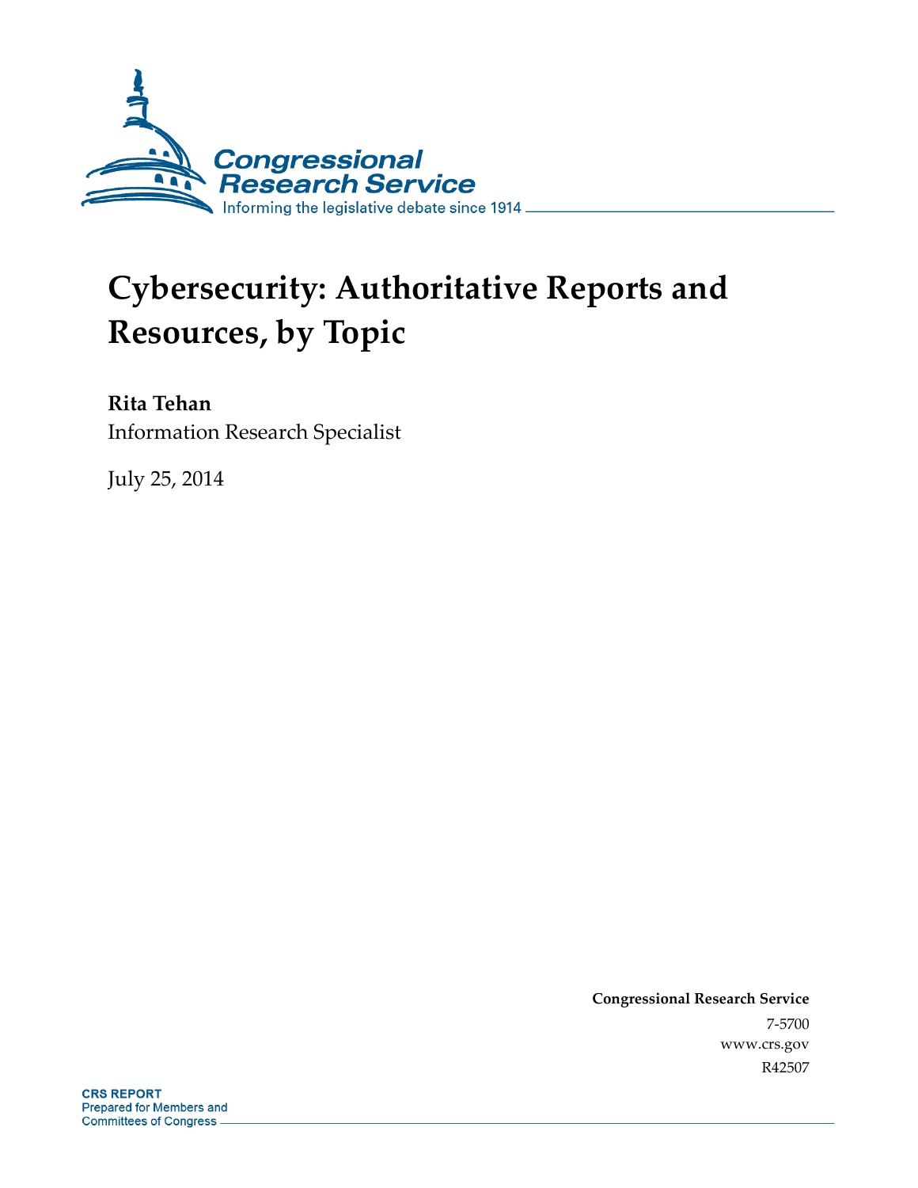Congressional Research Service

Informing the legislative debate since 1914

# Cybersecurity: Authoritative Reports and Resources, by Topic

**Rita Tehan**

Information Research Specialist

July 25, 2014

**Congressional Research Service**

7-5700

www.crs.gov

R42507

**CRS REPORT**

Prepared for Members and Committees of Congress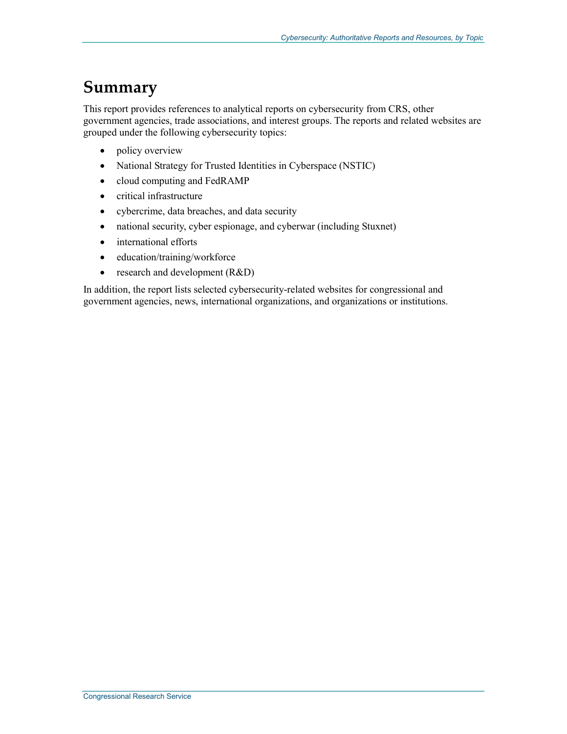# Summary

This report provides references to analytical reports on cybersecurity from CRS, other government agencies, trade associations, and interest groups. The reports and related websites are grouped under the following cybersecurity topics:

- policy overview
- National Strategy for Trusted Identities in Cyberspace (NSTIC)
- cloud computing and FedRAMP
- critical infrastructure
- cybercrime, data breaches, and data security
- national security, cyber espionage, and cyberwar (including Stuxnet)
- international efforts
- education/training/workforce
- research and development (R&D)

In addition, the report lists selected cybersecurity-related websites for congressional and government agencies, news, international organizations, and organizations or institutions.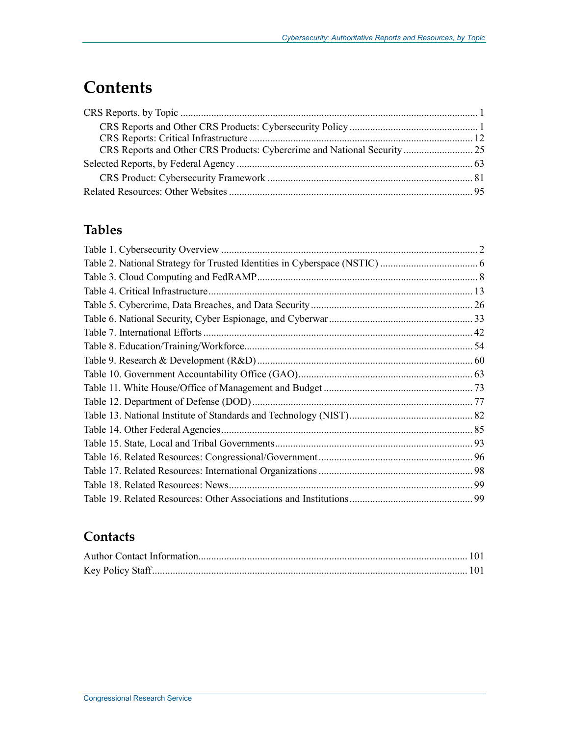# Contents

CRS Reports, by Topic ... 1
- CRS Reports and Other CRS Products: Cybersecurity Policy ... 1
- CRS Reports: Critical Infrastructure ... 12
- CRS Reports and Other CRS Products: Cybercrime and National Security ... 25

Selected Reports, by Federal Agency ... 63
- CRS Product: Cybersecurity Framework ... 81

Related Resources: Other Websites ... 95

## Tables

Table 1. Cybersecurity Overview ... 2
Table 2. National Strategy for Trusted Identities in Cyberspace (NSTIC) ... 6
Table 3. Cloud Computing and FedRAMP ... 8
Table 4. Critical Infrastructure ... 13
Table 5. Cybercrime, Data Breaches, and Data Security ... 26
Table 6. National Security, Cyber Espionage, and Cyberwar ... 33
Table 7. International Efforts ... 42
Table 8. Education/Training/Workforce ... 54
Table 9. Research & Development (R&D) ... 60
Table 10. Government Accountability Office (GAO) ... 63
Table 11. White House/Office of Management and Budget ... 73
Table 12. Department of Defense (DOD) ... 77
Table 13. National Institute of Standards and Technology (NIST) ... 82
Table 14. Other Federal Agencies ... 85
Table 15. State, Local and Tribal Governments ... 93
Table 16. Related Resources: Congressional/Government ... 96
Table 17. Related Resources: International Organizations ... 98
Table 18. Related Resources: News ... 99
Table 19. Related Resources: Other Associations and Institutions ... 99

## Contacts

Author Contact Information ... 101
Key Policy Staff ... 101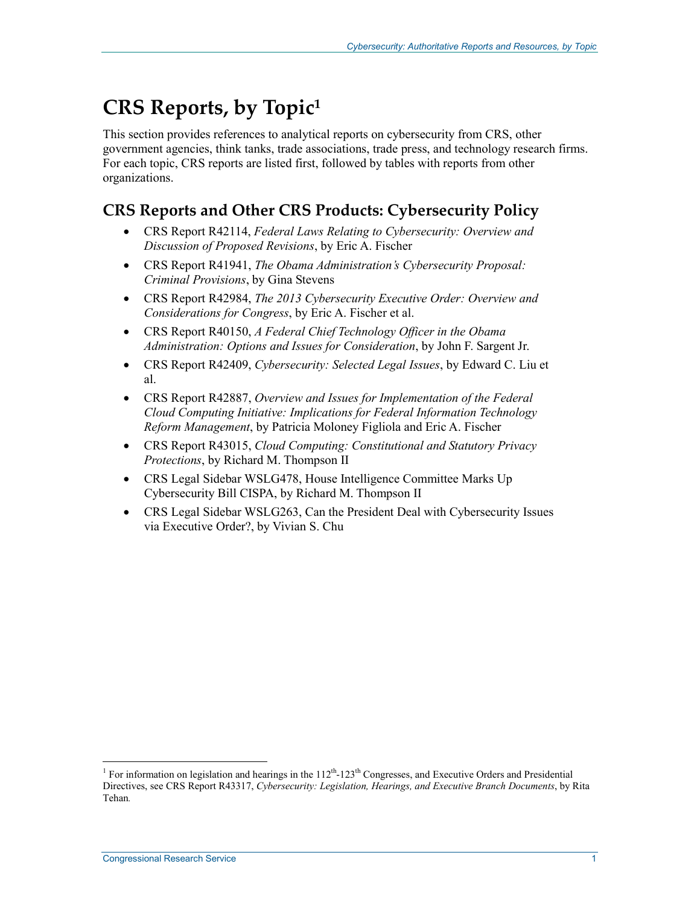# CRS Reports, by Topic[1]

This section provides references to analytical reports on cybersecurity from CRS, other government agencies, think tanks, trade associations, trade press, and technology research firms. For each topic, CRS reports are listed first, followed by tables with reports from other organizations.

## CRS Reports and Other CRS Products: Cybersecurity Policy

- CRS Report R42114, *Federal Laws Relating to Cybersecurity: Overview and Discussion of Proposed Revisions*, by Eric A. Fischer
- CRS Report R41941, *The Obama Administration's Cybersecurity Proposal: Criminal Provisions*, by Gina Stevens
- CRS Report R42984, *The 2013 Cybersecurity Executive Order: Overview and Considerations for Congress*, by Eric A. Fischer et al.
- CRS Report R40150, *A Federal Chief Technology Officer in the Obama Administration: Options and Issues for Consideration*, by John F. Sargent Jr.
- CRS Report R42409, *Cybersecurity: Selected Legal Issues*, by Edward C. Liu et al.
- CRS Report R42887, *Overview and Issues for Implementation of the Federal Cloud Computing Initiative: Implications for Federal Information Technology Reform Management*, by Patricia Moloney Figliola and Eric A. Fischer
- CRS Report R43015, *Cloud Computing: Constitutional and Statutory Privacy Protections*, by Richard M. Thompson II
- CRS Legal Sidebar WSLG478, House Intelligence Committee Marks Up Cybersecurity Bill CISPA, by Richard M. Thompson II
- CRS Legal Sidebar WSLG263, Can the President Deal with Cybersecurity Issues via Executive Order?, by Vivian S. Chu

---

[1] For information on legislation and hearings in the 112th-123th Congresses, and Executive Orders and Presidential Directives, see CRS Report R43317, *Cybersecurity: Legislation, Hearings, and Executive Branch Documents*, by Rita Tehan.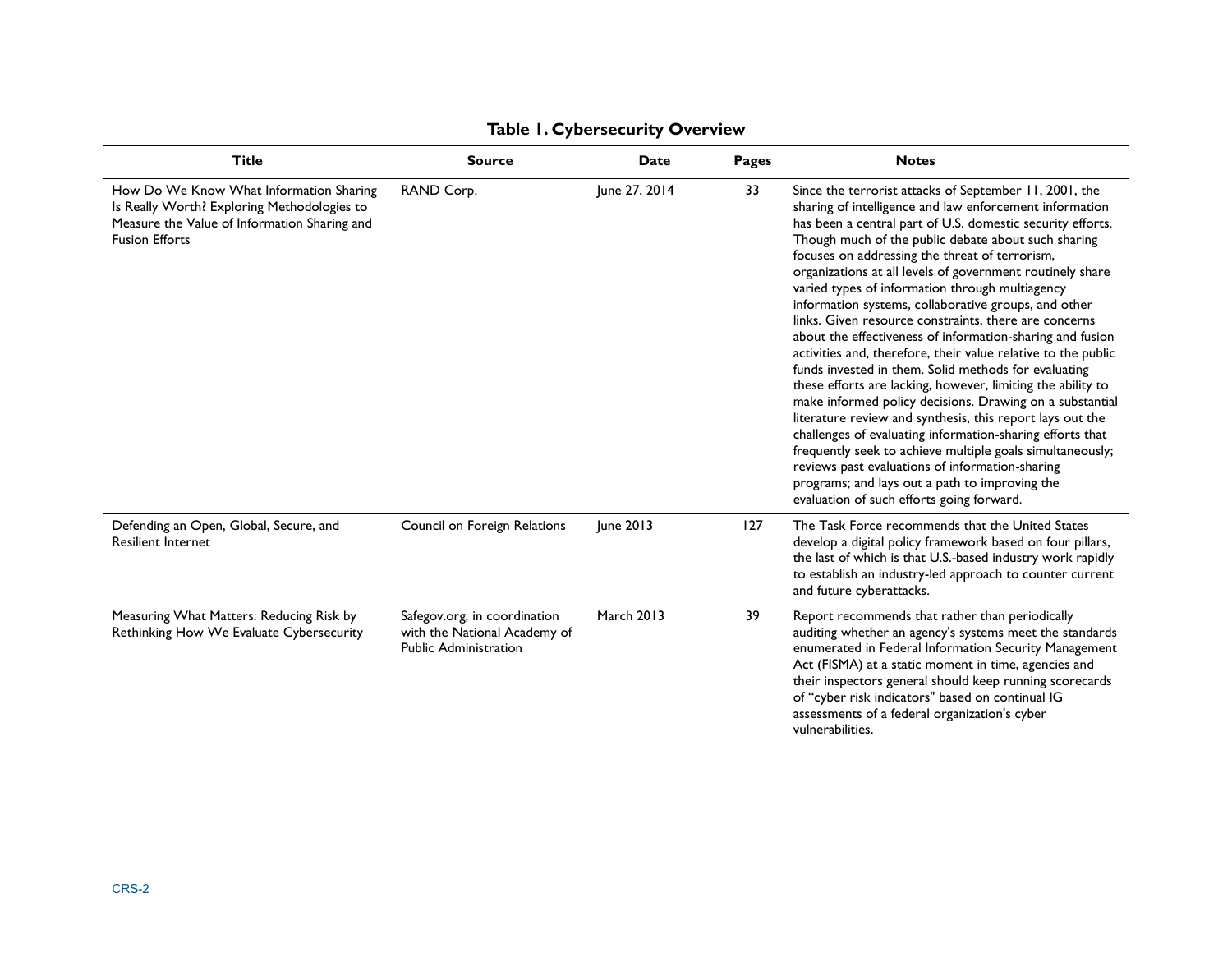**Table 1. Cybersecurity Overview**

| Title | Source | Date | Pages | Notes |
|---|---|---|---|---|
| How Do We Know What Information Sharing Is Really Worth? Exploring Methodologies to Measure the Value of Information Sharing and Fusion Efforts | RAND Corp. | June 27, 2014 | 33 | Since the terrorist attacks of September 11, 2001, the sharing of intelligence and law enforcement information has been a central part of U.S. domestic security efforts. Though much of the public debate about such sharing focuses on addressing the threat of terrorism, organizations at all levels of government routinely share varied types of information through multiagency information systems, collaborative groups, and other links. Given resource constraints, there are concerns about the effectiveness of information-sharing and fusion activities and, therefore, their value relative to the public funds invested in them. Solid methods for evaluating these efforts are lacking, however, limiting the ability to make informed policy decisions. Drawing on a substantial literature review and synthesis, this report lays out the challenges of evaluating information-sharing efforts that frequently seek to achieve multiple goals simultaneously; reviews past evaluations of information-sharing programs; and lays out a path to improving the evaluation of such efforts going forward. |
| Defending an Open, Global, Secure, and Resilient Internet | Council on Foreign Relations | June 2013 | 127 | The Task Force recommends that the United States develop a digital policy framework based on four pillars, the last of which is that U.S.-based industry work rapidly to establish an industry-led approach to counter current and future cyberattacks. |
| Measuring What Matters: Reducing Risk by Rethinking How We Evaluate Cybersecurity | Safegov.org, in coordination with the National Academy of Public Administration | March 2013 | 39 | Report recommends that rather than periodically auditing whether an agency's systems meet the standards enumerated in Federal Information Security Management Act (FISMA) at a static moment in time, agencies and their inspectors general should keep running scorecards of "cyber risk indicators" based on continual IG assessments of a federal organization's cyber vulnerabilities. |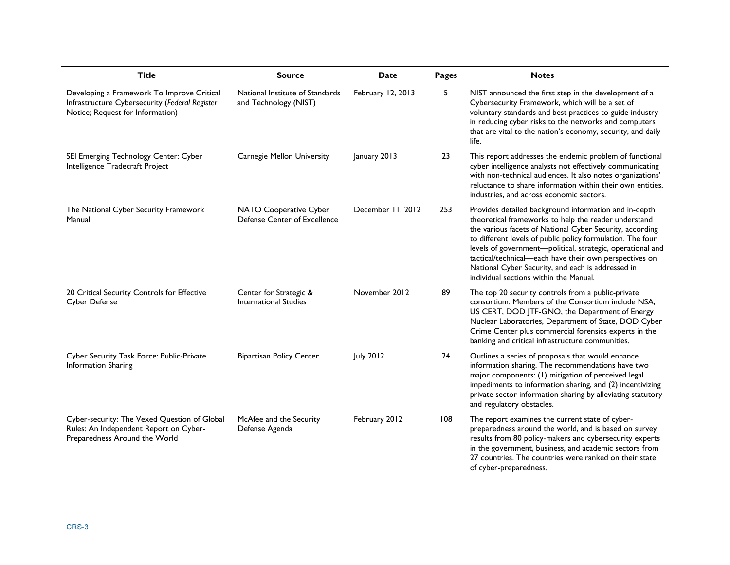| Title | Source | Date | Pages | Notes |
| --- | --- | --- | --- | --- |
| Developing a Framework To Improve Critical Infrastructure Cybersecurity (*Federal Register* Notice; Request for Information) | National Institute of Standards and Technology (NIST) | February 12, 2013 | 5 | NIST announced the first step in the development of a Cybersecurity Framework, which will be a set of voluntary standards and best practices to guide industry in reducing cyber risks to the networks and computers that are vital to the nation's economy, security, and daily life. |
| SEI Emerging Technology Center: Cyber Intelligence Tradecraft Project | Carnegie Mellon University | January 2013 | 23 | This report addresses the endemic problem of functional cyber intelligence analysts not effectively communicating with non-technical audiences. It also notes organizations' reluctance to share information within their own entities, industries, and across economic sectors. |
| The National Cyber Security Framework Manual | NATO Cooperative Cyber Defense Center of Excellence | December 11, 2012 | 253 | Provides detailed background information and in-depth theoretical frameworks to help the reader understand the various facets of National Cyber Security, according to different levels of public policy formulation. The four levels of government—political, strategic, operational and tactical/technical—each have their own perspectives on National Cyber Security, and each is addressed in individual sections within the Manual. |
| 20 Critical Security Controls for Effective Cyber Defense | Center for Strategic & International Studies | November 2012 | 89 | The top 20 security controls from a public-private consortium. Members of the Consortium include NSA, US CERT, DOD JTF-GNO, the Department of Energy Nuclear Laboratories, Department of State, DOD Cyber Crime Center plus commercial forensics experts in the banking and critical infrastructure communities. |
| Cyber Security Task Force: Public-Private Information Sharing | Bipartisan Policy Center | July 2012 | 24 | Outlines a series of proposals that would enhance information sharing. The recommendations have two major components: (1) mitigation of perceived legal impediments to information sharing, and (2) incentivizing private sector information sharing by alleviating statutory and regulatory obstacles. |
| Cyber-security: The Vexed Question of Global Rules: An Independent Report on Cyber-Preparedness Around the World | McAfee and the Security Defense Agenda | February 2012 | 108 | The report examines the current state of cyber-preparedness around the world, and is based on survey results from 80 policy-makers and cybersecurity experts in the government, business, and academic sectors from 27 countries. The countries were ranked on their state of cyber-preparedness. |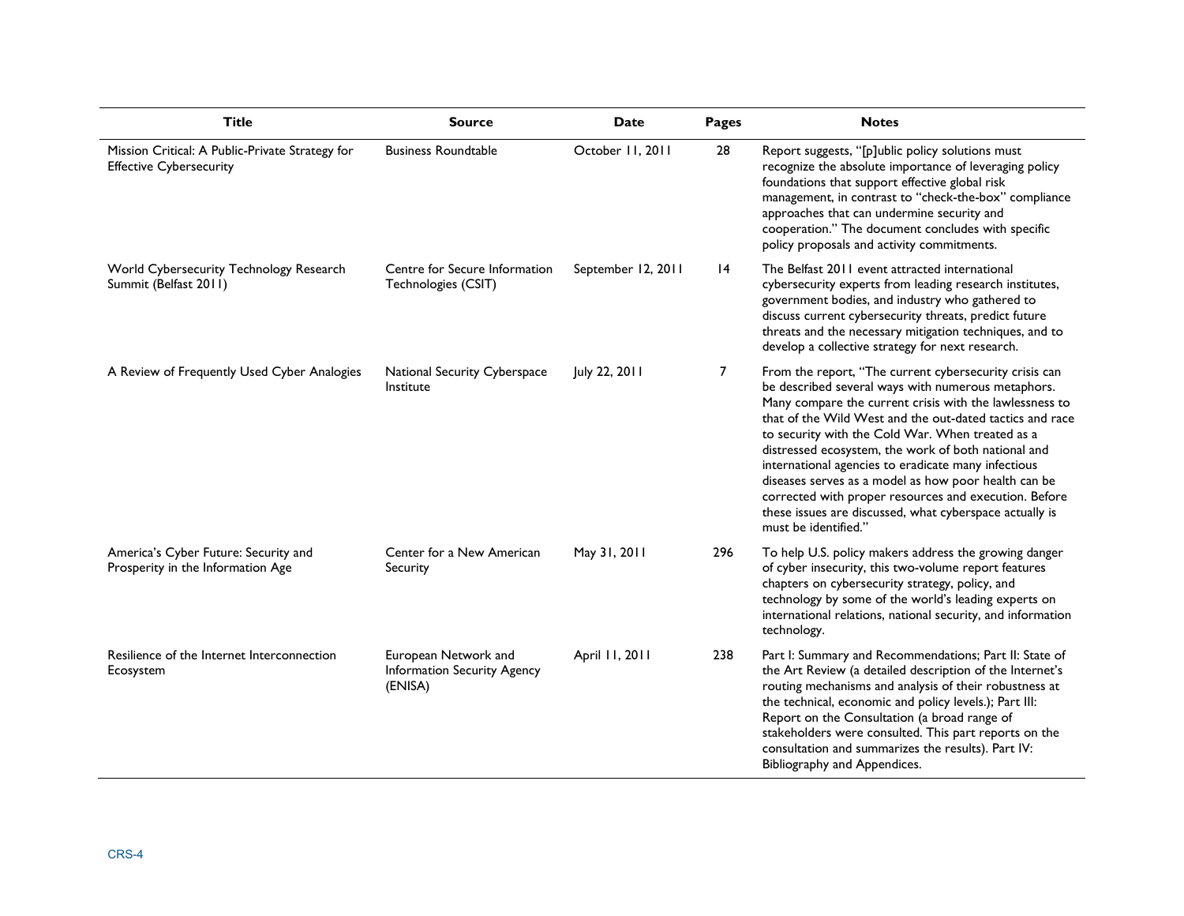| Title | Source | Date | Pages | Notes |
|---|---|---|---|---|
| Mission Critical: A Public-Private Strategy for Effective Cybersecurity | Business Roundtable | October 11, 2011 | 28 | Report suggests, "[p]ublic policy solutions must recognize the absolute importance of leveraging policy foundations that support effective global risk management, in contrast to "check-the-box" compliance approaches that can undermine security and cooperation." The document concludes with specific policy proposals and activity commitments. |
| World Cybersecurity Technology Research Summit (Belfast 2011) | Centre for Secure Information Technologies (CSIT) | September 12, 2011 | 14 | The Belfast 2011 event attracted international cybersecurity experts from leading research institutes, government bodies, and industry who gathered to discuss current cybersecurity threats, predict future threats and the necessary mitigation techniques, and to develop a collective strategy for next research. |
| A Review of Frequently Used Cyber Analogies | National Security Cyberspace Institute | July 22, 2011 | 7 | From the report, "The current cybersecurity crisis can be described several ways with numerous metaphors. Many compare the current crisis with the lawlessness to that of the Wild West and the out-dated tactics and race to security with the Cold War. When treated as a distressed ecosystem, the work of both national and international agencies to eradicate many infectious diseases serves as a model as how poor health can be corrected with proper resources and execution. Before these issues are discussed, what cyberspace actually is must be identified." |
| America's Cyber Future: Security and Prosperity in the Information Age | Center for a New American Security | May 31, 2011 | 296 | To help U.S. policy makers address the growing danger of cyber insecurity, this two-volume report features chapters on cybersecurity strategy, policy, and technology by some of the world's leading experts on international relations, national security, and information technology. |
| Resilience of the Internet Interconnection Ecosystem | European Network and Information Security Agency (ENISA) | April 11, 2011 | 238 | Part I: Summary and Recommendations; Part II: State of the Art Review (a detailed description of the Internet's routing mechanisms and analysis of their robustness at the technical, economic and policy levels.); Part III: Report on the Consultation (a broad range of stakeholders were consulted. This part reports on the consultation and summarizes the results). Part IV: Bibliography and Appendices. |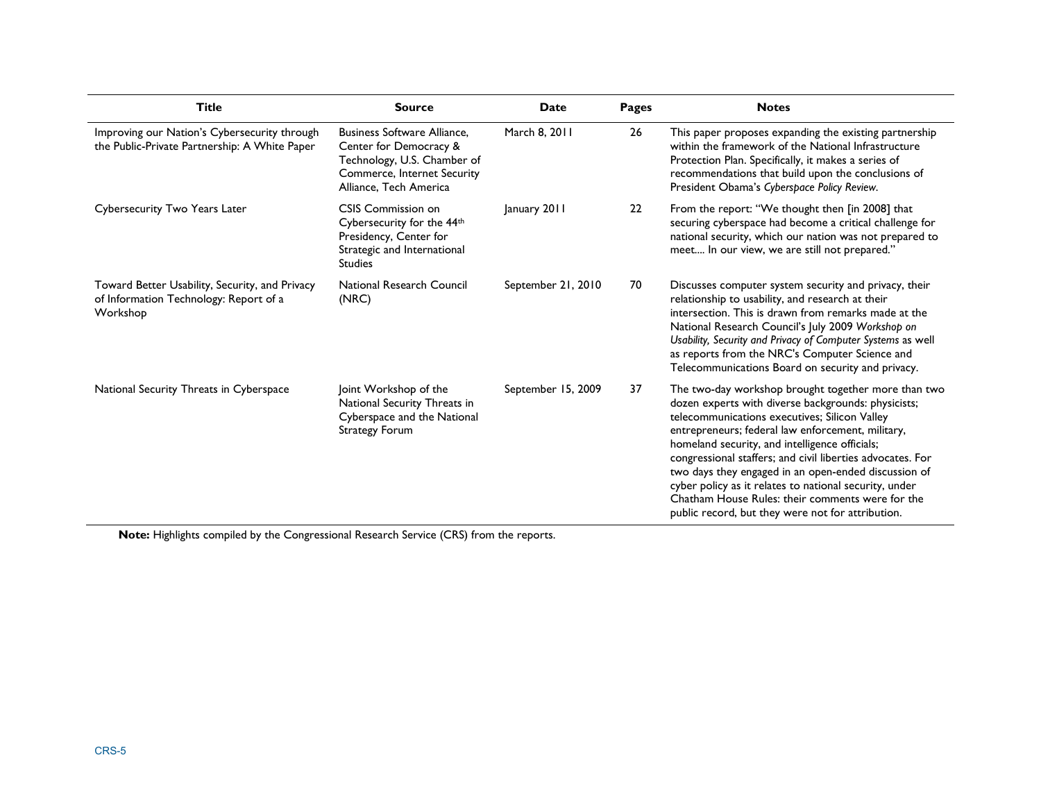| Title | Source | Date | Pages | Notes |
| --- | --- | --- | --- | --- |
| Improving our Nation's Cybersecurity through the Public-Private Partnership: A White Paper | Business Software Alliance, Center for Democracy & Technology, U.S. Chamber of Commerce, Internet Security Alliance, Tech America | March 8, 2011 | 26 | This paper proposes expanding the existing partnership within the framework of the National Infrastructure Protection Plan. Specifically, it makes a series of recommendations that build upon the conclusions of President Obama's *Cyberspace Policy Review*. |
| Cybersecurity Two Years Later | CSIS Commission on Cybersecurity for the 44th Presidency, Center for Strategic and International Studies | January 2011 | 22 | From the report: "We thought then [in 2008] that securing cyberspace had become a critical challenge for national security, which our nation was not prepared to meet.... In our view, we are still not prepared." |
| Toward Better Usability, Security, and Privacy of Information Technology: Report of a Workshop | National Research Council (NRC) | September 21, 2010 | 70 | Discusses computer system security and privacy, their relationship to usability, and research at their intersection. This is drawn from remarks made at the National Research Council's July 2009 *Workshop on Usability, Security and Privacy of Computer Systems* as well as reports from the NRC's Computer Science and Telecommunications Board on security and privacy. |
| National Security Threats in Cyberspace | Joint Workshop of the National Security Threats in Cyberspace and the National Strategy Forum | September 15, 2009 | 37 | The two-day workshop brought together more than two dozen experts with diverse backgrounds: physicists; telecommunications executives; Silicon Valley entrepreneurs; federal law enforcement, military, homeland security, and intelligence officials; congressional staffers; and civil liberties advocates. For two days they engaged in an open-ended discussion of cyber policy as it relates to national security, under Chatham House Rules: their comments were for the public record, but they were not for attribution. |

**Note:** Highlights compiled by the Congressional Research Service (CRS) from the reports.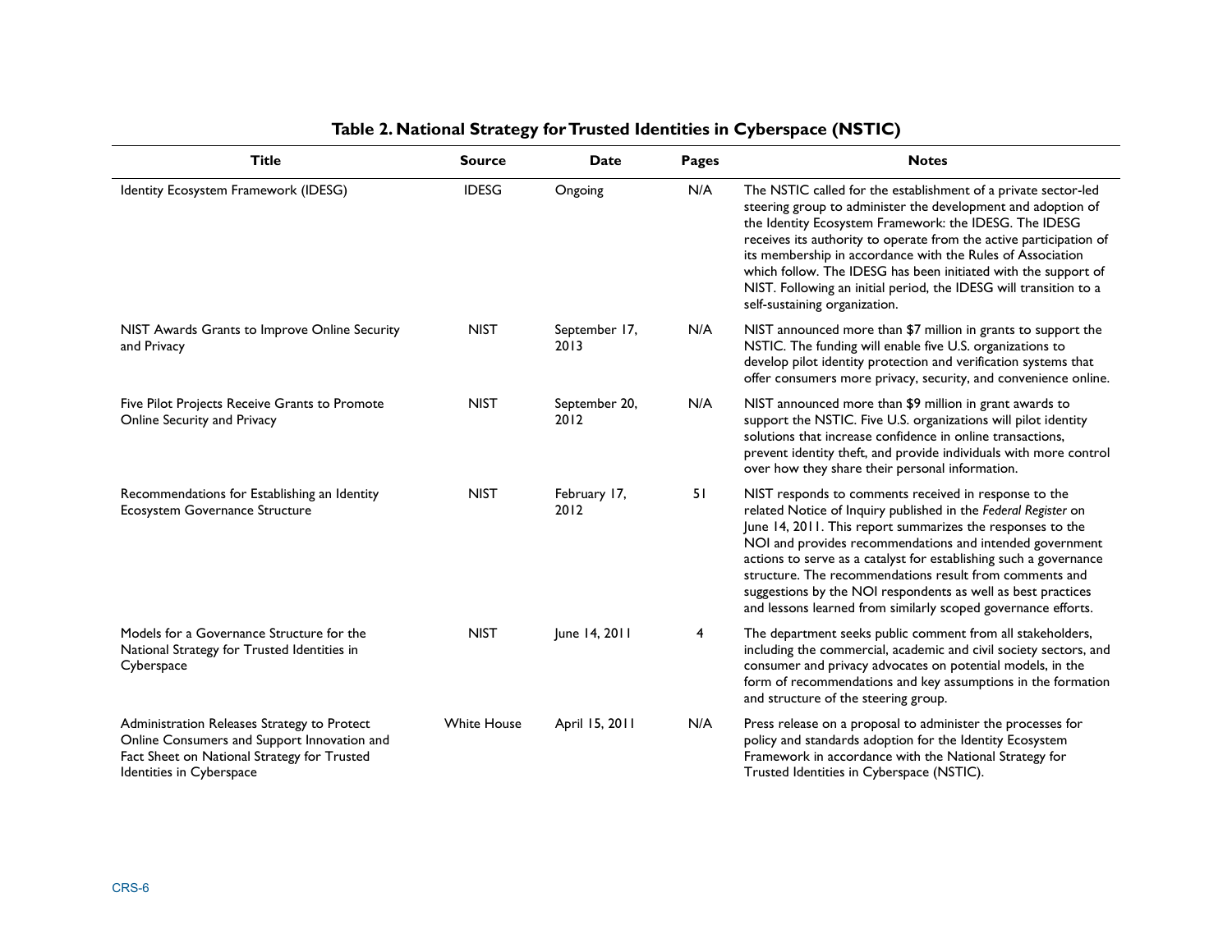**Table 2. National Strategy for Trusted Identities in Cyberspace (NSTIC)**

| Title | Source | Date | Pages | Notes |
| --- | --- | --- | --- | --- |
| Identity Ecosystem Framework (IDESG) | IDESG | Ongoing | N/A | The NSTIC called for the establishment of a private sector-led steering group to administer the development and adoption of the Identity Ecosystem Framework: the IDESG. The IDESG receives its authority to operate from the active participation of its membership in accordance with the Rules of Association which follow. The IDESG has been initiated with the support of NIST. Following an initial period, the IDESG will transition to a self-sustaining organization. |
| NIST Awards Grants to Improve Online Security and Privacy | NIST | September 17, 2013 | N/A | NIST announced more than $7 million in grants to support the NSTIC. The funding will enable five U.S. organizations to develop pilot identity protection and verification systems that offer consumers more privacy, security, and convenience online. |
| Five Pilot Projects Receive Grants to Promote Online Security and Privacy | NIST | September 20, 2012 | N/A | NIST announced more than $9 million in grant awards to support the NSTIC. Five U.S. organizations will pilot identity solutions that increase confidence in online transactions, prevent identity theft, and provide individuals with more control over how they share their personal information. |
| Recommendations for Establishing an Identity Ecosystem Governance Structure | NIST | February 17, 2012 | 51 | NIST responds to comments received in response to the related Notice of Inquiry published in the *Federal Register* on June 14, 2011. This report summarizes the responses to the NOI and provides recommendations and intended government actions to serve as a catalyst for establishing such a governance structure. The recommendations result from comments and suggestions by the NOI respondents as well as best practices and lessons learned from similarly scoped governance efforts. |
| Models for a Governance Structure for the National Strategy for Trusted Identities in Cyberspace | NIST | June 14, 2011 | 4 | The department seeks public comment from all stakeholders, including the commercial, academic and civil society sectors, and consumer and privacy advocates on potential models, in the form of recommendations and key assumptions in the formation and structure of the steering group. |
| Administration Releases Strategy to Protect Online Consumers and Support Innovation and Fact Sheet on National Strategy for Trusted Identities in Cyberspace | White House | April 15, 2011 | N/A | Press release on a proposal to administer the processes for policy and standards adoption for the Identity Ecosystem Framework in accordance with the National Strategy for Trusted Identities in Cyberspace (NSTIC). |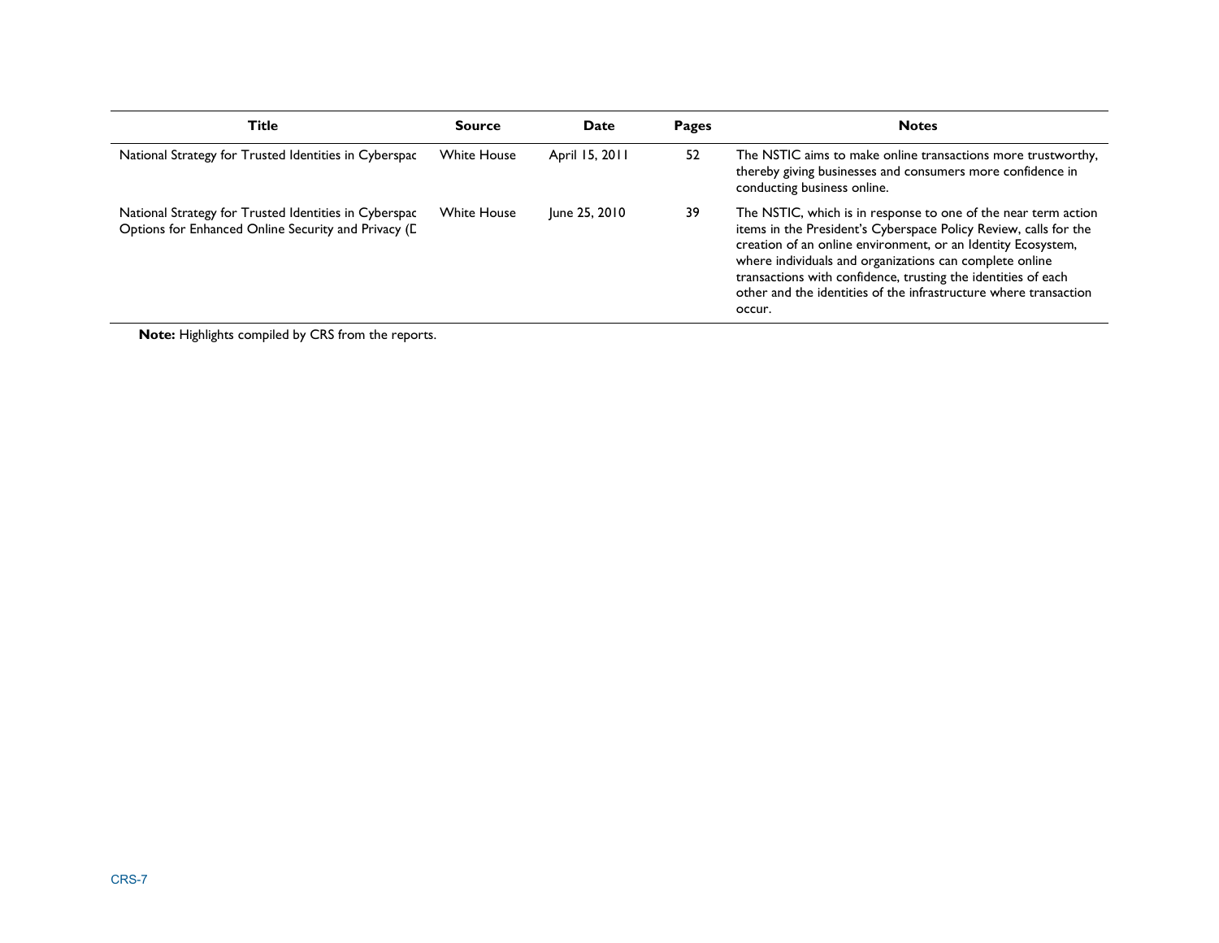| Title | Source | Date | Pages | Notes |
| --- | --- | --- | --- | --- |
| National Strategy for Trusted Identities in Cyberspac | White House | April 15, 2011 | 52 | The NSTIC aims to make online transactions more trustworthy, thereby giving businesses and consumers more confidence in conducting business online. |
| National Strategy for Trusted Identities in Cyberspac Options for Enhanced Online Security and Privacy (D | White House | June 25, 2010 | 39 | The NSTIC, which is in response to one of the near term action items in the President's Cyberspace Policy Review, calls for the creation of an online environment, or an Identity Ecosystem, where individuals and organizations can complete online transactions with confidence, trusting the identities of each other and the identities of the infrastructure where transaction occur. |

**Note:** Highlights compiled by CRS from the reports.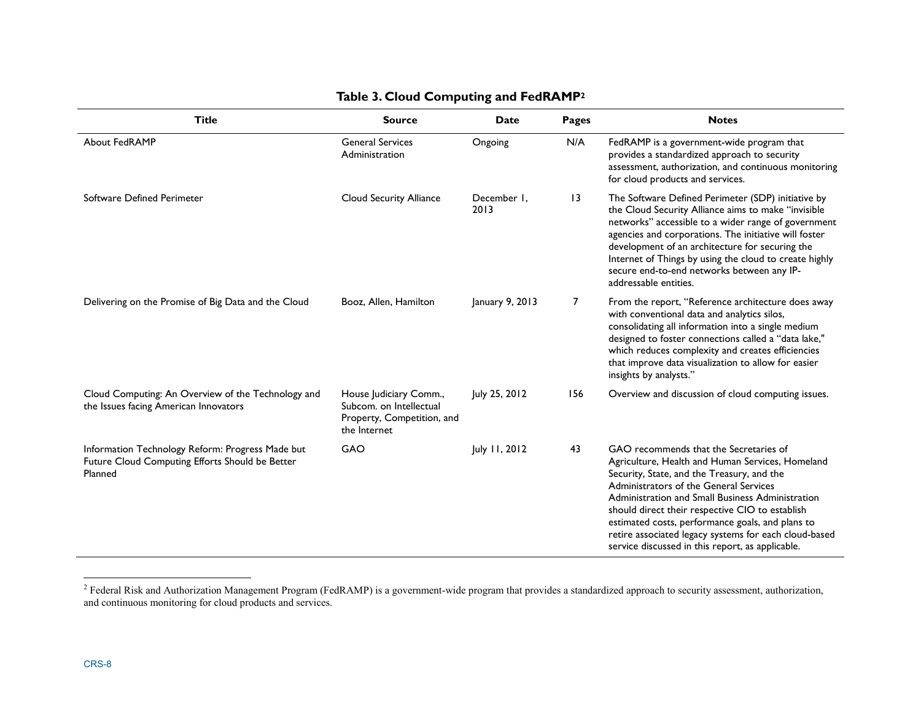**Table 3. Cloud Computing and FedRAMP[2]**

| Title | Source | Date | Pages | Notes |
|---|---|---|---|---|
| About FedRAMP | General Services Administration | Ongoing | N/A | FedRAMP is a government-wide program that provides a standardized approach to security assessment, authorization, and continuous monitoring for cloud products and services. |
| Software Defined Perimeter | Cloud Security Alliance | December 1, 2013 | 13 | The Software Defined Perimeter (SDP) initiative by the Cloud Security Alliance aims to make "invisible networks" accessible to a wider range of government agencies and corporations. The initiative will foster development of an architecture for securing the Internet of Things by using the cloud to create highly secure end-to-end networks between any IP-addressable entities. |
| Delivering on the Promise of Big Data and the Cloud | Booz, Allen, Hamilton | January 9, 2013 | 7 | From the report, "Reference architecture does away with conventional data and analytics silos, consolidating all information into a single medium designed to foster connections called a "data lake," which reduces complexity and creates efficiencies that improve data visualization to allow for easier insights by analysts." |
| Cloud Computing: An Overview of the Technology and the Issues facing American Innovators | House Judiciary Comm., Subcom. on Intellectual Property, Competition, and the Internet | July 25, 2012 | 156 | Overview and discussion of cloud computing issues. |
| Information Technology Reform: Progress Made but Future Cloud Computing Efforts Should be Better Planned | GAO | July 11, 2012 | 43 | GAO recommends that the Secretaries of Agriculture, Health and Human Services, Homeland Security, State, and the Treasury, and the Administrators of the General Services Administration and Small Business Administration should direct their respective CIO to establish estimated costs, performance goals, and plans to retire associated legacy systems for each cloud-based service discussed in this report, as applicable. |

[2] Federal Risk and Authorization Management Program (FedRAMP) is a government-wide program that provides a standardized approach to security assessment, authorization, and continuous monitoring for cloud products and services.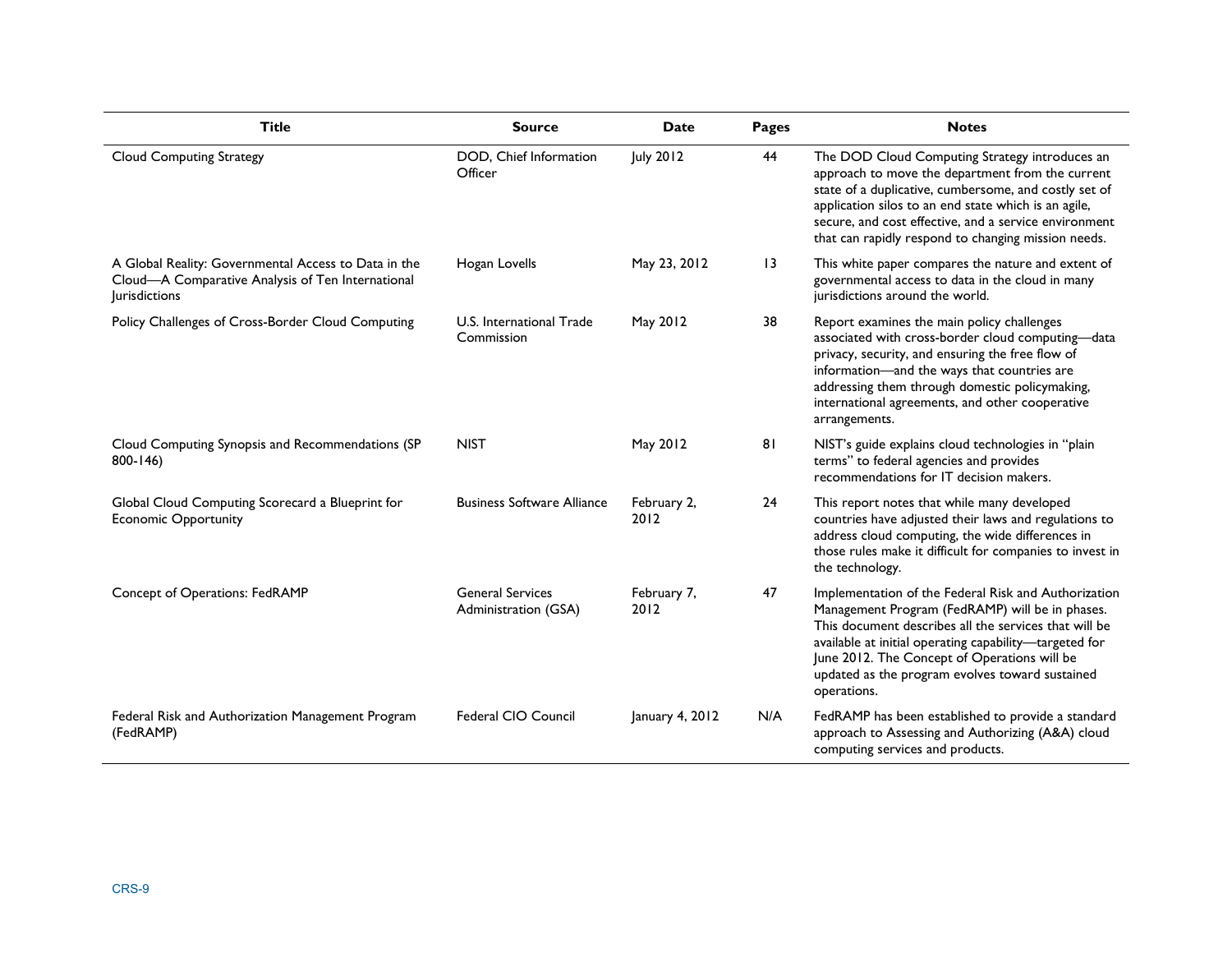| Title | Source | Date | Pages | Notes |
| --- | --- | --- | --- | --- |
| Cloud Computing Strategy | DOD, Chief Information Officer | July 2012 | 44 | The DOD Cloud Computing Strategy introduces an approach to move the department from the current state of a duplicative, cumbersome, and costly set of application silos to an end state which is an agile, secure, and cost effective, and a service environment that can rapidly respond to changing mission needs. |
| A Global Reality: Governmental Access to Data in the Cloud—A Comparative Analysis of Ten International Jurisdictions | Hogan Lovells | May 23, 2012 | 13 | This white paper compares the nature and extent of governmental access to data in the cloud in many jurisdictions around the world. |
| Policy Challenges of Cross-Border Cloud Computing | U.S. International Trade Commission | May 2012 | 38 | Report examines the main policy challenges associated with cross-border cloud computing—data privacy, security, and ensuring the free flow of information—and the ways that countries are addressing them through domestic policymaking, international agreements, and other cooperative arrangements. |
| Cloud Computing Synopsis and Recommendations (SP 800-146) | NIST | May 2012 | 81 | NIST's guide explains cloud technologies in "plain terms" to federal agencies and provides recommendations for IT decision makers. |
| Global Cloud Computing Scorecard a Blueprint for Economic Opportunity | Business Software Alliance | February 2, 2012 | 24 | This report notes that while many developed countries have adjusted their laws and regulations to address cloud computing, the wide differences in those rules make it difficult for companies to invest in the technology. |
| Concept of Operations: FedRAMP | General Services Administration (GSA) | February 7, 2012 | 47 | Implementation of the Federal Risk and Authorization Management Program (FedRAMP) will be in phases. This document describes all the services that will be available at initial operating capability—targeted for June 2012. The Concept of Operations will be updated as the program evolves toward sustained operations. |
| Federal Risk and Authorization Management Program (FedRAMP) | Federal CIO Council | January 4, 2012 | N/A | FedRAMP has been established to provide a standard approach to Assessing and Authorizing (A&A) cloud computing services and products. |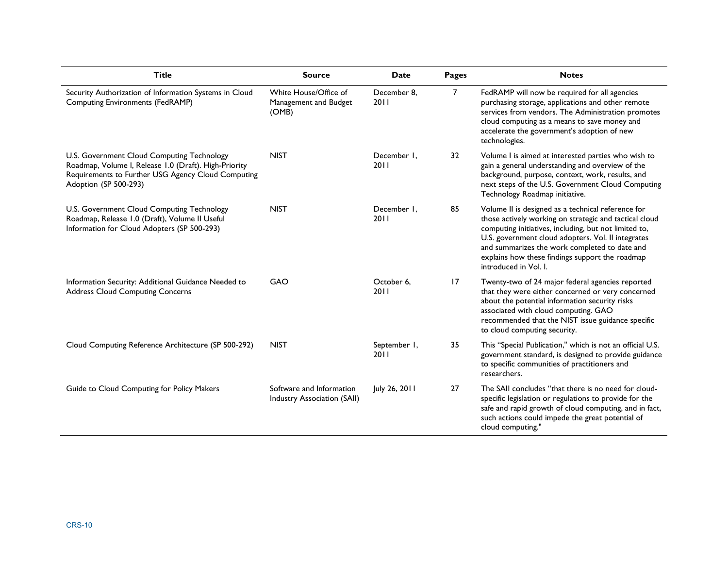| Title | Source | Date | Pages | Notes |
| --- | --- | --- | --- | --- |
| Security Authorization of Information Systems in Cloud Computing Environments (FedRAMP) | White House/Office of Management and Budget (OMB) | December 8, 2011 | 7 | FedRAMP will now be required for all agencies purchasing storage, applications and other remote services from vendors. The Administration promotes cloud computing as a means to save money and accelerate the government's adoption of new technologies. |
| U.S. Government Cloud Computing Technology Roadmap, Volume I, Release 1.0 (Draft). High-Priority Requirements to Further USG Agency Cloud Computing Adoption (SP 500-293) | NIST | December 1, 2011 | 32 | Volume I is aimed at interested parties who wish to gain a general understanding and overview of the background, purpose, context, work, results, and next steps of the U.S. Government Cloud Computing Technology Roadmap initiative. |
| U.S. Government Cloud Computing Technology Roadmap, Release 1.0 (Draft), Volume II Useful Information for Cloud Adopters (SP 500-293) | NIST | December 1, 2011 | 85 | Volume II is designed as a technical reference for those actively working on strategic and tactical cloud computing initiatives, including, but not limited to, U.S. government cloud adopters. Vol. II integrates and summarizes the work completed to date and explains how these findings support the roadmap introduced in Vol. I. |
| Information Security: Additional Guidance Needed to Address Cloud Computing Concerns | GAO | October 6, 2011 | 17 | Twenty-two of 24 major federal agencies reported that they were either concerned or very concerned about the potential information security risks associated with cloud computing. GAO recommended that the NIST issue guidance specific to cloud computing security. |
| Cloud Computing Reference Architecture (SP 500-292) | NIST | September 1, 2011 | 35 | This "Special Publication," which is not an official U.S. government standard, is designed to provide guidance to specific communities of practitioners and researchers. |
| Guide to Cloud Computing for Policy Makers | Software and Information Industry Association (SAII) | July 26, 2011 | 27 | The SAII concludes "that there is no need for cloud-specific legislation or regulations to provide for the safe and rapid growth of cloud computing, and in fact, such actions could impede the great potential of cloud computing." |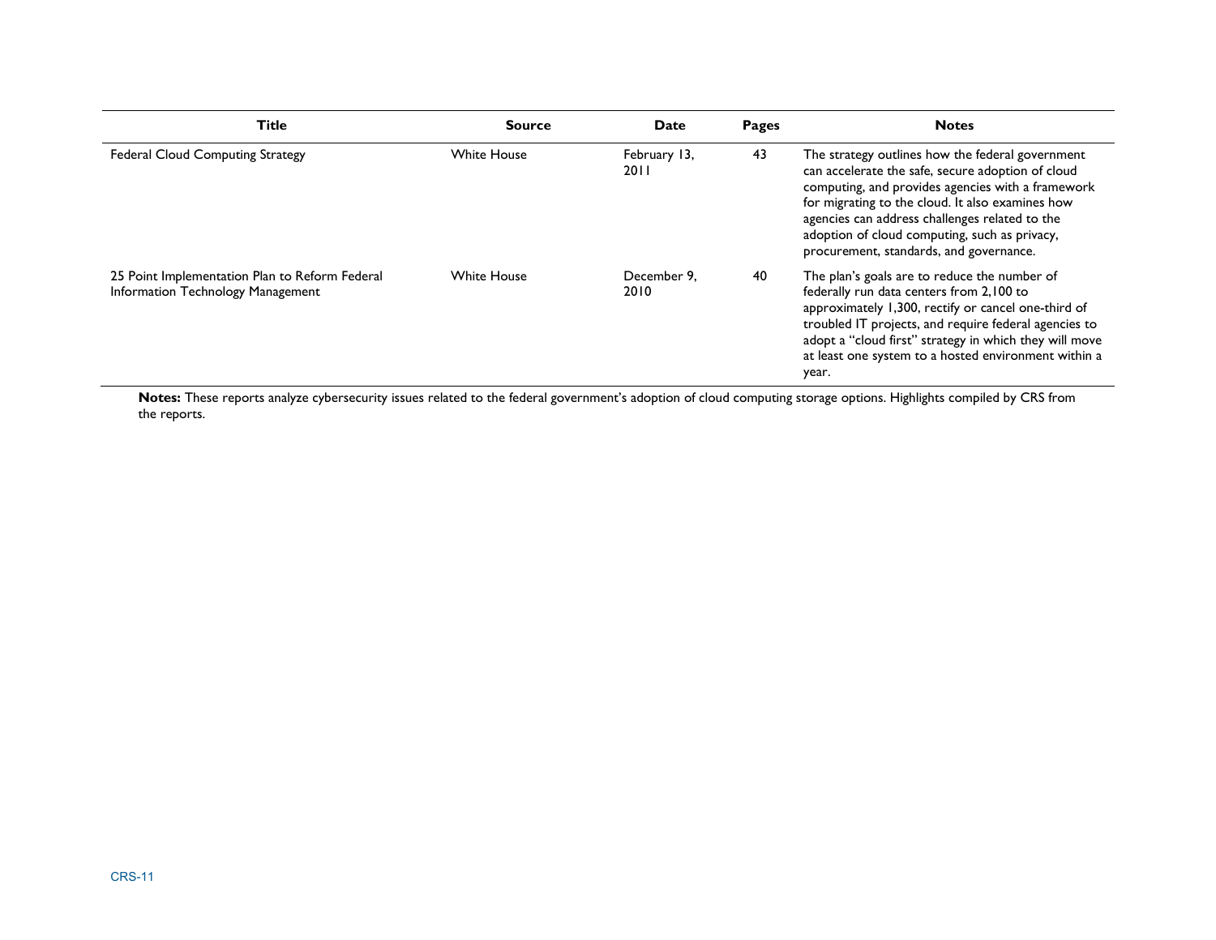| Title | Source | Date | Pages | Notes |
| --- | --- | --- | --- | --- |
| Federal Cloud Computing Strategy | White House | February 13, 2011 | 43 | The strategy outlines how the federal government can accelerate the safe, secure adoption of cloud computing, and provides agencies with a framework for migrating to the cloud. It also examines how agencies can address challenges related to the adoption of cloud computing, such as privacy, procurement, standards, and governance. |
| 25 Point Implementation Plan to Reform Federal Information Technology Management | White House | December 9, 2010 | 40 | The plan's goals are to reduce the number of federally run data centers from 2,100 to approximately 1,300, rectify or cancel one-third of troubled IT projects, and require federal agencies to adopt a "cloud first" strategy in which they will move at least one system to a hosted environment within a year. |

**Notes:** These reports analyze cybersecurity issues related to the federal government's adoption of cloud computing storage options. Highlights compiled by CRS from the reports.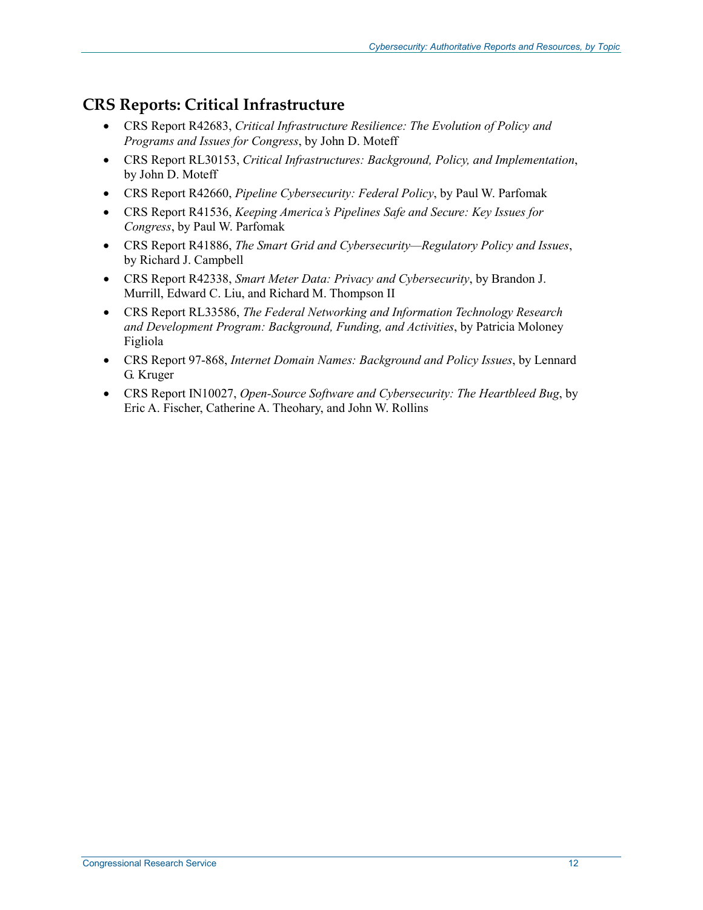## CRS Reports: Critical Infrastructure

- CRS Report R42683, *Critical Infrastructure Resilience: The Evolution of Policy and Programs and Issues for Congress*, by John D. Moteff
- CRS Report RL30153, *Critical Infrastructures: Background, Policy, and Implementation*, by John D. Moteff
- CRS Report R42660, *Pipeline Cybersecurity: Federal Policy*, by Paul W. Parfomak
- CRS Report R41536, *Keeping America's Pipelines Safe and Secure: Key Issues for Congress*, by Paul W. Parfomak
- CRS Report R41886, *The Smart Grid and Cybersecurity—Regulatory Policy and Issues*, by Richard J. Campbell
- CRS Report R42338, *Smart Meter Data: Privacy and Cybersecurity*, by Brandon J. Murrill, Edward C. Liu, and Richard M. Thompson II
- CRS Report RL33586, *The Federal Networking and Information Technology Research and Development Program: Background, Funding, and Activities*, by Patricia Moloney Figliola
- CRS Report 97-868, *Internet Domain Names: Background and Policy Issues*, by Lennard G. Kruger
- CRS Report IN10027, *Open-Source Software and Cybersecurity: The Heartbleed Bug*, by Eric A. Fischer, Catherine A. Theohary, and John W. Rollins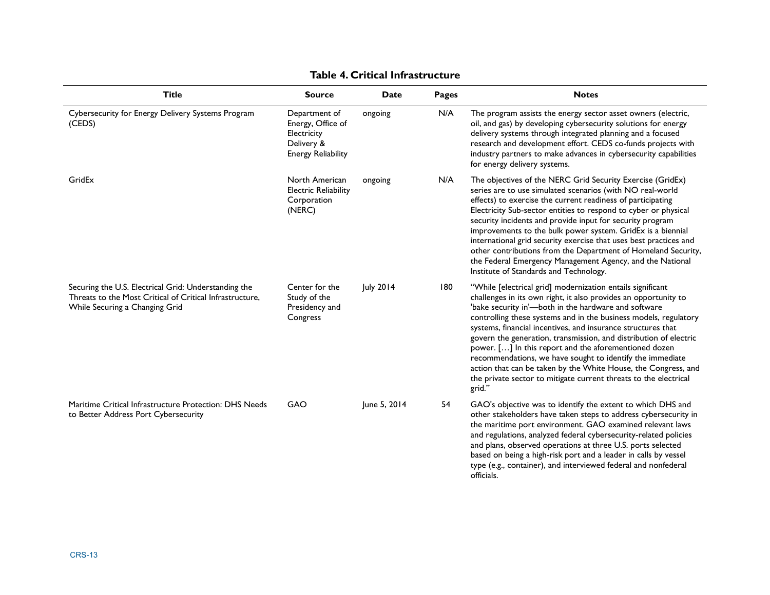**Table 4. Critical Infrastructure**

| Title | Source | Date | Pages | Notes |
|---|---|---|---|---|
| Cybersecurity for Energy Delivery Systems Program (CEDS) | Department of Energy, Office of Electricity Delivery & Energy Reliability | ongoing | N/A | The program assists the energy sector asset owners (electric, oil, and gas) by developing cybersecurity solutions for energy delivery systems through integrated planning and a focused research and development effort. CEDS co-funds projects with industry partners to make advances in cybersecurity capabilities for energy delivery systems. |
| GridEx | North American Electric Reliability Corporation (NERC) | ongoing | N/A | The objectives of the NERC Grid Security Exercise (GridEx) series are to use simulated scenarios (with NO real-world effects) to exercise the current readiness of participating Electricity Sub-sector entities to respond to cyber or physical security incidents and provide input for security program improvements to the bulk power system. GridEx is a biennial international grid security exercise that uses best practices and other contributions from the Department of Homeland Security, the Federal Emergency Management Agency, and the National Institute of Standards and Technology. |
| Securing the U.S. Electrical Grid: Understanding the Threats to the Most Critical of Critical Infrastructure, While Securing a Changing Grid | Center for the Study of the Presidency and Congress | July 2014 | 180 | "While [electrical grid] modernization entails significant challenges in its own right, it also provides an opportunity to 'bake security in'—both in the hardware and software controlling these systems and in the business models, regulatory systems, financial incentives, and insurance structures that govern the generation, transmission, and distribution of electric power. […] In this report and the aforementioned dozen recommendations, we have sought to identify the immediate action that can be taken by the White House, the Congress, and the private sector to mitigate current threats to the electrical grid." |
| Maritime Critical Infrastructure Protection: DHS Needs to Better Address Port Cybersecurity | GAO | June 5, 2014 | 54 | GAO's objective was to identify the extent to which DHS and other stakeholders have taken steps to address cybersecurity in the maritime port environment. GAO examined relevant laws and regulations, analyzed federal cybersecurity-related policies and plans, observed operations at three U.S. ports selected based on being a high-risk port and a leader in calls by vessel type (e.g., container), and interviewed federal and nonfederal officials. |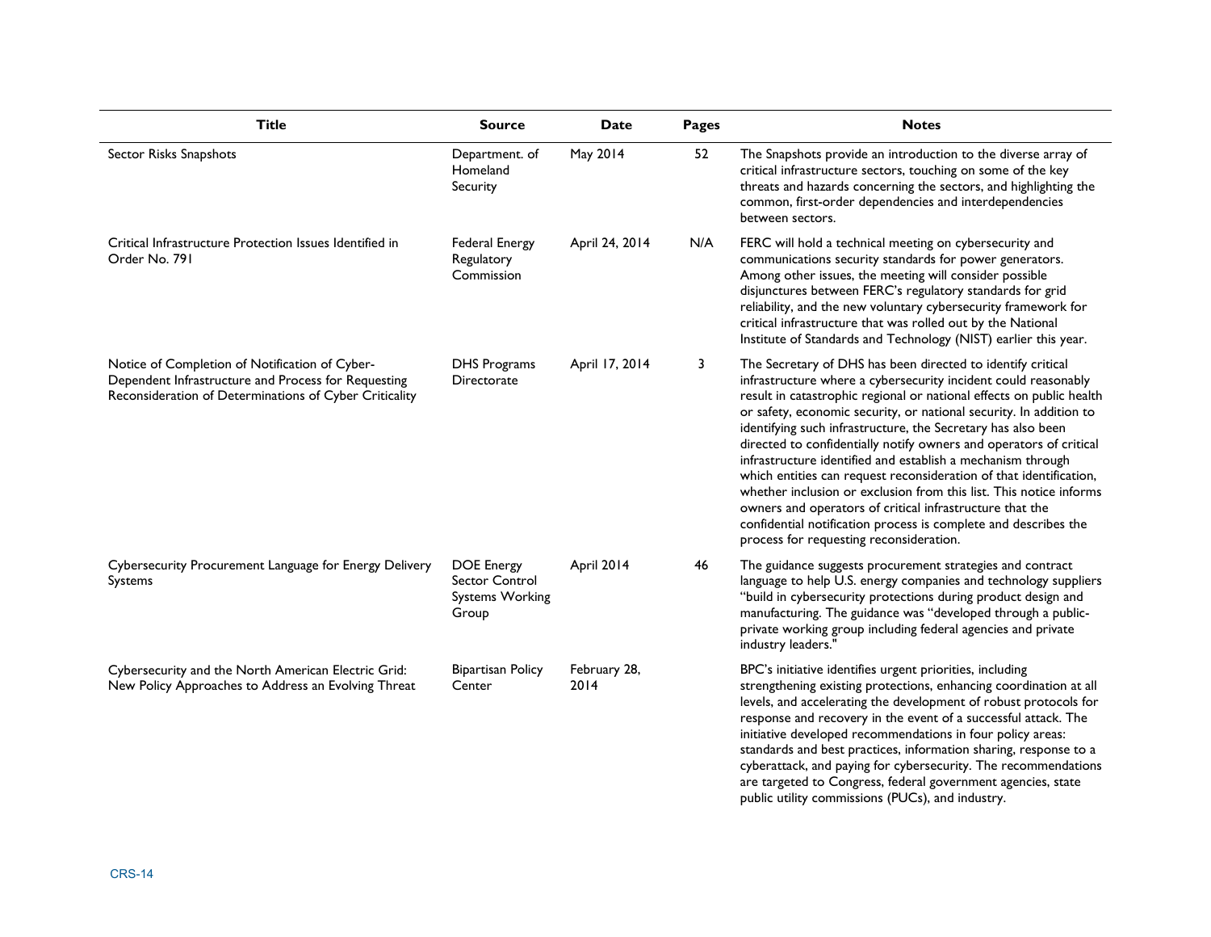| Title | Source | Date | Pages | Notes |
| --- | --- | --- | --- | --- |
| Sector Risks Snapshots | Department. of Homeland Security | May 2014 | 52 | The Snapshots provide an introduction to the diverse array of critical infrastructure sectors, touching on some of the key threats and hazards concerning the sectors, and highlighting the common, first-order dependencies and interdependencies between sectors. |
| Critical Infrastructure Protection Issues Identified in Order No. 791 | Federal Energy Regulatory Commission | April 24, 2014 | N/A | FERC will hold a technical meeting on cybersecurity and communications security standards for power generators. Among other issues, the meeting will consider possible disjunctures between FERC's regulatory standards for grid reliability, and the new voluntary cybersecurity framework for critical infrastructure that was rolled out by the National Institute of Standards and Technology (NIST) earlier this year. |
| Notice of Completion of Notification of Cyber-Dependent Infrastructure and Process for Requesting Reconsideration of Determinations of Cyber Criticality | DHS Programs Directorate | April 17, 2014 | 3 | The Secretary of DHS has been directed to identify critical infrastructure where a cybersecurity incident could reasonably result in catastrophic regional or national effects on public health or safety, economic security, or national security. In addition to identifying such infrastructure, the Secretary has also been directed to confidentially notify owners and operators of critical infrastructure identified and establish a mechanism through which entities can request reconsideration of that identification, whether inclusion or exclusion from this list. This notice informs owners and operators of critical infrastructure that the confidential notification process is complete and describes the process for requesting reconsideration. |
| Cybersecurity Procurement Language for Energy Delivery Systems | DOE Energy Sector Control Systems Working Group | April 2014 | 46 | The guidance suggests procurement strategies and contract language to help U.S. energy companies and technology suppliers "build in cybersecurity protections during product design and manufacturing. The guidance was "developed through a public-private working group including federal agencies and private industry leaders." |
| Cybersecurity and the North American Electric Grid: New Policy Approaches to Address an Evolving Threat | Bipartisan Policy Center | February 28, 2014 | | BPC's initiative identifies urgent priorities, including strengthening existing protections, enhancing coordination at all levels, and accelerating the development of robust protocols for response and recovery in the event of a successful attack. The initiative developed recommendations in four policy areas: standards and best practices, information sharing, response to a cyberattack, and paying for cybersecurity. The recommendations are targeted to Congress, federal government agencies, state public utility commissions (PUCs), and industry. |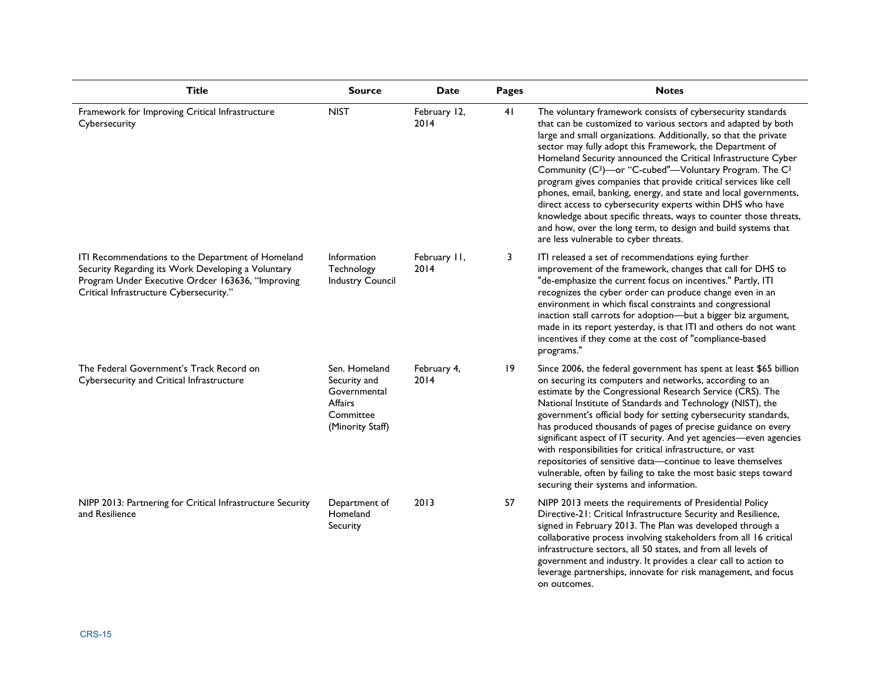| Title | Source | Date | Pages | Notes |
| --- | --- | --- | --- | --- |
| Framework for Improving Critical Infrastructure Cybersecurity | NIST | February 12, 2014 | 41 | The voluntary framework consists of cybersecurity standards that can be customized to various sectors and adapted by both large and small organizations. Additionally, so that the private sector may fully adopt this Framework, the Department of Homeland Security announced the Critical Infrastructure Cyber Community (C³)—or "C-cubed"—Voluntary Program. The C³ program gives companies that provide critical services like cell phones, email, banking, energy, and state and local governments, direct access to cybersecurity experts within DHS who have knowledge about specific threats, ways to counter those threats, and how, over the long term, to design and build systems that are less vulnerable to cyber threats. |
| ITI Recommendations to the Department of Homeland Security Regarding its Work Developing a Voluntary Program Under Executive Ordcer 163636, "Improving Critical Infrastructure Cybersecurity." | Information Technology Industry Council | February 11, 2014 | 3 | ITI released a set of recommendations eying further improvement of the framework, changes that call for DHS to "de-emphasize the current focus on incentives." Partly, ITI recognizes the cyber order can produce change even in an environment in which fiscal constraints and congressional inaction stall carrots for adoption—but a bigger biz argument, made in its report yesterday, is that ITI and others do not want incentives if they come at the cost of "compliance-based programs." |
| The Federal Government's Track Record on Cybersecurity and Critical Infrastructure | Sen. Homeland Security and Governmental Affairs Committee (Minority Staff) | February 4, 2014 | 19 | Since 2006, the federal government has spent at least $65 billion on securing its computers and networks, according to an estimate by the Congressional Research Service (CRS). The National Institute of Standards and Technology (NIST), the government's official body for setting cybersecurity standards, has produced thousands of pages of precise guidance on every significant aspect of IT security. And yet agencies—even agencies with responsibilities for critical infrastructure, or vast repositories of sensitive data—continue to leave themselves vulnerable, often by failing to take the most basic steps toward securing their systems and information. |
| NIPP 2013: Partnering for Critical Infrastructure Security and Resilience | Department of Homeland Security | 2013 | 57 | NIPP 2013 meets the requirements of Presidential Policy Directive-21: Critical Infrastructure Security and Resilience, signed in February 2013. The Plan was developed through a collaborative process involving stakeholders from all 16 critical infrastructure sectors, all 50 states, and from all levels of government and industry. It provides a clear call to action to leverage partnerships, innovate for risk management, and focus on outcomes. |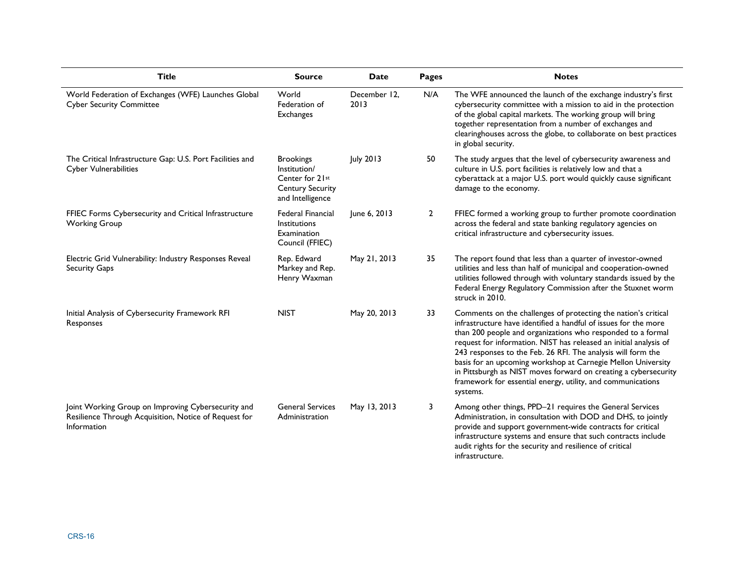| Title | Source | Date | Pages | Notes |
| --- | --- | --- | --- | --- |
| World Federation of Exchanges (WFE) Launches Global Cyber Security Committee | World Federation of Exchanges | December 12, 2013 | N/A | The WFE announced the launch of the exchange industry's first cybersecurity committee with a mission to aid in the protection of the global capital markets. The working group will bring together representation from a number of exchanges and clearinghouses across the globe, to collaborate on best practices in global security. |
| The Critical Infrastructure Gap: U.S. Port Facilities and Cyber Vulnerabilities | Brookings Institution/ Center for 21st Century Security and Intelligence | July 2013 | 50 | The study argues that the level of cybersecurity awareness and culture in U.S. port facilities is relatively low and that a cyberattack at a major U.S. port would quickly cause significant damage to the economy. |
| FFIEC Forms Cybersecurity and Critical Infrastructure Working Group | Federal Financial Institutions Examination Council (FFIEC) | June 6, 2013 | 2 | FFIEC formed a working group to further promote coordination across the federal and state banking regulatory agencies on critical infrastructure and cybersecurity issues. |
| Electric Grid Vulnerability: Industry Responses Reveal Security Gaps | Rep. Edward Markey and Rep. Henry Waxman | May 21, 2013 | 35 | The report found that less than a quarter of investor-owned utilities and less than half of municipal and cooperation-owned utilities followed through with voluntary standards issued by the Federal Energy Regulatory Commission after the Stuxnet worm struck in 2010. |
| Initial Analysis of Cybersecurity Framework RFI Responses | NIST | May 20, 2013 | 33 | Comments on the challenges of protecting the nation's critical infrastructure have identified a handful of issues for the more than 200 people and organizations who responded to a formal request for information. NIST has released an initial analysis of 243 responses to the Feb. 26 RFI. The analysis will form the basis for an upcoming workshop at Carnegie Mellon University in Pittsburgh as NIST moves forward on creating a cybersecurity framework for essential energy, utility, and communications systems. |
| Joint Working Group on Improving Cybersecurity and Resilience Through Acquisition, Notice of Request for Information | General Services Administration | May 13, 2013 | 3 | Among other things, PPD–21 requires the General Services Administration, in consultation with DOD and DHS, to jointly provide and support government-wide contracts for critical infrastructure systems and ensure that such contracts include audit rights for the security and resilience of critical infrastructure. |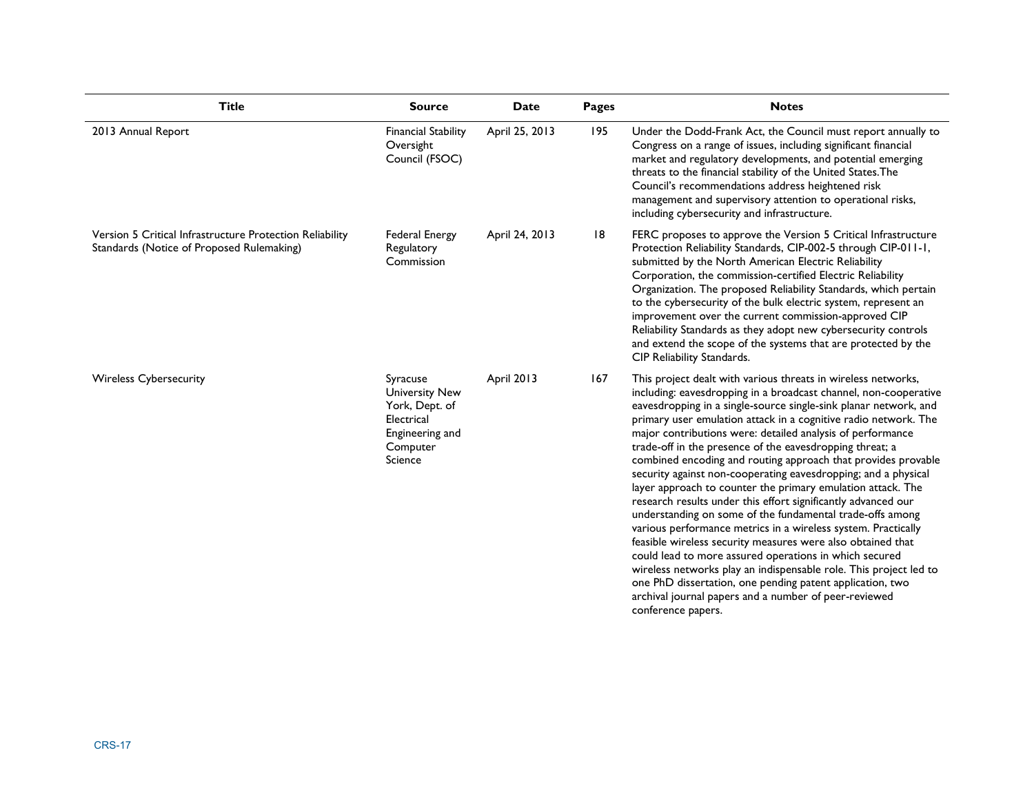| Title | Source | Date | Pages | Notes |
| --- | --- | --- | --- | --- |
| 2013 Annual Report | Financial Stability Oversight Council (FSOC) | April 25, 2013 | 195 | Under the Dodd-Frank Act, the Council must report annually to Congress on a range of issues, including significant financial market and regulatory developments, and potential emerging threats to the financial stability of the United States.The Council's recommendations address heightened risk management and supervisory attention to operational risks, including cybersecurity and infrastructure. |
| Version 5 Critical Infrastructure Protection Reliability Standards (Notice of Proposed Rulemaking) | Federal Energy Regulatory Commission | April 24, 2013 | 18 | FERC proposes to approve the Version 5 Critical Infrastructure Protection Reliability Standards, CIP-002-5 through CIP-011-1, submitted by the North American Electric Reliability Corporation, the commission-certified Electric Reliability Organization. The proposed Reliability Standards, which pertain to the cybersecurity of the bulk electric system, represent an improvement over the current commission-approved CIP Reliability Standards as they adopt new cybersecurity controls and extend the scope of the systems that are protected by the CIP Reliability Standards. |
| Wireless Cybersecurity | Syracuse University New York, Dept. of Electrical Engineering and Computer Science | April 2013 | 167 | This project dealt with various threats in wireless networks, including: eavesdropping in a broadcast channel, non-cooperative eavesdropping in a single-source single-sink planar network, and primary user emulation attack in a cognitive radio network. The major contributions were: detailed analysis of performance trade-off in the presence of the eavesdropping threat; a combined encoding and routing approach that provides provable security against non-cooperating eavesdropping; and a physical layer approach to counter the primary emulation attack. The research results under this effort significantly advanced our understanding on some of the fundamental trade-offs among various performance metrics in a wireless system. Practically feasible wireless security measures were also obtained that could lead to more assured operations in which secured wireless networks play an indispensable role. This project led to one PhD dissertation, one pending patent application, two archival journal papers and a number of peer-reviewed conference papers. |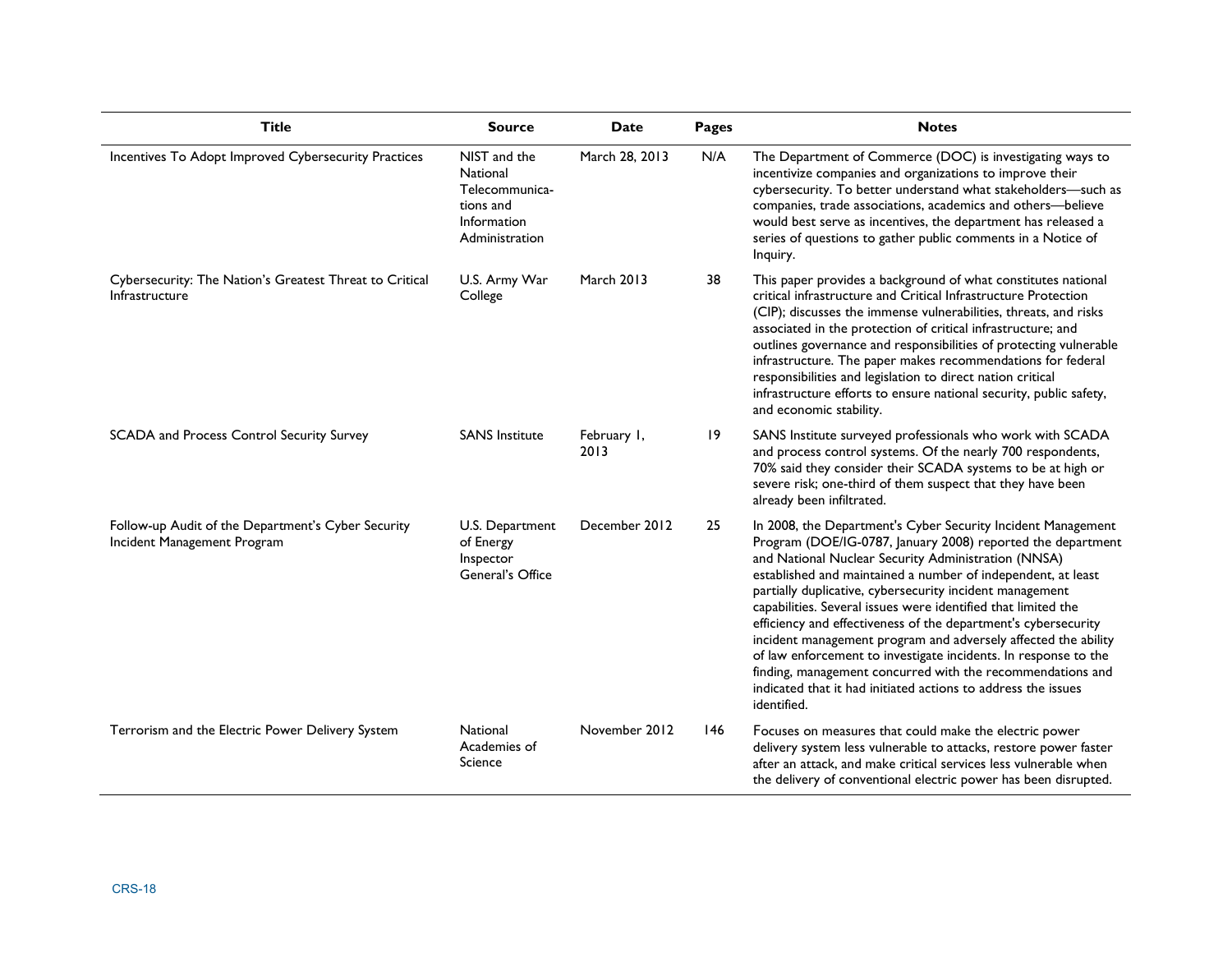| Title | Source | Date | Pages | Notes |
| --- | --- | --- | --- | --- |
| Incentives To Adopt Improved Cybersecurity Practices | NIST and the National Telecommunications and Information Administration | March 28, 2013 | N/A | The Department of Commerce (DOC) is investigating ways to incentivize companies and organizations to improve their cybersecurity. To better understand what stakeholders—such as companies, trade associations, academics and others—believe would best serve as incentives, the department has released a series of questions to gather public comments in a Notice of Inquiry. |
| Cybersecurity: The Nation's Greatest Threat to Critical Infrastructure | U.S. Army War College | March 2013 | 38 | This paper provides a background of what constitutes national critical infrastructure and Critical Infrastructure Protection (CIP); discusses the immense vulnerabilities, threats, and risks associated in the protection of critical infrastructure; and outlines governance and responsibilities of protecting vulnerable infrastructure. The paper makes recommendations for federal responsibilities and legislation to direct nation critical infrastructure efforts to ensure national security, public safety, and economic stability. |
| SCADA and Process Control Security Survey | SANS Institute | February 1, 2013 | 19 | SANS Institute surveyed professionals who work with SCADA and process control systems. Of the nearly 700 respondents, 70% said they consider their SCADA systems to be at high or severe risk; one-third of them suspect that they have been already been infiltrated. |
| Follow-up Audit of the Department's Cyber Security Incident Management Program | U.S. Department of Energy Inspector General's Office | December 2012 | 25 | In 2008, the Department's Cyber Security Incident Management Program (DOE/IG-0787, January 2008) reported the department and National Nuclear Security Administration (NNSA) established and maintained a number of independent, at least partially duplicative, cybersecurity incident management capabilities. Several issues were identified that limited the efficiency and effectiveness of the department's cybersecurity incident management program and adversely affected the ability of law enforcement to investigate incidents. In response to the finding, management concurred with the recommendations and indicated that it had initiated actions to address the issues identified. |
| Terrorism and the Electric Power Delivery System | National Academies of Science | November 2012 | 146 | Focuses on measures that could make the electric power delivery system less vulnerable to attacks, restore power faster after an attack, and make critical services less vulnerable when the delivery of conventional electric power has been disrupted. |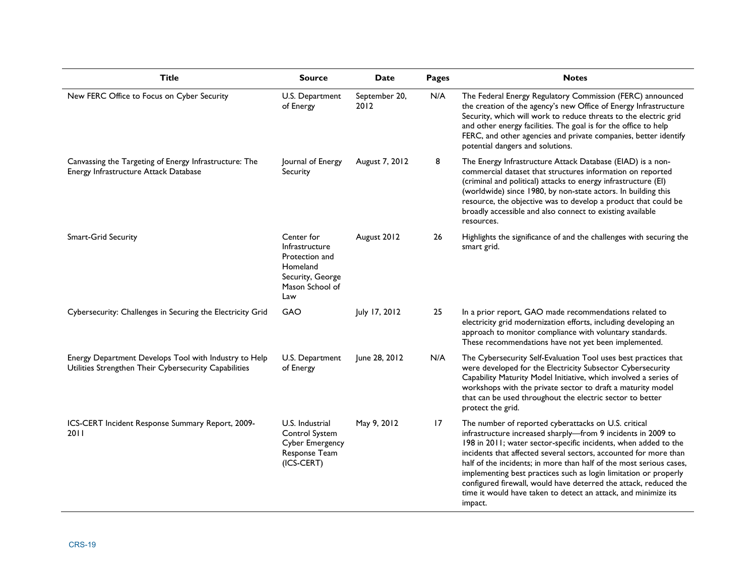| Title | Source | Date | Pages | Notes |
| --- | --- | --- | --- | --- |
| New FERC Office to Focus on Cyber Security | U.S. Department of Energy | September 20, 2012 | N/A | The Federal Energy Regulatory Commission (FERC) announced the creation of the agency's new Office of Energy Infrastructure Security, which will work to reduce threats to the electric grid and other energy facilities. The goal is for the office to help FERC, and other agencies and private companies, better identify potential dangers and solutions. |
| Canvassing the Targeting of Energy Infrastructure: The Energy Infrastructure Attack Database | Journal of Energy Security | August 7, 2012 | 8 | The Energy Infrastructure Attack Database (EIAD) is a non-commercial dataset that structures information on reported (criminal and political) attacks to energy infrastructure (EI) (worldwide) since 1980, by non-state actors. In building this resource, the objective was to develop a product that could be broadly accessible and also connect to existing available resources. |
| Smart-Grid Security | Center for Infrastructure Protection and Homeland Security, George Mason School of Law | August 2012 | 26 | Highlights the significance of and the challenges with securing the smart grid. |
| Cybersecurity: Challenges in Securing the Electricity Grid | GAO | July 17, 2012 | 25 | In a prior report, GAO made recommendations related to electricity grid modernization efforts, including developing an approach to monitor compliance with voluntary standards. These recommendations have not yet been implemented. |
| Energy Department Develops Tool with Industry to Help Utilities Strengthen Their Cybersecurity Capabilities | U.S. Department of Energy | June 28, 2012 | N/A | The Cybersecurity Self-Evaluation Tool uses best practices that were developed for the Electricity Subsector Cybersecurity Capability Maturity Model Initiative, which involved a series of workshops with the private sector to draft a maturity model that can be used throughout the electric sector to better protect the grid. |
| ICS-CERT Incident Response Summary Report, 2009-2011 | U.S. Industrial Control System Cyber Emergency Response Team (ICS-CERT) | May 9, 2012 | 17 | The number of reported cyberattacks on U.S. critical infrastructure increased sharply—from 9 incidents in 2009 to 198 in 2011; water sector-specific incidents, when added to the incidents that affected several sectors, accounted for more than half of the incidents; in more than half of the most serious cases, implementing best practices such as login limitation or properly configured firewall, would have deterred the attack, reduced the time it would have taken to detect an attack, and minimize its impact. |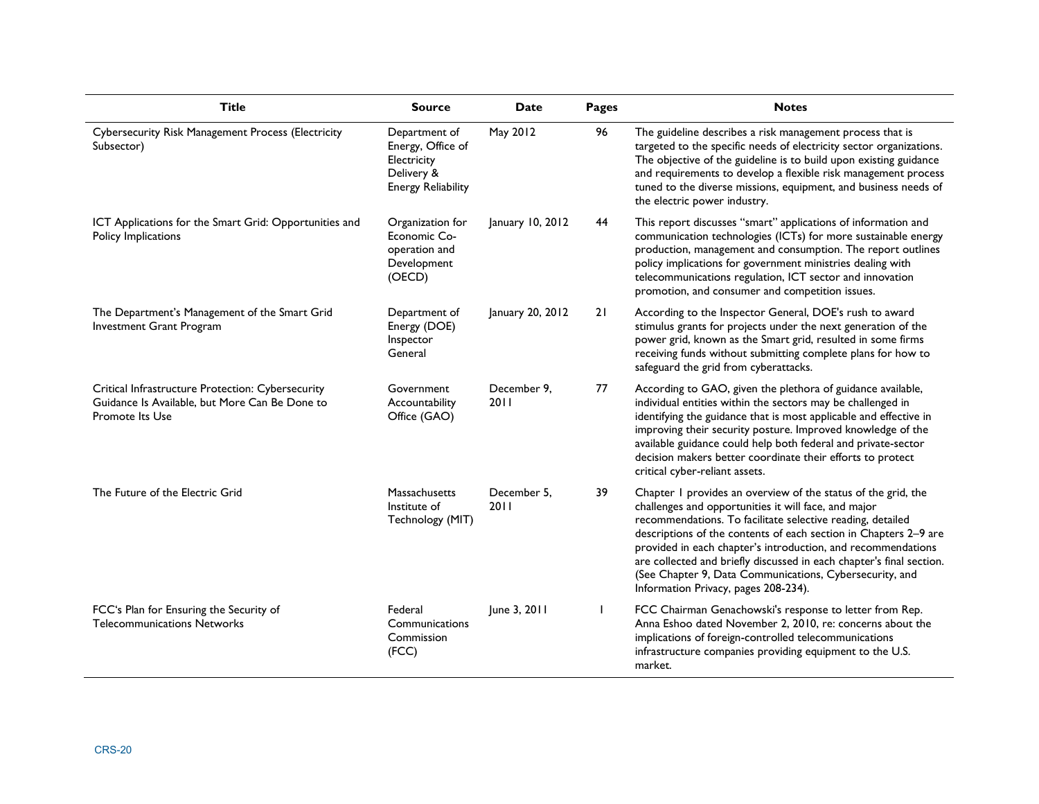| Title | Source | Date | Pages | Notes |
| --- | --- | --- | --- | --- |
| Cybersecurity Risk Management Process (Electricity Subsector) | Department of Energy, Office of Electricity Delivery & Energy Reliability | May 2012 | 96 | The guideline describes a risk management process that is targeted to the specific needs of electricity sector organizations. The objective of the guideline is to build upon existing guidance and requirements to develop a flexible risk management process tuned to the diverse missions, equipment, and business needs of the electric power industry. |
| ICT Applications for the Smart Grid: Opportunities and Policy Implications | Organization for Economic Co-operation and Development (OECD) | January 10, 2012 | 44 | This report discusses "smart" applications of information and communication technologies (ICTs) for more sustainable energy production, management and consumption. The report outlines policy implications for government ministries dealing with telecommunications regulation, ICT sector and innovation promotion, and consumer and competition issues. |
| The Department's Management of the Smart Grid Investment Grant Program | Department of Energy (DOE) Inspector General | January 20, 2012 | 21 | According to the Inspector General, DOE's rush to award stimulus grants for projects under the next generation of the power grid, known as the Smart grid, resulted in some firms receiving funds without submitting complete plans for how to safeguard the grid from cyberattacks. |
| Critical Infrastructure Protection: Cybersecurity Guidance Is Available, but More Can Be Done to Promote Its Use | Government Accountability Office (GAO) | December 9, 2011 | 77 | According to GAO, given the plethora of guidance available, individual entities within the sectors may be challenged in identifying the guidance that is most applicable and effective in improving their security posture. Improved knowledge of the available guidance could help both federal and private-sector decision makers better coordinate their efforts to protect critical cyber-reliant assets. |
| The Future of the Electric Grid | Massachusetts Institute of Technology (MIT) | December 5, 2011 | 39 | Chapter 1 provides an overview of the status of the grid, the challenges and opportunities it will face, and major recommendations. To facilitate selective reading, detailed descriptions of the contents of each section in Chapters 2–9 are provided in each chapter's introduction, and recommendations are collected and briefly discussed in each chapter's final section. (See Chapter 9, Data Communications, Cybersecurity, and Information Privacy, pages 208-234). |
| FCC's Plan for Ensuring the Security of Telecommunications Networks | Federal Communications Commission (FCC) | June 3, 2011 | 1 | FCC Chairman Genachowski's response to letter from Rep. Anna Eshoo dated November 2, 2010, re: concerns about the implications of foreign-controlled telecommunications infrastructure companies providing equipment to the U.S. market. |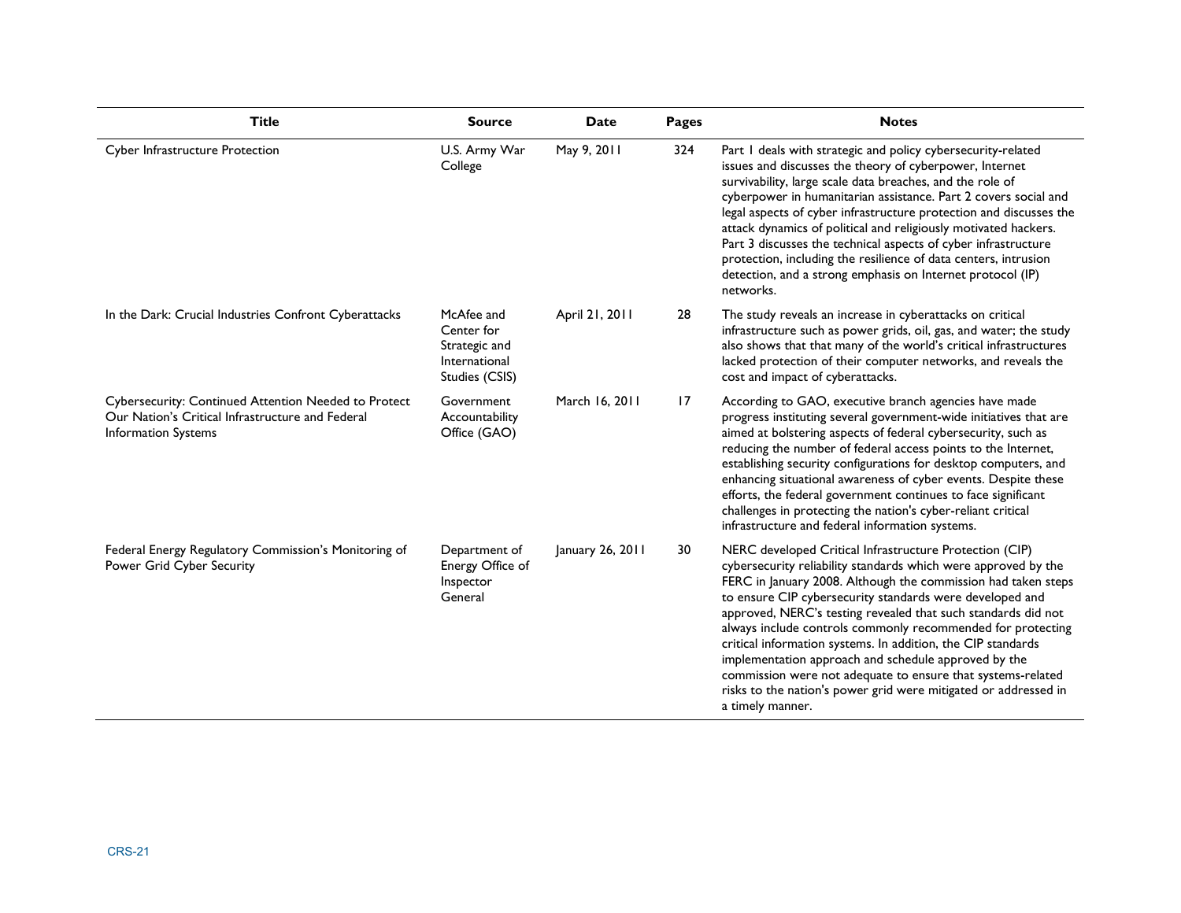| Title | Source | Date | Pages | Notes |
| --- | --- | --- | --- | --- |
| Cyber Infrastructure Protection | U.S. Army War College | May 9, 2011 | 324 | Part 1 deals with strategic and policy cybersecurity-related issues and discusses the theory of cyberpower, Internet survivability, large scale data breaches, and the role of cyberpower in humanitarian assistance. Part 2 covers social and legal aspects of cyber infrastructure protection and discusses the attack dynamics of political and religiously motivated hackers. Part 3 discusses the technical aspects of cyber infrastructure protection, including the resilience of data centers, intrusion detection, and a strong emphasis on Internet protocol (IP) networks. |
| In the Dark: Crucial Industries Confront Cyberattacks | McAfee and Center for Strategic and International Studies (CSIS) | April 21, 2011 | 28 | The study reveals an increase in cyberattacks on critical infrastructure such as power grids, oil, gas, and water; the study also shows that that many of the world's critical infrastructures lacked protection of their computer networks, and reveals the cost and impact of cyberattacks. |
| Cybersecurity: Continued Attention Needed to Protect Our Nation's Critical Infrastructure and Federal Information Systems | Government Accountability Office (GAO) | March 16, 2011 | 17 | According to GAO, executive branch agencies have made progress instituting several government-wide initiatives that are aimed at bolstering aspects of federal cybersecurity, such as reducing the number of federal access points to the Internet, establishing security configurations for desktop computers, and enhancing situational awareness of cyber events. Despite these efforts, the federal government continues to face significant challenges in protecting the nation's cyber-reliant critical infrastructure and federal information systems. |
| Federal Energy Regulatory Commission's Monitoring of Power Grid Cyber Security | Department of Energy Office of Inspector General | January 26, 2011 | 30 | NERC developed Critical Infrastructure Protection (CIP) cybersecurity reliability standards which were approved by the FERC in January 2008. Although the commission had taken steps to ensure CIP cybersecurity standards were developed and approved, NERC's testing revealed that such standards did not always include controls commonly recommended for protecting critical information systems. In addition, the CIP standards implementation approach and schedule approved by the commission were not adequate to ensure that systems-related risks to the nation's power grid were mitigated or addressed in a timely manner. |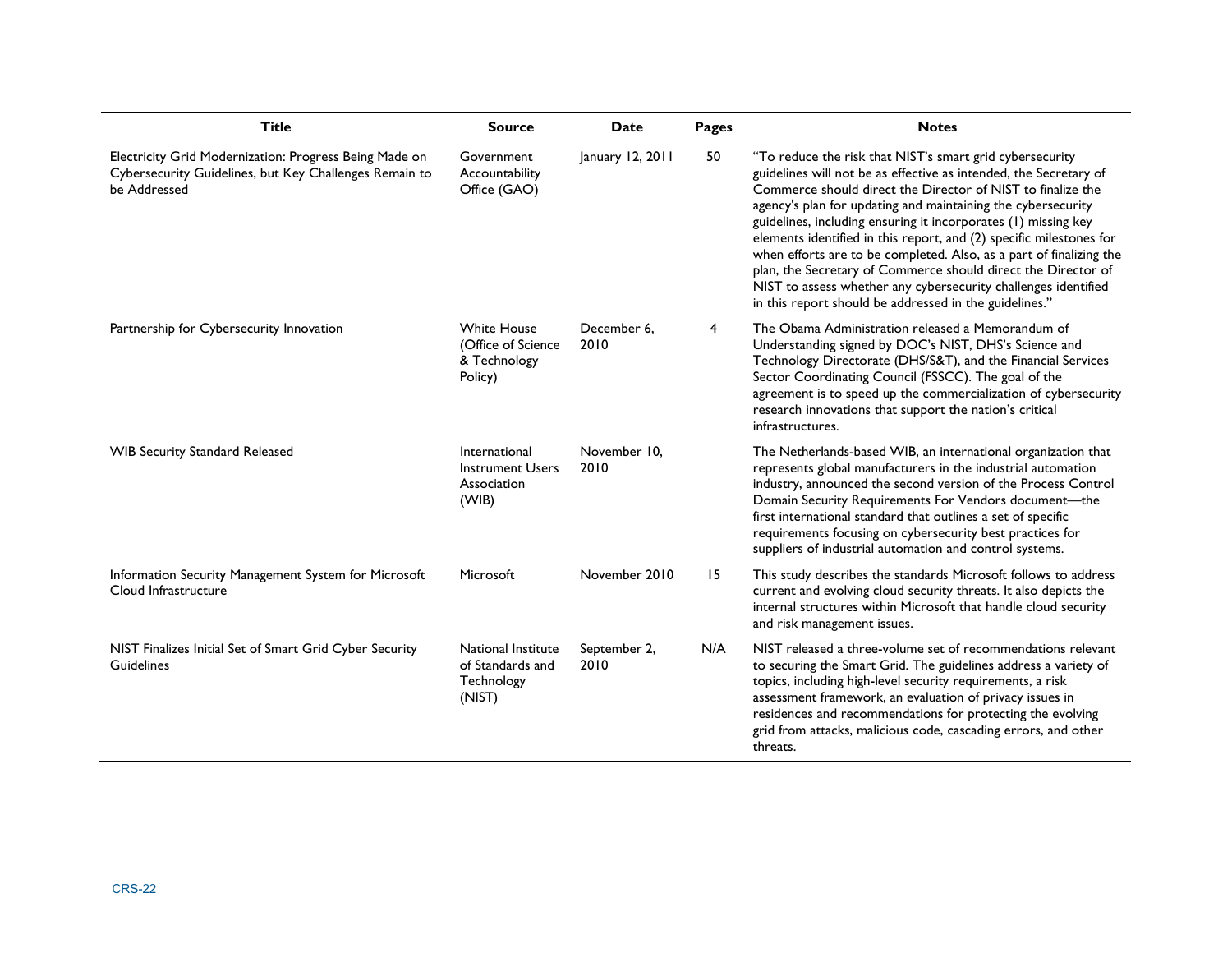| Title | Source | Date | Pages | Notes |
| --- | --- | --- | --- | --- |
| Electricity Grid Modernization: Progress Being Made on Cybersecurity Guidelines, but Key Challenges Remain to be Addressed | Government Accountability Office (GAO) | January 12, 2011 | 50 | "To reduce the risk that NIST's smart grid cybersecurity guidelines will not be as effective as intended, the Secretary of Commerce should direct the Director of NIST to finalize the agency's plan for updating and maintaining the cybersecurity guidelines, including ensuring it incorporates (1) missing key elements identified in this report, and (2) specific milestones for when efforts are to be completed. Also, as a part of finalizing the plan, the Secretary of Commerce should direct the Director of NIST to assess whether any cybersecurity challenges identified in this report should be addressed in the guidelines." |
| Partnership for Cybersecurity Innovation | White House (Office of Science & Technology Policy) | December 6, 2010 | 4 | The Obama Administration released a Memorandum of Understanding signed by DOC's NIST, DHS's Science and Technology Directorate (DHS/S&T), and the Financial Services Sector Coordinating Council (FSSCC). The goal of the agreement is to speed up the commercialization of cybersecurity research innovations that support the nation's critical infrastructures. |
| WIB Security Standard Released | International Instrument Users Association (WIB) | November 10, 2010 | | The Netherlands-based WIB, an international organization that represents global manufacturers in the industrial automation industry, announced the second version of the Process Control Domain Security Requirements For Vendors document—the first international standard that outlines a set of specific requirements focusing on cybersecurity best practices for suppliers of industrial automation and control systems. |
| Information Security Management System for Microsoft Cloud Infrastructure | Microsoft | November 2010 | 15 | This study describes the standards Microsoft follows to address current and evolving cloud security threats. It also depicts the internal structures within Microsoft that handle cloud security and risk management issues. |
| NIST Finalizes Initial Set of Smart Grid Cyber Security Guidelines | National Institute of Standards and Technology (NIST) | September 2, 2010 | N/A | NIST released a three-volume set of recommendations relevant to securing the Smart Grid. The guidelines address a variety of topics, including high-level security requirements, a risk assessment framework, an evaluation of privacy issues in residences and recommendations for protecting the evolving grid from attacks, malicious code, cascading errors, and other threats. |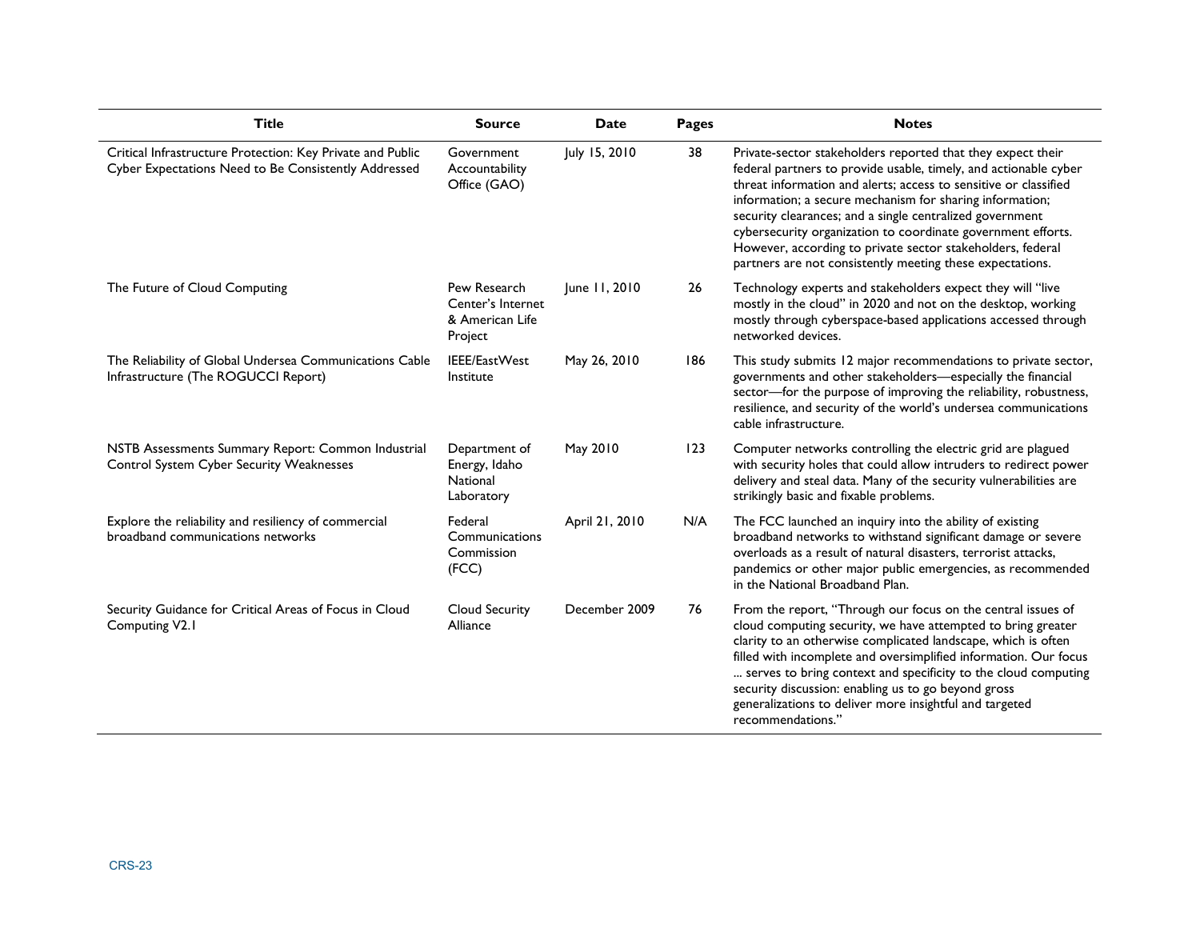| Title | Source | Date | Pages | Notes |
| --- | --- | --- | --- | --- |
| Critical Infrastructure Protection: Key Private and Public Cyber Expectations Need to Be Consistently Addressed | Government Accountability Office (GAO) | July 15, 2010 | 38 | Private-sector stakeholders reported that they expect their federal partners to provide usable, timely, and actionable cyber threat information and alerts; access to sensitive or classified information; a secure mechanism for sharing information; security clearances; and a single centralized government cybersecurity organization to coordinate government efforts. However, according to private sector stakeholders, federal partners are not consistently meeting these expectations. |
| The Future of Cloud Computing | Pew Research Center's Internet & American Life Project | June 11, 2010 | 26 | Technology experts and stakeholders expect they will "live mostly in the cloud" in 2020 and not on the desktop, working mostly through cyberspace-based applications accessed through networked devices. |
| The Reliability of Global Undersea Communications Cable Infrastructure (The ROGUCCI Report) | IEEE/EastWest Institute | May 26, 2010 | 186 | This study submits 12 major recommendations to private sector, governments and other stakeholders—especially the financial sector—for the purpose of improving the reliability, robustness, resilience, and security of the world's undersea communications cable infrastructure. |
| NSTB Assessments Summary Report: Common Industrial Control System Cyber Security Weaknesses | Department of Energy, Idaho National Laboratory | May 2010 | 123 | Computer networks controlling the electric grid are plagued with security holes that could allow intruders to redirect power delivery and steal data. Many of the security vulnerabilities are strikingly basic and fixable problems. |
| Explore the reliability and resiliency of commercial broadband communications networks | Federal Communications Commission (FCC) | April 21, 2010 | N/A | The FCC launched an inquiry into the ability of existing broadband networks to withstand significant damage or severe overloads as a result of natural disasters, terrorist attacks, pandemics or other major public emergencies, as recommended in the National Broadband Plan. |
| Security Guidance for Critical Areas of Focus in Cloud Computing V2.1 | Cloud Security Alliance | December 2009 | 76 | From the report, "Through our focus on the central issues of cloud computing security, we have attempted to bring greater clarity to an otherwise complicated landscape, which is often filled with incomplete and oversimplified information. Our focus ... serves to bring context and specificity to the cloud computing security discussion: enabling us to go beyond gross generalizations to deliver more insightful and targeted recommendations." |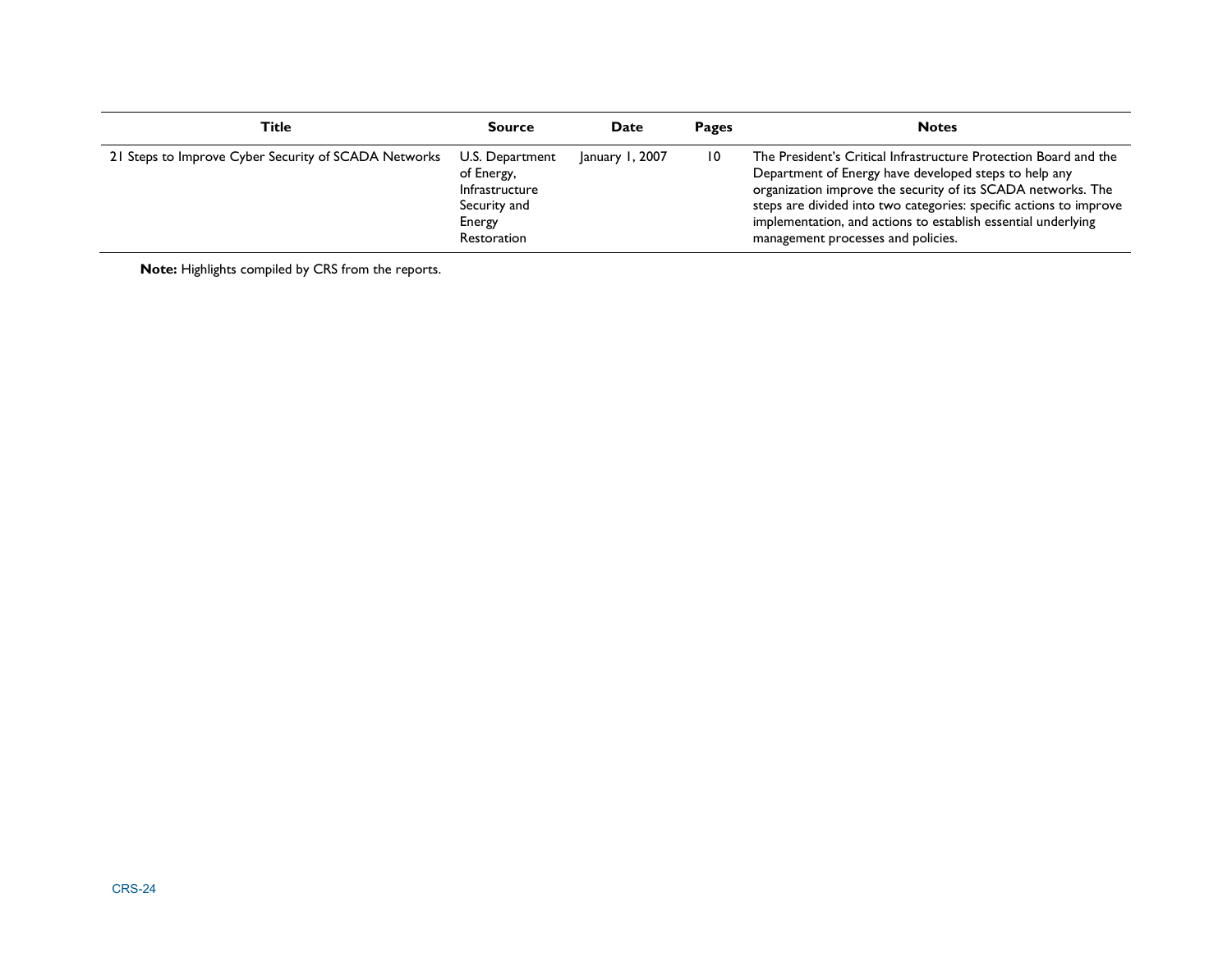| Title | Source | Date | Pages | Notes |
| --- | --- | --- | --- | --- |
| 21 Steps to Improve Cyber Security of SCADA Networks | U.S. Department of Energy, Infrastructure Security and Energy Restoration | January 1, 2007 | 10 | The President's Critical Infrastructure Protection Board and the Department of Energy have developed steps to help any organization improve the security of its SCADA networks. The steps are divided into two categories: specific actions to improve implementation, and actions to establish essential underlying management processes and policies. |

**Note:** Highlights compiled by CRS from the reports.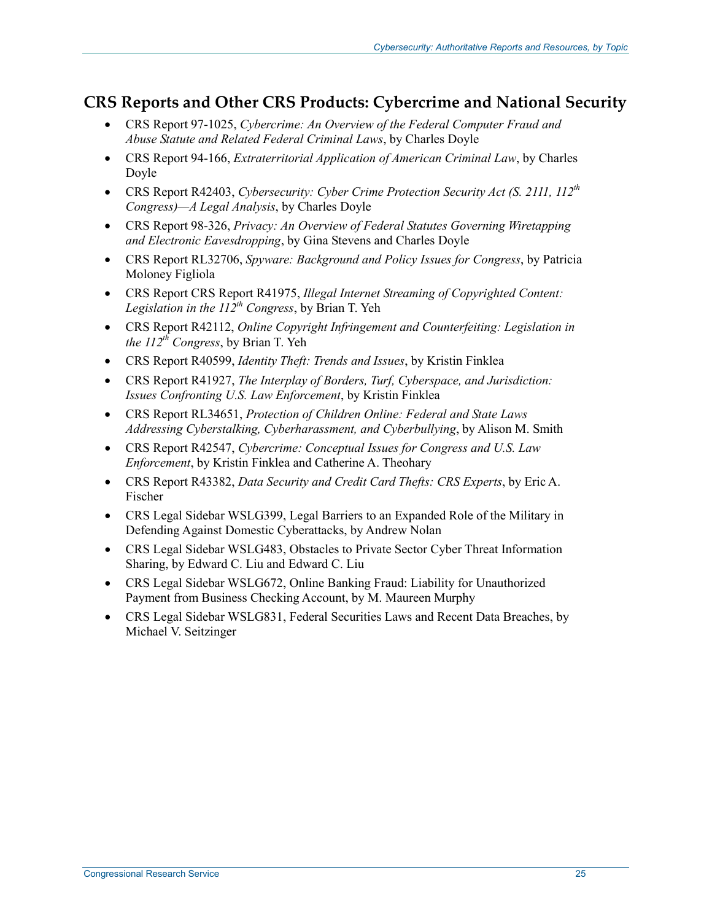## CRS Reports and Other CRS Products: Cybercrime and National Security

- CRS Report 97-1025, *Cybercrime: An Overview of the Federal Computer Fraud and Abuse Statute and Related Federal Criminal Laws*, by Charles Doyle
- CRS Report 94-166, *Extraterritorial Application of American Criminal Law*, by Charles Doyle
- CRS Report R42403, *Cybersecurity: Cyber Crime Protection Security Act (S. 2111, 112th Congress)—A Legal Analysis*, by Charles Doyle
- CRS Report 98-326, *Privacy: An Overview of Federal Statutes Governing Wiretapping and Electronic Eavesdropping*, by Gina Stevens and Charles Doyle
- CRS Report RL32706, *Spyware: Background and Policy Issues for Congress*, by Patricia Moloney Figliola
- CRS Report CRS Report R41975, *Illegal Internet Streaming of Copyrighted Content: Legislation in the 112th Congress*, by Brian T. Yeh
- CRS Report R42112, *Online Copyright Infringement and Counterfeiting: Legislation in the 112th Congress*, by Brian T. Yeh
- CRS Report R40599, *Identity Theft: Trends and Issues*, by Kristin Finklea
- CRS Report R41927, *The Interplay of Borders, Turf, Cyberspace, and Jurisdiction: Issues Confronting U.S. Law Enforcement*, by Kristin Finklea
- CRS Report RL34651, *Protection of Children Online: Federal and State Laws Addressing Cyberstalking, Cyberharassment, and Cyberbullying*, by Alison M. Smith
- CRS Report R42547, *Cybercrime: Conceptual Issues for Congress and U.S. Law Enforcement*, by Kristin Finklea and Catherine A. Theohary
- CRS Report R43382, *Data Security and Credit Card Thefts: CRS Experts*, by Eric A. Fischer
- CRS Legal Sidebar WSLG399, Legal Barriers to an Expanded Role of the Military in Defending Against Domestic Cyberattacks, by Andrew Nolan
- CRS Legal Sidebar WSLG483, Obstacles to Private Sector Cyber Threat Information Sharing, by Edward C. Liu and Edward C. Liu
- CRS Legal Sidebar WSLG672, Online Banking Fraud: Liability for Unauthorized Payment from Business Checking Account, by M. Maureen Murphy
- CRS Legal Sidebar WSLG831, Federal Securities Laws and Recent Data Breaches, by Michael V. Seitzinger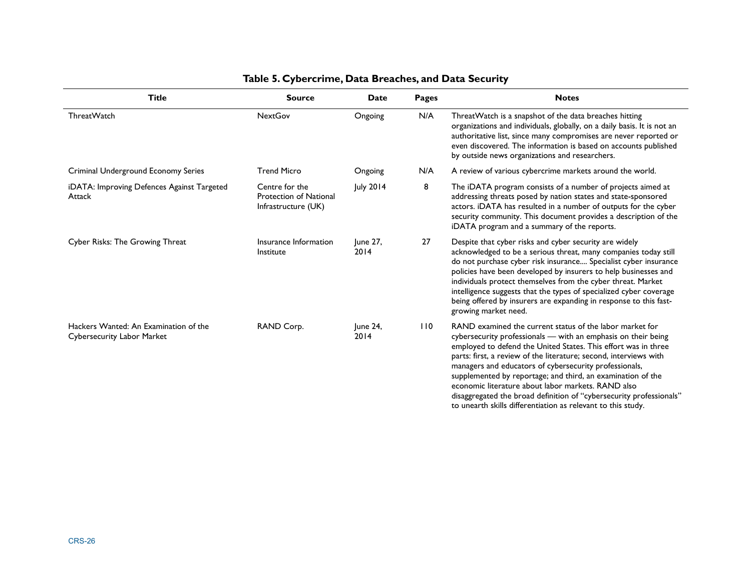**Table 5. Cybercrime, Data Breaches, and Data Security**

| Title | Source | Date | Pages | Notes |
| --- | --- | --- | --- | --- |
| ThreatWatch | NextGov | Ongoing | N/A | ThreatWatch is a snapshot of the data breaches hitting organizations and individuals, globally, on a daily basis. It is not an authoritative list, since many compromises are never reported or even discovered. The information is based on accounts published by outside news organizations and researchers. |
| Criminal Underground Economy Series | Trend Micro | Ongoing | N/A | A review of various cybercrime markets around the world. |
| iDATA: Improving Defences Against Targeted Attack | Centre for the Protection of National Infrastructure (UK) | July 2014 | 8 | The iDATA program consists of a number of projects aimed at addressing threats posed by nation states and state-sponsored actors. iDATA has resulted in a number of outputs for the cyber security community. This document provides a description of the iDATA program and a summary of the reports. |
| Cyber Risks: The Growing Threat | Insurance Information Institute | June 27, 2014 | 27 | Despite that cyber risks and cyber security are widely acknowledged to be a serious threat, many companies today still do not purchase cyber risk insurance.... Specialist cyber insurance policies have been developed by insurers to help businesses and individuals protect themselves from the cyber threat. Market intelligence suggests that the types of specialized cyber coverage being offered by insurers are expanding in response to this fast-growing market need. |
| Hackers Wanted: An Examination of the Cybersecurity Labor Market | RAND Corp. | June 24, 2014 | 110 | RAND examined the current status of the labor market for cybersecurity professionals — with an emphasis on their being employed to defend the United States. This effort was in three parts: first, a review of the literature; second, interviews with managers and educators of cybersecurity professionals, supplemented by reportage; and third, an examination of the economic literature about labor markets. RAND also disaggregated the broad definition of "cybersecurity professionals" to unearth skills differentiation as relevant to this study. |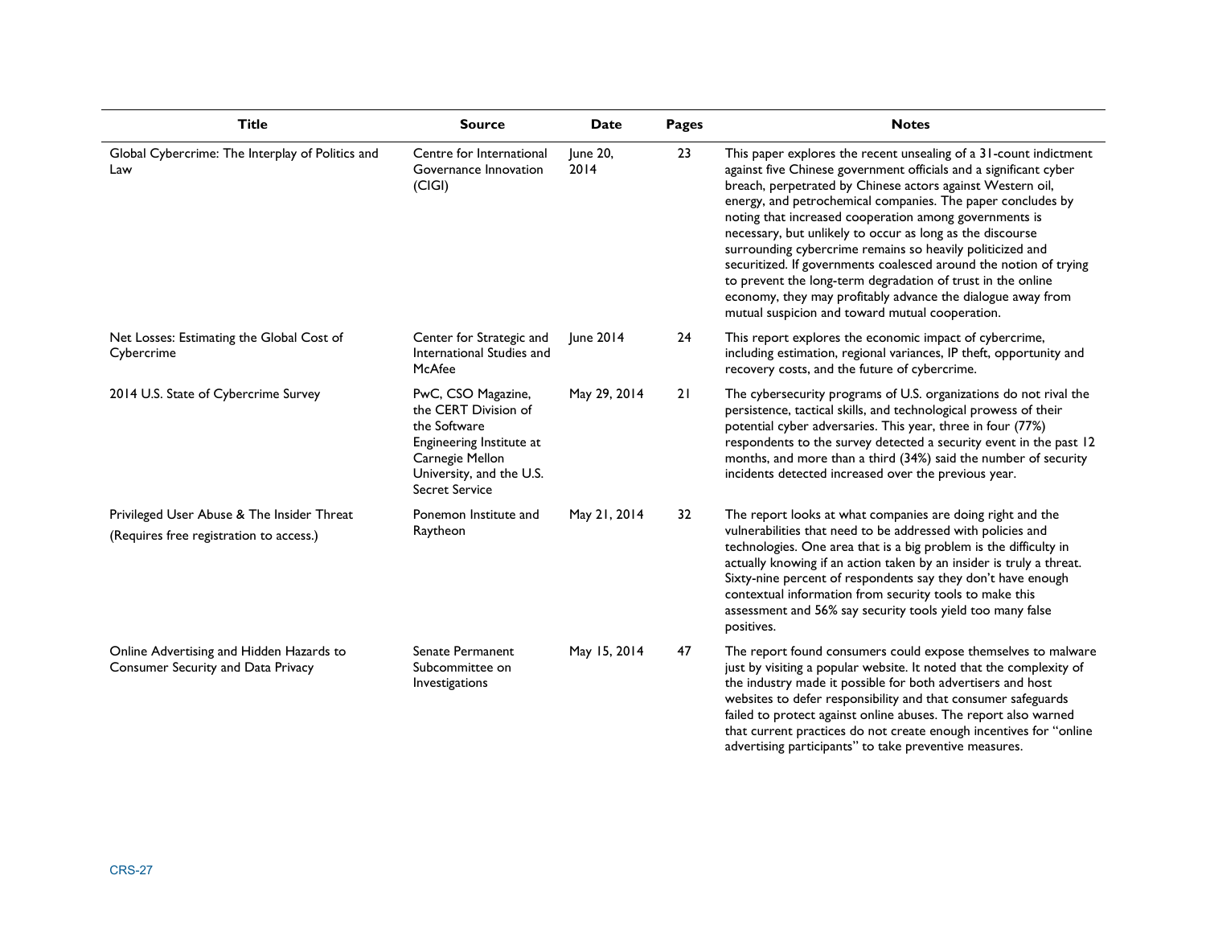| Title | Source | Date | Pages | Notes |
|---|---|---|---|---|
| Global Cybercrime: The Interplay of Politics and Law | Centre for International Governance Innovation (CIGI) | June 20, 2014 | 23 | This paper explores the recent unsealing of a 31-count indictment against five Chinese government officials and a significant cyber breach, perpetrated by Chinese actors against Western oil, energy, and petrochemical companies. The paper concludes by noting that increased cooperation among governments is necessary, but unlikely to occur as long as the discourse surrounding cybercrime remains so heavily politicized and securitized. If governments coalesced around the notion of trying to prevent the long-term degradation of trust in the online economy, they may profitably advance the dialogue away from mutual suspicion and toward mutual cooperation. |
| Net Losses: Estimating the Global Cost of Cybercrime | Center for Strategic and International Studies and McAfee | June 2014 | 24 | This report explores the economic impact of cybercrime, including estimation, regional variances, IP theft, opportunity and recovery costs, and the future of cybercrime. |
| 2014 U.S. State of Cybercrime Survey | PwC, CSO Magazine, the CERT Division of the Software Engineering Institute at Carnegie Mellon University, and the U.S. Secret Service | May 29, 2014 | 21 | The cybersecurity programs of U.S. organizations do not rival the persistence, tactical skills, and technological prowess of their potential cyber adversaries. This year, three in four (77%) respondents to the survey detected a security event in the past 12 months, and more than a third (34%) said the number of security incidents detected increased over the previous year. |
| Privileged User Abuse & The Insider Threat (Requires free registration to access.) | Ponemon Institute and Raytheon | May 21, 2014 | 32 | The report looks at what companies are doing right and the vulnerabilities that need to be addressed with policies and technologies. One area that is a big problem is the difficulty in actually knowing if an action taken by an insider is truly a threat. Sixty-nine percent of respondents say they don't have enough contextual information from security tools to make this assessment and 56% say security tools yield too many false positives. |
| Online Advertising and Hidden Hazards to Consumer Security and Data Privacy | Senate Permanent Subcommittee on Investigations | May 15, 2014 | 47 | The report found consumers could expose themselves to malware just by visiting a popular website. It noted that the complexity of the industry made it possible for both advertisers and host websites to defer responsibility and that consumer safeguards failed to protect against online abuses. The report also warned that current practices do not create enough incentives for "online advertising participants" to take preventive measures. |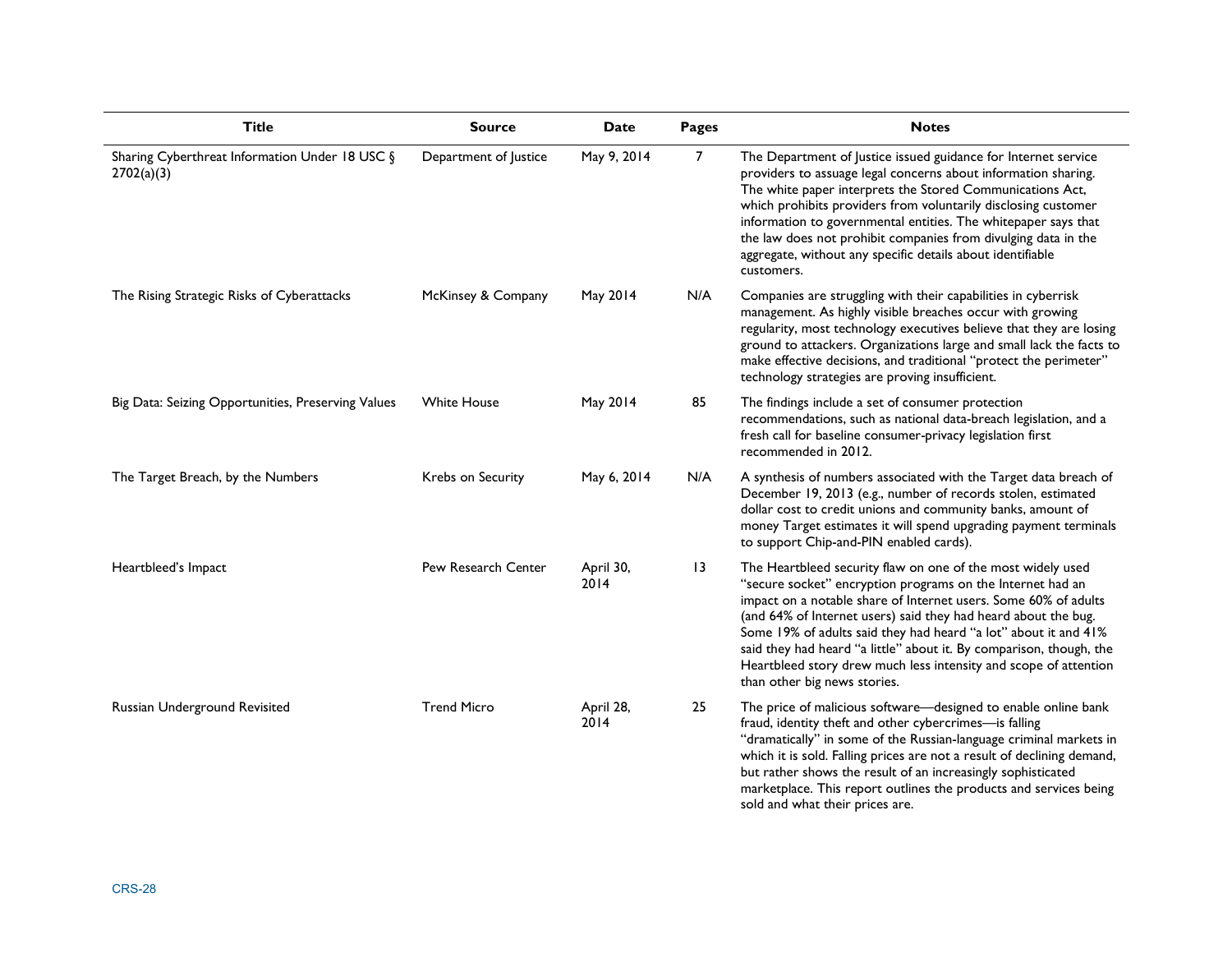| Title | Source | Date | Pages | Notes |
| --- | --- | --- | --- | --- |
| Sharing Cyberthreat Information Under 18 USC § 2702(a)(3) | Department of Justice | May 9, 2014 | 7 | The Department of Justice issued guidance for Internet service providers to assuage legal concerns about information sharing. The white paper interprets the Stored Communications Act, which prohibits providers from voluntarily disclosing customer information to governmental entities. The whitepaper says that the law does not prohibit companies from divulging data in the aggregate, without any specific details about identifiable customers. |
| The Rising Strategic Risks of Cyberattacks | McKinsey & Company | May 2014 | N/A | Companies are struggling with their capabilities in cyberrisk management. As highly visible breaches occur with growing regularity, most technology executives believe that they are losing ground to attackers. Organizations large and small lack the facts to make effective decisions, and traditional "protect the perimeter" technology strategies are proving insufficient. |
| Big Data: Seizing Opportunities, Preserving Values | White House | May 2014 | 85 | The findings include a set of consumer protection recommendations, such as national data-breach legislation, and a fresh call for baseline consumer-privacy legislation first recommended in 2012. |
| The Target Breach, by the Numbers | Krebs on Security | May 6, 2014 | N/A | A synthesis of numbers associated with the Target data breach of December 19, 2013 (e.g., number of records stolen, estimated dollar cost to credit unions and community banks, amount of money Target estimates it will spend upgrading payment terminals to support Chip-and-PIN enabled cards). |
| Heartbleed's Impact | Pew Research Center | April 30, 2014 | 13 | The Heartbleed security flaw on one of the most widely used "secure socket" encryption programs on the Internet had an impact on a notable share of Internet users. Some 60% of adults (and 64% of Internet users) said they had heard about the bug. Some 19% of adults said they had heard "a lot" about it and 41% said they had heard "a little" about it. By comparison, though, the Heartbleed story drew much less intensity and scope of attention than other big news stories. |
| Russian Underground Revisited | Trend Micro | April 28, 2014 | 25 | The price of malicious software—designed to enable online bank fraud, identity theft and other cybercrimes—is falling "dramatically" in some of the Russian-language criminal markets in which it is sold. Falling prices are not a result of declining demand, but rather shows the result of an increasingly sophisticated marketplace. This report outlines the products and services being sold and what their prices are. |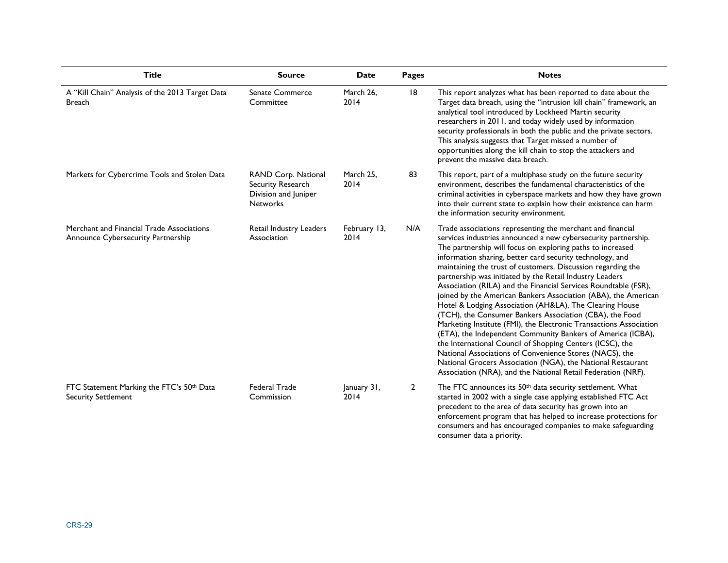| Title | Source | Date | Pages | Notes |
| --- | --- | --- | --- | --- |
| A "Kill Chain" Analysis of the 2013 Target Data Breach | Senate Commerce Committee | March 26, 2014 | 18 | This report analyzes what has been reported to date about the Target data breach, using the "intrusion kill chain" framework, an analytical tool introduced by Lockheed Martin security researchers in 2011, and today widely used by information security professionals in both the public and the private sectors. This analysis suggests that Target missed a number of opportunities along the kill chain to stop the attackers and prevent the massive data breach. |
| Markets for Cybercrime Tools and Stolen Data | RAND Corp. National Security Research Division and Juniper Networks | March 25, 2014 | 83 | This report, part of a multiphase study on the future security environment, describes the fundamental characteristics of the criminal activities in cyberspace markets and how they have grown into their current state to explain how their existence can harm the information security environment. |
| Merchant and Financial Trade Associations Announce Cybersecurity Partnership | Retail Industry Leaders Association | February 13, 2014 | N/A | Trade associations representing the merchant and financial services industries announced a new cybersecurity partnership. The partnership will focus on exploring paths to increased information sharing, better card security technology, and maintaining the trust of customers. Discussion regarding the partnership was initiated by the Retail Industry Leaders Association (RILA) and the Financial Services Roundtable (FSR), joined by the American Bankers Association (ABA), the American Hotel & Lodging Association (AH&LA), The Clearing House (TCH), the Consumer Bankers Association (CBA), the Food Marketing Institute (FMI), the Electronic Transactions Association (ETA), the Independent Community Bankers of America (ICBA), the International Council of Shopping Centers (ICSC), the National Associations of Convenience Stores (NACS), the National Grocers Association (NGA), the National Restaurant Association (NRA), and the National Retail Federation (NRF). |
| FTC Statement Marking the FTC's 50th Data Security Settlement | Federal Trade Commission | January 31, 2014 | 2 | The FTC announces its 50th data security settlement. What started in 2002 with a single case applying established FTC Act precedent to the area of data security has grown into an enforcement program that has helped to increase protections for consumers and has encouraged companies to make safeguarding consumer data a priority. |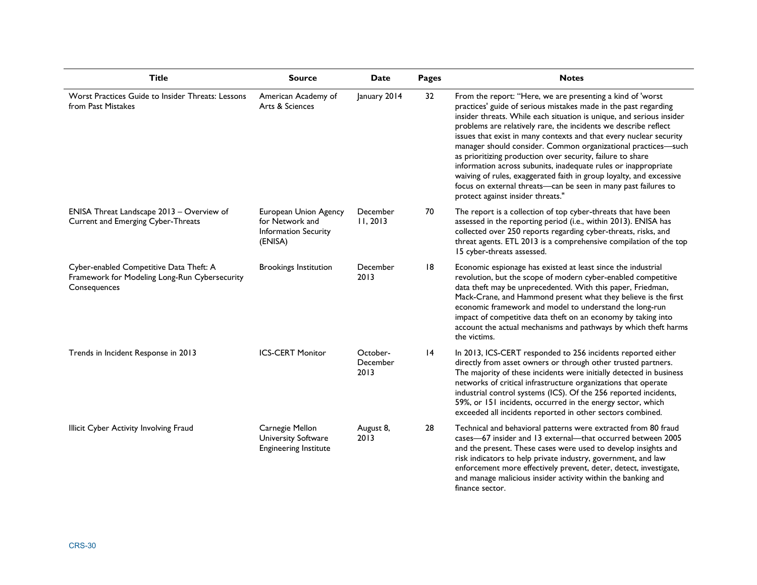| Title | Source | Date | Pages | Notes |
| --- | --- | --- | --- | --- |
| Worst Practices Guide to Insider Threats: Lessons from Past Mistakes | American Academy of Arts & Sciences | January 2014 | 32 | From the report: "Here, we are presenting a kind of 'worst practices' guide of serious mistakes made in the past regarding insider threats. While each situation is unique, and serious insider problems are relatively rare, the incidents we describe reflect issues that exist in many contexts and that every nuclear security manager should consider. Common organizational practices—such as prioritizing production over security, failure to share information across subunits, inadequate rules or inappropriate waiving of rules, exaggerated faith in group loyalty, and excessive focus on external threats—can be seen in many past failures to protect against insider threats." |
| ENISA Threat Landscape 2013 – Overview of Current and Emerging Cyber-Threats | European Union Agency for Network and Information Security (ENISA) | December 11, 2013 | 70 | The report is a collection of top cyber-threats that have been assessed in the reporting period (i.e., within 2013). ENISA has collected over 250 reports regarding cyber-threats, risks, and threat agents. ETL 2013 is a comprehensive compilation of the top 15 cyber-threats assessed. |
| Cyber-enabled Competitive Data Theft: A Framework for Modeling Long-Run Cybersecurity Consequences | Brookings Institution | December 2013 | 18 | Economic espionage has existed at least since the industrial revolution, but the scope of modern cyber-enabled competitive data theft may be unprecedented. With this paper, Friedman, Mack-Crane, and Hammond present what they believe is the first economic framework and model to understand the long-run impact of competitive data theft on an economy by taking into account the actual mechanisms and pathways by which theft harms the victims. |
| Trends in Incident Response in 2013 | ICS-CERT Monitor | October-December 2013 | 14 | In 2013, ICS-CERT responded to 256 incidents reported either directly from asset owners or through other trusted partners. The majority of these incidents were initially detected in business networks of critical infrastructure organizations that operate industrial control systems (ICS). Of the 256 reported incidents, 59%, or 151 incidents, occurred in the energy sector, which exceeded all incidents reported in other sectors combined. |
| Illicit Cyber Activity Involving Fraud | Carnegie Mellon University Software Engineering Institute | August 8, 2013 | 28 | Technical and behavioral patterns were extracted from 80 fraud cases—67 insider and 13 external—that occurred between 2005 and the present. These cases were used to develop insights and risk indicators to help private industry, government, and law enforcement more effectively prevent, deter, detect, investigate, and manage malicious insider activity within the banking and finance sector. |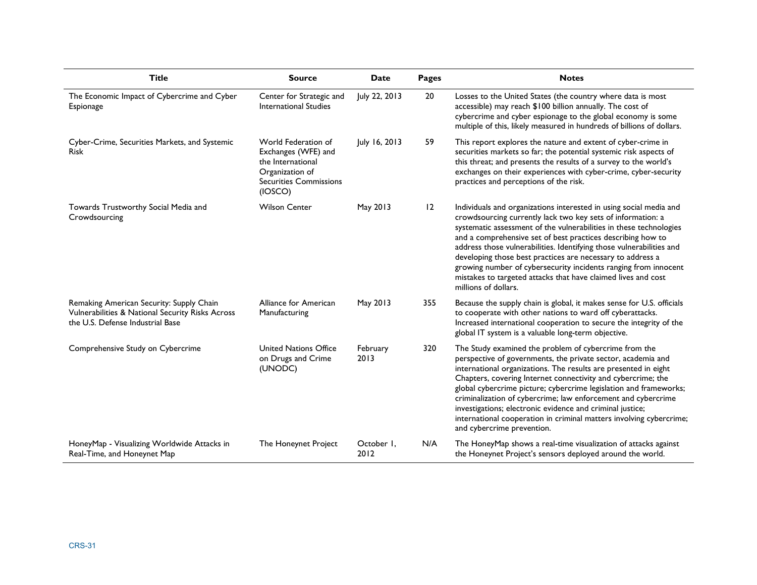| Title | Source | Date | Pages | Notes |
| --- | --- | --- | --- | --- |
| The Economic Impact of Cybercrime and Cyber Espionage | Center for Strategic and International Studies | July 22, 2013 | 20 | Losses to the United States (the country where data is most accessible) may reach $100 billion annually. The cost of cybercrime and cyber espionage to the global economy is some multiple of this, likely measured in hundreds of billions of dollars. |
| Cyber-Crime, Securities Markets, and Systemic Risk | World Federation of Exchanges (WFE) and the International Organization of Securities Commissions (IOSCO) | July 16, 2013 | 59 | This report explores the nature and extent of cyber-crime in securities markets so far; the potential systemic risk aspects of this threat; and presents the results of a survey to the world's exchanges on their experiences with cyber-crime, cyber-security practices and perceptions of the risk. |
| Towards Trustworthy Social Media and Crowdsourcing | Wilson Center | May 2013 | 12 | Individuals and organizations interested in using social media and crowdsourcing currently lack two key sets of information: a systematic assessment of the vulnerabilities in these technologies and a comprehensive set of best practices describing how to address those vulnerabilities. Identifying those vulnerabilities and developing those best practices are necessary to address a growing number of cybersecurity incidents ranging from innocent mistakes to targeted attacks that have claimed lives and cost millions of dollars. |
| Remaking American Security: Supply Chain Vulnerabilities & National Security Risks Across the U.S. Defense Industrial Base | Alliance for American Manufacturing | May 2013 | 355 | Because the supply chain is global, it makes sense for U.S. officials to cooperate with other nations to ward off cyberattacks. Increased international cooperation to secure the integrity of the global IT system is a valuable long-term objective. |
| Comprehensive Study on Cybercrime | United Nations Office on Drugs and Crime (UNODC) | February 2013 | 320 | The Study examined the problem of cybercrime from the perspective of governments, the private sector, academia and international organizations. The results are presented in eight Chapters, covering Internet connectivity and cybercrime; the global cybercrime picture; cybercrime legislation and frameworks; criminalization of cybercrime; law enforcement and cybercrime investigations; electronic evidence and criminal justice; international cooperation in criminal matters involving cybercrime; and cybercrime prevention. |
| HoneyMap - Visualizing Worldwide Attacks in Real-Time, and Honeynet Map | The Honeynet Project | October 1, 2012 | N/A | The HoneyMap shows a real-time visualization of attacks against the Honeynet Project's sensors deployed around the world. |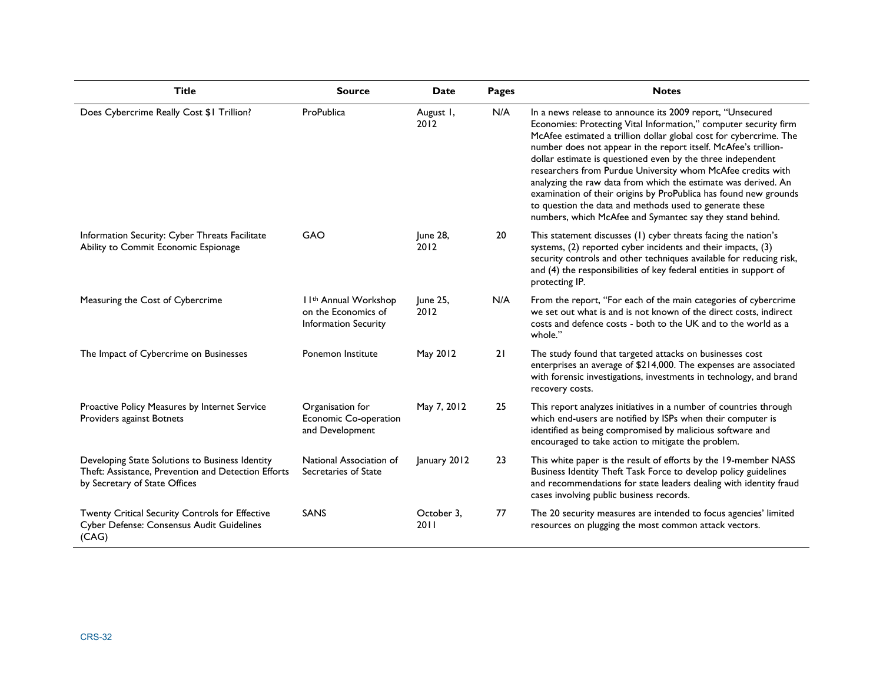| Title | Source | Date | Pages | Notes |
| --- | --- | --- | --- | --- |
| Does Cybercrime Really Cost $1 Trillion? | ProPublica | August 1, 2012 | N/A | In a news release to announce its 2009 report, "Unsecured Economies: Protecting Vital Information," computer security firm McAfee estimated a trillion dollar global cost for cybercrime. The number does not appear in the report itself. McAfee's trillion-dollar estimate is questioned even by the three independent researchers from Purdue University whom McAfee credits with analyzing the raw data from which the estimate was derived. An examination of their origins by ProPublica has found new grounds to question the data and methods used to generate these numbers, which McAfee and Symantec say they stand behind. |
| Information Security: Cyber Threats Facilitate Ability to Commit Economic Espionage | GAO | June 28, 2012 | 20 | This statement discusses (1) cyber threats facing the nation's systems, (2) reported cyber incidents and their impacts, (3) security controls and other techniques available for reducing risk, and (4) the responsibilities of key federal entities in support of protecting IP. |
| Measuring the Cost of Cybercrime | 11th Annual Workshop on the Economics of Information Security | June 25, 2012 | N/A | From the report, "For each of the main categories of cybercrime we set out what is and is not known of the direct costs, indirect costs and defence costs - both to the UK and to the world as a whole." |
| The Impact of Cybercrime on Businesses | Ponemon Institute | May 2012 | 21 | The study found that targeted attacks on businesses cost enterprises an average of $214,000. The expenses are associated with forensic investigations, investments in technology, and brand recovery costs. |
| Proactive Policy Measures by Internet Service Providers against Botnets | Organisation for Economic Co-operation and Development | May 7, 2012 | 25 | This report analyzes initiatives in a number of countries through which end-users are notified by ISPs when their computer is identified as being compromised by malicious software and encouraged to take action to mitigate the problem. |
| Developing State Solutions to Business Identity Theft: Assistance, Prevention and Detection Efforts by Secretary of State Offices | National Association of Secretaries of State | January 2012 | 23 | This white paper is the result of efforts by the 19-member NASS Business Identity Theft Task Force to develop policy guidelines and recommendations for state leaders dealing with identity fraud cases involving public business records. |
| Twenty Critical Security Controls for Effective Cyber Defense: Consensus Audit Guidelines (CAG) | SANS | October 3, 2011 | 77 | The 20 security measures are intended to focus agencies' limited resources on plugging the most common attack vectors. |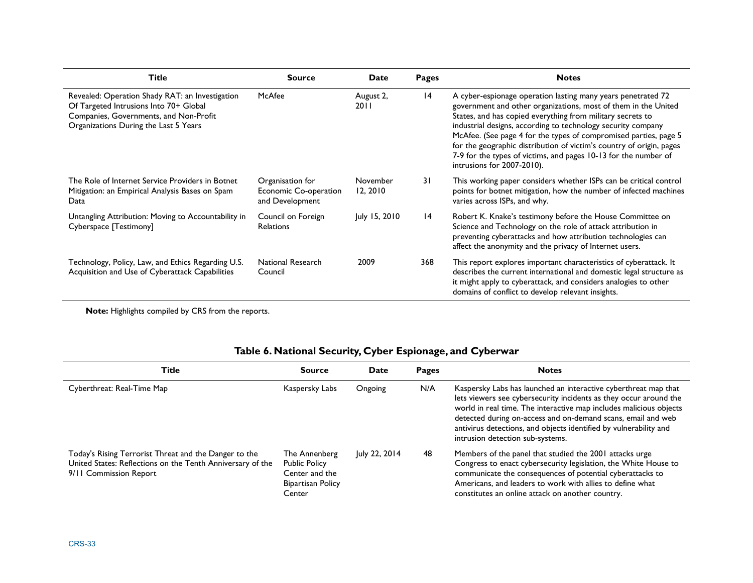| Title | Source | Date | Pages | Notes |
|---|---|---|---|---|
| Revealed: Operation Shady RAT: an Investigation Of Targeted Intrusions Into 70+ Global Companies, Governments, and Non-Profit Organizations During the Last 5 Years | McAfee | August 2, 2011 | 14 | A cyber-espionage operation lasting many years penetrated 72 government and other organizations, most of them in the United States, and has copied everything from military secrets to industrial designs, according to technology security company McAfee. (See page 4 for the types of compromised parties, page 5 for the geographic distribution of victim's country of origin, pages 7-9 for the types of victims, and pages 10-13 for the number of intrusions for 2007-2010). |
| The Role of Internet Service Providers in Botnet Mitigation: an Empirical Analysis Bases on Spam Data | Organisation for Economic Co-operation and Development | November 12, 2010 | 31 | This working paper considers whether ISPs can be critical control points for botnet mitigation, how the number of infected machines varies across ISPs, and why. |
| Untangling Attribution: Moving to Accountability in Cyberspace [Testimony] | Council on Foreign Relations | July 15, 2010 | 14 | Robert K. Knake's testimony before the House Committee on Science and Technology on the role of attack attribution in preventing cyberattacks and how attribution technologies can affect the anonymity and the privacy of Internet users. |
| Technology, Policy, Law, and Ethics Regarding U.S. Acquisition and Use of Cyberattack Capabilities | National Research Council | 2009 | 368 | This report explores important characteristics of cyberattack. It describes the current international and domestic legal structure as it might apply to cyberattack, and considers analogies to other domains of conflict to develop relevant insights. |

**Note:** Highlights compiled by CRS from the reports.

## Table 6. National Security, Cyber Espionage, and Cyberwar

| Title | Source | Date | Pages | Notes |
|---|---|---|---|---|
| Cyberthreat: Real-Time Map | Kaspersky Labs | Ongoing | N/A | Kaspersky Labs has launched an interactive cyberthreat map that lets viewers see cybersecurity incidents as they occur around the world in real time. The interactive map includes malicious objects detected during on-access and on-demand scans, email and web antivirus detections, and objects identified by vulnerability and intrusion detection sub-systems. |
| Today's Rising Terrorist Threat and the Danger to the United States: Reflections on the Tenth Anniversary of the 9/11 Commission Report | The Annenberg Public Policy Center and the Bipartisan Policy Center | July 22, 2014 | 48 | Members of the panel that studied the 2001 attacks urge Congress to enact cybersecurity legislation, the White House to communicate the consequences of potential cyberattacks to Americans, and leaders to work with allies to define what constitutes an online attack on another country. |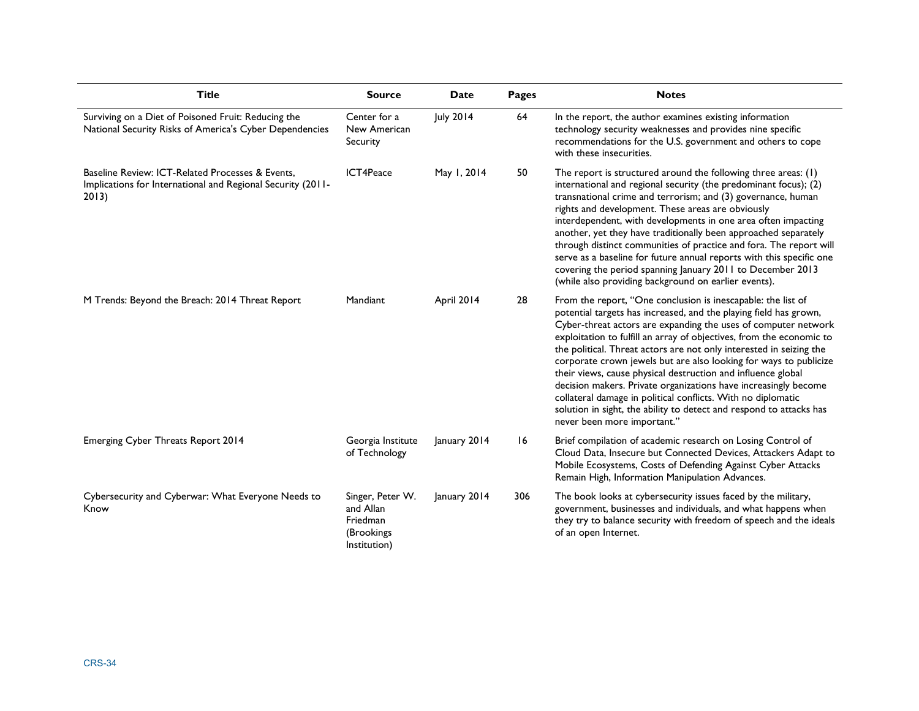| Title | Source | Date | Pages | Notes |
|---|---|---|---|---|
| Surviving on a Diet of Poisoned Fruit: Reducing the National Security Risks of America's Cyber Dependencies | Center for a New American Security | July 2014 | 64 | In the report, the author examines existing information technology security weaknesses and provides nine specific recommendations for the U.S. government and others to cope with these insecurities. |
| Baseline Review: ICT-Related Processes & Events, Implications for International and Regional Security (2011-2013) | ICT4Peace | May 1, 2014 | 50 | The report is structured around the following three areas: (1) international and regional security (the predominant focus); (2) transnational crime and terrorism; and (3) governance, human rights and development. These areas are obviously interdependent, with developments in one area often impacting another, yet they have traditionally been approached separately through distinct communities of practice and fora. The report will serve as a baseline for future annual reports with this specific one covering the period spanning January 2011 to December 2013 (while also providing background on earlier events). |
| M Trends: Beyond the Breach: 2014 Threat Report | Mandiant | April 2014 | 28 | From the report, "One conclusion is inescapable: the list of potential targets has increased, and the playing field has grown, Cyber-threat actors are expanding the uses of computer network exploitation to fulfill an array of objectives, from the economic to the political. Threat actors are not only interested in seizing the corporate crown jewels but are also looking for ways to publicize their views, cause physical destruction and influence global decision makers. Private organizations have increasingly become collateral damage in political conflicts. With no diplomatic solution in sight, the ability to detect and respond to attacks has never been more important." |
| Emerging Cyber Threats Report 2014 | Georgia Institute of Technology | January 2014 | 16 | Brief compilation of academic research on Losing Control of Cloud Data, Insecure but Connected Devices, Attackers Adapt to Mobile Ecosystems, Costs of Defending Against Cyber Attacks Remain High, Information Manipulation Advances. |
| Cybersecurity and Cyberwar: What Everyone Needs to Know | Singer, Peter W. and Allan Friedman (Brookings Institution) | January 2014 | 306 | The book looks at cybersecurity issues faced by the military, government, businesses and individuals, and what happens when they try to balance security with freedom of speech and the ideals of an open Internet. |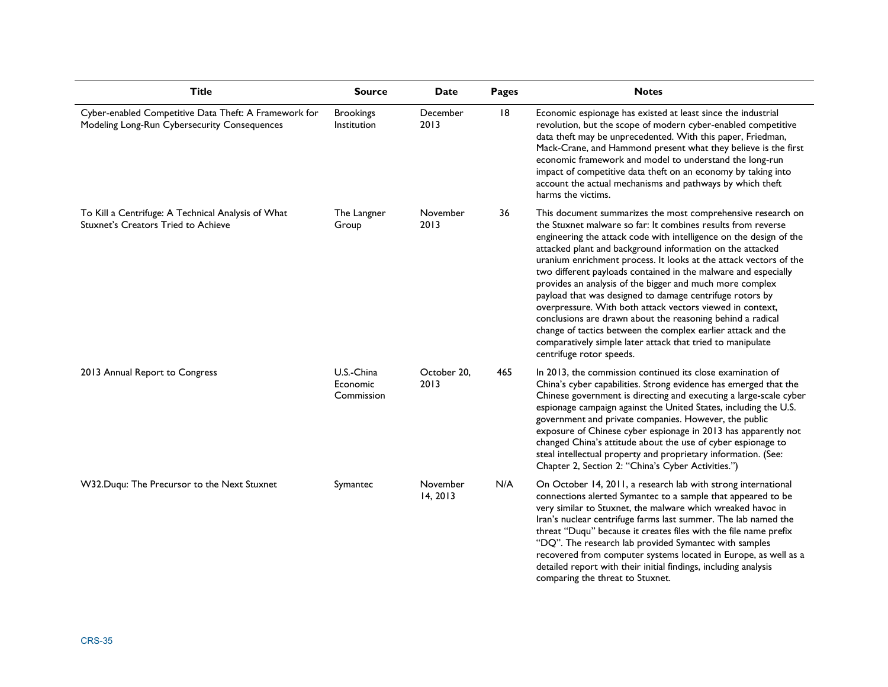| Title | Source | Date | Pages | Notes |
|---|---|---|---|---|
| Cyber-enabled Competitive Data Theft: A Framework for Modeling Long-Run Cybersecurity Consequences | Brookings Institution | December 2013 | 18 | Economic espionage has existed at least since the industrial revolution, but the scope of modern cyber-enabled competitive data theft may be unprecedented. With this paper, Friedman, Mack-Crane, and Hammond present what they believe is the first economic framework and model to understand the long-run impact of competitive data theft on an economy by taking into account the actual mechanisms and pathways by which theft harms the victims. |
| To Kill a Centrifuge: A Technical Analysis of What Stuxnet's Creators Tried to Achieve | The Langner Group | November 2013 | 36 | This document summarizes the most comprehensive research on the Stuxnet malware so far: It combines results from reverse engineering the attack code with intelligence on the design of the attacked plant and background information on the attacked uranium enrichment process. It looks at the attack vectors of the two different payloads contained in the malware and especially provides an analysis of the bigger and much more complex payload that was designed to damage centrifuge rotors by overpressure. With both attack vectors viewed in context, conclusions are drawn about the reasoning behind a radical change of tactics between the complex earlier attack and the comparatively simple later attack that tried to manipulate centrifuge rotor speeds. |
| 2013 Annual Report to Congress | U.S.-China Economic Commission | October 20, 2013 | 465 | In 2013, the commission continued its close examination of China's cyber capabilities. Strong evidence has emerged that the Chinese government is directing and executing a large-scale cyber espionage campaign against the United States, including the U.S. government and private companies. However, the public exposure of Chinese cyber espionage in 2013 has apparently not changed China's attitude about the use of cyber espionage to steal intellectual property and proprietary information. (See: Chapter 2, Section 2: "China's Cyber Activities.") |
| W32.Duqu: The Precursor to the Next Stuxnet | Symantec | November 14, 2013 | N/A | On October 14, 2011, a research lab with strong international connections alerted Symantec to a sample that appeared to be very similar to Stuxnet, the malware which wreaked havoc in Iran's nuclear centrifuge farms last summer. The lab named the threat "Duqu" because it creates files with the file name prefix "DQ". The research lab provided Symantec with samples recovered from computer systems located in Europe, as well as a detailed report with their initial findings, including analysis comparing the threat to Stuxnet. |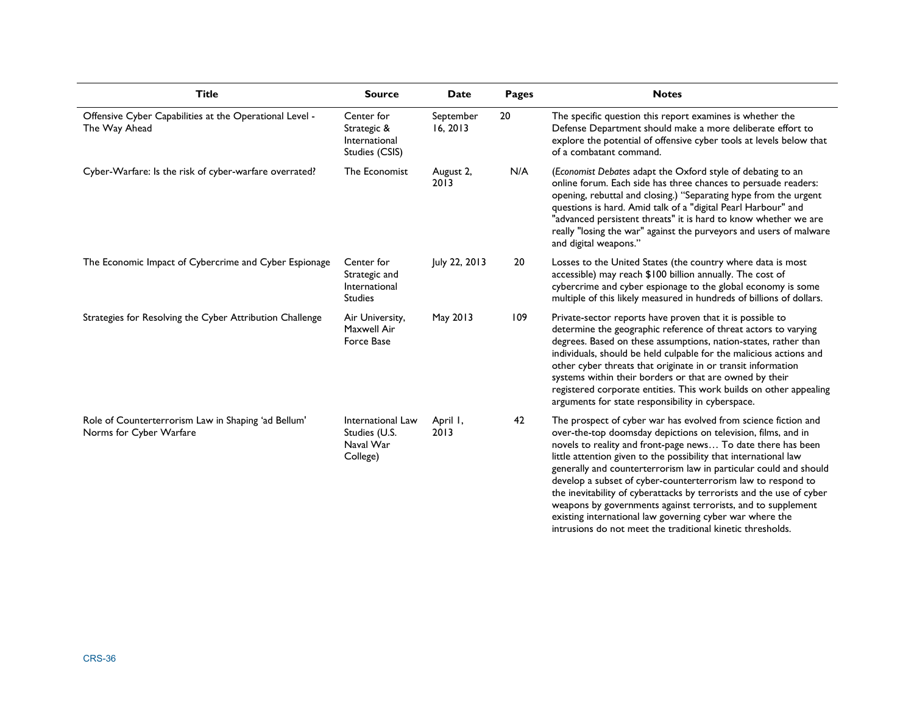| Title | Source | Date | Pages | Notes |
|---|---|---|---|---|
| Offensive Cyber Capabilities at the Operational Level - The Way Ahead | Center for Strategic & International Studies (CSIS) | September 16, 2013 | 20 | The specific question this report examines is whether the Defense Department should make a more deliberate effort to explore the potential of offensive cyber tools at levels below that of a combatant command. |
| Cyber-Warfare: Is the risk of cyber-warfare overrated? | The Economist | August 2, 2013 | N/A | (*Economist Debates* adapt the Oxford style of debating to an online forum. Each side has three chances to persuade readers: opening, rebuttal and closing.) "Separating hype from the urgent questions is hard. Amid talk of a "digital Pearl Harbour" and "advanced persistent threats" it is hard to know whether we are really "losing the war" against the purveyors and users of malware and digital weapons." |
| The Economic Impact of Cybercrime and Cyber Espionage | Center for Strategic and International Studies | July 22, 2013 | 20 | Losses to the United States (the country where data is most accessible) may reach $100 billion annually. The cost of cybercrime and cyber espionage to the global economy is some multiple of this likely measured in hundreds of billions of dollars. |
| Strategies for Resolving the Cyber Attribution Challenge | Air University, Maxwell Air Force Base | May 2013 | 109 | Private-sector reports have proven that it is possible to determine the geographic reference of threat actors to varying degrees. Based on these assumptions, nation-states, rather than individuals, should be held culpable for the malicious actions and other cyber threats that originate in or transit information systems within their borders or that are owned by their registered corporate entities. This work builds on other appealing arguments for state responsibility in cyberspace. |
| Role of Counterterrorism Law in Shaping 'ad Bellum' Norms for Cyber Warfare | International Law Studies (U.S. Naval War College) | April 1, 2013 | 42 | The prospect of cyber war has evolved from science fiction and over-the-top doomsday depictions on television, films, and in novels to reality and front-page news… To date there has been little attention given to the possibility that international law generally and counterterrorism law in particular could and should develop a subset of cyber-counterterrorism law to respond to the inevitability of cyberattacks by terrorists and the use of cyber weapons by governments against terrorists, and to supplement existing international law governing cyber war where the intrusions do not meet the traditional kinetic thresholds. |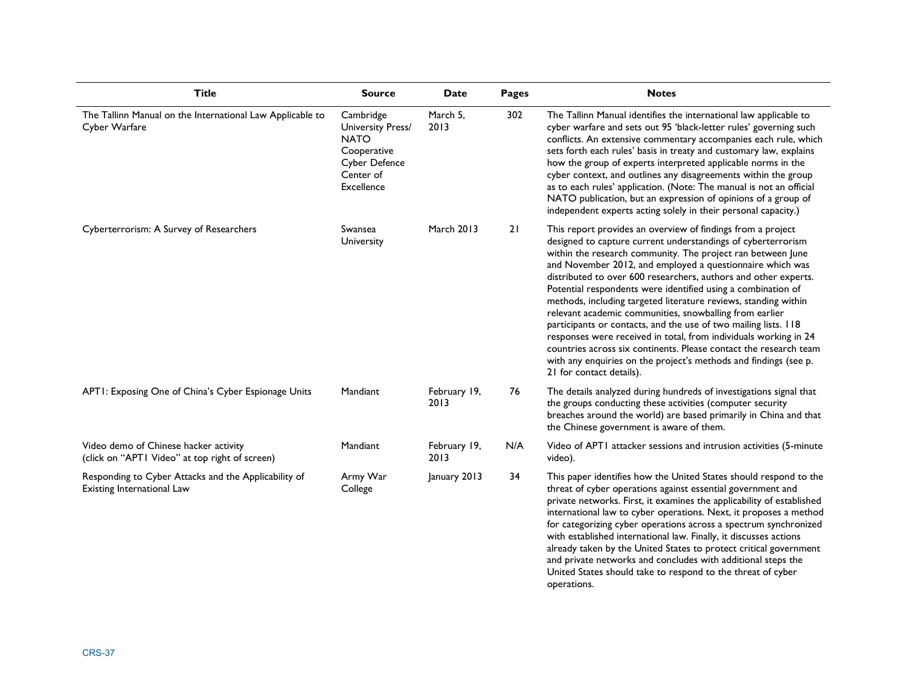| Title | Source | Date | Pages | Notes |
|---|---|---|---|---|
| The Tallinn Manual on the International Law Applicable to Cyber Warfare | Cambridge University Press/ NATO Cooperative Cyber Defence Center of Excellence | March 5, 2013 | 302 | The Tallinn Manual identifies the international law applicable to cyber warfare and sets out 95 'black-letter rules' governing such conflicts. An extensive commentary accompanies each rule, which sets forth each rules' basis in treaty and customary law, explains how the group of experts interpreted applicable norms in the cyber context, and outlines any disagreements within the group as to each rules' application. (Note: The manual is not an official NATO publication, but an expression of opinions of a group of independent experts acting solely in their personal capacity.) |
| Cyberterrorism: A Survey of Researchers | Swansea University | March 2013 | 21 | This report provides an overview of findings from a project designed to capture current understandings of cyberterrorism within the research community. The project ran between June and November 2012, and employed a questionnaire which was distributed to over 600 researchers, authors and other experts. Potential respondents were identified using a combination of methods, including targeted literature reviews, standing within relevant academic communities, snowballing from earlier participants or contacts, and the use of two mailing lists. 118 responses were received in total, from individuals working in 24 countries across six continents. Please contact the research team with any enquiries on the project's methods and findings (see p. 21 for contact details). |
| APT1: Exposing One of China's Cyber Espionage Units | Mandiant | February 19, 2013 | 76 | The details analyzed during hundreds of investigations signal that the groups conducting these activities (computer security breaches around the world) are based primarily in China and that the Chinese government is aware of them. |
| Video demo of Chinese hacker activity (click on "APT1 Video" at top right of screen) | Mandiant | February 19, 2013 | N/A | Video of APT1 attacker sessions and intrusion activities (5-minute video). |
| Responding to Cyber Attacks and the Applicability of Existing International Law | Army War College | January 2013 | 34 | This paper identifies how the United States should respond to the threat of cyber operations against essential government and private networks. First, it examines the applicability of established international law to cyber operations. Next, it proposes a method for categorizing cyber operations across a spectrum synchronized with established international law. Finally, it discusses actions already taken by the United States to protect critical government and private networks and concludes with additional steps the United States should take to respond to the threat of cyber operations. |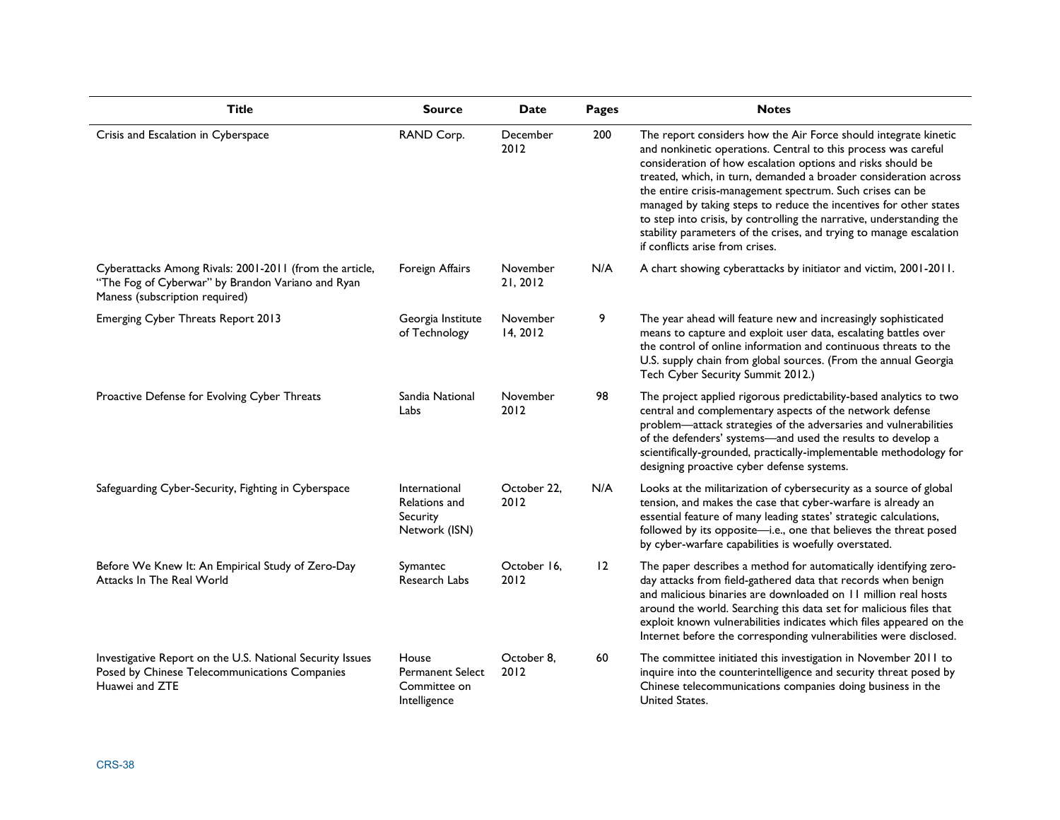| Title | Source | Date | Pages | Notes |
|---|---|---|---|---|
| Crisis and Escalation in Cyberspace | RAND Corp. | December 2012 | 200 | The report considers how the Air Force should integrate kinetic and nonkinetic operations. Central to this process was careful consideration of how escalation options and risks should be treated, which, in turn, demanded a broader consideration across the entire crisis-management spectrum. Such crises can be managed by taking steps to reduce the incentives for other states to step into crisis, by controlling the narrative, understanding the stability parameters of the crises, and trying to manage escalation if conflicts arise from crises. |
| Cyberattacks Among Rivals: 2001-2011 (from the article, "The Fog of Cyberwar" by Brandon Variano and Ryan Maness (subscription required) | Foreign Affairs | November 21, 2012 | N/A | A chart showing cyberattacks by initiator and victim, 2001-2011. |
| Emerging Cyber Threats Report 2013 | Georgia Institute of Technology | November 14, 2012 | 9 | The year ahead will feature new and increasingly sophisticated means to capture and exploit user data, escalating battles over the control of online information and continuous threats to the U.S. supply chain from global sources. (From the annual Georgia Tech Cyber Security Summit 2012.) |
| Proactive Defense for Evolving Cyber Threats | Sandia National Labs | November 2012 | 98 | The project applied rigorous predictability-based analytics to two central and complementary aspects of the network defense problem—attack strategies of the adversaries and vulnerabilities of the defenders' systems—and used the results to develop a scientifically-grounded, practically-implementable methodology for designing proactive cyber defense systems. |
| Safeguarding Cyber-Security, Fighting in Cyberspace | International Relations and Security Network (ISN) | October 22, 2012 | N/A | Looks at the militarization of cybersecurity as a source of global tension, and makes the case that cyber-warfare is already an essential feature of many leading states' strategic calculations, followed by its opposite—i.e., one that believes the threat posed by cyber-warfare capabilities is woefully overstated. |
| Before We Knew It: An Empirical Study of Zero-Day Attacks In The Real World | Symantec Research Labs | October 16, 2012 | 12 | The paper describes a method for automatically identifying zero-day attacks from field-gathered data that records when benign and malicious binaries are downloaded on 11 million real hosts around the world. Searching this data set for malicious files that exploit known vulnerabilities indicates which files appeared on the Internet before the corresponding vulnerabilities were disclosed. |
| Investigative Report on the U.S. National Security Issues Posed by Chinese Telecommunications Companies Huawei and ZTE | House Permanent Select Committee on Intelligence | October 8, 2012 | 60 | The committee initiated this investigation in November 2011 to inquire into the counterintelligence and security threat posed by Chinese telecommunications companies doing business in the United States. |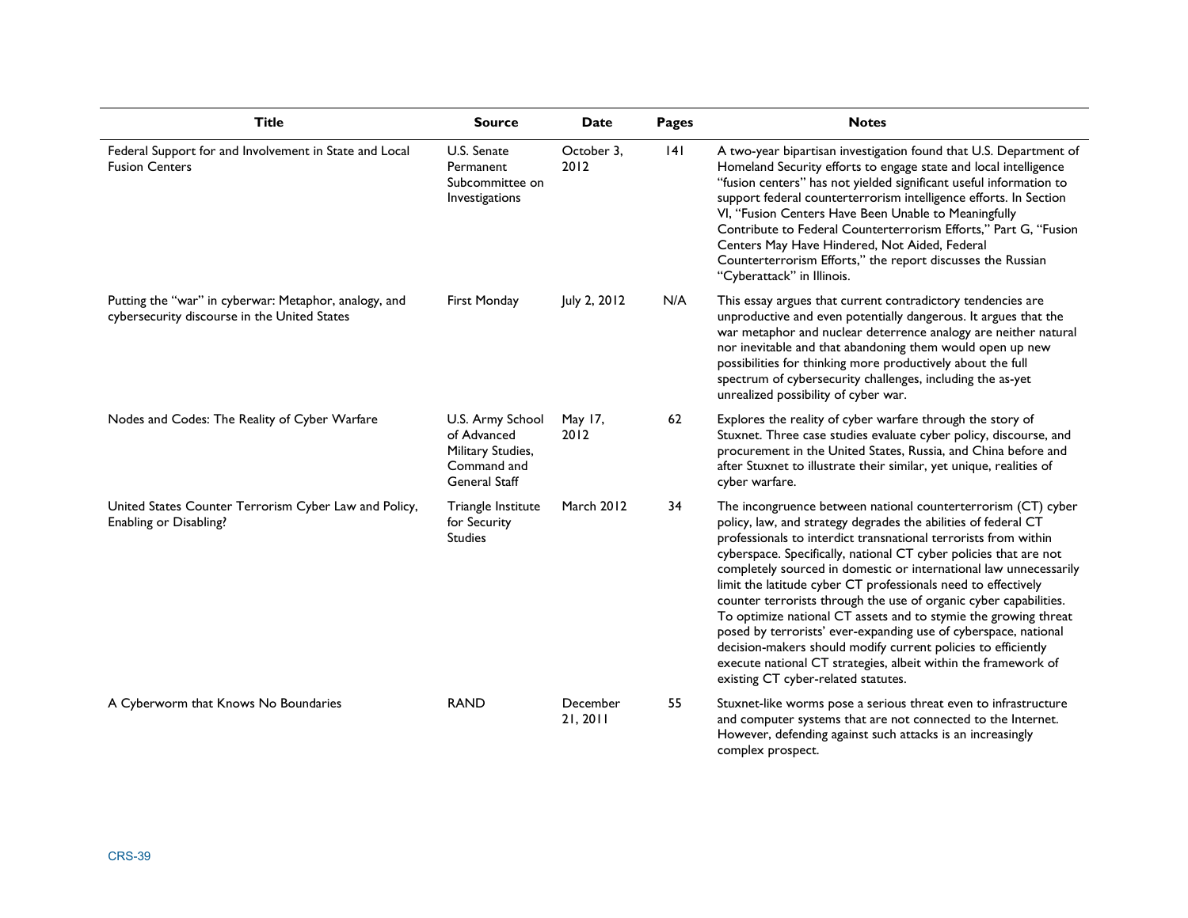| Title | Source | Date | Pages | Notes |
|---|---|---|---|---|
| Federal Support for and Involvement in State and Local Fusion Centers | U.S. Senate Permanent Subcommittee on Investigations | October 3, 2012 | 141 | A two-year bipartisan investigation found that U.S. Department of Homeland Security efforts to engage state and local intelligence "fusion centers" has not yielded significant useful information to support federal counterterrorism intelligence efforts. In Section VI, "Fusion Centers Have Been Unable to Meaningfully Contribute to Federal Counterterrorism Efforts," Part G, "Fusion Centers May Have Hindered, Not Aided, Federal Counterterrorism Efforts," the report discusses the Russian "Cyberattack" in Illinois. |
| Putting the "war" in cyberwar: Metaphor, analogy, and cybersecurity discourse in the United States | First Monday | July 2, 2012 | N/A | This essay argues that current contradictory tendencies are unproductive and even potentially dangerous. It argues that the war metaphor and nuclear deterrence analogy are neither natural nor inevitable and that abandoning them would open up new possibilities for thinking more productively about the full spectrum of cybersecurity challenges, including the as-yet unrealized possibility of cyber war. |
| Nodes and Codes: The Reality of Cyber Warfare | U.S. Army School of Advanced Military Studies, Command and General Staff | May 17, 2012 | 62 | Explores the reality of cyber warfare through the story of Stuxnet. Three case studies evaluate cyber policy, discourse, and procurement in the United States, Russia, and China before and after Stuxnet to illustrate their similar, yet unique, realities of cyber warfare. |
| United States Counter Terrorism Cyber Law and Policy, Enabling or Disabling? | Triangle Institute for Security Studies | March 2012 | 34 | The incongruence between national counterterrorism (CT) cyber policy, law, and strategy degrades the abilities of federal CT professionals to interdict transnational terrorists from within cyberspace. Specifically, national CT cyber policies that are not completely sourced in domestic or international law unnecessarily limit the latitude cyber CT professionals need to effectively counter terrorists through the use of organic cyber capabilities. To optimize national CT assets and to stymie the growing threat posed by terrorists' ever-expanding use of cyberspace, national decision-makers should modify current policies to efficiently execute national CT strategies, albeit within the framework of existing CT cyber-related statutes. |
| A Cyberworm that Knows No Boundaries | RAND | December 21, 2011 | 55 | Stuxnet-like worms pose a serious threat even to infrastructure and computer systems that are not connected to the Internet. However, defending against such attacks is an increasingly complex prospect. |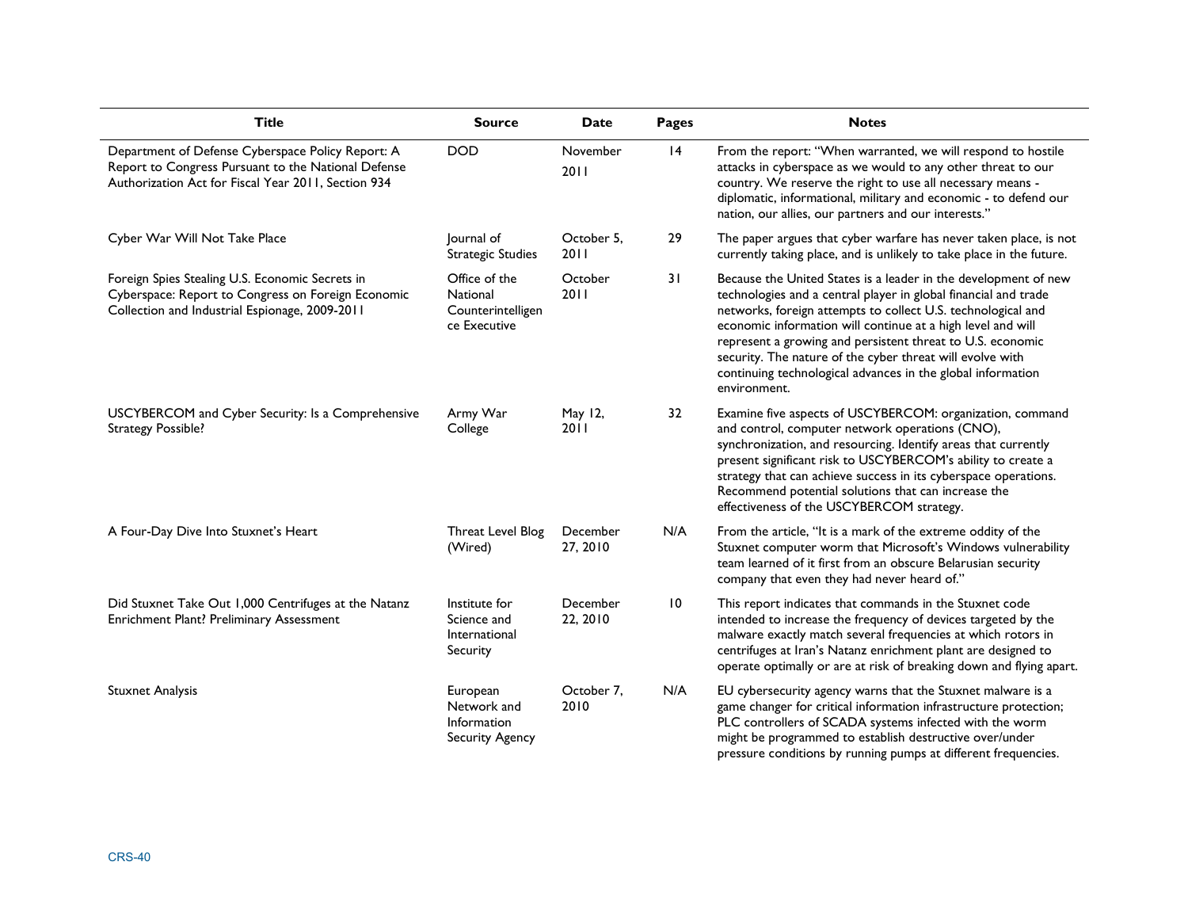| Title | Source | Date | Pages | Notes |
|---|---|---|---|---|
| Department of Defense Cyberspace Policy Report: A Report to Congress Pursuant to the National Defense Authorization Act for Fiscal Year 2011, Section 934 | DOD | November 2011 | 14 | From the report: "When warranted, we will respond to hostile attacks in cyberspace as we would to any other threat to our country. We reserve the right to use all necessary means - diplomatic, informational, military and economic - to defend our nation, our allies, our partners and our interests." |
| Cyber War Will Not Take Place | Journal of Strategic Studies | October 5, 2011 | 29 | The paper argues that cyber warfare has never taken place, is not currently taking place, and is unlikely to take place in the future. |
| Foreign Spies Stealing U.S. Economic Secrets in Cyberspace: Report to Congress on Foreign Economic Collection and Industrial Espionage, 2009-2011 | Office of the National Counterintelligence Executive | October 2011 | 31 | Because the United States is a leader in the development of new technologies and a central player in global financial and trade networks, foreign attempts to collect U.S. technological and economic information will continue at a high level and will represent a growing and persistent threat to U.S. economic security. The nature of the cyber threat will evolve with continuing technological advances in the global information environment. |
| USCYBERCOM and Cyber Security: Is a Comprehensive Strategy Possible? | Army War College | May 12, 2011 | 32 | Examine five aspects of USCYBERCOM: organization, command and control, computer network operations (CNO), synchronization, and resourcing. Identify areas that currently present significant risk to USCYBERCOM's ability to create a strategy that can achieve success in its cyberspace operations. Recommend potential solutions that can increase the effectiveness of the USCYBERCOM strategy. |
| A Four-Day Dive Into Stuxnet's Heart | Threat Level Blog (Wired) | December 27, 2010 | N/A | From the article, "It is a mark of the extreme oddity of the Stuxnet computer worm that Microsoft's Windows vulnerability team learned of it first from an obscure Belarusian security company that even they had never heard of." |
| Did Stuxnet Take Out 1,000 Centrifuges at the Natanz Enrichment Plant? Preliminary Assessment | Institute for Science and International Security | December 22, 2010 | 10 | This report indicates that commands in the Stuxnet code intended to increase the frequency of devices targeted by the malware exactly match several frequencies at which rotors in centrifuges at Iran's Natanz enrichment plant are designed to operate optimally or are at risk of breaking down and flying apart. |
| Stuxnet Analysis | European Network and Information Security Agency | October 7, 2010 | N/A | EU cybersecurity agency warns that the Stuxnet malware is a game changer for critical information infrastructure protection; PLC controllers of SCADA systems infected with the worm might be programmed to establish destructive over/under pressure conditions by running pumps at different frequencies. |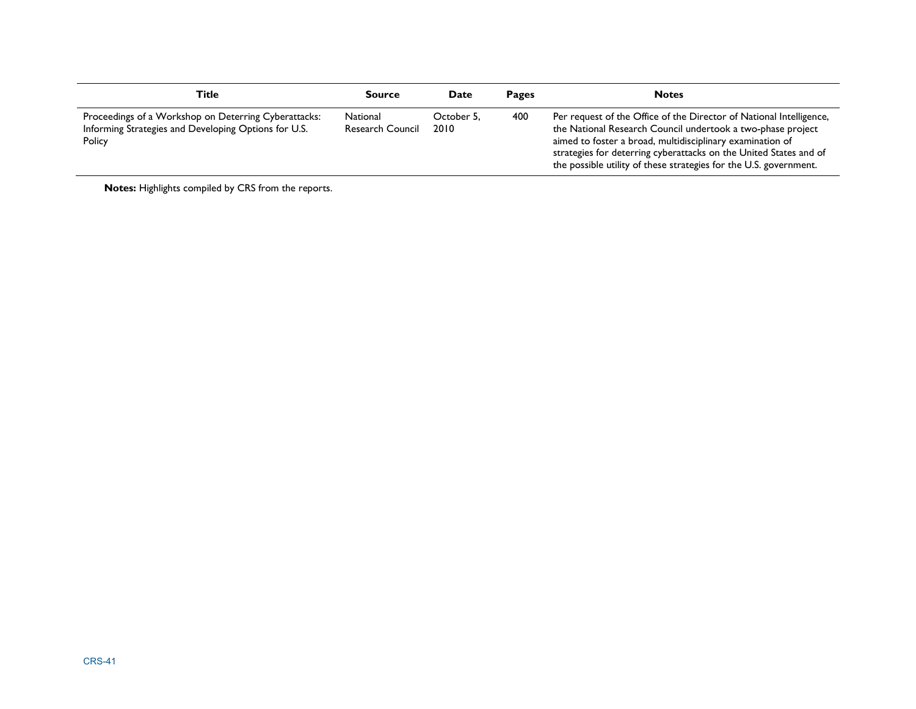| Title | Source | Date | Pages | Notes |
| --- | --- | --- | --- | --- |
| Proceedings of a Workshop on Deterring Cyberattacks: Informing Strategies and Developing Options for U.S. Policy | National Research Council | October 5, 2010 | 400 | Per request of the Office of the Director of National Intelligence, the National Research Council undertook a two-phase project aimed to foster a broad, multidisciplinary examination of strategies for deterring cyberattacks on the United States and of the possible utility of these strategies for the U.S. government. |

**Notes:** Highlights compiled by CRS from the reports.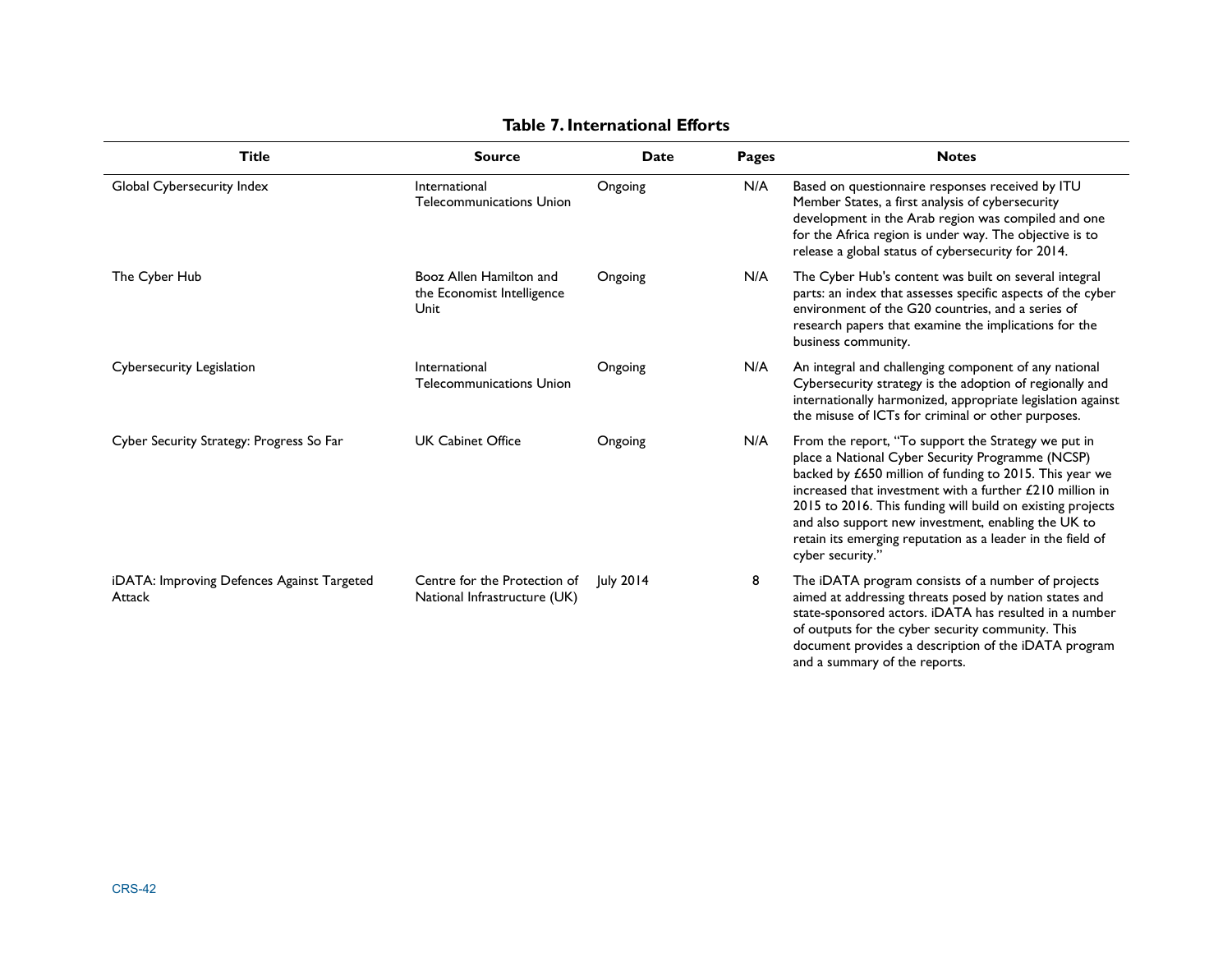**Table 7. International Efforts**

| Title | Source | Date | Pages | Notes |
|---|---|---|---|---|
| Global Cybersecurity Index | International Telecommunications Union | Ongoing | N/A | Based on questionnaire responses received by ITU Member States, a first analysis of cybersecurity development in the Arab region was compiled and one for the Africa region is under way. The objective is to release a global status of cybersecurity for 2014. |
| The Cyber Hub | Booz Allen Hamilton and the Economist Intelligence Unit | Ongoing | N/A | The Cyber Hub's content was built on several integral parts: an index that assesses specific aspects of the cyber environment of the G20 countries, and a series of research papers that examine the implications for the business community. |
| Cybersecurity Legislation | International Telecommunications Union | Ongoing | N/A | An integral and challenging component of any national Cybersecurity strategy is the adoption of regionally and internationally harmonized, appropriate legislation against the misuse of ICTs for criminal or other purposes. |
| Cyber Security Strategy: Progress So Far | UK Cabinet Office | Ongoing | N/A | From the report, "To support the Strategy we put in place a National Cyber Security Programme (NCSP) backed by £650 million of funding to 2015. This year we increased that investment with a further £210 million in 2015 to 2016. This funding will build on existing projects and also support new investment, enabling the UK to retain its emerging reputation as a leader in the field of cyber security." |
| iDATA: Improving Defences Against Targeted Attack | Centre for the Protection of National Infrastructure (UK) | July 2014 | 8 | The iDATA program consists of a number of projects aimed at addressing threats posed by nation states and state-sponsored actors. iDATA has resulted in a number of outputs for the cyber security community. This document provides a description of the iDATA program and a summary of the reports. |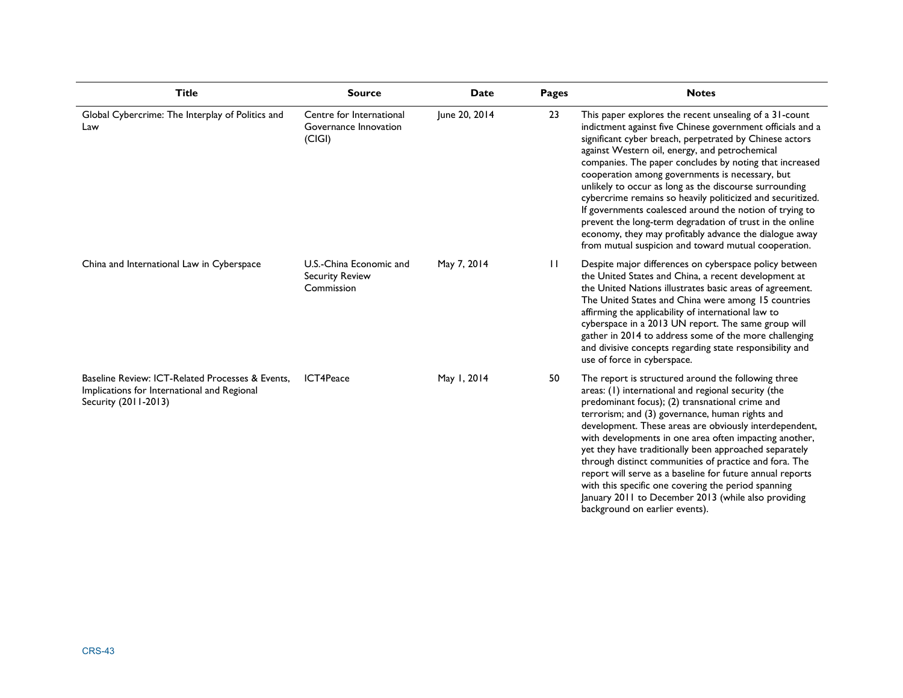| Title | Source | Date | Pages | Notes |
| --- | --- | --- | --- | --- |
| Global Cybercrime: The Interplay of Politics and Law | Centre for International Governance Innovation (CIGI) | June 20, 2014 | 23 | This paper explores the recent unsealing of a 31-count indictment against five Chinese government officials and a significant cyber breach, perpetrated by Chinese actors against Western oil, energy, and petrochemical companies. The paper concludes by noting that increased cooperation among governments is necessary, but unlikely to occur as long as the discourse surrounding cybercrime remains so heavily politicized and securitized. If governments coalesced around the notion of trying to prevent the long-term degradation of trust in the online economy, they may profitably advance the dialogue away from mutual suspicion and toward mutual cooperation. |
| China and International Law in Cyberspace | U.S.-China Economic and Security Review Commission | May 7, 2014 | 11 | Despite major differences on cyberspace policy between the United States and China, a recent development at the United Nations illustrates basic areas of agreement. The United States and China were among 15 countries affirming the applicability of international law to cyberspace in a 2013 UN report. The same group will gather in 2014 to address some of the more challenging and divisive concepts regarding state responsibility and use of force in cyberspace. |
| Baseline Review: ICT-Related Processes & Events, Implications for International and Regional Security (2011-2013) | ICT4Peace | May 1, 2014 | 50 | The report is structured around the following three areas: (1) international and regional security (the predominant focus); (2) transnational crime and terrorism; and (3) governance, human rights and development. These areas are obviously interdependent, with developments in one area often impacting another, yet they have traditionally been approached separately through distinct communities of practice and fora. The report will serve as a baseline for future annual reports with this specific one covering the period spanning January 2011 to December 2013 (while also providing background on earlier events). |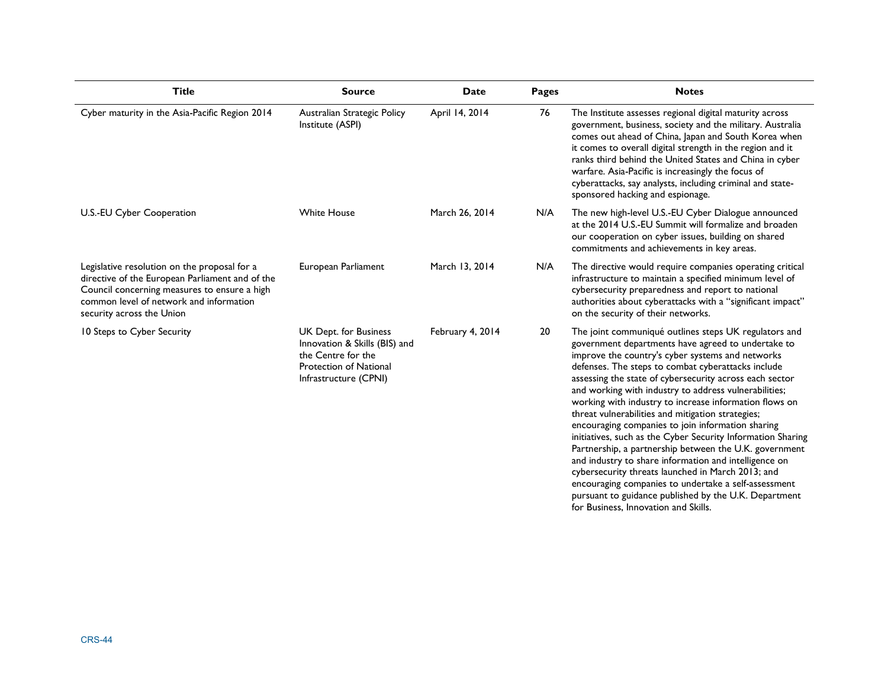| Title | Source | Date | Pages | Notes |
| --- | --- | --- | --- | --- |
| Cyber maturity in the Asia-Pacific Region 2014 | Australian Strategic Policy Institute (ASPI) | April 14, 2014 | 76 | The Institute assesses regional digital maturity across government, business, society and the military. Australia comes out ahead of China, Japan and South Korea when it comes to overall digital strength in the region and it ranks third behind the United States and China in cyber warfare. Asia-Pacific is increasingly the focus of cyberattacks, say analysts, including criminal and state-sponsored hacking and espionage. |
| U.S.-EU Cyber Cooperation | White House | March 26, 2014 | N/A | The new high-level U.S.-EU Cyber Dialogue announced at the 2014 U.S.-EU Summit will formalize and broaden our cooperation on cyber issues, building on shared commitments and achievements in key areas. |
| Legislative resolution on the proposal for a directive of the European Parliament and of the Council concerning measures to ensure a high common level of network and information security across the Union | European Parliament | March 13, 2014 | N/A | The directive would require companies operating critical infrastructure to maintain a specified minimum level of cybersecurity preparedness and report to national authorities about cyberattacks with a "significant impact" on the security of their networks. |
| 10 Steps to Cyber Security | UK Dept. for Business Innovation & Skills (BIS) and the Centre for the Protection of National Infrastructure (CPNI) | February 4, 2014 | 20 | The joint communiqué outlines steps UK regulators and government departments have agreed to undertake to improve the country's cyber systems and networks defenses. The steps to combat cyberattacks include assessing the state of cybersecurity across each sector and working with industry to address vulnerabilities; working with industry to increase information flows on threat vulnerabilities and mitigation strategies; encouraging companies to join information sharing initiatives, such as the Cyber Security Information Sharing Partnership, a partnership between the U.K. government and industry to share information and intelligence on cybersecurity threats launched in March 2013; and encouraging companies to undertake a self-assessment pursuant to guidance published by the U.K. Department for Business, Innovation and Skills. |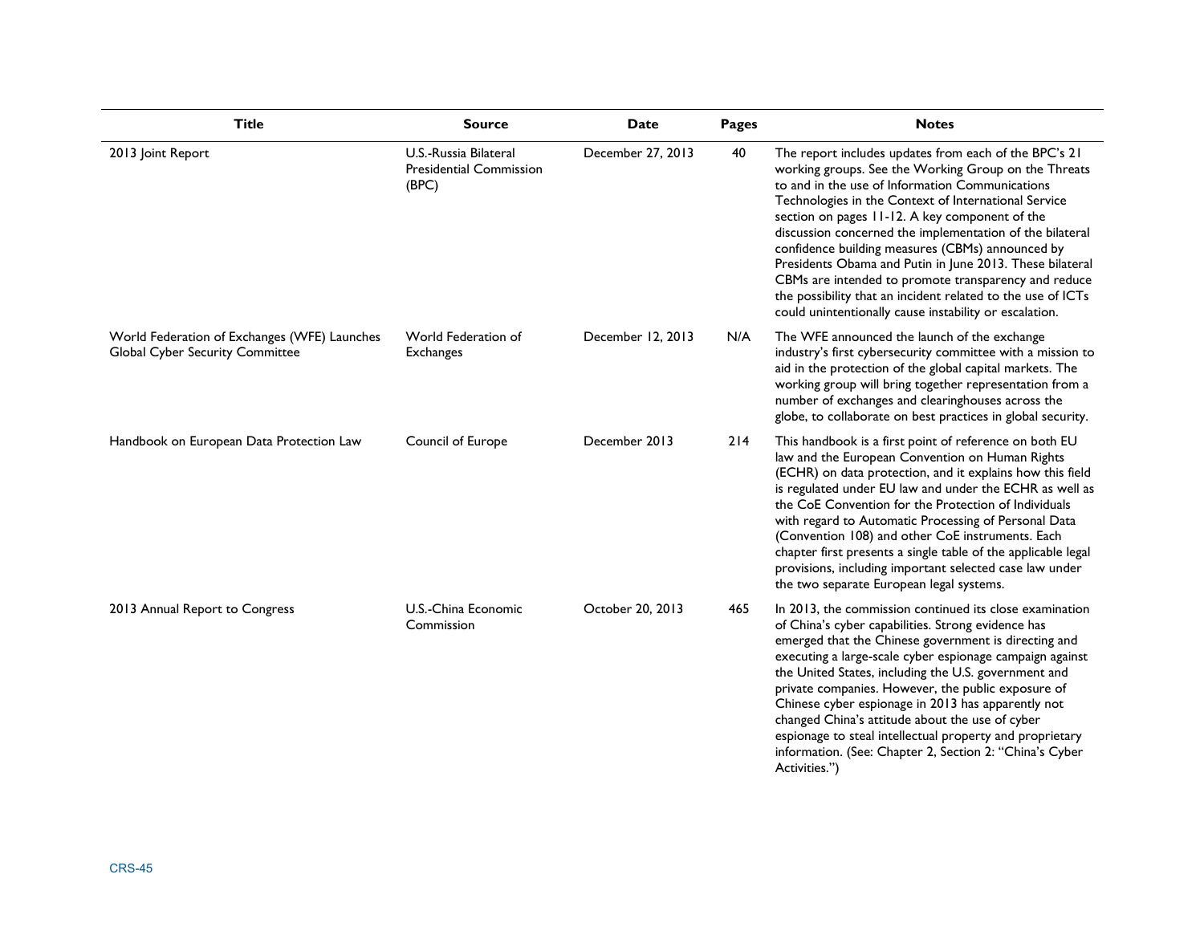| Title | Source | Date | Pages | Notes |
| --- | --- | --- | --- | --- |
| 2013 Joint Report | U.S.-Russia Bilateral Presidential Commission (BPC) | December 27, 2013 | 40 | The report includes updates from each of the BPC's 21 working groups. See the Working Group on the Threats to and in the use of Information Communications Technologies in the Context of International Service section on pages 11-12. A key component of the discussion concerned the implementation of the bilateral confidence building measures (CBMs) announced by Presidents Obama and Putin in June 2013. These bilateral CBMs are intended to promote transparency and reduce the possibility that an incident related to the use of ICTs could unintentionally cause instability or escalation. |
| World Federation of Exchanges (WFE) Launches Global Cyber Security Committee | World Federation of Exchanges | December 12, 2013 | N/A | The WFE announced the launch of the exchange industry's first cybersecurity committee with a mission to aid in the protection of the global capital markets. The working group will bring together representation from a number of exchanges and clearinghouses across the globe, to collaborate on best practices in global security. |
| Handbook on European Data Protection Law | Council of Europe | December 2013 | 214 | This handbook is a first point of reference on both EU law and the European Convention on Human Rights (ECHR) on data protection, and it explains how this field is regulated under EU law and under the ECHR as well as the CoE Convention for the Protection of Individuals with regard to Automatic Processing of Personal Data (Convention 108) and other CoE instruments. Each chapter first presents a single table of the applicable legal provisions, including important selected case law under the two separate European legal systems. |
| 2013 Annual Report to Congress | U.S.-China Economic Commission | October 20, 2013 | 465 | In 2013, the commission continued its close examination of China's cyber capabilities. Strong evidence has emerged that the Chinese government is directing and executing a large-scale cyber espionage campaign against the United States, including the U.S. government and private companies. However, the public exposure of Chinese cyber espionage in 2013 has apparently not changed China's attitude about the use of cyber espionage to steal intellectual property and proprietary information. (See: Chapter 2, Section 2: "China's Cyber Activities.") |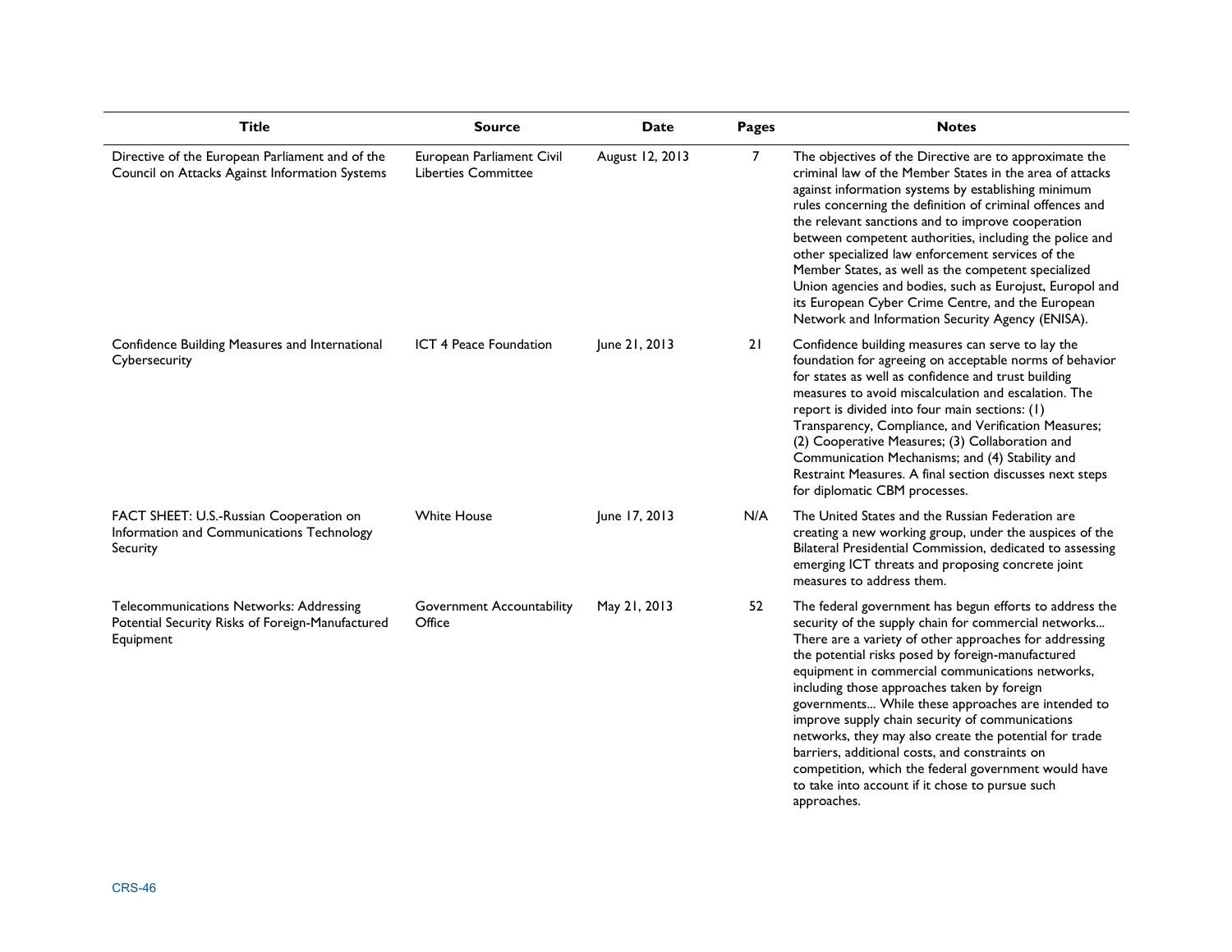| Title | Source | Date | Pages | Notes |
|---|---|---|---|---|
| Directive of the European Parliament and of the Council on Attacks Against Information Systems | European Parliament Civil Liberties Committee | August 12, 2013 | 7 | The objectives of the Directive are to approximate the criminal law of the Member States in the area of attacks against information systems by establishing minimum rules concerning the definition of criminal offences and the relevant sanctions and to improve cooperation between competent authorities, including the police and other specialized law enforcement services of the Member States, as well as the competent specialized Union agencies and bodies, such as Eurojust, Europol and its European Cyber Crime Centre, and the European Network and Information Security Agency (ENISA). |
| Confidence Building Measures and International Cybersecurity | ICT 4 Peace Foundation | June 21, 2013 | 21 | Confidence building measures can serve to lay the foundation for agreeing on acceptable norms of behavior for states as well as confidence and trust building measures to avoid miscalculation and escalation. The report is divided into four main sections: (1) Transparency, Compliance, and Verification Measures; (2) Cooperative Measures; (3) Collaboration and Communication Mechanisms; and (4) Stability and Restraint Measures. A final section discusses next steps for diplomatic CBM processes. |
| FACT SHEET: U.S.-Russian Cooperation on Information and Communications Technology Security | White House | June 17, 2013 | N/A | The United States and the Russian Federation are creating a new working group, under the auspices of the Bilateral Presidential Commission, dedicated to assessing emerging ICT threats and proposing concrete joint measures to address them. |
| Telecommunications Networks: Addressing Potential Security Risks of Foreign-Manufactured Equipment | Government Accountability Office | May 21, 2013 | 52 | The federal government has begun efforts to address the security of the supply chain for commercial networks... There are a variety of other approaches for addressing the potential risks posed by foreign-manufactured equipment in commercial communications networks, including those approaches taken by foreign governments... While these approaches are intended to improve supply chain security of communications networks, they may also create the potential for trade barriers, additional costs, and constraints on competition, which the federal government would have to take into account if it chose to pursue such approaches. |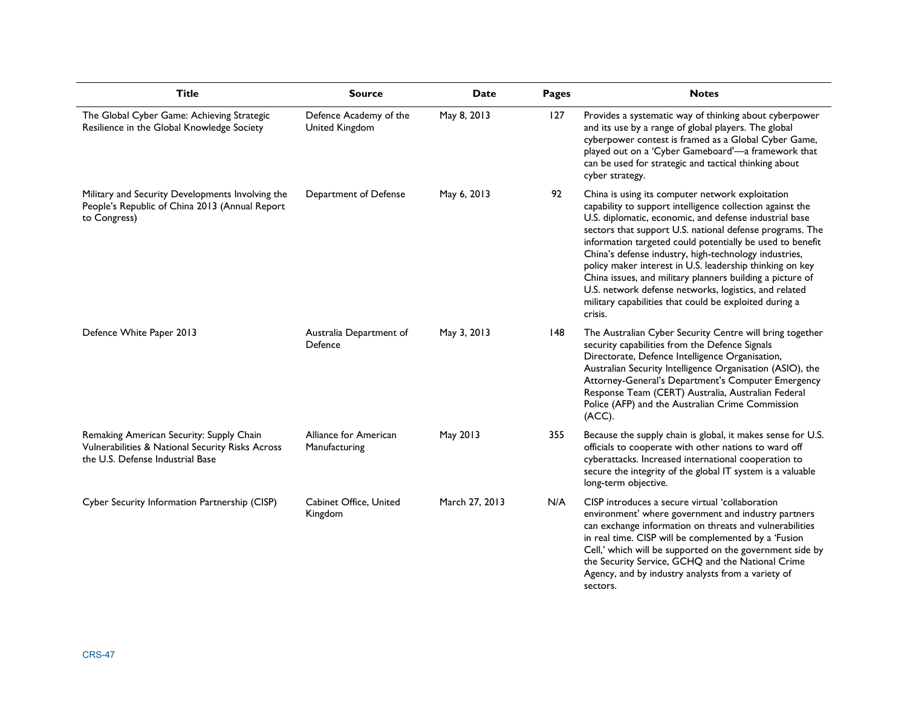| Title | Source | Date | Pages | Notes |
|---|---|---|---|---|
| The Global Cyber Game: Achieving Strategic Resilience in the Global Knowledge Society | Defence Academy of the United Kingdom | May 8, 2013 | 127 | Provides a systematic way of thinking about cyberpower and its use by a range of global players. The global cyberpower contest is framed as a Global Cyber Game, played out on a 'Cyber Gameboard'—a framework that can be used for strategic and tactical thinking about cyber strategy. |
| Military and Security Developments Involving the People's Republic of China 2013 (Annual Report to Congress) | Department of Defense | May 6, 2013 | 92 | China is using its computer network exploitation capability to support intelligence collection against the U.S. diplomatic, economic, and defense industrial base sectors that support U.S. national defense programs. The information targeted could potentially be used to benefit China's defense industry, high-technology industries, policy maker interest in U.S. leadership thinking on key China issues, and military planners building a picture of U.S. network defense networks, logistics, and related military capabilities that could be exploited during a crisis. |
| Defence White Paper 2013 | Australia Department of Defence | May 3, 2013 | 148 | The Australian Cyber Security Centre will bring together security capabilities from the Defence Signals Directorate, Defence Intelligence Organisation, Australian Security Intelligence Organisation (ASIO), the Attorney-General's Department's Computer Emergency Response Team (CERT) Australia, Australian Federal Police (AFP) and the Australian Crime Commission (ACC). |
| Remaking American Security: Supply Chain Vulnerabilities & National Security Risks Across the U.S. Defense Industrial Base | Alliance for American Manufacturing | May 2013 | 355 | Because the supply chain is global, it makes sense for U.S. officials to cooperate with other nations to ward off cyberattacks. Increased international cooperation to secure the integrity of the global IT system is a valuable long-term objective. |
| Cyber Security Information Partnership (CISP) | Cabinet Office, United Kingdom | March 27, 2013 | N/A | CISP introduces a secure virtual 'collaboration environment' where government and industry partners can exchange information on threats and vulnerabilities in real time. CISP will be complemented by a 'Fusion Cell,' which will be supported on the government side by the Security Service, GCHQ and the National Crime Agency, and by industry analysts from a variety of sectors. |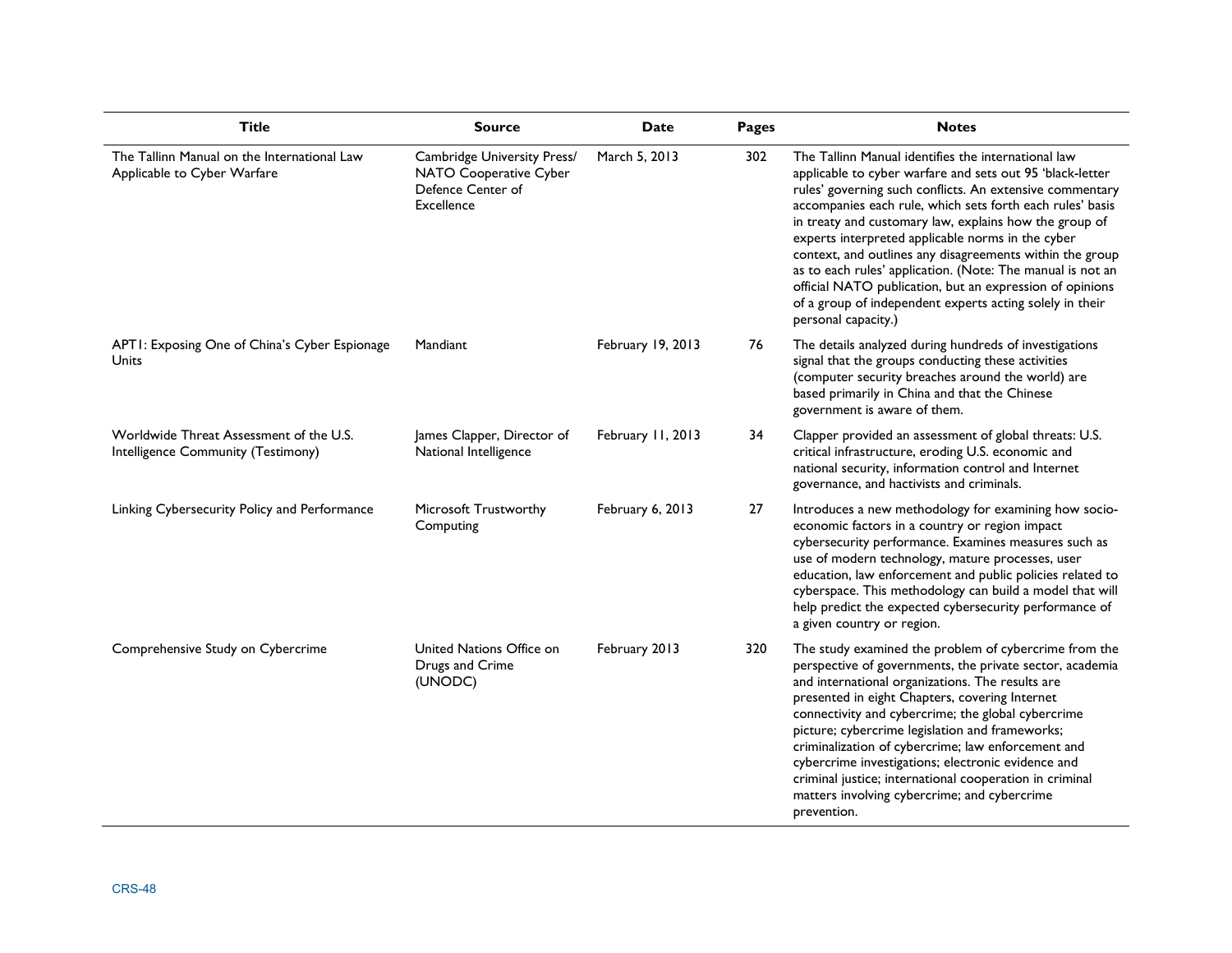| Title | Source | Date | Pages | Notes |
| --- | --- | --- | --- | --- |
| The Tallinn Manual on the International Law Applicable to Cyber Warfare | Cambridge University Press/ NATO Cooperative Cyber Defence Center of Excellence | March 5, 2013 | 302 | The Tallinn Manual identifies the international law applicable to cyber warfare and sets out 95 'black-letter rules' governing such conflicts. An extensive commentary accompanies each rule, which sets forth each rules' basis in treaty and customary law, explains how the group of experts interpreted applicable norms in the cyber context, and outlines any disagreements within the group as to each rules' application. (Note: The manual is not an official NATO publication, but an expression of opinions of a group of independent experts acting solely in their personal capacity.) |
| APT1: Exposing One of China's Cyber Espionage Units | Mandiant | February 19, 2013 | 76 | The details analyzed during hundreds of investigations signal that the groups conducting these activities (computer security breaches around the world) are based primarily in China and that the Chinese government is aware of them. |
| Worldwide Threat Assessment of the U.S. Intelligence Community (Testimony) | James Clapper, Director of National Intelligence | February 11, 2013 | 34 | Clapper provided an assessment of global threats: U.S. critical infrastructure, eroding U.S. economic and national security, information control and Internet governance, and hactivists and criminals. |
| Linking Cybersecurity Policy and Performance | Microsoft Trustworthy Computing | February 6, 2013 | 27 | Introduces a new methodology for examining how socio-economic factors in a country or region impact cybersecurity performance. Examines measures such as use of modern technology, mature processes, user education, law enforcement and public policies related to cyberspace. This methodology can build a model that will help predict the expected cybersecurity performance of a given country or region. |
| Comprehensive Study on Cybercrime | United Nations Office on Drugs and Crime (UNODC) | February 2013 | 320 | The study examined the problem of cybercrime from the perspective of governments, the private sector, academia and international organizations. The results are presented in eight Chapters, covering Internet connectivity and cybercrime; the global cybercrime picture; cybercrime legislation and frameworks; criminalization of cybercrime; law enforcement and cybercrime investigations; electronic evidence and criminal justice; international cooperation in criminal matters involving cybercrime; and cybercrime prevention. |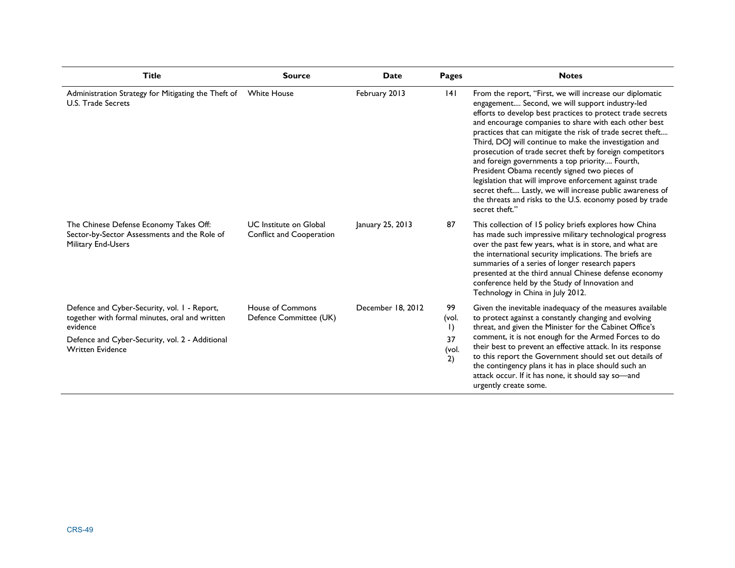| Title | Source | Date | Pages | Notes |
|---|---|---|---|---|
| Administration Strategy for Mitigating the Theft of U.S. Trade Secrets | White House | February 2013 | 141 | From the report, "First, we will increase our diplomatic engagement.... Second, we will support industry-led efforts to develop best practices to protect trade secrets and encourage companies to share with each other best practices that can mitigate the risk of trade secret theft.... Third, DOJ will continue to make the investigation and prosecution of trade secret theft by foreign competitors and foreign governments a top priority.... Fourth, President Obama recently signed two pieces of legislation that will improve enforcement against trade secret theft.... Lastly, we will increase public awareness of the threats and risks to the U.S. economy posed by trade secret theft." |
| The Chinese Defense Economy Takes Off: Sector-by-Sector Assessments and the Role of Military End-Users | UC Institute on Global Conflict and Cooperation | January 25, 2013 | 87 | This collection of 15 policy briefs explores how China has made such impressive military technological progress over the past few years, what is in store, and what are the international security implications. The briefs are summaries of a series of longer research papers presented at the third annual Chinese defense economy conference held by the Study of Innovation and Technology in China in July 2012. |
| Defence and Cyber-Security, vol. 1 - Report, together with formal minutes, oral and written evidence<br>Defence and Cyber-Security, vol. 2 - Additional Written Evidence | House of Commons Defence Committee (UK) | December 18, 2012 | 99 (vol. 1)<br>37 (vol. 2) | Given the inevitable inadequacy of the measures available to protect against a constantly changing and evolving threat, and given the Minister for the Cabinet Office's comment, it is not enough for the Armed Forces to do their best to prevent an effective attack. In its response to this report the Government should set out details of the contingency plans it has in place should such an attack occur. If it has none, it should say so—and urgently create some. |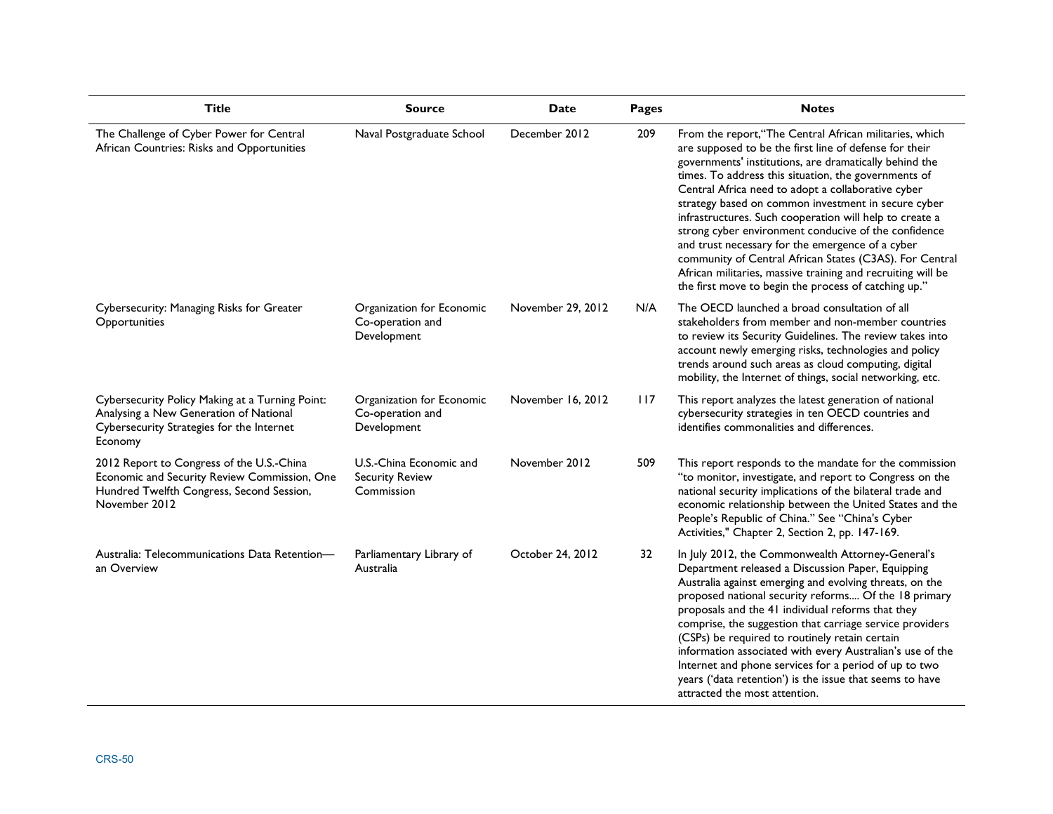| Title | Source | Date | Pages | Notes |
| --- | --- | --- | --- | --- |
| The Challenge of Cyber Power for Central African Countries: Risks and Opportunities | Naval Postgraduate School | December 2012 | 209 | From the report,"The Central African militaries, which are supposed to be the first line of defense for their governments' institutions, are dramatically behind the times. To address this situation, the governments of Central Africa need to adopt a collaborative cyber strategy based on common investment in secure cyber infrastructures. Such cooperation will help to create a strong cyber environment conducive of the confidence and trust necessary for the emergence of a cyber community of Central African States (C3AS). For Central African militaries, massive training and recruiting will be the first move to begin the process of catching up." |
| Cybersecurity: Managing Risks for Greater Opportunities | Organization for Economic Co-operation and Development | November 29, 2012 | N/A | The OECD launched a broad consultation of all stakeholders from member and non-member countries to review its Security Guidelines. The review takes into account newly emerging risks, technologies and policy trends around such areas as cloud computing, digital mobility, the Internet of things, social networking, etc. |
| Cybersecurity Policy Making at a Turning Point: Analysing a New Generation of National Cybersecurity Strategies for the Internet Economy | Organization for Economic Co-operation and Development | November 16, 2012 | 117 | This report analyzes the latest generation of national cybersecurity strategies in ten OECD countries and identifies commonalities and differences. |
| 2012 Report to Congress of the U.S.-China Economic and Security Review Commission, One Hundred Twelfth Congress, Second Session, November 2012 | U.S.-China Economic and Security Review Commission | November 2012 | 509 | This report responds to the mandate for the commission "to monitor, investigate, and report to Congress on the national security implications of the bilateral trade and economic relationship between the United States and the People's Republic of China." See "China's Cyber Activities," Chapter 2, Section 2, pp. 147-169. |
| Australia: Telecommunications Data Retention—an Overview | Parliamentary Library of Australia | October 24, 2012 | 32 | In July 2012, the Commonwealth Attorney-General's Department released a Discussion Paper, Equipping Australia against emerging and evolving threats, on the proposed national security reforms.... Of the 18 primary proposals and the 41 individual reforms that they comprise, the suggestion that carriage service providers (CSPs) be required to routinely retain certain information associated with every Australian's use of the Internet and phone services for a period of up to two years ('data retention') is the issue that seems to have attracted the most attention. |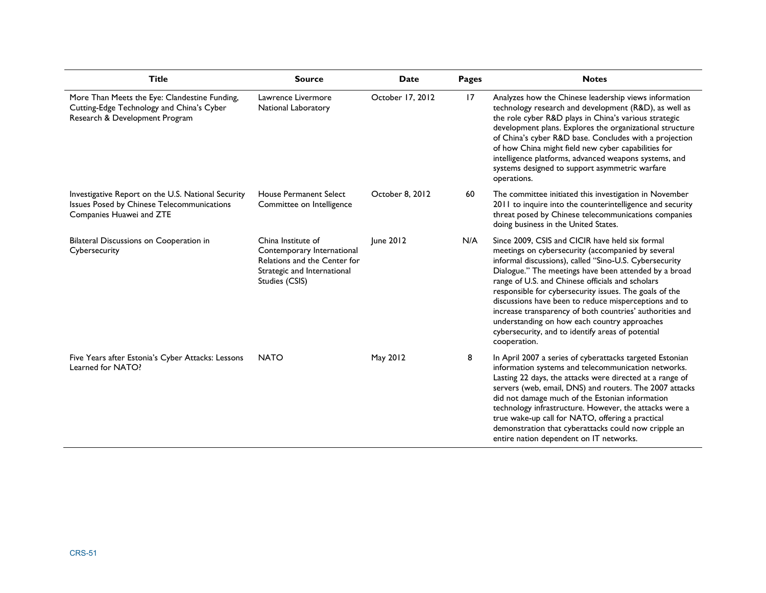| Title | Source | Date | Pages | Notes |
| --- | --- | --- | --- | --- |
| More Than Meets the Eye: Clandestine Funding, Cutting-Edge Technology and China's Cyber Research & Development Program | Lawrence Livermore National Laboratory | October 17, 2012 | 17 | Analyzes how the Chinese leadership views information technology research and development (R&D), as well as the role cyber R&D plays in China's various strategic development plans. Explores the organizational structure of China's cyber R&D base. Concludes with a projection of how China might field new cyber capabilities for intelligence platforms, advanced weapons systems, and systems designed to support asymmetric warfare operations. |
| Investigative Report on the U.S. National Security Issues Posed by Chinese Telecommunications Companies Huawei and ZTE | House Permanent Select Committee on Intelligence | October 8, 2012 | 60 | The committee initiated this investigation in November 2011 to inquire into the counterintelligence and security threat posed by Chinese telecommunications companies doing business in the United States. |
| Bilateral Discussions on Cooperation in Cybersecurity | China Institute of Contemporary International Relations and the Center for Strategic and International Studies (CSIS) | June 2012 | N/A | Since 2009, CSIS and CICIR have held six formal meetings on cybersecurity (accompanied by several informal discussions), called "Sino-U.S. Cybersecurity Dialogue." The meetings have been attended by a broad range of U.S. and Chinese officials and scholars responsible for cybersecurity issues. The goals of the discussions have been to reduce misperceptions and to increase transparency of both countries' authorities and understanding on how each country approaches cybersecurity, and to identify areas of potential cooperation. |
| Five Years after Estonia's Cyber Attacks: Lessons Learned for NATO? | NATO | May 2012 | 8 | In April 2007 a series of cyberattacks targeted Estonian information systems and telecommunication networks. Lasting 22 days, the attacks were directed at a range of servers (web, email, DNS) and routers. The 2007 attacks did not damage much of the Estonian information technology infrastructure. However, the attacks were a true wake-up call for NATO, offering a practical demonstration that cyberattacks could now cripple an entire nation dependent on IT networks. |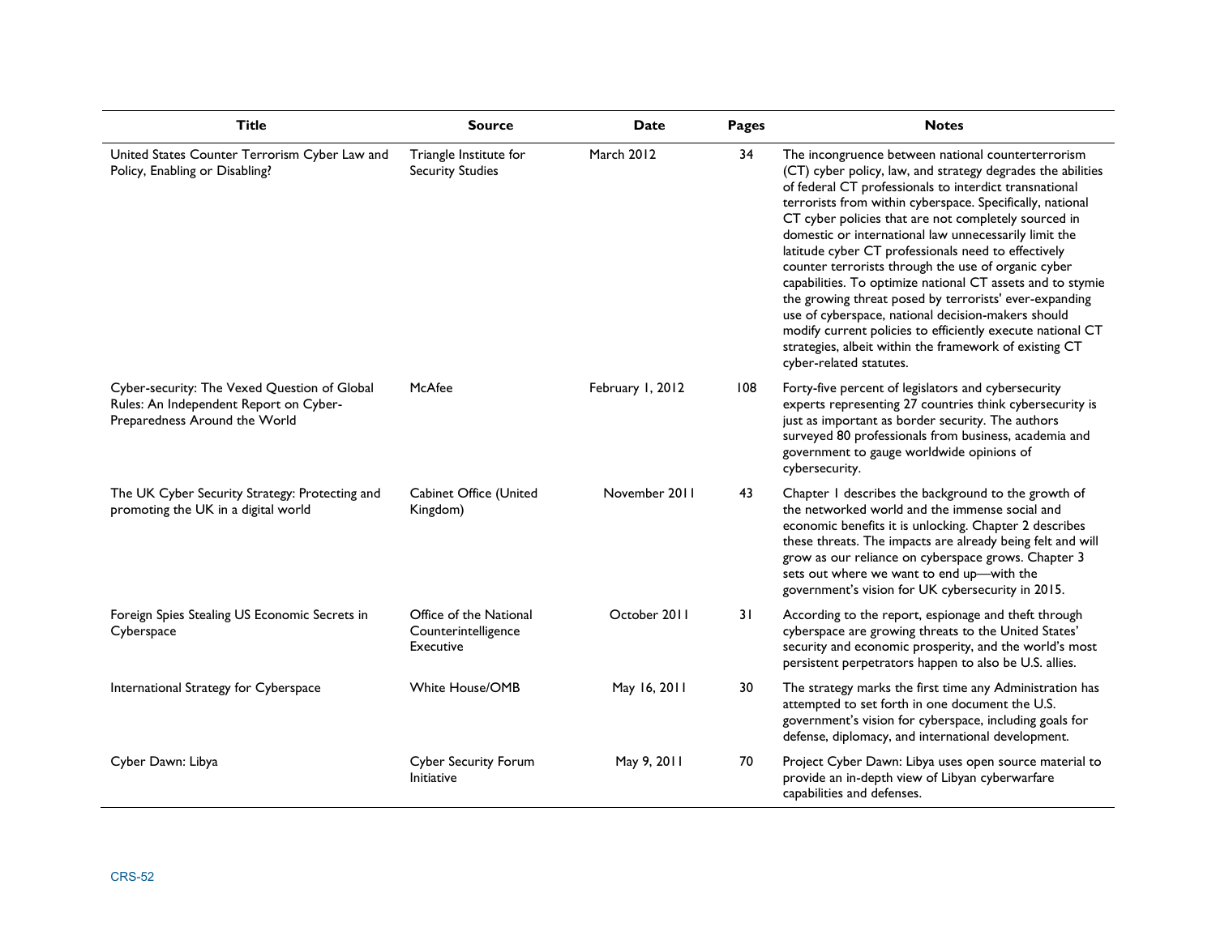| Title | Source | Date | Pages | Notes |
|---|---|---|---|---|
| United States Counter Terrorism Cyber Law and Policy, Enabling or Disabling? | Triangle Institute for Security Studies | March 2012 | 34 | The incongruence between national counterterrorism (CT) cyber policy, law, and strategy degrades the abilities of federal CT professionals to interdict transnational terrorists from within cyberspace. Specifically, national CT cyber policies that are not completely sourced in domestic or international law unnecessarily limit the latitude cyber CT professionals need to effectively counter terrorists through the use of organic cyber capabilities. To optimize national CT assets and to stymie the growing threat posed by terrorists' ever-expanding use of cyberspace, national decision-makers should modify current policies to efficiently execute national CT strategies, albeit within the framework of existing CT cyber-related statutes. |
| Cyber-security: The Vexed Question of Global Rules: An Independent Report on Cyber-Preparedness Around the World | McAfee | February 1, 2012 | 108 | Forty-five percent of legislators and cybersecurity experts representing 27 countries think cybersecurity is just as important as border security. The authors surveyed 80 professionals from business, academia and government to gauge worldwide opinions of cybersecurity. |
| The UK Cyber Security Strategy: Protecting and promoting the UK in a digital world | Cabinet Office (United Kingdom) | November 2011 | 43 | Chapter 1 describes the background to the growth of the networked world and the immense social and economic benefits it is unlocking. Chapter 2 describes these threats. The impacts are already being felt and will grow as our reliance on cyberspace grows. Chapter 3 sets out where we want to end up—with the government's vision for UK cybersecurity in 2015. |
| Foreign Spies Stealing US Economic Secrets in Cyberspace | Office of the National Counterintelligence Executive | October 2011 | 31 | According to the report, espionage and theft through cyberspace are growing threats to the United States' security and economic prosperity, and the world's most persistent perpetrators happen to also be U.S. allies. |
| International Strategy for Cyberspace | White House/OMB | May 16, 2011 | 30 | The strategy marks the first time any Administration has attempted to set forth in one document the U.S. government's vision for cyberspace, including goals for defense, diplomacy, and international development. |
| Cyber Dawn: Libya | Cyber Security Forum Initiative | May 9, 2011 | 70 | Project Cyber Dawn: Libya uses open source material to provide an in-depth view of Libyan cyberwarfare capabilities and defenses. |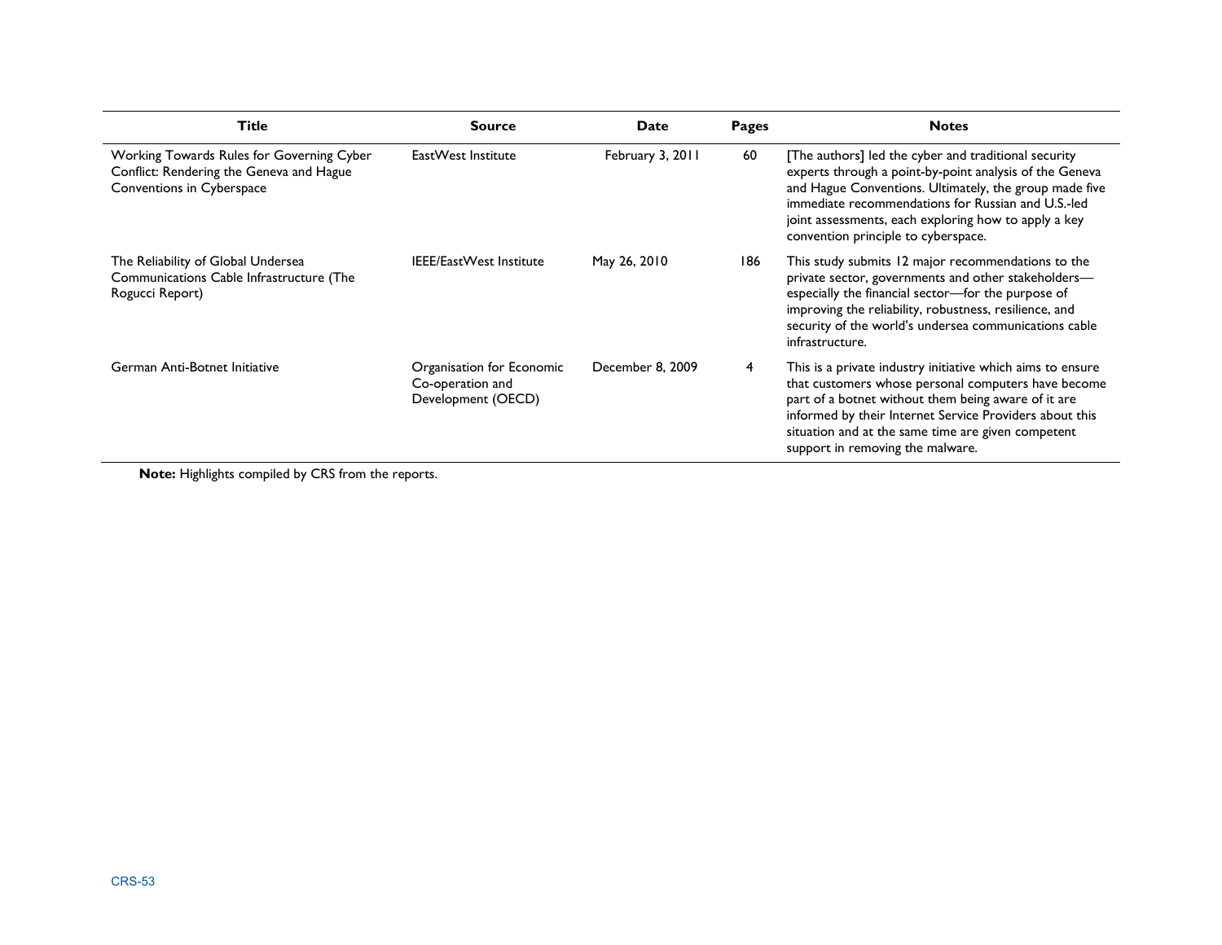| Title | Source | Date | Pages | Notes |
| --- | --- | --- | --- | --- |
| Working Towards Rules for Governing Cyber Conflict: Rendering the Geneva and Hague Conventions in Cyberspace | EastWest Institute | February 3, 2011 | 60 | [The authors] led the cyber and traditional security experts through a point-by-point analysis of the Geneva and Hague Conventions. Ultimately, the group made five immediate recommendations for Russian and U.S.-led joint assessments, each exploring how to apply a key convention principle to cyberspace. |
| The Reliability of Global Undersea Communications Cable Infrastructure (The Rogucci Report) | IEEE/EastWest Institute | May 26, 2010 | 186 | This study submits 12 major recommendations to the private sector, governments and other stakeholders—especially the financial sector—for the purpose of improving the reliability, robustness, resilience, and security of the world's undersea communications cable infrastructure. |
| German Anti-Botnet Initiative | Organisation for Economic Co-operation and Development (OECD) | December 8, 2009 | 4 | This is a private industry initiative which aims to ensure that customers whose personal computers have become part of a botnet without them being aware of it are informed by their Internet Service Providers about this situation and at the same time are given competent support in removing the malware. |

**Note:** Highlights compiled by CRS from the reports.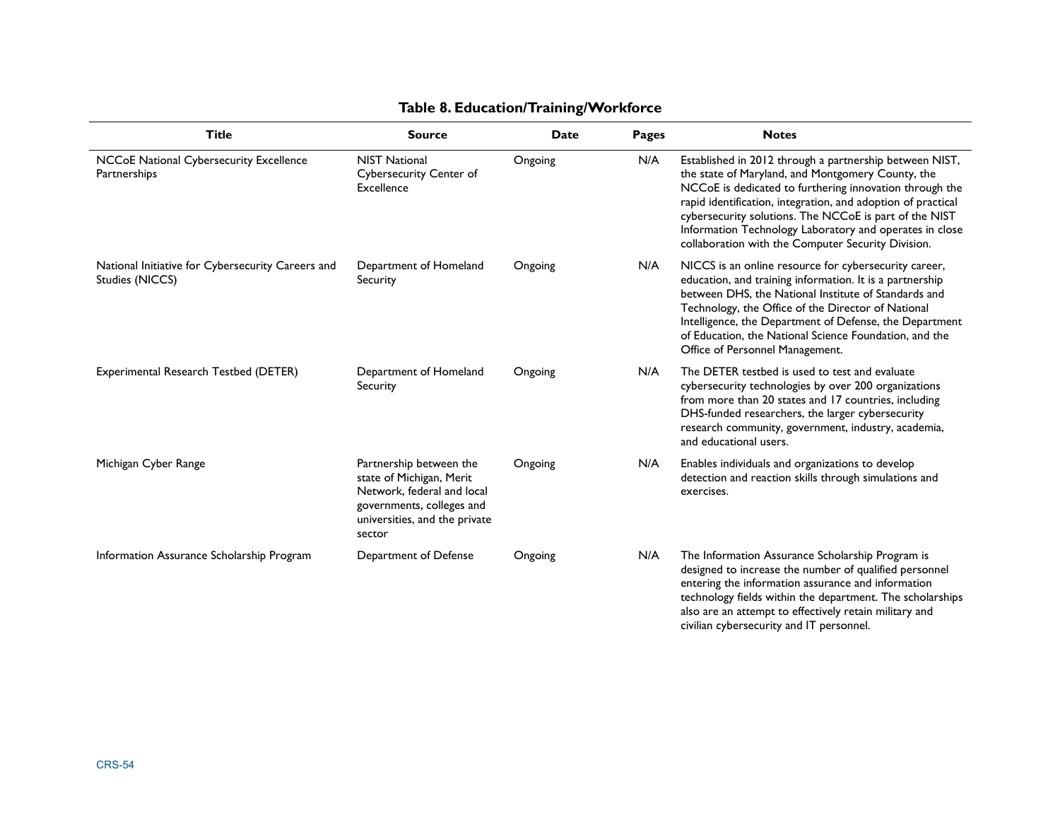**Table 8. Education/Training/Workforce**

| Title | Source | Date | Pages | Notes |
| --- | --- | --- | --- | --- |
| NCCoE National Cybersecurity Excellence Partnerships | NIST National Cybersecurity Center of Excellence | Ongoing | N/A | Established in 2012 through a partnership between NIST, the state of Maryland, and Montgomery County, the NCCoE is dedicated to furthering innovation through the rapid identification, integration, and adoption of practical cybersecurity solutions. The NCCoE is part of the NIST Information Technology Laboratory and operates in close collaboration with the Computer Security Division. |
| National Initiative for Cybersecurity Careers and Studies (NICCS) | Department of Homeland Security | Ongoing | N/A | NICCS is an online resource for cybersecurity career, education, and training information. It is a partnership between DHS, the National Institute of Standards and Technology, the Office of the Director of National Intelligence, the Department of Defense, the Department of Education, the National Science Foundation, and the Office of Personnel Management. |
| Experimental Research Testbed (DETER) | Department of Homeland Security | Ongoing | N/A | The DETER testbed is used to test and evaluate cybersecurity technologies by over 200 organizations from more than 20 states and 17 countries, including DHS-funded researchers, the larger cybersecurity research community, government, industry, academia, and educational users. |
| Michigan Cyber Range | Partnership between the state of Michigan, Merit Network, federal and local governments, colleges and universities, and the private sector | Ongoing | N/A | Enables individuals and organizations to develop detection and reaction skills through simulations and exercises. |
| Information Assurance Scholarship Program | Department of Defense | Ongoing | N/A | The Information Assurance Scholarship Program is designed to increase the number of qualified personnel entering the information assurance and information technology fields within the department. The scholarships also are an attempt to effectively retain military and civilian cybersecurity and IT personnel. |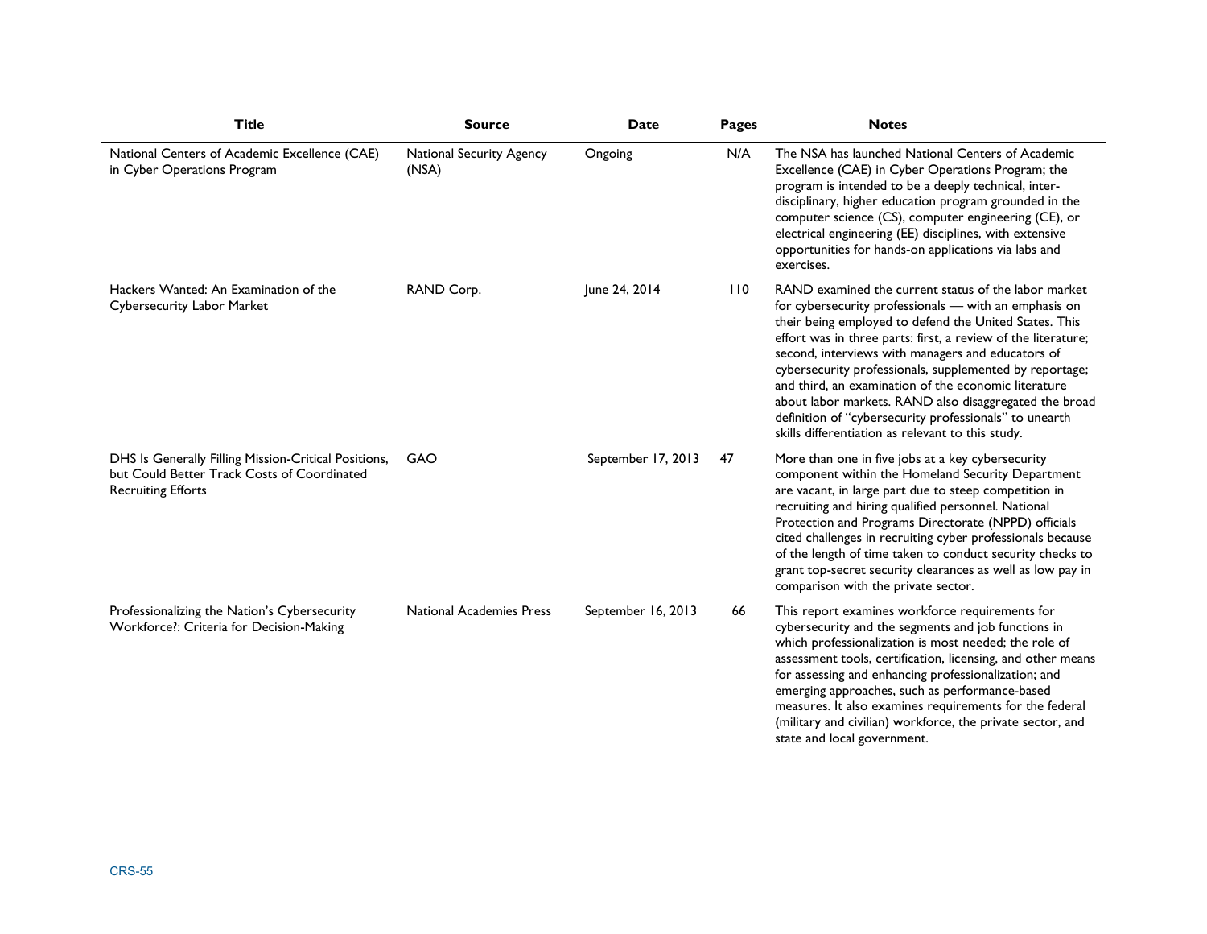| Title | Source | Date | Pages | Notes |
| --- | --- | --- | --- | --- |
| National Centers of Academic Excellence (CAE) in Cyber Operations Program | National Security Agency (NSA) | Ongoing | N/A | The NSA has launched National Centers of Academic Excellence (CAE) in Cyber Operations Program; the program is intended to be a deeply technical, inter-disciplinary, higher education program grounded in the computer science (CS), computer engineering (CE), or electrical engineering (EE) disciplines, with extensive opportunities for hands-on applications via labs and exercises. |
| Hackers Wanted: An Examination of the Cybersecurity Labor Market | RAND Corp. | June 24, 2014 | 110 | RAND examined the current status of the labor market for cybersecurity professionals — with an emphasis on their being employed to defend the United States. This effort was in three parts: first, a review of the literature; second, interviews with managers and educators of cybersecurity professionals, supplemented by reportage; and third, an examination of the economic literature about labor markets. RAND also disaggregated the broad definition of "cybersecurity professionals" to unearth skills differentiation as relevant to this study. |
| DHS Is Generally Filling Mission-Critical Positions, but Could Better Track Costs of Coordinated Recruiting Efforts | GAO | September 17, 2013 | 47 | More than one in five jobs at a key cybersecurity component within the Homeland Security Department are vacant, in large part due to steep competition in recruiting and hiring qualified personnel. National Protection and Programs Directorate (NPPD) officials cited challenges in recruiting cyber professionals because of the length of time taken to conduct security checks to grant top-secret security clearances as well as low pay in comparison with the private sector. |
| Professionalizing the Nation's Cybersecurity Workforce?: Criteria for Decision-Making | National Academies Press | September 16, 2013 | 66 | This report examines workforce requirements for cybersecurity and the segments and job functions in which professionalization is most needed; the role of assessment tools, certification, licensing, and other means for assessing and enhancing professionalization; and emerging approaches, such as performance-based measures. It also examines requirements for the federal (military and civilian) workforce, the private sector, and state and local government. |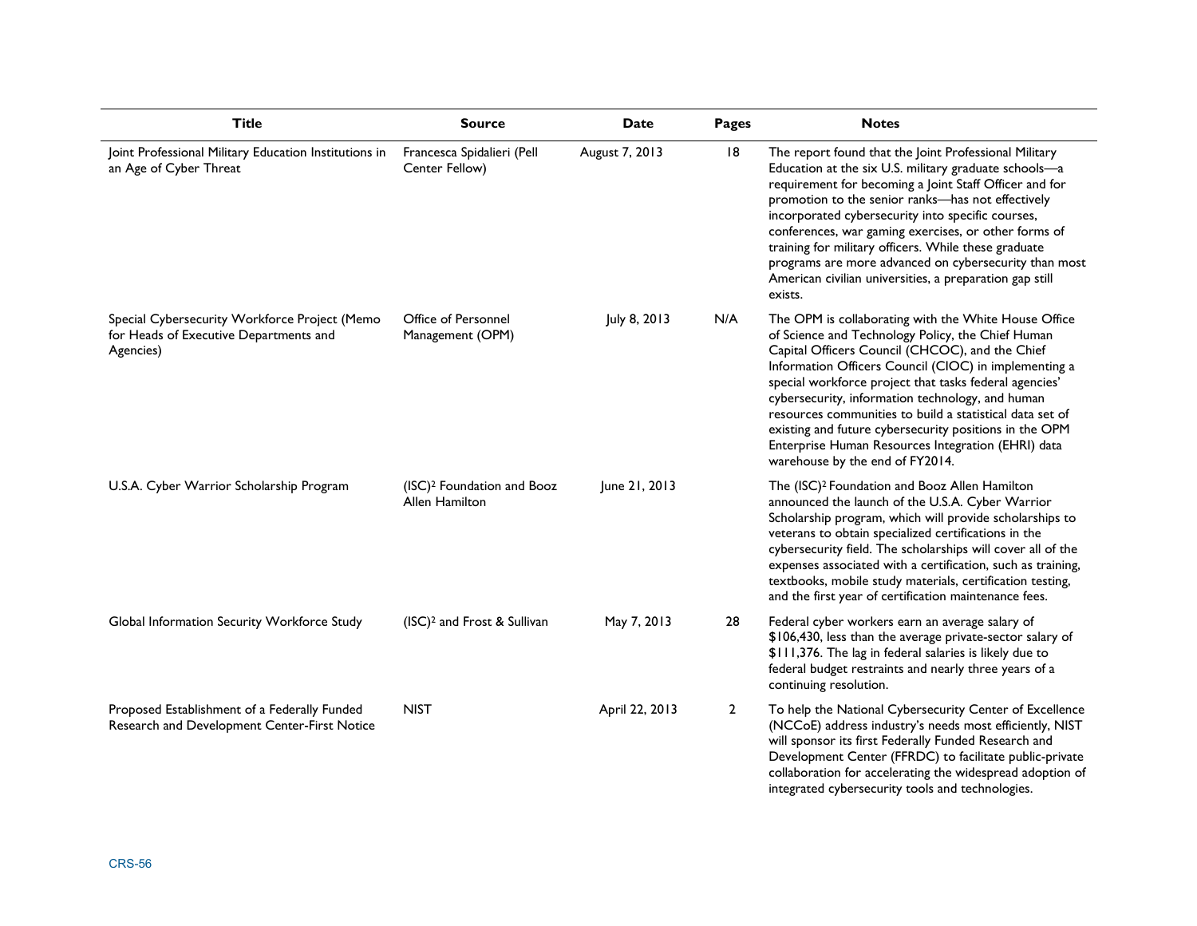| Title | Source | Date | Pages | Notes |
| --- | --- | --- | --- | --- |
| Joint Professional Military Education Institutions in an Age of Cyber Threat | Francesca Spidalieri (Pell Center Fellow) | August 7, 2013 | 18 | The report found that the Joint Professional Military Education at the six U.S. military graduate schools—a requirement for becoming a Joint Staff Officer and for promotion to the senior ranks—has not effectively incorporated cybersecurity into specific courses, conferences, war gaming exercises, or other forms of training for military officers. While these graduate programs are more advanced on cybersecurity than most American civilian universities, a preparation gap still exists. |
| Special Cybersecurity Workforce Project (Memo for Heads of Executive Departments and Agencies) | Office of Personnel Management (OPM) | July 8, 2013 | N/A | The OPM is collaborating with the White House Office of Science and Technology Policy, the Chief Human Capital Officers Council (CHCOC), and the Chief Information Officers Council (CIOC) in implementing a special workforce project that tasks federal agencies' cybersecurity, information technology, and human resources communities to build a statistical data set of existing and future cybersecurity positions in the OPM Enterprise Human Resources Integration (EHRI) data warehouse by the end of FY2014. |
| U.S.A. Cyber Warrior Scholarship Program | (ISC)² Foundation and Booz Allen Hamilton | June 21, 2013 | | The (ISC)² Foundation and Booz Allen Hamilton announced the launch of the U.S.A. Cyber Warrior Scholarship program, which will provide scholarships to veterans to obtain specialized certifications in the cybersecurity field. The scholarships will cover all of the expenses associated with a certification, such as training, textbooks, mobile study materials, certification testing, and the first year of certification maintenance fees. |
| Global Information Security Workforce Study | (ISC)² and Frost & Sullivan | May 7, 2013 | 28 | Federal cyber workers earn an average salary of $106,430, less than the average private-sector salary of $111,376. The lag in federal salaries is likely due to federal budget restraints and nearly three years of a continuing resolution. |
| Proposed Establishment of a Federally Funded Research and Development Center-First Notice | NIST | April 22, 2013 | 2 | To help the National Cybersecurity Center of Excellence (NCCoE) address industry's needs most efficiently, NIST will sponsor its first Federally Funded Research and Development Center (FFRDC) to facilitate public-private collaboration for accelerating the widespread adoption of integrated cybersecurity tools and technologies. |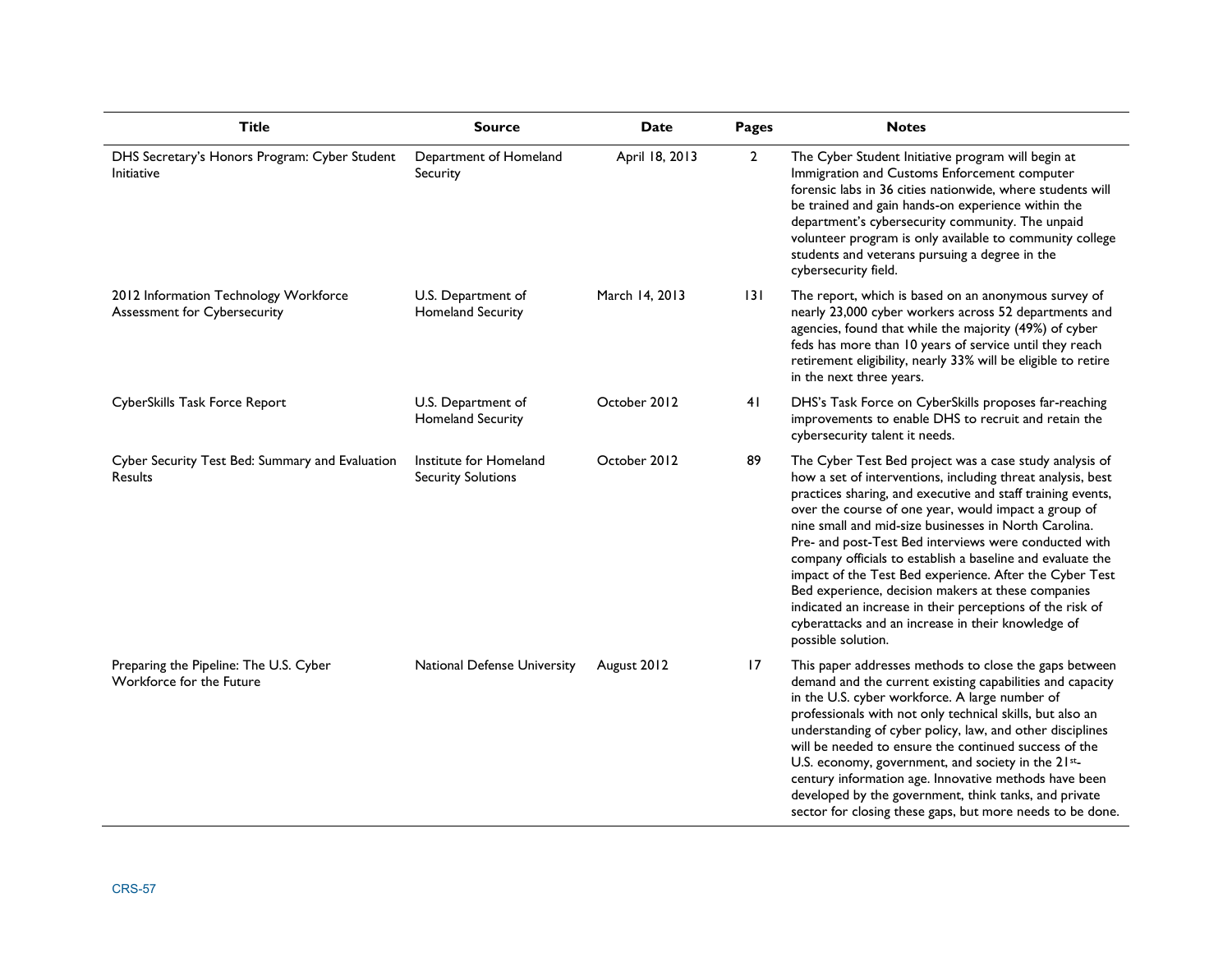| Title | Source | Date | Pages | Notes |
| --- | --- | --- | --- | --- |
| DHS Secretary's Honors Program: Cyber Student Initiative | Department of Homeland Security | April 18, 2013 | 2 | The Cyber Student Initiative program will begin at Immigration and Customs Enforcement computer forensic labs in 36 cities nationwide, where students will be trained and gain hands-on experience within the department's cybersecurity community. The unpaid volunteer program is only available to community college students and veterans pursuing a degree in the cybersecurity field. |
| 2012 Information Technology Workforce Assessment for Cybersecurity | U.S. Department of Homeland Security | March 14, 2013 | 131 | The report, which is based on an anonymous survey of nearly 23,000 cyber workers across 52 departments and agencies, found that while the majority (49%) of cyber feds has more than 10 years of service until they reach retirement eligibility, nearly 33% will be eligible to retire in the next three years. |
| CyberSkills Task Force Report | U.S. Department of Homeland Security | October 2012 | 41 | DHS's Task Force on CyberSkills proposes far-reaching improvements to enable DHS to recruit and retain the cybersecurity talent it needs. |
| Cyber Security Test Bed: Summary and Evaluation Results | Institute for Homeland Security Solutions | October 2012 | 89 | The Cyber Test Bed project was a case study analysis of how a set of interventions, including threat analysis, best practices sharing, and executive and staff training events, over the course of one year, would impact a group of nine small and mid-size businesses in North Carolina. Pre- and post-Test Bed interviews were conducted with company officials to establish a baseline and evaluate the impact of the Test Bed experience. After the Cyber Test Bed experience, decision makers at these companies indicated an increase in their perceptions of the risk of cyberattacks and an increase in their knowledge of possible solution. |
| Preparing the Pipeline: The U.S. Cyber Workforce for the Future | National Defense University | August 2012 | 17 | This paper addresses methods to close the gaps between demand and the current existing capabilities and capacity in the U.S. cyber workforce. A large number of professionals with not only technical skills, but also an understanding of cyber policy, law, and other disciplines will be needed to ensure the continued success of the U.S. economy, government, and society in the 21st-century information age. Innovative methods have been developed by the government, think tanks, and private sector for closing these gaps, but more needs to be done. |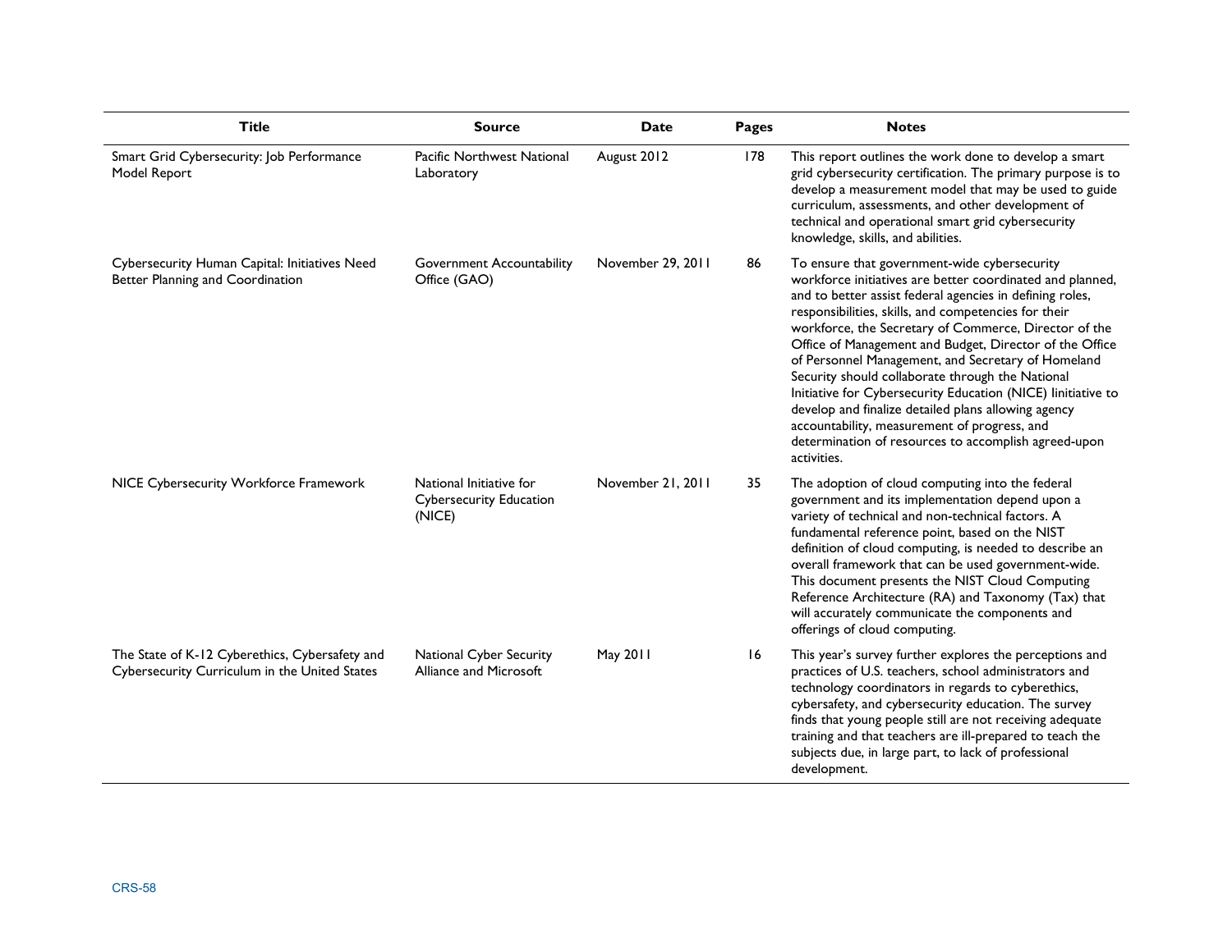| Title | Source | Date | Pages | Notes |
|---|---|---|---|---|
| Smart Grid Cybersecurity: Job Performance Model Report | Pacific Northwest National Laboratory | August 2012 | 178 | This report outlines the work done to develop a smart grid cybersecurity certification. The primary purpose is to develop a measurement model that may be used to guide curriculum, assessments, and other development of technical and operational smart grid cybersecurity knowledge, skills, and abilities. |
| Cybersecurity Human Capital: Initiatives Need Better Planning and Coordination | Government Accountability Office (GAO) | November 29, 2011 | 86 | To ensure that government-wide cybersecurity workforce initiatives are better coordinated and planned, and to better assist federal agencies in defining roles, responsibilities, skills, and competencies for their workforce, the Secretary of Commerce, Director of the Office of Management and Budget, Director of the Office of Personnel Management, and Secretary of Homeland Security should collaborate through the National Initiative for Cybersecurity Education (NICE) Iinitiative to develop and finalize detailed plans allowing agency accountability, measurement of progress, and determination of resources to accomplish agreed-upon activities. |
| NICE Cybersecurity Workforce Framework | National Initiative for Cybersecurity Education (NICE) | November 21, 2011 | 35 | The adoption of cloud computing into the federal government and its implementation depend upon a variety of technical and non-technical factors. A fundamental reference point, based on the NIST definition of cloud computing, is needed to describe an overall framework that can be used government-wide. This document presents the NIST Cloud Computing Reference Architecture (RA) and Taxonomy (Tax) that will accurately communicate the components and offerings of cloud computing. |
| The State of K-12 Cyberethics, Cybersafety and Cybersecurity Curriculum in the United States | National Cyber Security Alliance and Microsoft | May 2011 | 16 | This year's survey further explores the perceptions and practices of U.S. teachers, school administrators and technology coordinators in regards to cyberethics, cybersafety, and cybersecurity education. The survey finds that young people still are not receiving adequate training and that teachers are ill-prepared to teach the subjects due, in large part, to lack of professional development. |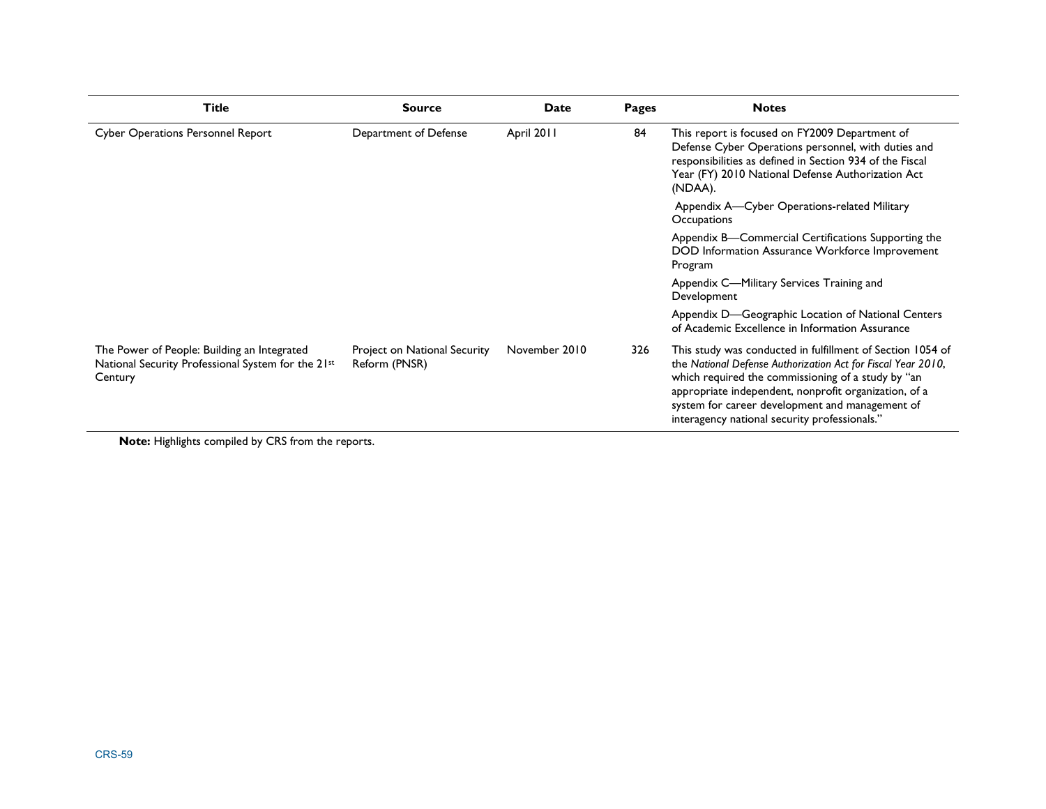| Title | Source | Date | Pages | Notes |
|---|---|---|---|---|
| Cyber Operations Personnel Report | Department of Defense | April 2011 | 84 | This report is focused on FY2009 Department of Defense Cyber Operations personnel, with duties and responsibilities as defined in Section 934 of the Fiscal Year (FY) 2010 National Defense Authorization Act (NDAA). <br> Appendix A—Cyber Operations-related Military Occupations <br> Appendix B—Commercial Certifications Supporting the DOD Information Assurance Workforce Improvement Program <br> Appendix C—Military Services Training and Development <br> Appendix D—Geographic Location of National Centers of Academic Excellence in Information Assurance |
| The Power of People: Building an Integrated National Security Professional System for the 21st Century | Project on National Security Reform (PNSR) | November 2010 | 326 | This study was conducted in fulfillment of Section 1054 of the *National Defense Authorization Act for Fiscal Year 2010*, which required the commissioning of a study by "an appropriate independent, nonprofit organization, of a system for career development and management of interagency national security professionals." |

**Note:** Highlights compiled by CRS from the reports.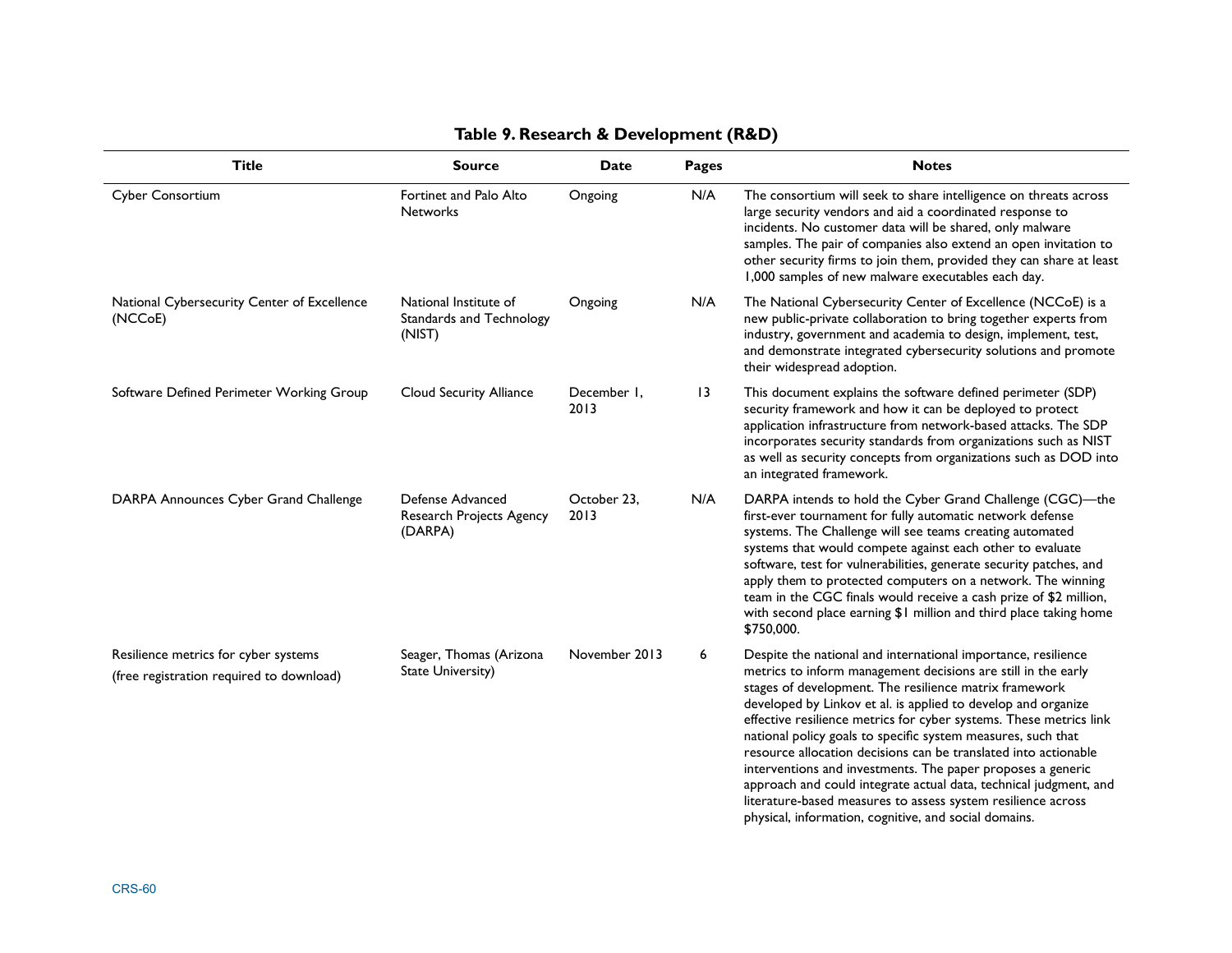**Table 9. Research & Development (R&D)**

| Title | Source | Date | Pages | Notes |
| --- | --- | --- | --- | --- |
| Cyber Consortium | Fortinet and Palo Alto Networks | Ongoing | N/A | The consortium will seek to share intelligence on threats across large security vendors and aid a coordinated response to incidents. No customer data will be shared, only malware samples. The pair of companies also extend an open invitation to other security firms to join them, provided they can share at least 1,000 samples of new malware executables each day. |
| National Cybersecurity Center of Excellence (NCCoE) | National Institute of Standards and Technology (NIST) | Ongoing | N/A | The National Cybersecurity Center of Excellence (NCCoE) is a new public-private collaboration to bring together experts from industry, government and academia to design, implement, test, and demonstrate integrated cybersecurity solutions and promote their widespread adoption. |
| Software Defined Perimeter Working Group | Cloud Security Alliance | December 1, 2013 | 13 | This document explains the software defined perimeter (SDP) security framework and how it can be deployed to protect application infrastructure from network-based attacks. The SDP incorporates security standards from organizations such as NIST as well as security concepts from organizations such as DOD into an integrated framework. |
| DARPA Announces Cyber Grand Challenge | Defense Advanced Research Projects Agency (DARPA) | October 23, 2013 | N/A | DARPA intends to hold the Cyber Grand Challenge (CGC)—the first-ever tournament for fully automatic network defense systems. The Challenge will see teams creating automated systems that would compete against each other to evaluate software, test for vulnerabilities, generate security patches, and apply them to protected computers on a network. The winning team in the CGC finals would receive a cash prize of $2 million, with second place earning $1 million and third place taking home $750,000. |
| Resilience metrics for cyber systems (free registration required to download) | Seager, Thomas (Arizona State University) | November 2013 | 6 | Despite the national and international importance, resilience metrics to inform management decisions are still in the early stages of development. The resilience matrix framework developed by Linkov et al. is applied to develop and organize effective resilience metrics for cyber systems. These metrics link national policy goals to specific system measures, such that resource allocation decisions can be translated into actionable interventions and investments. The paper proposes a generic approach and could integrate actual data, technical judgment, and literature-based measures to assess system resilience across physical, information, cognitive, and social domains. |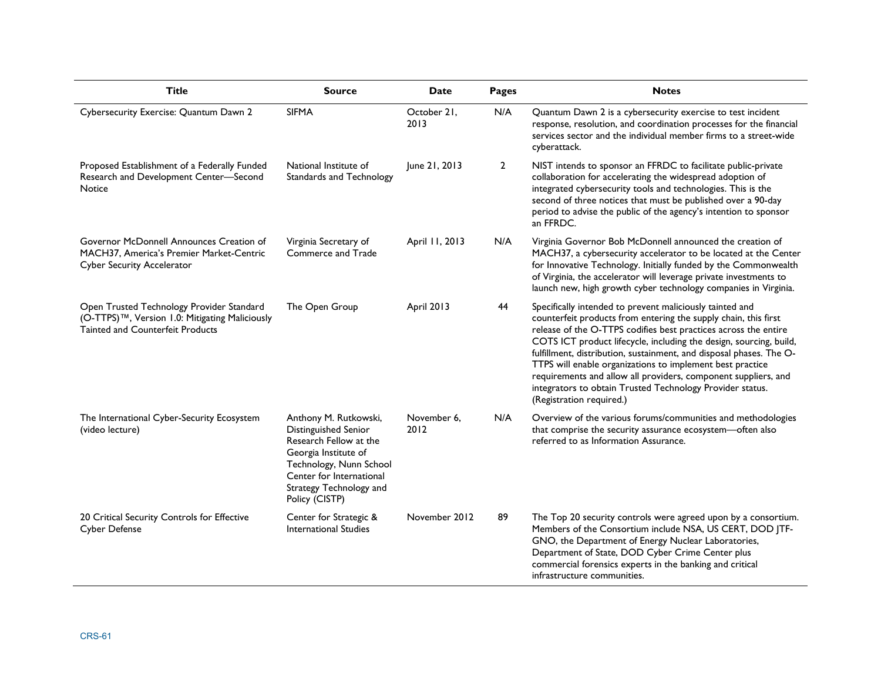| Title | Source | Date | Pages | Notes |
|---|---|---|---|---|
| Cybersecurity Exercise: Quantum Dawn 2 | SIFMA | October 21, 2013 | N/A | Quantum Dawn 2 is a cybersecurity exercise to test incident response, resolution, and coordination processes for the financial services sector and the individual member firms to a street-wide cyberattack. |
| Proposed Establishment of a Federally Funded Research and Development Center—Second Notice | National Institute of Standards and Technology | June 21, 2013 | 2 | NIST intends to sponsor an FFRDC to facilitate public-private collaboration for accelerating the widespread adoption of integrated cybersecurity tools and technologies. This is the second of three notices that must be published over a 90-day period to advise the public of the agency's intention to sponsor an FFRDC. |
| Governor McDonnell Announces Creation of MACH37, America's Premier Market-Centric Cyber Security Accelerator | Virginia Secretary of Commerce and Trade | April 11, 2013 | N/A | Virginia Governor Bob McDonnell announced the creation of MACH37, a cybersecurity accelerator to be located at the Center for Innovative Technology. Initially funded by the Commonwealth of Virginia, the accelerator will leverage private investments to launch new, high growth cyber technology companies in Virginia. |
| Open Trusted Technology Provider Standard (O-TTPS)™, Version 1.0: Mitigating Maliciously Tainted and Counterfeit Products | The Open Group | April 2013 | 44 | Specifically intended to prevent maliciously tainted and counterfeit products from entering the supply chain, this first release of the O-TTPS codifies best practices across the entire COTS ICT product lifecycle, including the design, sourcing, build, fulfillment, distribution, sustainment, and disposal phases. The O-TTPS will enable organizations to implement best practice requirements and allow all providers, component suppliers, and integrators to obtain Trusted Technology Provider status. (Registration required.) |
| The International Cyber-Security Ecosystem (video lecture) | Anthony M. Rutkowski, Distinguished Senior Research Fellow at the Georgia Institute of Technology, Nunn School Center for International Strategy Technology and Policy (CISTP) | November 6, 2012 | N/A | Overview of the various forums/communities and methodologies that comprise the security assurance ecosystem—often also referred to as Information Assurance. |
| 20 Critical Security Controls for Effective Cyber Defense | Center for Strategic & International Studies | November 2012 | 89 | The Top 20 security controls were agreed upon by a consortium. Members of the Consortium include NSA, US CERT, DOD JTF-GNO, the Department of Energy Nuclear Laboratories, Department of State, DOD Cyber Crime Center plus commercial forensics experts in the banking and critical infrastructure communities. |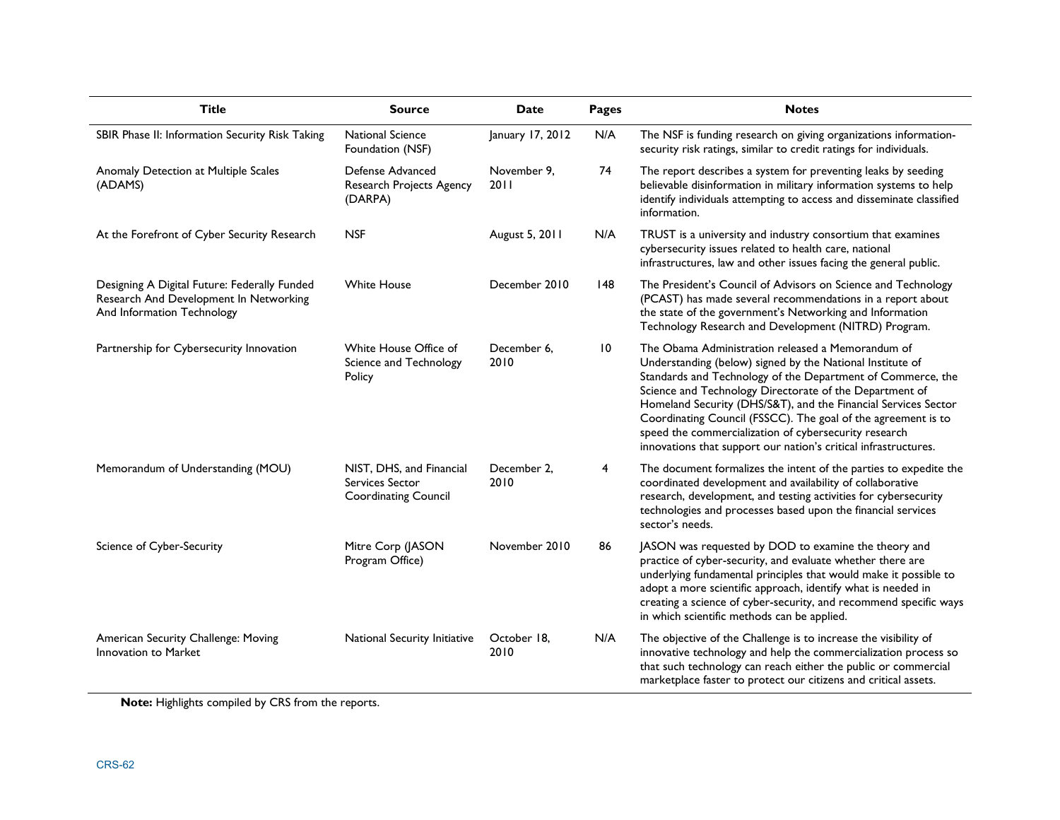| Title | Source | Date | Pages | Notes |
|---|---|---|---|---|
| SBIR Phase II: Information Security Risk Taking | National Science Foundation (NSF) | January 17, 2012 | N/A | The NSF is funding research on giving organizations information-security risk ratings, similar to credit ratings for individuals. |
| Anomaly Detection at Multiple Scales (ADAMS) | Defense Advanced Research Projects Agency (DARPA) | November 9, 2011 | 74 | The report describes a system for preventing leaks by seeding believable disinformation in military information systems to help identify individuals attempting to access and disseminate classified information. |
| At the Forefront of Cyber Security Research | NSF | August 5, 2011 | N/A | TRUST is a university and industry consortium that examines cybersecurity issues related to health care, national infrastructures, law and other issues facing the general public. |
| Designing A Digital Future: Federally Funded Research And Development In Networking And Information Technology | White House | December 2010 | 148 | The President's Council of Advisors on Science and Technology (PCAST) has made several recommendations in a report about the state of the government's Networking and Information Technology Research and Development (NITRD) Program. |
| Partnership for Cybersecurity Innovation | White House Office of Science and Technology Policy | December 6, 2010 | 10 | The Obama Administration released a Memorandum of Understanding (below) signed by the National Institute of Standards and Technology of the Department of Commerce, the Science and Technology Directorate of the Department of Homeland Security (DHS/S&T), and the Financial Services Sector Coordinating Council (FSSCC). The goal of the agreement is to speed the commercialization of cybersecurity research innovations that support our nation's critical infrastructures. |
| Memorandum of Understanding (MOU) | NIST, DHS, and Financial Services Sector Coordinating Council | December 2, 2010 | 4 | The document formalizes the intent of the parties to expedite the coordinated development and availability of collaborative research, development, and testing activities for cybersecurity technologies and processes based upon the financial services sector's needs. |
| Science of Cyber-Security | Mitre Corp (JASON Program Office) | November 2010 | 86 | JASON was requested by DOD to examine the theory and practice of cyber-security, and evaluate whether there are underlying fundamental principles that would make it possible to adopt a more scientific approach, identify what is needed in creating a science of cyber-security, and recommend specific ways in which scientific methods can be applied. |
| American Security Challenge: Moving Innovation to Market | National Security Initiative | October 18, 2010 | N/A | The objective of the Challenge is to increase the visibility of innovative technology and help the commercialization process so that such technology can reach either the public or commercial marketplace faster to protect our citizens and critical assets. |

**Note:** Highlights compiled by CRS from the reports.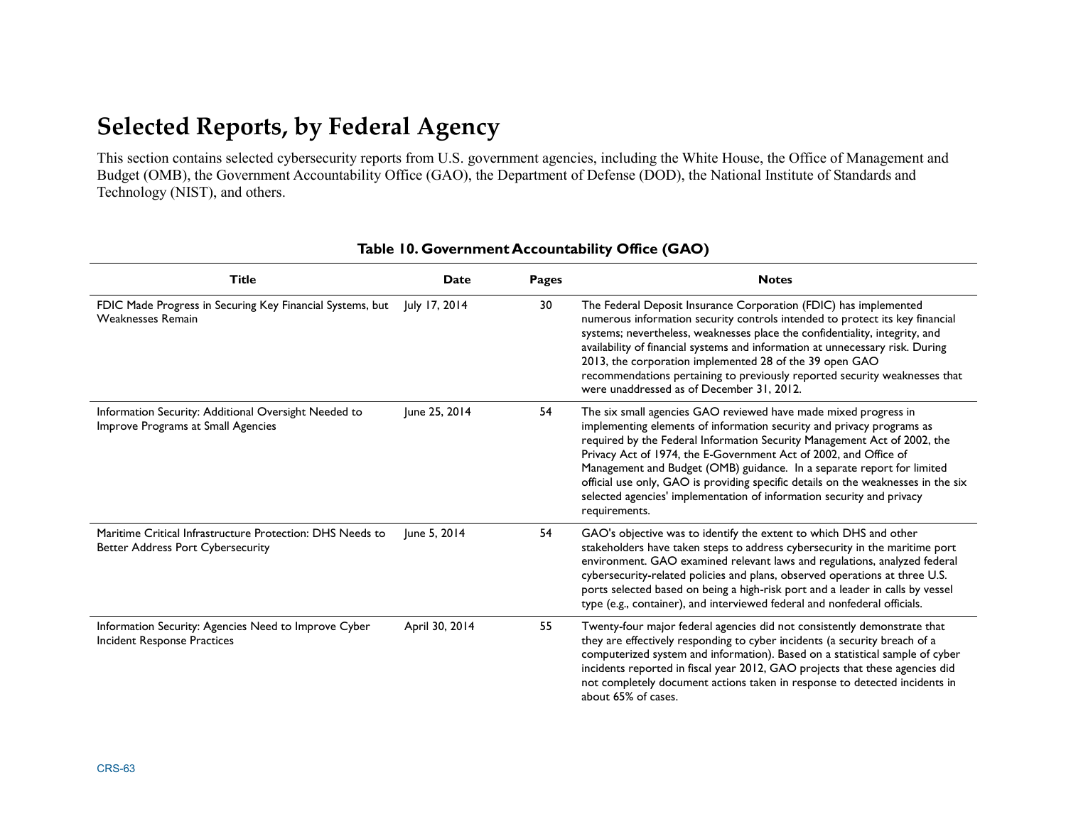# Selected Reports, by Federal Agency

This section contains selected cybersecurity reports from U.S. government agencies, including the White House, the Office of Management and Budget (OMB), the Government Accountability Office (GAO), the Department of Defense (DOD), the National Institute of Standards and Technology (NIST), and others.

**Table 10. Government Accountability Office (GAO)**

| Title | Date | Pages | Notes |
|---|---|---|---|
| FDIC Made Progress in Securing Key Financial Systems, but Weaknesses Remain | July 17, 2014 | 30 | The Federal Deposit Insurance Corporation (FDIC) has implemented numerous information security controls intended to protect its key financial systems; nevertheless, weaknesses place the confidentiality, integrity, and availability of financial systems and information at unnecessary risk. During 2013, the corporation implemented 28 of the 39 open GAO recommendations pertaining to previously reported security weaknesses that were unaddressed as of December 31, 2012. |
| Information Security: Additional Oversight Needed to Improve Programs at Small Agencies | June 25, 2014 | 54 | The six small agencies GAO reviewed have made mixed progress in implementing elements of information security and privacy programs as required by the Federal Information Security Management Act of 2002, the Privacy Act of 1974, the E-Government Act of 2002, and Office of Management and Budget (OMB) guidance. In a separate report for limited official use only, GAO is providing specific details on the weaknesses in the six selected agencies' implementation of information security and privacy requirements. |
| Maritime Critical Infrastructure Protection: DHS Needs to Better Address Port Cybersecurity | June 5, 2014 | 54 | GAO's objective was to identify the extent to which DHS and other stakeholders have taken steps to address cybersecurity in the maritime port environment. GAO examined relevant laws and regulations, analyzed federal cybersecurity-related policies and plans, observed operations at three U.S. ports selected based on being a high-risk port and a leader in calls by vessel type (e.g., container), and interviewed federal and nonfederal officials. |
| Information Security: Agencies Need to Improve Cyber Incident Response Practices | April 30, 2014 | 55 | Twenty-four major federal agencies did not consistently demonstrate that they are effectively responding to cyber incidents (a security breach of a computerized system and information). Based on a statistical sample of cyber incidents reported in fiscal year 2012, GAO projects that these agencies did not completely document actions taken in response to detected incidents in about 65% of cases. |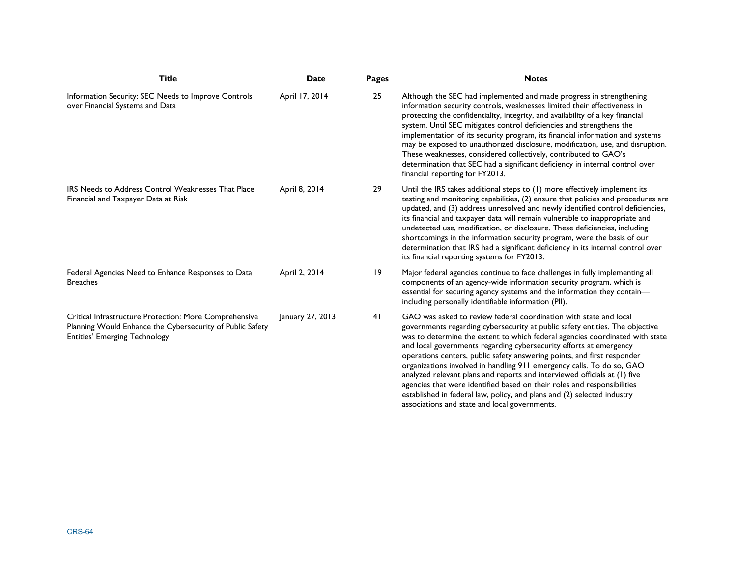| Title | Date | Pages | Notes |
| --- | --- | --- | --- |
| Information Security: SEC Needs to Improve Controls over Financial Systems and Data | April 17, 2014 | 25 | Although the SEC had implemented and made progress in strengthening information security controls, weaknesses limited their effectiveness in protecting the confidentiality, integrity, and availability of a key financial system. Until SEC mitigates control deficiencies and strengthens the implementation of its security program, its financial information and systems may be exposed to unauthorized disclosure, modification, use, and disruption. These weaknesses, considered collectively, contributed to GAO's determination that SEC had a significant deficiency in internal control over financial reporting for FY2013. |
| IRS Needs to Address Control Weaknesses That Place Financial and Taxpayer Data at Risk | April 8, 2014 | 29 | Until the IRS takes additional steps to (1) more effectively implement its testing and monitoring capabilities, (2) ensure that policies and procedures are updated, and (3) address unresolved and newly identified control deficiencies, its financial and taxpayer data will remain vulnerable to inappropriate and undetected use, modification, or disclosure. These deficiencies, including shortcomings in the information security program, were the basis of our determination that IRS had a significant deficiency in its internal control over its financial reporting systems for FY2013. |
| Federal Agencies Need to Enhance Responses to Data Breaches | April 2, 2014 | 19 | Major federal agencies continue to face challenges in fully implementing all components of an agency-wide information security program, which is essential for securing agency systems and the information they contain—including personally identifiable information (PII). |
| Critical Infrastructure Protection: More Comprehensive Planning Would Enhance the Cybersecurity of Public Safety Entities' Emerging Technology | January 27, 2013 | 41 | GAO was asked to review federal coordination with state and local governments regarding cybersecurity at public safety entities. The objective was to determine the extent to which federal agencies coordinated with state and local governments regarding cybersecurity efforts at emergency operations centers, public safety answering points, and first responder organizations involved in handling 911 emergency calls. To do so, GAO analyzed relevant plans and reports and interviewed officials at (1) five agencies that were identified based on their roles and responsibilities established in federal law, policy, and plans and (2) selected industry associations and state and local governments. |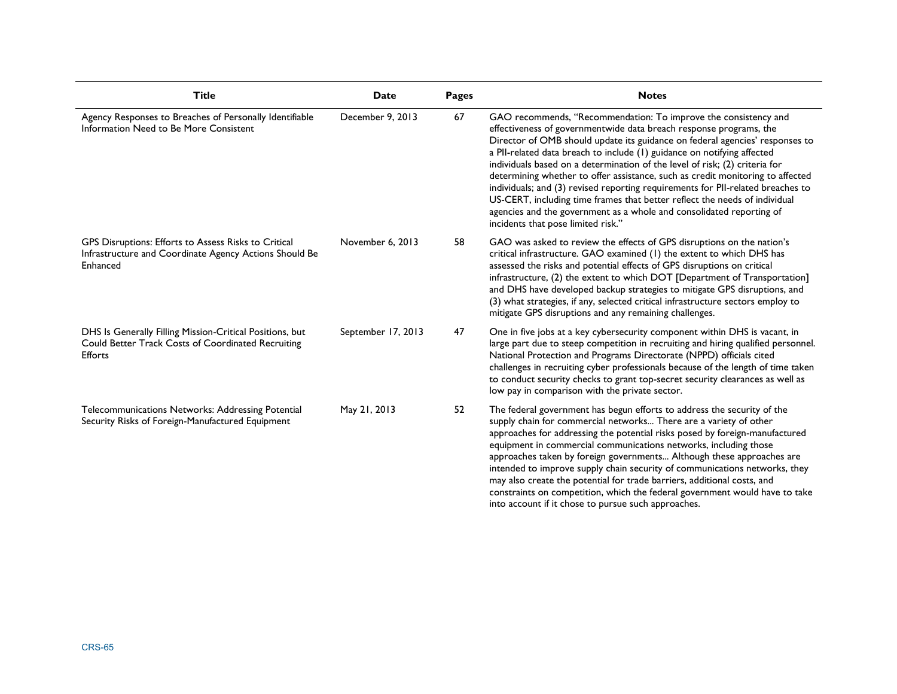| Title | Date | Pages | Notes |
|---|---|---|---|
| Agency Responses to Breaches of Personally Identifiable Information Need to Be More Consistent | December 9, 2013 | 67 | GAO recommends, "Recommendation: To improve the consistency and effectiveness of governmentwide data breach response programs, the Director of OMB should update its guidance on federal agencies' responses to a PII-related data breach to include (1) guidance on notifying affected individuals based on a determination of the level of risk; (2) criteria for determining whether to offer assistance, such as credit monitoring to affected individuals; and (3) revised reporting requirements for PII-related breaches to US-CERT, including time frames that better reflect the needs of individual agencies and the government as a whole and consolidated reporting of incidents that pose limited risk." |
| GPS Disruptions: Efforts to Assess Risks to Critical Infrastructure and Coordinate Agency Actions Should Be Enhanced | November 6, 2013 | 58 | GAO was asked to review the effects of GPS disruptions on the nation's critical infrastructure. GAO examined (1) the extent to which DHS has assessed the risks and potential effects of GPS disruptions on critical infrastructure, (2) the extent to which DOT [Department of Transportation] and DHS have developed backup strategies to mitigate GPS disruptions, and (3) what strategies, if any, selected critical infrastructure sectors employ to mitigate GPS disruptions and any remaining challenges. |
| DHS Is Generally Filling Mission-Critical Positions, but Could Better Track Costs of Coordinated Recruiting Efforts | September 17, 2013 | 47 | One in five jobs at a key cybersecurity component within DHS is vacant, in large part due to steep competition in recruiting and hiring qualified personnel. National Protection and Programs Directorate (NPPD) officials cited challenges in recruiting cyber professionals because of the length of time taken to conduct security checks to grant top-secret security clearances as well as low pay in comparison with the private sector. |
| Telecommunications Networks: Addressing Potential Security Risks of Foreign-Manufactured Equipment | May 21, 2013 | 52 | The federal government has begun efforts to address the security of the supply chain for commercial networks... There are a variety of other approaches for addressing the potential risks posed by foreign-manufactured equipment in commercial communications networks, including those approaches taken by foreign governments... Although these approaches are intended to improve supply chain security of communications networks, they may also create the potential for trade barriers, additional costs, and constraints on competition, which the federal government would have to take into account if it chose to pursue such approaches. |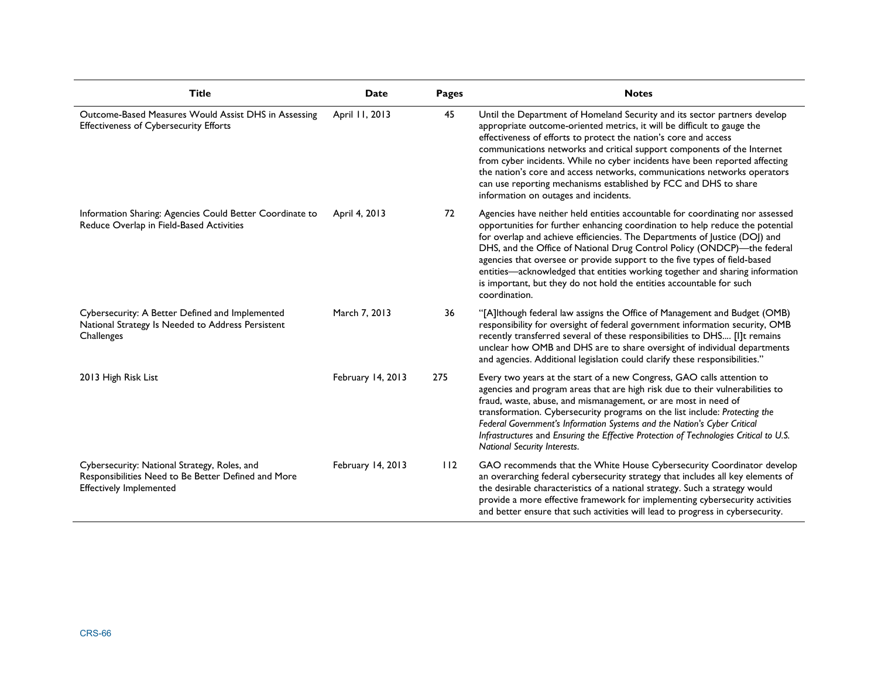| Title | Date | Pages | Notes |
| --- | --- | --- | --- |
| Outcome-Based Measures Would Assist DHS in Assessing Effectiveness of Cybersecurity Efforts | April 11, 2013 | 45 | Until the Department of Homeland Security and its sector partners develop appropriate outcome-oriented metrics, it will be difficult to gauge the effectiveness of efforts to protect the nation's core and access communications networks and critical support components of the Internet from cyber incidents. While no cyber incidents have been reported affecting the nation's core and access networks, communications networks operators can use reporting mechanisms established by FCC and DHS to share information on outages and incidents. |
| Information Sharing: Agencies Could Better Coordinate to Reduce Overlap in Field-Based Activities | April 4, 2013 | 72 | Agencies have neither held entities accountable for coordinating nor assessed opportunities for further enhancing coordination to help reduce the potential for overlap and achieve efficiencies. The Departments of Justice (DOJ) and DHS, and the Office of National Drug Control Policy (ONDCP)—the federal agencies that oversee or provide support to the five types of field-based entities—acknowledged that entities working together and sharing information is important, but they do not hold the entities accountable for such coordination. |
| Cybersecurity: A Better Defined and Implemented National Strategy Is Needed to Address Persistent Challenges | March 7, 2013 | 36 | "[A]lthough federal law assigns the Office of Management and Budget (OMB) responsibility for oversight of federal government information security, OMB recently transferred several of these responsibilities to DHS.... [I]t remains unclear how OMB and DHS are to share oversight of individual departments and agencies. Additional legislation could clarify these responsibilities." |
| 2013 High Risk List | February 14, 2013 | 275 | Every two years at the start of a new Congress, GAO calls attention to agencies and program areas that are high risk due to their vulnerabilities to fraud, waste, abuse, and mismanagement, or are most in need of transformation. Cybersecurity programs on the list include: *Protecting the Federal Government's Information Systems and the Nation's Cyber Critical Infrastructures* and *Ensuring the Effective Protection of Technologies Critical to U.S. National Security Interests*. |
| Cybersecurity: National Strategy, Roles, and Responsibilities Need to Be Better Defined and More Effectively Implemented | February 14, 2013 | 112 | GAO recommends that the White House Cybersecurity Coordinator develop an overarching federal cybersecurity strategy that includes all key elements of the desirable characteristics of a national strategy. Such a strategy would provide a more effective framework for implementing cybersecurity activities and better ensure that such activities will lead to progress in cybersecurity. |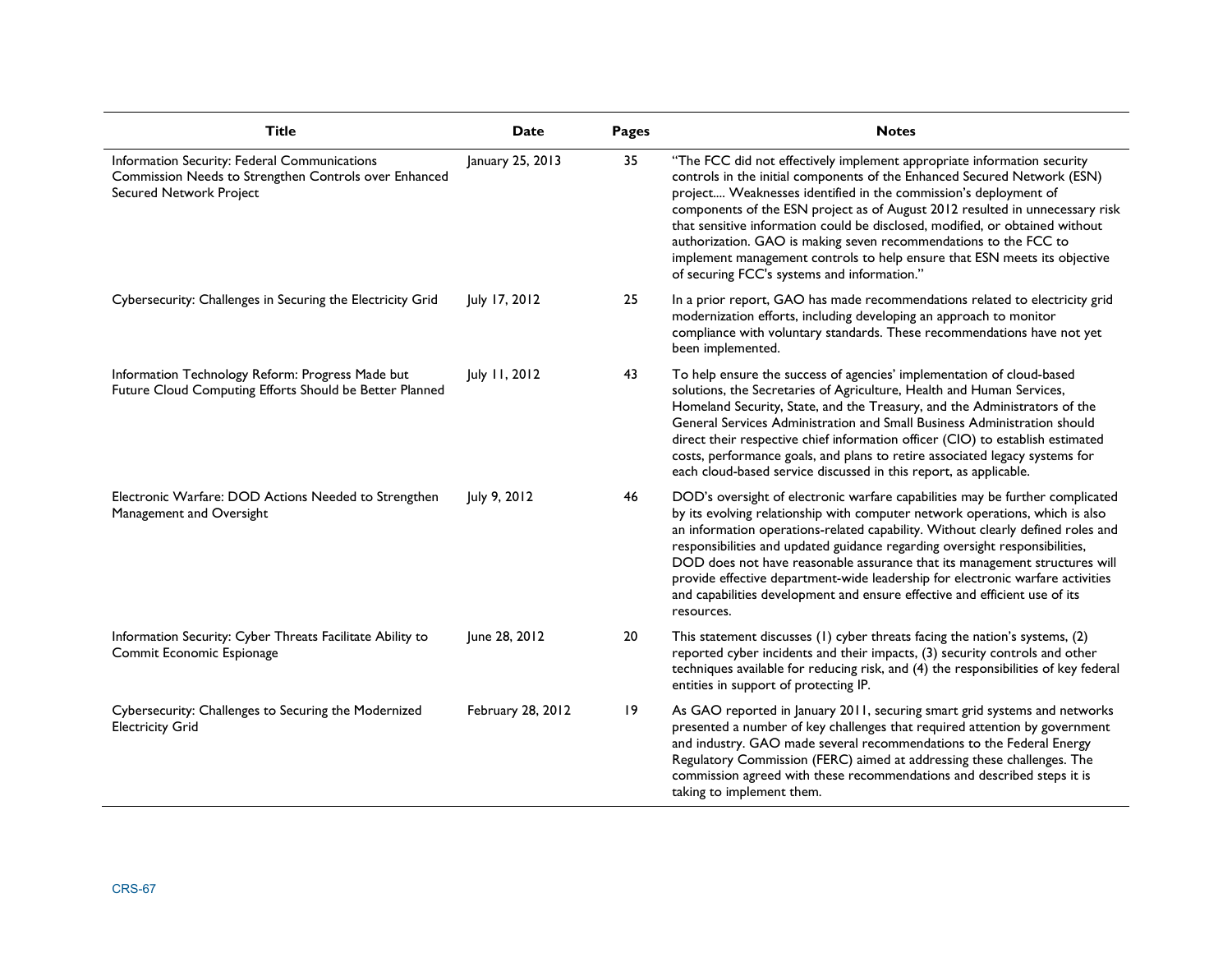| Title | Date | Pages | Notes |
| --- | --- | --- | --- |
| Information Security: Federal Communications Commission Needs to Strengthen Controls over Enhanced Secured Network Project | January 25, 2013 | 35 | "The FCC did not effectively implement appropriate information security controls in the initial components of the Enhanced Secured Network (ESN) project.... Weaknesses identified in the commission's deployment of components of the ESN project as of August 2012 resulted in unnecessary risk that sensitive information could be disclosed, modified, or obtained without authorization. GAO is making seven recommendations to the FCC to implement management controls to help ensure that ESN meets its objective of securing FCC's systems and information." |
| Cybersecurity: Challenges in Securing the Electricity Grid | July 17, 2012 | 25 | In a prior report, GAO has made recommendations related to electricity grid modernization efforts, including developing an approach to monitor compliance with voluntary standards. These recommendations have not yet been implemented. |
| Information Technology Reform: Progress Made but Future Cloud Computing Efforts Should be Better Planned | July 11, 2012 | 43 | To help ensure the success of agencies' implementation of cloud-based solutions, the Secretaries of Agriculture, Health and Human Services, Homeland Security, State, and the Treasury, and the Administrators of the General Services Administration and Small Business Administration should direct their respective chief information officer (CIO) to establish estimated costs, performance goals, and plans to retire associated legacy systems for each cloud-based service discussed in this report, as applicable. |
| Electronic Warfare: DOD Actions Needed to Strengthen Management and Oversight | July 9, 2012 | 46 | DOD's oversight of electronic warfare capabilities may be further complicated by its evolving relationship with computer network operations, which is also an information operations-related capability. Without clearly defined roles and responsibilities and updated guidance regarding oversight responsibilities, DOD does not have reasonable assurance that its management structures will provide effective department-wide leadership for electronic warfare activities and capabilities development and ensure effective and efficient use of its resources. |
| Information Security: Cyber Threats Facilitate Ability to Commit Economic Espionage | June 28, 2012 | 20 | This statement discusses (1) cyber threats facing the nation's systems, (2) reported cyber incidents and their impacts, (3) security controls and other techniques available for reducing risk, and (4) the responsibilities of key federal entities in support of protecting IP. |
| Cybersecurity: Challenges to Securing the Modernized Electricity Grid | February 28, 2012 | 19 | As GAO reported in January 2011, securing smart grid systems and networks presented a number of key challenges that required attention by government and industry. GAO made several recommendations to the Federal Energy Regulatory Commission (FERC) aimed at addressing these challenges. The commission agreed with these recommendations and described steps it is taking to implement them. |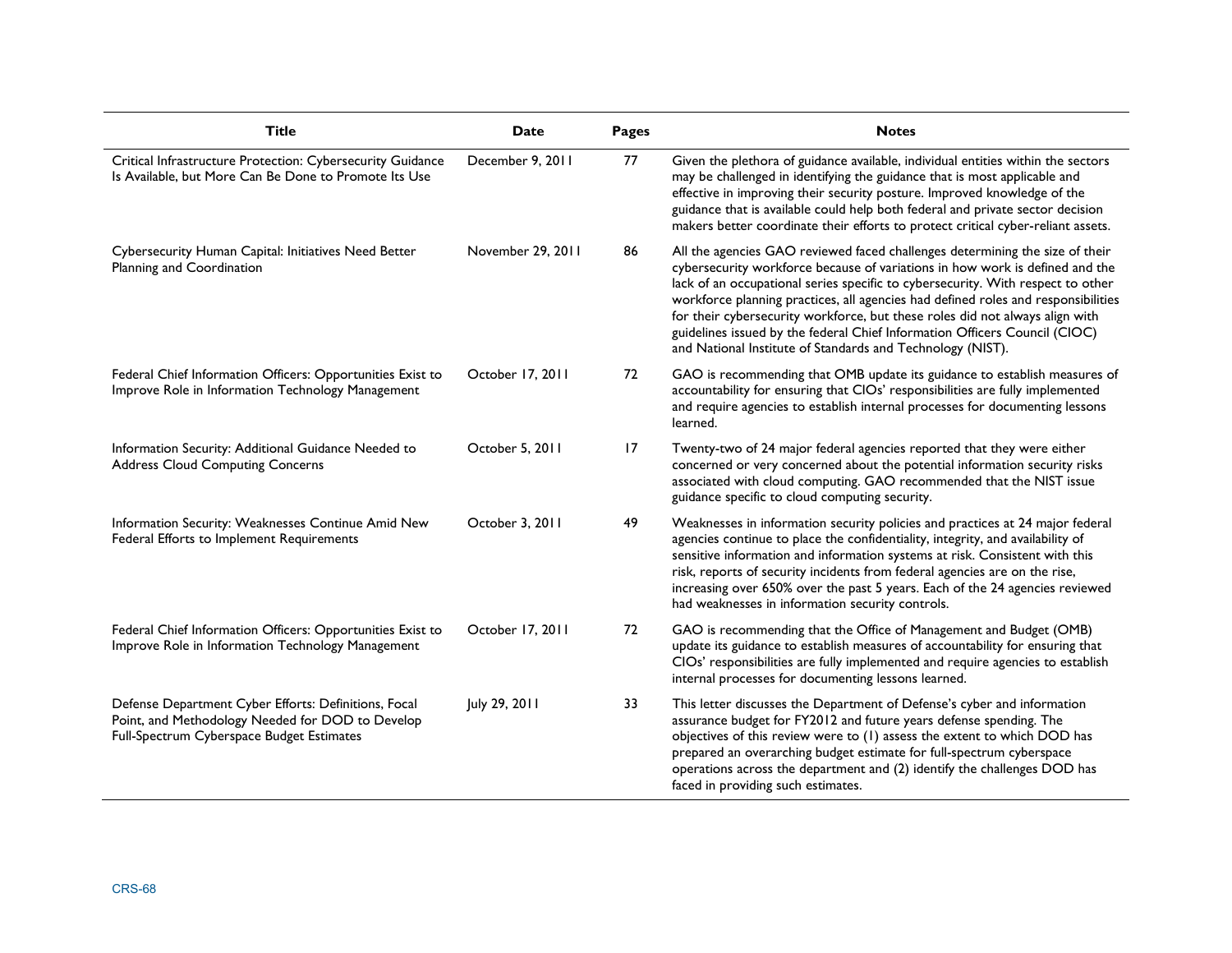| Title | Date | Pages | Notes |
|---|---|---|---|
| Critical Infrastructure Protection: Cybersecurity Guidance Is Available, but More Can Be Done to Promote Its Use | December 9, 2011 | 77 | Given the plethora of guidance available, individual entities within the sectors may be challenged in identifying the guidance that is most applicable and effective in improving their security posture. Improved knowledge of the guidance that is available could help both federal and private sector decision makers better coordinate their efforts to protect critical cyber-reliant assets. |
| Cybersecurity Human Capital: Initiatives Need Better Planning and Coordination | November 29, 2011 | 86 | All the agencies GAO reviewed faced challenges determining the size of their cybersecurity workforce because of variations in how work is defined and the lack of an occupational series specific to cybersecurity. With respect to other workforce planning practices, all agencies had defined roles and responsibilities for their cybersecurity workforce, but these roles did not always align with guidelines issued by the federal Chief Information Officers Council (CIOC) and National Institute of Standards and Technology (NIST). |
| Federal Chief Information Officers: Opportunities Exist to Improve Role in Information Technology Management | October 17, 2011 | 72 | GAO is recommending that OMB update its guidance to establish measures of accountability for ensuring that CIOs' responsibilities are fully implemented and require agencies to establish internal processes for documenting lessons learned. |
| Information Security: Additional Guidance Needed to Address Cloud Computing Concerns | October 5, 2011 | 17 | Twenty-two of 24 major federal agencies reported that they were either concerned or very concerned about the potential information security risks associated with cloud computing. GAO recommended that the NIST issue guidance specific to cloud computing security. |
| Information Security: Weaknesses Continue Amid New Federal Efforts to Implement Requirements | October 3, 2011 | 49 | Weaknesses in information security policies and practices at 24 major federal agencies continue to place the confidentiality, integrity, and availability of sensitive information and information systems at risk. Consistent with this risk, reports of security incidents from federal agencies are on the rise, increasing over 650% over the past 5 years. Each of the 24 agencies reviewed had weaknesses in information security controls. |
| Federal Chief Information Officers: Opportunities Exist to Improve Role in Information Technology Management | October 17, 2011 | 72 | GAO is recommending that the Office of Management and Budget (OMB) update its guidance to establish measures of accountability for ensuring that CIOs' responsibilities are fully implemented and require agencies to establish internal processes for documenting lessons learned. |
| Defense Department Cyber Efforts: Definitions, Focal Point, and Methodology Needed for DOD to Develop Full-Spectrum Cyberspace Budget Estimates | July 29, 2011 | 33 | This letter discusses the Department of Defense's cyber and information assurance budget for FY2012 and future years defense spending. The objectives of this review were to (1) assess the extent to which DOD has prepared an overarching budget estimate for full-spectrum cyberspace operations across the department and (2) identify the challenges DOD has faced in providing such estimates. |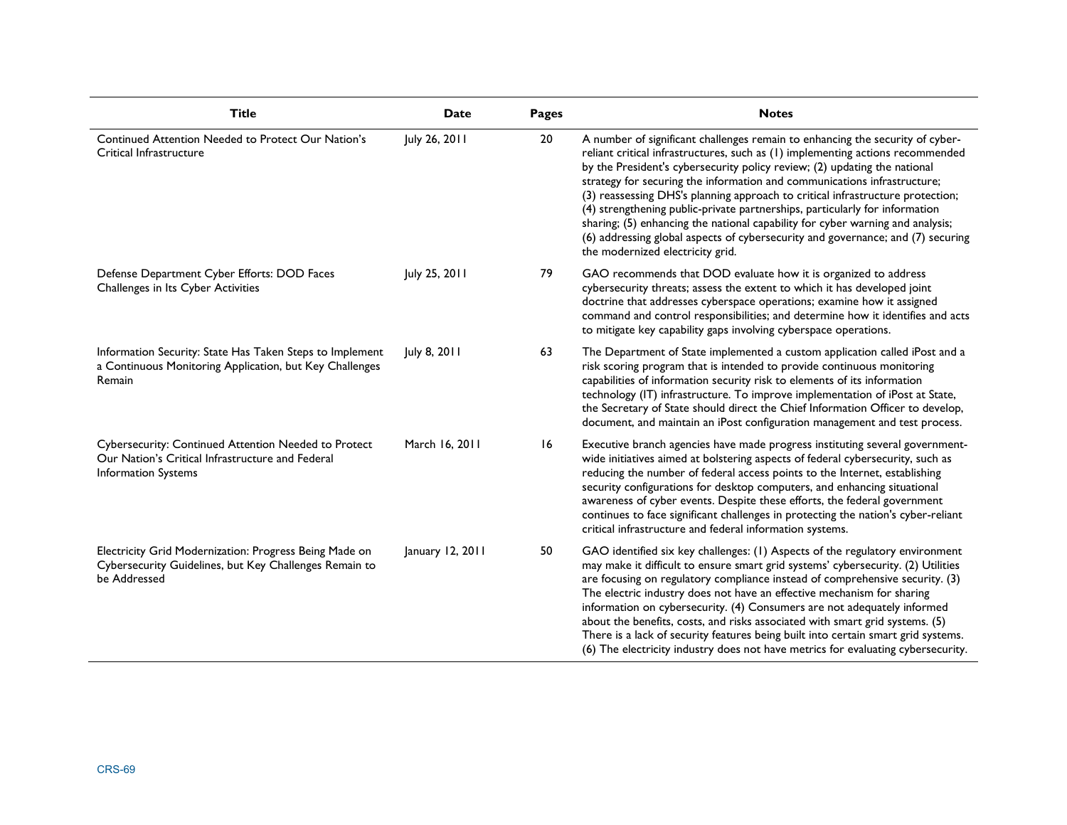| Title | Date | Pages | Notes |
| --- | --- | --- | --- |
| Continued Attention Needed to Protect Our Nation's Critical Infrastructure | July 26, 2011 | 20 | A number of significant challenges remain to enhancing the security of cyber-reliant critical infrastructures, such as (1) implementing actions recommended by the President's cybersecurity policy review; (2) updating the national strategy for securing the information and communications infrastructure; (3) reassessing DHS's planning approach to critical infrastructure protection; (4) strengthening public-private partnerships, particularly for information sharing; (5) enhancing the national capability for cyber warning and analysis; (6) addressing global aspects of cybersecurity and governance; and (7) securing the modernized electricity grid. |
| Defense Department Cyber Efforts: DOD Faces Challenges in Its Cyber Activities | July 25, 2011 | 79 | GAO recommends that DOD evaluate how it is organized to address cybersecurity threats; assess the extent to which it has developed joint doctrine that addresses cyberspace operations; examine how it assigned command and control responsibilities; and determine how it identifies and acts to mitigate key capability gaps involving cyberspace operations. |
| Information Security: State Has Taken Steps to Implement a Continuous Monitoring Application, but Key Challenges Remain | July 8, 2011 | 63 | The Department of State implemented a custom application called iPost and a risk scoring program that is intended to provide continuous monitoring capabilities of information security risk to elements of its information technology (IT) infrastructure. To improve implementation of iPost at State, the Secretary of State should direct the Chief Information Officer to develop, document, and maintain an iPost configuration management and test process. |
| Cybersecurity: Continued Attention Needed to Protect Our Nation's Critical Infrastructure and Federal Information Systems | March 16, 2011 | 16 | Executive branch agencies have made progress instituting several government-wide initiatives aimed at bolstering aspects of federal cybersecurity, such as reducing the number of federal access points to the Internet, establishing security configurations for desktop computers, and enhancing situational awareness of cyber events. Despite these efforts, the federal government continues to face significant challenges in protecting the nation's cyber-reliant critical infrastructure and federal information systems. |
| Electricity Grid Modernization: Progress Being Made on Cybersecurity Guidelines, but Key Challenges Remain to be Addressed | January 12, 2011 | 50 | GAO identified six key challenges: (1) Aspects of the regulatory environment may make it difficult to ensure smart grid systems' cybersecurity. (2) Utilities are focusing on regulatory compliance instead of comprehensive security. (3) The electric industry does not have an effective mechanism for sharing information on cybersecurity. (4) Consumers are not adequately informed about the benefits, costs, and risks associated with smart grid systems. (5) There is a lack of security features being built into certain smart grid systems. (6) The electricity industry does not have metrics for evaluating cybersecurity. |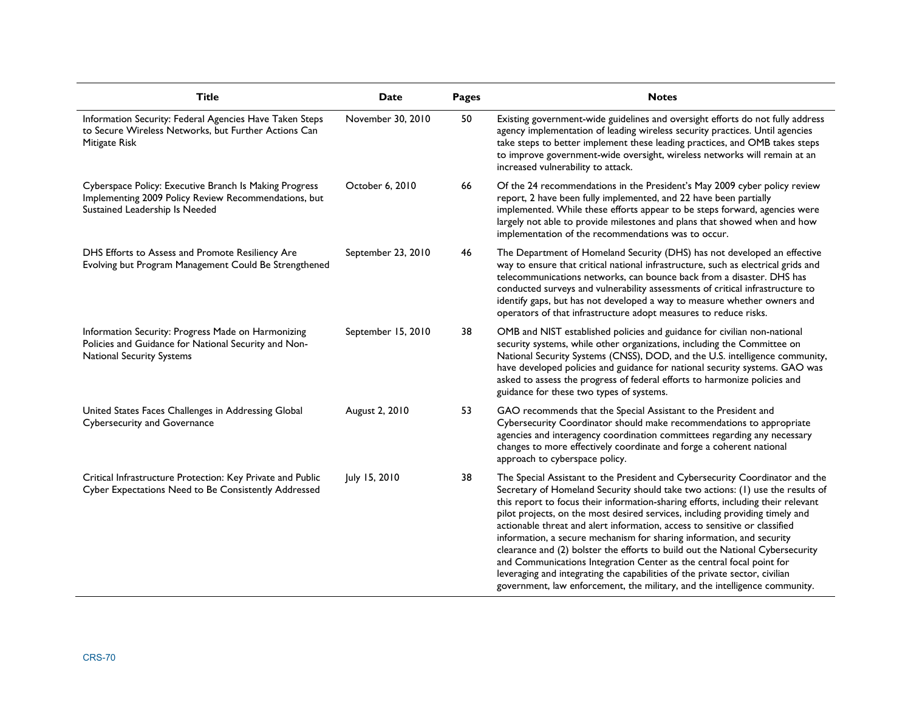| Title | Date | Pages | Notes |
|---|---|---|---|
| Information Security: Federal Agencies Have Taken Steps to Secure Wireless Networks, but Further Actions Can Mitigate Risk | November 30, 2010 | 50 | Existing government-wide guidelines and oversight efforts do not fully address agency implementation of leading wireless security practices. Until agencies take steps to better implement these leading practices, and OMB takes steps to improve government-wide oversight, wireless networks will remain at an increased vulnerability to attack. |
| Cyberspace Policy: Executive Branch Is Making Progress Implementing 2009 Policy Review Recommendations, but Sustained Leadership Is Needed | October 6, 2010 | 66 | Of the 24 recommendations in the President's May 2009 cyber policy review report, 2 have been fully implemented, and 22 have been partially implemented. While these efforts appear to be steps forward, agencies were largely not able to provide milestones and plans that showed when and how implementation of the recommendations was to occur. |
| DHS Efforts to Assess and Promote Resiliency Are Evolving but Program Management Could Be Strengthened | September 23, 2010 | 46 | The Department of Homeland Security (DHS) has not developed an effective way to ensure that critical national infrastructure, such as electrical grids and telecommunications networks, can bounce back from a disaster. DHS has conducted surveys and vulnerability assessments of critical infrastructure to identify gaps, but has not developed a way to measure whether owners and operators of that infrastructure adopt measures to reduce risks. |
| Information Security: Progress Made on Harmonizing Policies and Guidance for National Security and Non-National Security Systems | September 15, 2010 | 38 | OMB and NIST established policies and guidance for civilian non-national security systems, while other organizations, including the Committee on National Security Systems (CNSS), DOD, and the U.S. intelligence community, have developed policies and guidance for national security systems. GAO was asked to assess the progress of federal efforts to harmonize policies and guidance for these two types of systems. |
| United States Faces Challenges in Addressing Global Cybersecurity and Governance | August 2, 2010 | 53 | GAO recommends that the Special Assistant to the President and Cybersecurity Coordinator should make recommendations to appropriate agencies and interagency coordination committees regarding any necessary changes to more effectively coordinate and forge a coherent national approach to cyberspace policy. |
| Critical Infrastructure Protection: Key Private and Public Cyber Expectations Need to Be Consistently Addressed | July 15, 2010 | 38 | The Special Assistant to the President and Cybersecurity Coordinator and the Secretary of Homeland Security should take two actions: (1) use the results of this report to focus their information-sharing efforts, including their relevant pilot projects, on the most desired services, including providing timely and actionable threat and alert information, access to sensitive or classified information, a secure mechanism for sharing information, and security clearance and (2) bolster the efforts to build out the National Cybersecurity and Communications Integration Center as the central focal point for leveraging and integrating the capabilities of the private sector, civilian government, law enforcement, the military, and the intelligence community. |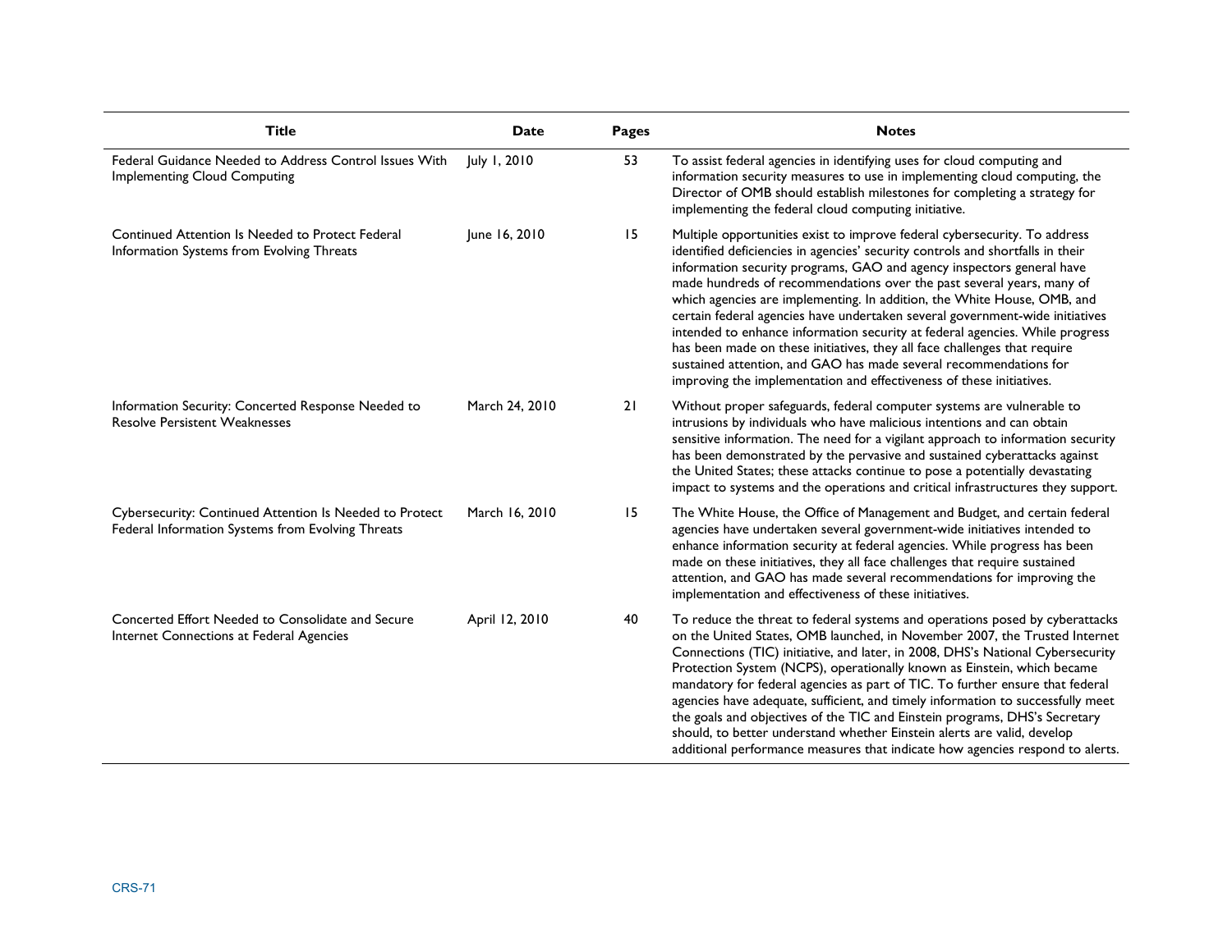| Title | Date | Pages | Notes |
| --- | --- | --- | --- |
| Federal Guidance Needed to Address Control Issues With Implementing Cloud Computing | July 1, 2010 | 53 | To assist federal agencies in identifying uses for cloud computing and information security measures to use in implementing cloud computing, the Director of OMB should establish milestones for completing a strategy for implementing the federal cloud computing initiative. |
| Continued Attention Is Needed to Protect Federal Information Systems from Evolving Threats | June 16, 2010 | 15 | Multiple opportunities exist to improve federal cybersecurity. To address identified deficiencies in agencies' security controls and shortfalls in their information security programs, GAO and agency inspectors general have made hundreds of recommendations over the past several years, many of which agencies are implementing. In addition, the White House, OMB, and certain federal agencies have undertaken several government-wide initiatives intended to enhance information security at federal agencies. While progress has been made on these initiatives, they all face challenges that require sustained attention, and GAO has made several recommendations for improving the implementation and effectiveness of these initiatives. |
| Information Security: Concerted Response Needed to Resolve Persistent Weaknesses | March 24, 2010 | 21 | Without proper safeguards, federal computer systems are vulnerable to intrusions by individuals who have malicious intentions and can obtain sensitive information. The need for a vigilant approach to information security has been demonstrated by the pervasive and sustained cyberattacks against the United States; these attacks continue to pose a potentially devastating impact to systems and the operations and critical infrastructures they support. |
| Cybersecurity: Continued Attention Is Needed to Protect Federal Information Systems from Evolving Threats | March 16, 2010 | 15 | The White House, the Office of Management and Budget, and certain federal agencies have undertaken several government-wide initiatives intended to enhance information security at federal agencies. While progress has been made on these initiatives, they all face challenges that require sustained attention, and GAO has made several recommendations for improving the implementation and effectiveness of these initiatives. |
| Concerted Effort Needed to Consolidate and Secure Internet Connections at Federal Agencies | April 12, 2010 | 40 | To reduce the threat to federal systems and operations posed by cyberattacks on the United States, OMB launched, in November 2007, the Trusted Internet Connections (TIC) initiative, and later, in 2008, DHS's National Cybersecurity Protection System (NCPS), operationally known as Einstein, which became mandatory for federal agencies as part of TIC. To further ensure that federal agencies have adequate, sufficient, and timely information to successfully meet the goals and objectives of the TIC and Einstein programs, DHS's Secretary should, to better understand whether Einstein alerts are valid, develop additional performance measures that indicate how agencies respond to alerts. |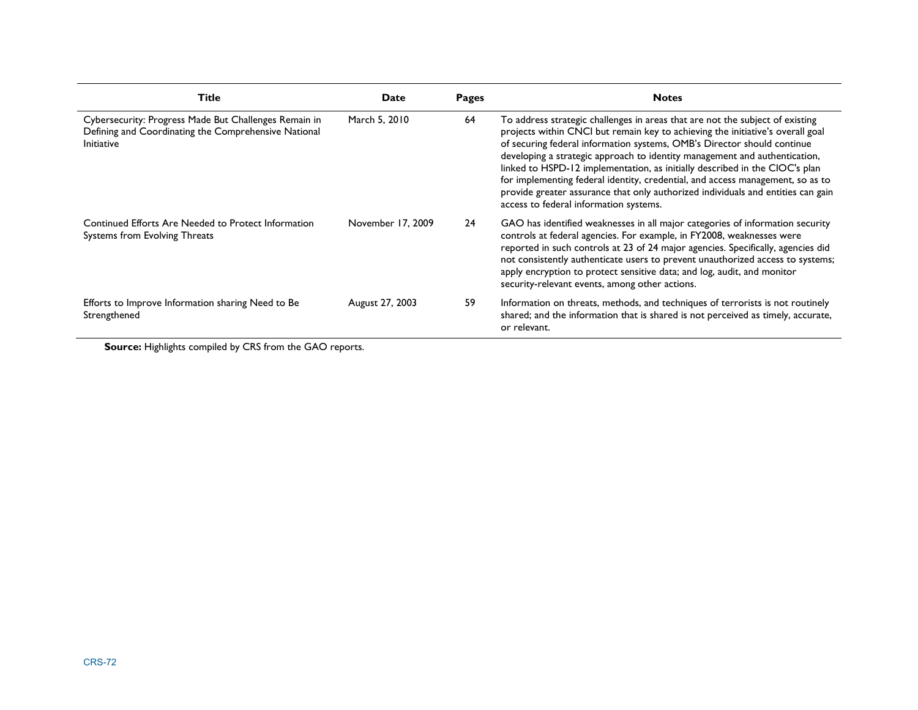| Title | Date | Pages | Notes |
|---|---|---|---|
| Cybersecurity: Progress Made But Challenges Remain in Defining and Coordinating the Comprehensive National Initiative | March 5, 2010 | 64 | To address strategic challenges in areas that are not the subject of existing projects within CNCI but remain key to achieving the initiative's overall goal of securing federal information systems, OMB's Director should continue developing a strategic approach to identity management and authentication, linked to HSPD-12 implementation, as initially described in the CIOC's plan for implementing federal identity, credential, and access management, so as to provide greater assurance that only authorized individuals and entities can gain access to federal information systems. |
| Continued Efforts Are Needed to Protect Information Systems from Evolving Threats | November 17, 2009 | 24 | GAO has identified weaknesses in all major categories of information security controls at federal agencies. For example, in FY2008, weaknesses were reported in such controls at 23 of 24 major agencies. Specifically, agencies did not consistently authenticate users to prevent unauthorized access to systems; apply encryption to protect sensitive data; and log, audit, and monitor security-relevant events, among other actions. |
| Efforts to Improve Information sharing Need to Be Strengthened | August 27, 2003 | 59 | Information on threats, methods, and techniques of terrorists is not routinely shared; and the information that is shared is not perceived as timely, accurate, or relevant. |

**Source:** Highlights compiled by CRS from the GAO reports.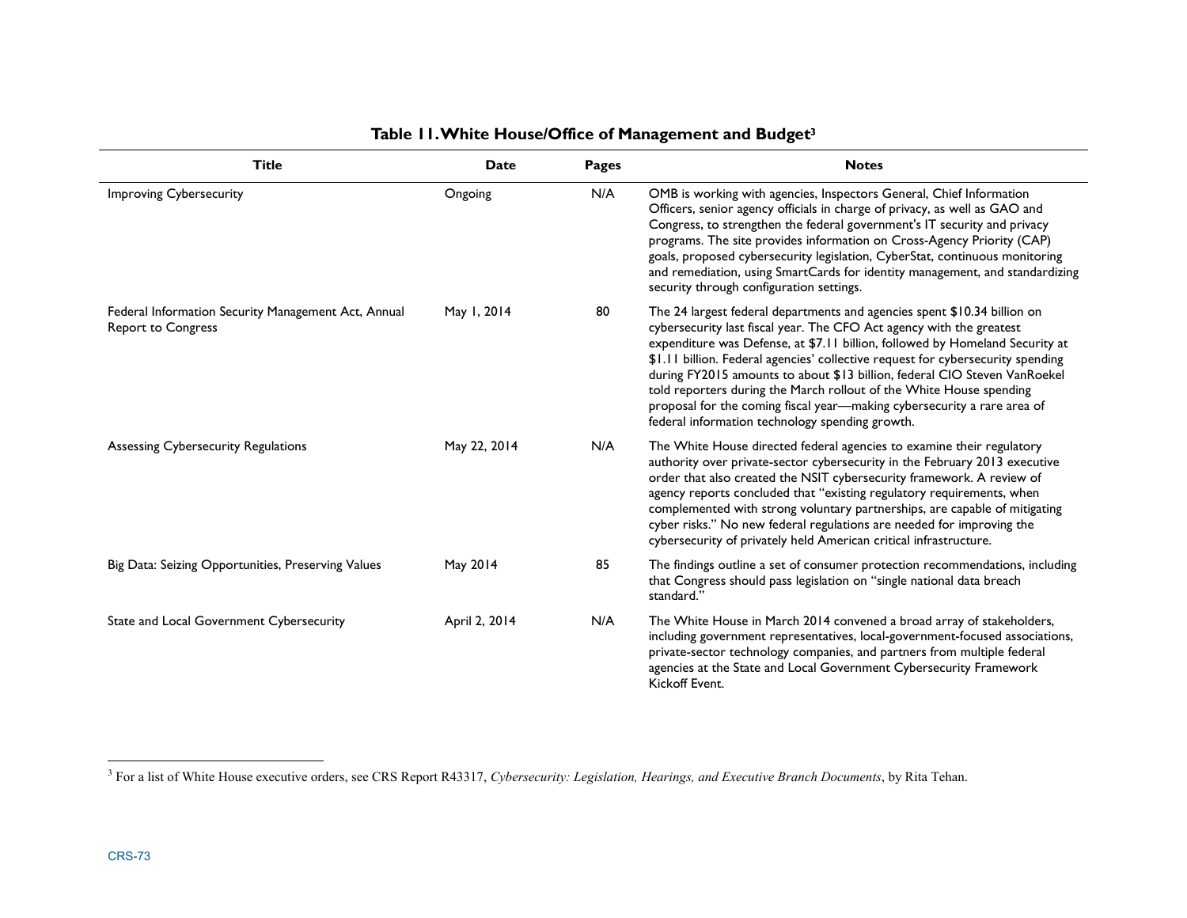**Table 11. White House/Office of Management and Budget[3]**

| Title | Date | Pages | Notes |
| --- | --- | --- | --- |
| Improving Cybersecurity | Ongoing | N/A | OMB is working with agencies, Inspectors General, Chief Information Officers, senior agency officials in charge of privacy, as well as GAO and Congress, to strengthen the federal government's IT security and privacy programs. The site provides information on Cross-Agency Priority (CAP) goals, proposed cybersecurity legislation, CyberStat, continuous monitoring and remediation, using SmartCards for identity management, and standardizing security through configuration settings. |
| Federal Information Security Management Act, Annual Report to Congress | May 1, 2014 | 80 | The 24 largest federal departments and agencies spent $10.34 billion on cybersecurity last fiscal year. The CFO Act agency with the greatest expenditure was Defense, at $7.11 billion, followed by Homeland Security at $1.11 billion. Federal agencies' collective request for cybersecurity spending during FY2015 amounts to about $13 billion, federal CIO Steven VanRoekel told reporters during the March rollout of the White House spending proposal for the coming fiscal year—making cybersecurity a rare area of federal information technology spending growth. |
| Assessing Cybersecurity Regulations | May 22, 2014 | N/A | The White House directed federal agencies to examine their regulatory authority over private-sector cybersecurity in the February 2013 executive order that also created the NSIT cybersecurity framework. A review of agency reports concluded that "existing regulatory requirements, when complemented with strong voluntary partnerships, are capable of mitigating cyber risks." No new federal regulations are needed for improving the cybersecurity of privately held American critical infrastructure. |
| Big Data: Seizing Opportunities, Preserving Values | May 2014 | 85 | The findings outline a set of consumer protection recommendations, including that Congress should pass legislation on "single national data breach standard." |
| State and Local Government Cybersecurity | April 2, 2014 | N/A | The White House in March 2014 convened a broad array of stakeholders, including government representatives, local-government-focused associations, private-sector technology companies, and partners from multiple federal agencies at the State and Local Government Cybersecurity Framework Kickoff Event. |

[3] For a list of White House executive orders, see CRS Report R43317, *Cybersecurity: Legislation, Hearings, and Executive Branch Documents*, by Rita Tehan.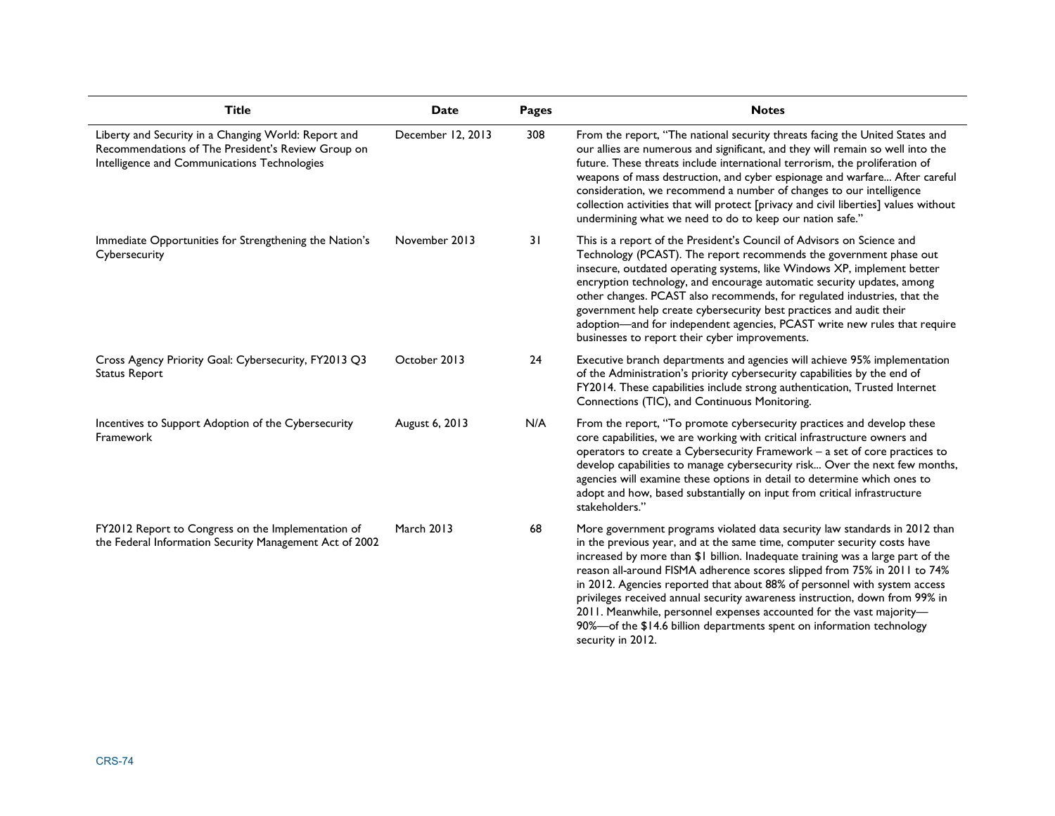| Title | Date | Pages | Notes |
| --- | --- | --- | --- |
| Liberty and Security in a Changing World: Report and Recommendations of The President's Review Group on Intelligence and Communications Technologies | December 12, 2013 | 308 | From the report, "The national security threats facing the United States and our allies are numerous and significant, and they will remain so well into the future. These threats include international terrorism, the proliferation of weapons of mass destruction, and cyber espionage and warfare... After careful consideration, we recommend a number of changes to our intelligence collection activities that will protect [privacy and civil liberties] values without undermining what we need to do to keep our nation safe." |
| Immediate Opportunities for Strengthening the Nation's Cybersecurity | November 2013 | 31 | This is a report of the President's Council of Advisors on Science and Technology (PCAST). The report recommends the government phase out insecure, outdated operating systems, like Windows XP, implement better encryption technology, and encourage automatic security updates, among other changes. PCAST also recommends, for regulated industries, that the government help create cybersecurity best practices and audit their adoption—and for independent agencies, PCAST write new rules that require businesses to report their cyber improvements. |
| Cross Agency Priority Goal: Cybersecurity, FY2013 Q3 Status Report | October 2013 | 24 | Executive branch departments and agencies will achieve 95% implementation of the Administration's priority cybersecurity capabilities by the end of FY2014. These capabilities include strong authentication, Trusted Internet Connections (TIC), and Continuous Monitoring. |
| Incentives to Support Adoption of the Cybersecurity Framework | August 6, 2013 | N/A | From the report, "To promote cybersecurity practices and develop these core capabilities, we are working with critical infrastructure owners and operators to create a Cybersecurity Framework – a set of core practices to develop capabilities to manage cybersecurity risk... Over the next few months, agencies will examine these options in detail to determine which ones to adopt and how, based substantially on input from critical infrastructure stakeholders." |
| FY2012 Report to Congress on the Implementation of the Federal Information Security Management Act of 2002 | March 2013 | 68 | More government programs violated data security law standards in 2012 than in the previous year, and at the same time, computer security costs have increased by more than $1 billion. Inadequate training was a large part of the reason all-around FISMA adherence scores slipped from 75% in 2011 to 74% in 2012. Agencies reported that about 88% of personnel with system access privileges received annual security awareness instruction, down from 99% in 2011. Meanwhile, personnel expenses accounted for the vast majority—90%—of the $14.6 billion departments spent on information technology security in 2012. |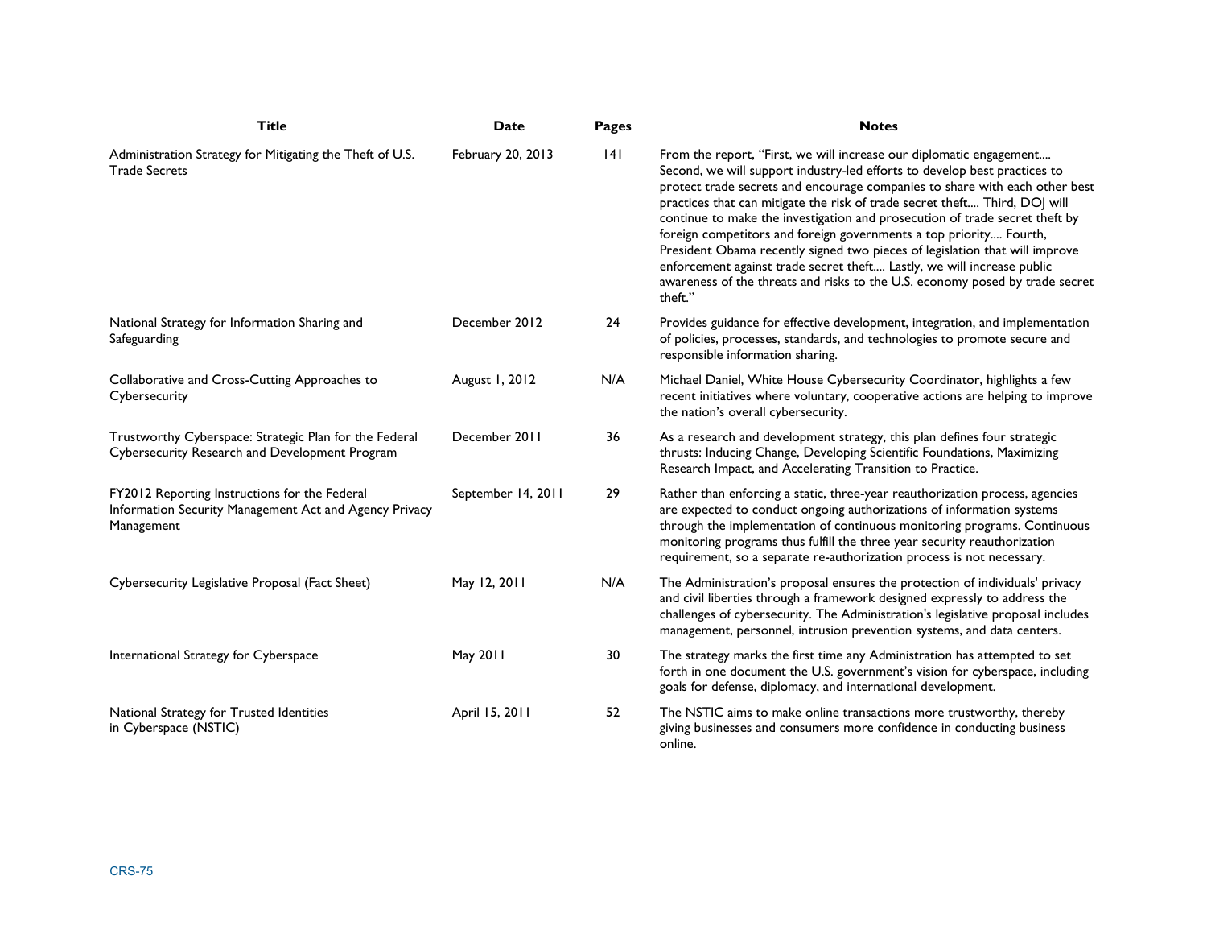| Title | Date | Pages | Notes |
|---|---|---|---|
| Administration Strategy for Mitigating the Theft of U.S. Trade Secrets | February 20, 2013 | 141 | From the report, "First, we will increase our diplomatic engagement.... Second, we will support industry-led efforts to develop best practices to protect trade secrets and encourage companies to share with each other best practices that can mitigate the risk of trade secret theft.... Third, DOJ will continue to make the investigation and prosecution of trade secret theft by foreign competitors and foreign governments a top priority.... Fourth, President Obama recently signed two pieces of legislation that will improve enforcement against trade secret theft.... Lastly, we will increase public awareness of the threats and risks to the U.S. economy posed by trade secret theft." |
| National Strategy for Information Sharing and Safeguarding | December 2012 | 24 | Provides guidance for effective development, integration, and implementation of policies, processes, standards, and technologies to promote secure and responsible information sharing. |
| Collaborative and Cross-Cutting Approaches to Cybersecurity | August 1, 2012 | N/A | Michael Daniel, White House Cybersecurity Coordinator, highlights a few recent initiatives where voluntary, cooperative actions are helping to improve the nation's overall cybersecurity. |
| Trustworthy Cyberspace: Strategic Plan for the Federal Cybersecurity Research and Development Program | December 2011 | 36 | As a research and development strategy, this plan defines four strategic thrusts: Inducing Change, Developing Scientific Foundations, Maximizing Research Impact, and Accelerating Transition to Practice. |
| FY2012 Reporting Instructions for the Federal Information Security Management Act and Agency Privacy Management | September 14, 2011 | 29 | Rather than enforcing a static, three-year reauthorization process, agencies are expected to conduct ongoing authorizations of information systems through the implementation of continuous monitoring programs. Continuous monitoring programs thus fulfill the three year security reauthorization requirement, so a separate re-authorization process is not necessary. |
| Cybersecurity Legislative Proposal (Fact Sheet) | May 12, 2011 | N/A | The Administration's proposal ensures the protection of individuals' privacy and civil liberties through a framework designed expressly to address the challenges of cybersecurity. The Administration's legislative proposal includes management, personnel, intrusion prevention systems, and data centers. |
| International Strategy for Cyberspace | May 2011 | 30 | The strategy marks the first time any Administration has attempted to set forth in one document the U.S. government's vision for cyberspace, including goals for defense, diplomacy, and international development. |
| National Strategy for Trusted Identities in Cyberspace (NSTIC) | April 15, 2011 | 52 | The NSTIC aims to make online transactions more trustworthy, thereby giving businesses and consumers more confidence in conducting business online. |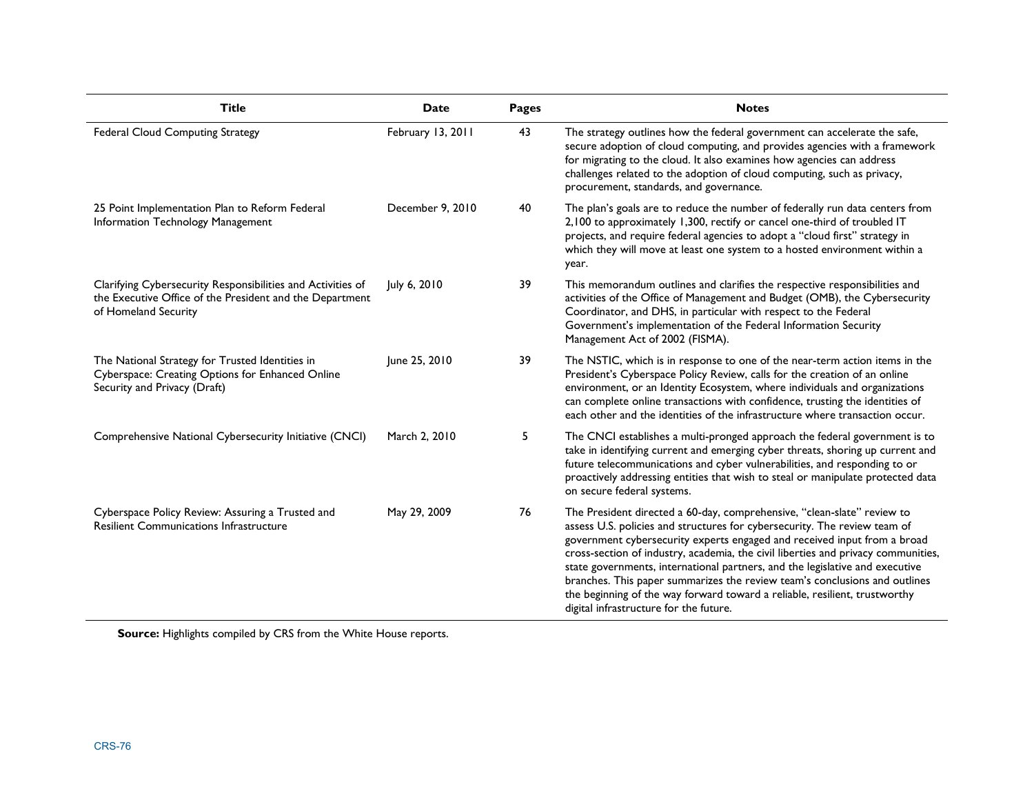| Title | Date | Pages | Notes |
|---|---|---|---|
| Federal Cloud Computing Strategy | February 13, 2011 | 43 | The strategy outlines how the federal government can accelerate the safe, secure adoption of cloud computing, and provides agencies with a framework for migrating to the cloud. It also examines how agencies can address challenges related to the adoption of cloud computing, such as privacy, procurement, standards, and governance. |
| 25 Point Implementation Plan to Reform Federal Information Technology Management | December 9, 2010 | 40 | The plan's goals are to reduce the number of federally run data centers from 2,100 to approximately 1,300, rectify or cancel one-third of troubled IT projects, and require federal agencies to adopt a "cloud first" strategy in which they will move at least one system to a hosted environment within a year. |
| Clarifying Cybersecurity Responsibilities and Activities of the Executive Office of the President and the Department of Homeland Security | July 6, 2010 | 39 | This memorandum outlines and clarifies the respective responsibilities and activities of the Office of Management and Budget (OMB), the Cybersecurity Coordinator, and DHS, in particular with respect to the Federal Government's implementation of the Federal Information Security Management Act of 2002 (FISMA). |
| The National Strategy for Trusted Identities in Cyberspace: Creating Options for Enhanced Online Security and Privacy (Draft) | June 25, 2010 | 39 | The NSTIC, which is in response to one of the near-term action items in the President's Cyberspace Policy Review, calls for the creation of an online environment, or an Identity Ecosystem, where individuals and organizations can complete online transactions with confidence, trusting the identities of each other and the identities of the infrastructure where transaction occur. |
| Comprehensive National Cybersecurity Initiative (CNCI) | March 2, 2010 | 5 | The CNCI establishes a multi-pronged approach the federal government is to take in identifying current and emerging cyber threats, shoring up current and future telecommunications and cyber vulnerabilities, and responding to or proactively addressing entities that wish to steal or manipulate protected data on secure federal systems. |
| Cyberspace Policy Review: Assuring a Trusted and Resilient Communications Infrastructure | May 29, 2009 | 76 | The President directed a 60-day, comprehensive, "clean-slate" review to assess U.S. policies and structures for cybersecurity. The review team of government cybersecurity experts engaged and received input from a broad cross-section of industry, academia, the civil liberties and privacy communities, state governments, international partners, and the legislative and executive branches. This paper summarizes the review team's conclusions and outlines the beginning of the way forward toward a reliable, resilient, trustworthy digital infrastructure for the future. |

**Source:** Highlights compiled by CRS from the White House reports.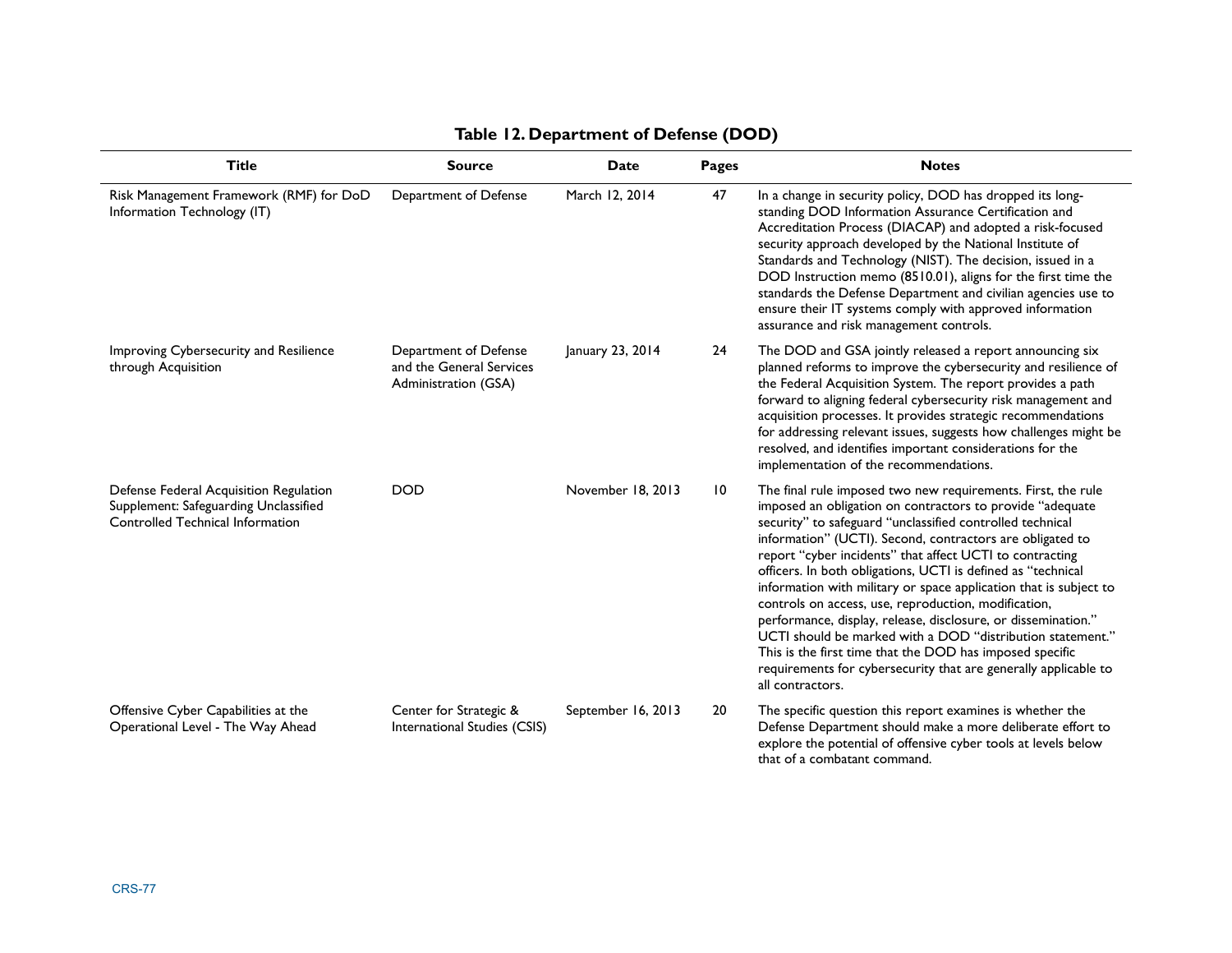**Table 12. Department of Defense (DOD)**

| Title | Source | Date | Pages | Notes |
|---|---|---|---|---|
| Risk Management Framework (RMF) for DoD Information Technology (IT) | Department of Defense | March 12, 2014 | 47 | In a change in security policy, DOD has dropped its long-standing DOD Information Assurance Certification and Accreditation Process (DIACAP) and adopted a risk-focused security approach developed by the National Institute of Standards and Technology (NIST). The decision, issued in a DOD Instruction memo (8510.01), aligns for the first time the standards the Defense Department and civilian agencies use to ensure their IT systems comply with approved information assurance and risk management controls. |
| Improving Cybersecurity and Resilience through Acquisition | Department of Defense and the General Services Administration (GSA) | January 23, 2014 | 24 | The DOD and GSA jointly released a report announcing six planned reforms to improve the cybersecurity and resilience of the Federal Acquisition System. The report provides a path forward to aligning federal cybersecurity risk management and acquisition processes. It provides strategic recommendations for addressing relevant issues, suggests how challenges might be resolved, and identifies important considerations for the implementation of the recommendations. |
| Defense Federal Acquisition Regulation Supplement: Safeguarding Unclassified Controlled Technical Information | DOD | November 18, 2013 | 10 | The final rule imposed two new requirements. First, the rule imposed an obligation on contractors to provide "adequate security" to safeguard "unclassified controlled technical information" (UCTI). Second, contractors are obligated to report "cyber incidents" that affect UCTI to contracting officers. In both obligations, UCTI is defined as "technical information with military or space application that is subject to controls on access, use, reproduction, modification, performance, display, release, disclosure, or dissemination." UCTI should be marked with a DOD "distribution statement." This is the first time that the DOD has imposed specific requirements for cybersecurity that are generally applicable to all contractors. |
| Offensive Cyber Capabilities at the Operational Level - The Way Ahead | Center for Strategic & International Studies (CSIS) | September 16, 2013 | 20 | The specific question this report examines is whether the Defense Department should make a more deliberate effort to explore the potential of offensive cyber tools at levels below that of a combatant command. |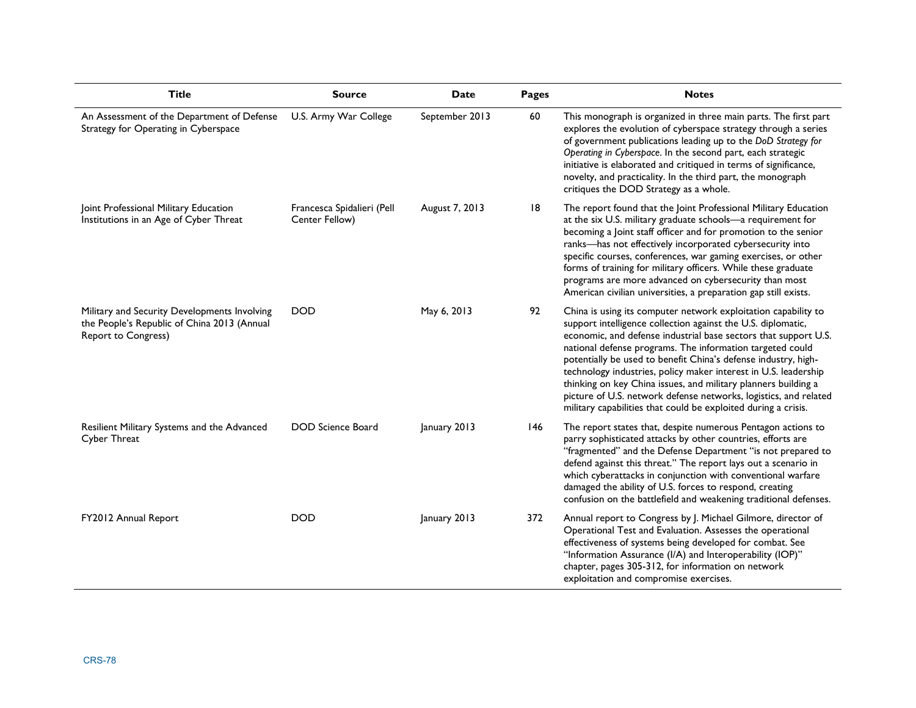| Title | Source | Date | Pages | Notes |
| --- | --- | --- | --- | --- |
| An Assessment of the Department of Defense Strategy for Operating in Cyberspace | U.S. Army War College | September 2013 | 60 | This monograph is organized in three main parts. The first part explores the evolution of cyberspace strategy through a series of government publications leading up to the *DoD Strategy for Operating in Cyberspace*. In the second part, each strategic initiative is elaborated and critiqued in terms of significance, novelty, and practicality. In the third part, the monograph critiques the DOD Strategy as a whole. |
| Joint Professional Military Education Institutions in an Age of Cyber Threat | Francesca Spidalieri (Pell Center Fellow) | August 7, 2013 | 18 | The report found that the Joint Professional Military Education at the six U.S. military graduate schools—a requirement for becoming a Joint staff officer and for promotion to the senior ranks—has not effectively incorporated cybersecurity into specific courses, conferences, war gaming exercises, or other forms of training for military officers. While these graduate programs are more advanced on cybersecurity than most American civilian universities, a preparation gap still exists. |
| Military and Security Developments Involving the People's Republic of China 2013 (Annual Report to Congress) | DOD | May 6, 2013 | 92 | China is using its computer network exploitation capability to support intelligence collection against the U.S. diplomatic, economic, and defense industrial base sectors that support U.S. national defense programs. The information targeted could potentially be used to benefit China's defense industry, high-technology industries, policy maker interest in U.S. leadership thinking on key China issues, and military planners building a picture of U.S. network defense networks, logistics, and related military capabilities that could be exploited during a crisis. |
| Resilient Military Systems and the Advanced Cyber Threat | DOD Science Board | January 2013 | 146 | The report states that, despite numerous Pentagon actions to parry sophisticated attacks by other countries, efforts are "fragmented" and the Defense Department "is not prepared to defend against this threat." The report lays out a scenario in which cyberattacks in conjunction with conventional warfare damaged the ability of U.S. forces to respond, creating confusion on the battlefield and weakening traditional defenses. |
| FY2012 Annual Report | DOD | January 2013 | 372 | Annual report to Congress by J. Michael Gilmore, director of Operational Test and Evaluation. Assesses the operational effectiveness of systems being developed for combat. See "Information Assurance (I/A) and Interoperability (IOP)" chapter, pages 305-312, for information on network exploitation and compromise exercises. |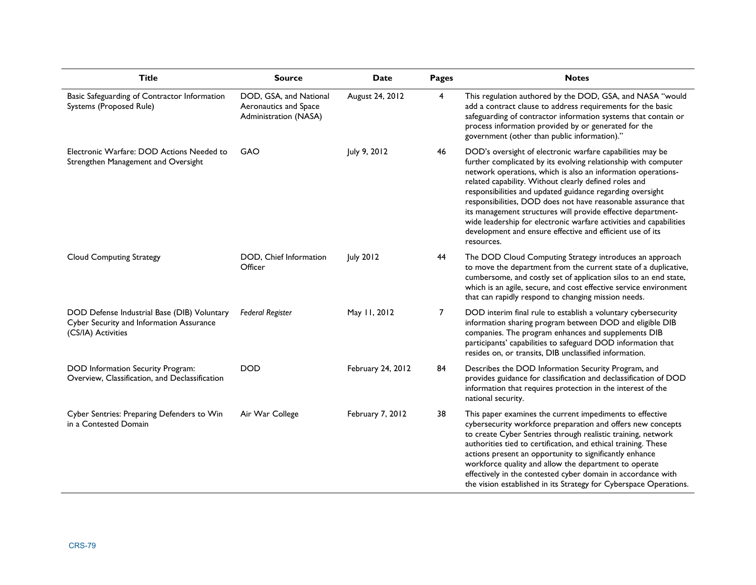| Title | Source | Date | Pages | Notes |
| --- | --- | --- | --- | --- |
| Basic Safeguarding of Contractor Information Systems (Proposed Rule) | DOD, GSA, and National Aeronautics and Space Administration (NASA) | August 24, 2012 | 4 | This regulation authored by the DOD, GSA, and NASA "would add a contract clause to address requirements for the basic safeguarding of contractor information systems that contain or process information provided by or generated for the government (other than public information)." |
| Electronic Warfare: DOD Actions Needed to Strengthen Management and Oversight | GAO | July 9, 2012 | 46 | DOD's oversight of electronic warfare capabilities may be further complicated by its evolving relationship with computer network operations, which is also an information operations-related capability. Without clearly defined roles and responsibilities and updated guidance regarding oversight responsibilities, DOD does not have reasonable assurance that its management structures will provide effective department-wide leadership for electronic warfare activities and capabilities development and ensure effective and efficient use of its resources. |
| Cloud Computing Strategy | DOD, Chief Information Officer | July 2012 | 44 | The DOD Cloud Computing Strategy introduces an approach to move the department from the current state of a duplicative, cumbersome, and costly set of application silos to an end state, which is an agile, secure, and cost effective service environment that can rapidly respond to changing mission needs. |
| DOD Defense Industrial Base (DIB) Voluntary Cyber Security and Information Assurance (CS/IA) Activities | *Federal Register* | May 11, 2012 | 7 | DOD interim final rule to establish a voluntary cybersecurity information sharing program between DOD and eligible DIB companies. The program enhances and supplements DIB participants' capabilities to safeguard DOD information that resides on, or transits, DIB unclassified information. |
| DOD Information Security Program: Overview, Classification, and Declassification | DOD | February 24, 2012 | 84 | Describes the DOD Information Security Program, and provides guidance for classification and declassification of DOD information that requires protection in the interest of the national security. |
| Cyber Sentries: Preparing Defenders to Win in a Contested Domain | Air War College | February 7, 2012 | 38 | This paper examines the current impediments to effective cybersecurity workforce preparation and offers new concepts to create Cyber Sentries through realistic training, network authorities tied to certification, and ethical training. These actions present an opportunity to significantly enhance workforce quality and allow the department to operate effectively in the contested cyber domain in accordance with the vision established in its Strategy for Cyberspace Operations. |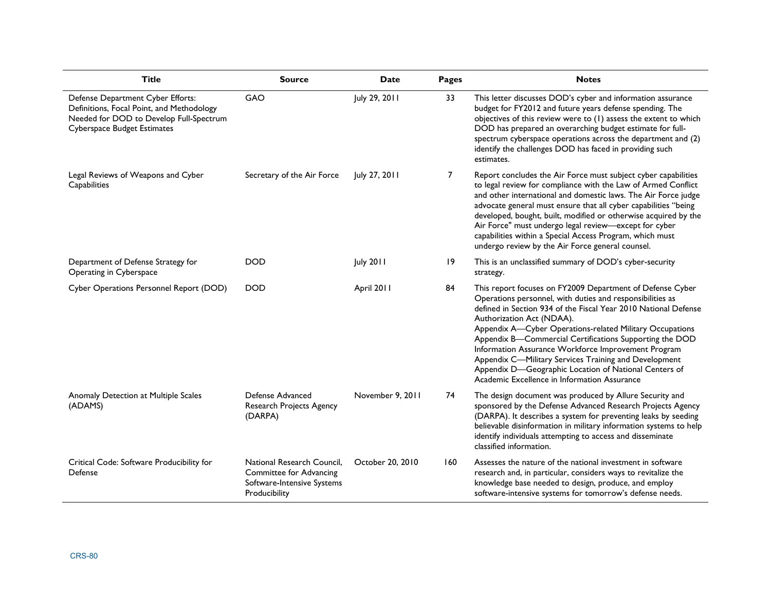| Title | Source | Date | Pages | Notes |
| --- | --- | --- | --- | --- |
| Defense Department Cyber Efforts: Definitions, Focal Point, and Methodology Needed for DOD to Develop Full-Spectrum Cyberspace Budget Estimates | GAO | July 29, 2011 | 33 | This letter discusses DOD's cyber and information assurance budget for FY2012 and future years defense spending. The objectives of this review were to (1) assess the extent to which DOD has prepared an overarching budget estimate for full-spectrum cyberspace operations across the department and (2) identify the challenges DOD has faced in providing such estimates. |
| Legal Reviews of Weapons and Cyber Capabilities | Secretary of the Air Force | July 27, 2011 | 7 | Report concludes the Air Force must subject cyber capabilities to legal review for compliance with the Law of Armed Conflict and other international and domestic laws. The Air Force judge advocate general must ensure that all cyber capabilities "being developed, bought, built, modified or otherwise acquired by the Air Force" must undergo legal review—except for cyber capabilities within a Special Access Program, which must undergo review by the Air Force general counsel. |
| Department of Defense Strategy for Operating in Cyberspace | DOD | July 2011 | 19 | This is an unclassified summary of DOD's cyber-security strategy. |
| Cyber Operations Personnel Report (DOD) | DOD | April 2011 | 84 | This report focuses on FY2009 Department of Defense Cyber Operations personnel, with duties and responsibilities as defined in Section 934 of the Fiscal Year 2010 National Defense Authorization Act (NDAA).<br>Appendix A—Cyber Operations-related Military Occupations<br>Appendix B—Commercial Certifications Supporting the DOD Information Assurance Workforce Improvement Program<br>Appendix C—Military Services Training and Development<br>Appendix D—Geographic Location of National Centers of Academic Excellence in Information Assurance |
| Anomaly Detection at Multiple Scales (ADAMS) | Defense Advanced Research Projects Agency (DARPA) | November 9, 2011 | 74 | The design document was produced by Allure Security and sponsored by the Defense Advanced Research Projects Agency (DARPA). It describes a system for preventing leaks by seeding believable disinformation in military information systems to help identify individuals attempting to access and disseminate classified information. |
| Critical Code: Software Producibility for Defense | National Research Council, Committee for Advancing Software-Intensive Systems Producibility | October 20, 2010 | 160 | Assesses the nature of the national investment in software research and, in particular, considers ways to revitalize the knowledge base needed to design, produce, and employ software-intensive systems for tomorrow's defense needs. |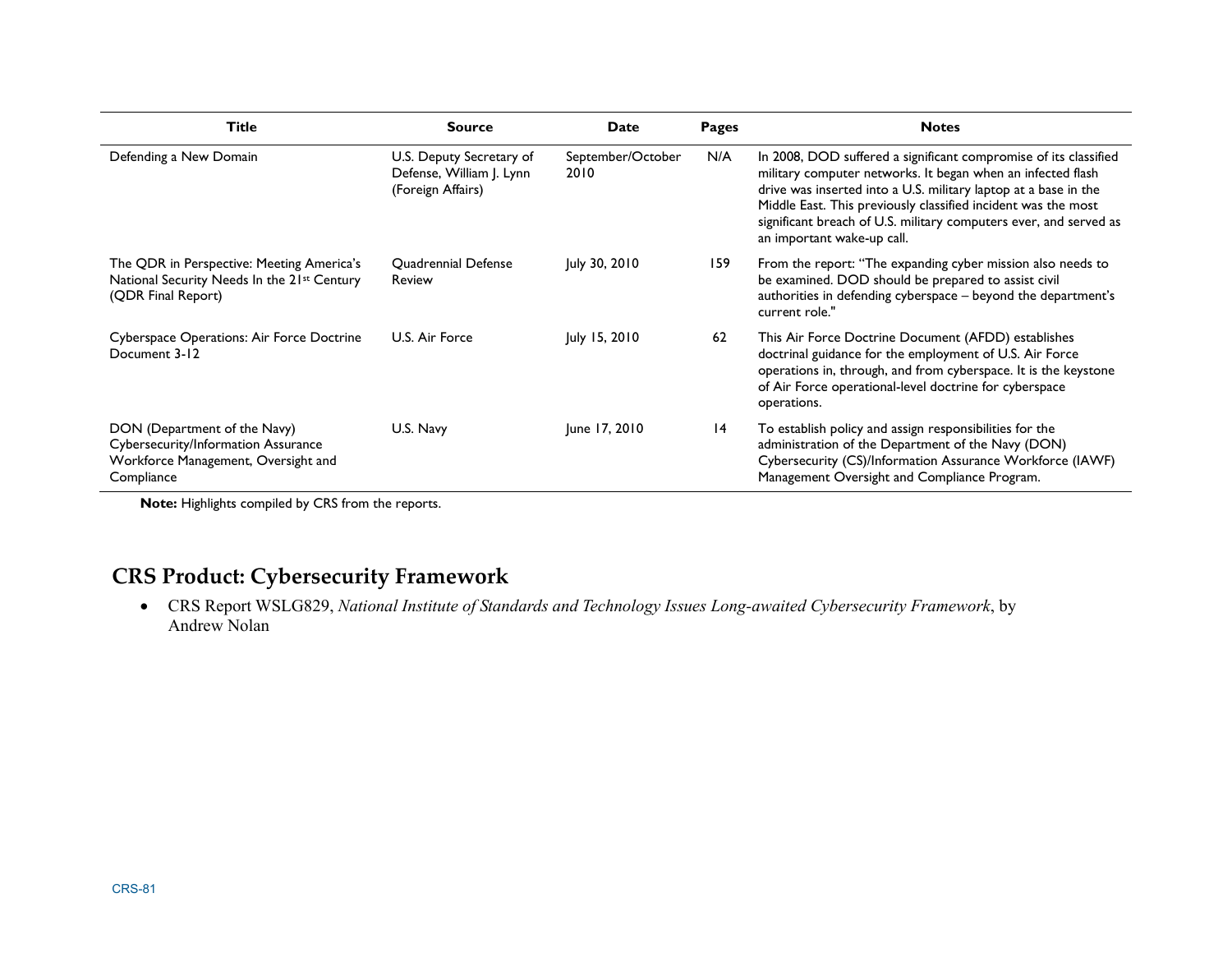| Title | Source | Date | Pages | Notes |
|---|---|---|---|---|
| Defending a New Domain | U.S. Deputy Secretary of Defense, William J. Lynn (Foreign Affairs) | September/October 2010 | N/A | In 2008, DOD suffered a significant compromise of its classified military computer networks. It began when an infected flash drive was inserted into a U.S. military laptop at a base in the Middle East. This previously classified incident was the most significant breach of U.S. military computers ever, and served as an important wake-up call. |
| The QDR in Perspective: Meeting America's National Security Needs In the 21st Century (QDR Final Report) | Quadrennial Defense Review | July 30, 2010 | 159 | From the report: "The expanding cyber mission also needs to be examined. DOD should be prepared to assist civil authorities in defending cyberspace – beyond the department's current role." |
| Cyberspace Operations: Air Force Doctrine Document 3-12 | U.S. Air Force | July 15, 2010 | 62 | This Air Force Doctrine Document (AFDD) establishes doctrinal guidance for the employment of U.S. Air Force operations in, through, and from cyberspace. It is the keystone of Air Force operational-level doctrine for cyberspace operations. |
| DON (Department of the Navy) Cybersecurity/Information Assurance Workforce Management, Oversight and Compliance | U.S. Navy | June 17, 2010 | 14 | To establish policy and assign responsibilities for the administration of the Department of the Navy (DON) Cybersecurity (CS)/Information Assurance Workforce (IAWF) Management Oversight and Compliance Program. |

**Note:** Highlights compiled by CRS from the reports.

## CRS Product: Cybersecurity Framework

- CRS Report WSLG829, *National Institute of Standards and Technology Issues Long-awaited Cybersecurity Framework*, by Andrew Nolan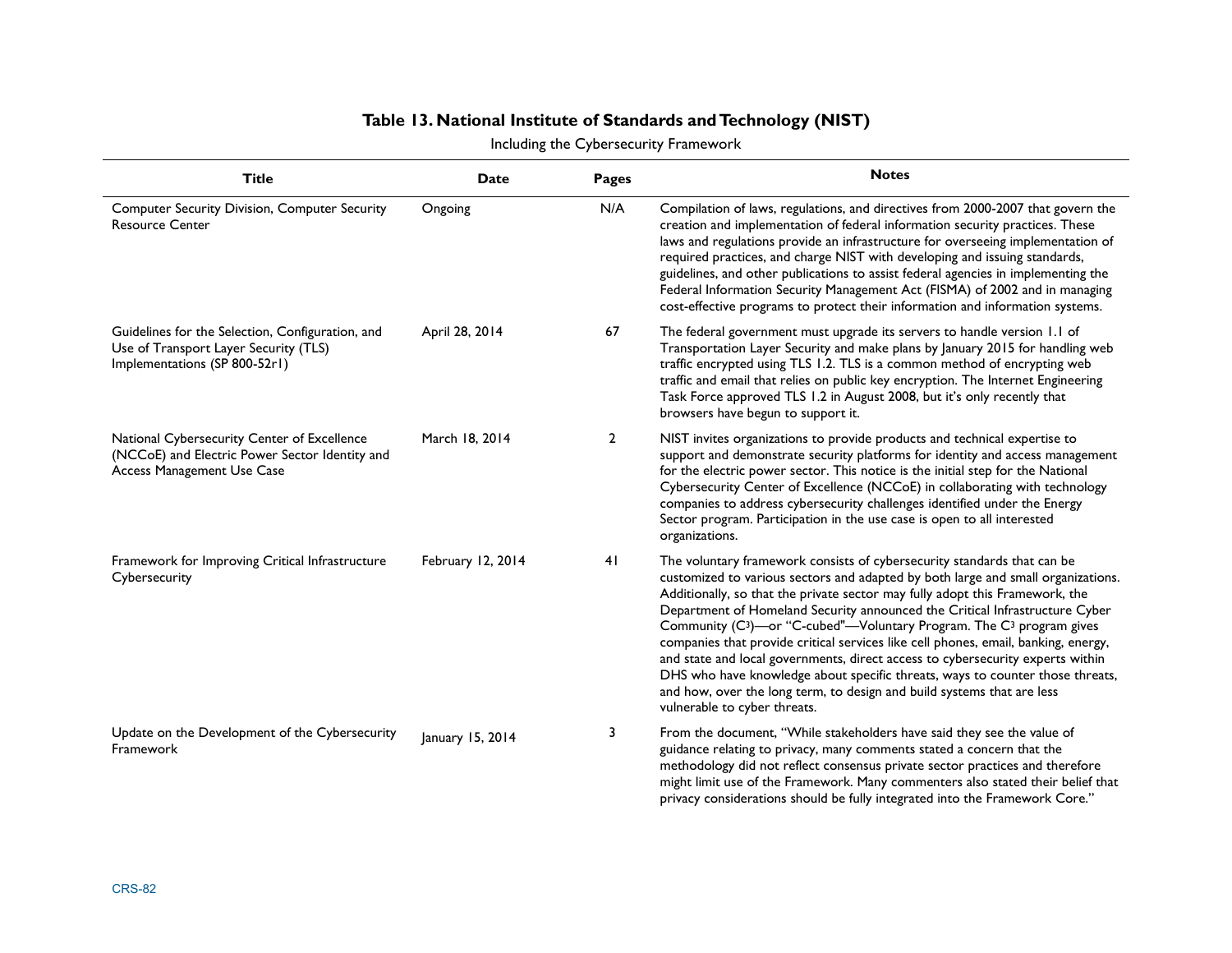## Table 13. National Institute of Standards and Technology (NIST)

Including the Cybersecurity Framework

| Title | Date | Pages | Notes |
|---|---|---|---|
| Computer Security Division, Computer Security Resource Center | Ongoing | N/A | Compilation of laws, regulations, and directives from 2000-2007 that govern the creation and implementation of federal information security practices. These laws and regulations provide an infrastructure for overseeing implementation of required practices, and charge NIST with developing and issuing standards, guidelines, and other publications to assist federal agencies in implementing the Federal Information Security Management Act (FISMA) of 2002 and in managing cost-effective programs to protect their information and information systems. |
| Guidelines for the Selection, Configuration, and Use of Transport Layer Security (TLS) Implementations (SP 800-52r1) | April 28, 2014 | 67 | The federal government must upgrade its servers to handle version 1.1 of Transportation Layer Security and make plans by January 2015 for handling web traffic encrypted using TLS 1.2. TLS is a common method of encrypting web traffic and email that relies on public key encryption. The Internet Engineering Task Force approved TLS 1.2 in August 2008, but it's only recently that browsers have begun to support it. |
| National Cybersecurity Center of Excellence (NCCoE) and Electric Power Sector Identity and Access Management Use Case | March 18, 2014 | 2 | NIST invites organizations to provide products and technical expertise to support and demonstrate security platforms for identity and access management for the electric power sector. This notice is the initial step for the National Cybersecurity Center of Excellence (NCCoE) in collaborating with technology companies to address cybersecurity challenges identified under the Energy Sector program. Participation in the use case is open to all interested organizations. |
| Framework for Improving Critical Infrastructure Cybersecurity | February 12, 2014 | 41 | The voluntary framework consists of cybersecurity standards that can be customized to various sectors and adapted by both large and small organizations. Additionally, so that the private sector may fully adopt this Framework, the Department of Homeland Security announced the Critical Infrastructure Cyber Community ($C^3$)—or "C-cubed"—Voluntary Program. The $C^3$ program gives companies that provide critical services like cell phones, email, banking, energy, and state and local governments, direct access to cybersecurity experts within DHS who have knowledge about specific threats, ways to counter those threats, and how, over the long term, to design and build systems that are less vulnerable to cyber threats. |
| Update on the Development of the Cybersecurity Framework | January 15, 2014 | 3 | From the document, "While stakeholders have said they see the value of guidance relating to privacy, many comments stated a concern that the methodology did not reflect consensus private sector practices and therefore might limit use of the Framework. Many commenters also stated their belief that privacy considerations should be fully integrated into the Framework Core." |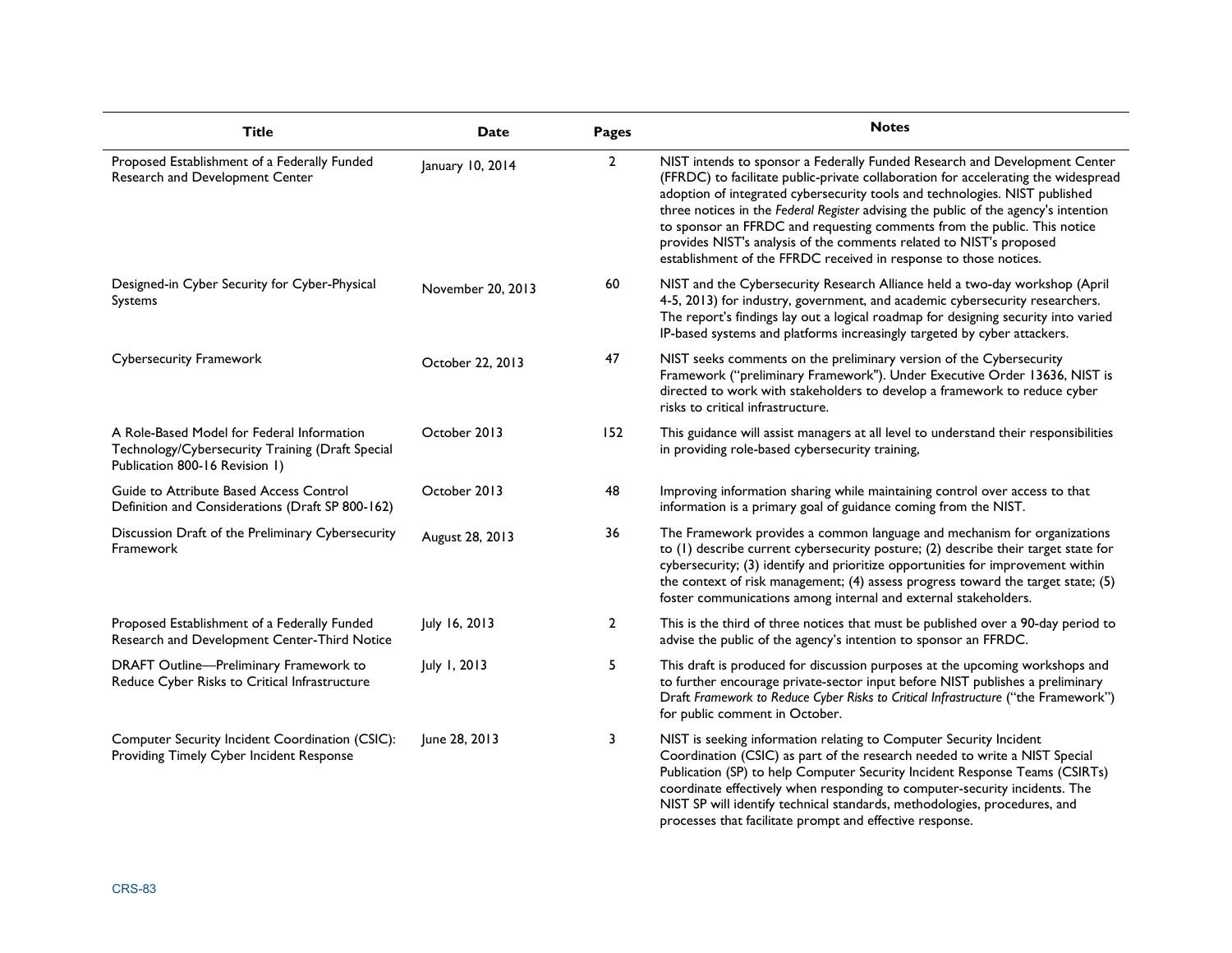| Title | Date | Pages | Notes |
|---|---|---|---|
| Proposed Establishment of a Federally Funded Research and Development Center | January 10, 2014 | 2 | NIST intends to sponsor a Federally Funded Research and Development Center (FFRDC) to facilitate public-private collaboration for accelerating the widespread adoption of integrated cybersecurity tools and technologies. NIST published three notices in the *Federal Register* advising the public of the agency's intention to sponsor an FFRDC and requesting comments from the public. This notice provides NIST's analysis of the comments related to NIST's proposed establishment of the FFRDC received in response to those notices. |
| Designed-in Cyber Security for Cyber-Physical Systems | November 20, 2013 | 60 | NIST and the Cybersecurity Research Alliance held a two-day workshop (April 4-5, 2013) for industry, government, and academic cybersecurity researchers. The report's findings lay out a logical roadmap for designing security into varied IP-based systems and platforms increasingly targeted by cyber attackers. |
| Cybersecurity Framework | October 22, 2013 | 47 | NIST seeks comments on the preliminary version of the Cybersecurity Framework ("preliminary Framework"). Under Executive Order 13636, NIST is directed to work with stakeholders to develop a framework to reduce cyber risks to critical infrastructure. |
| A Role-Based Model for Federal Information Technology/Cybersecurity Training (Draft Special Publication 800-16 Revision 1) | October 2013 | 152 | This guidance will assist managers at all level to understand their responsibilities in providing role-based cybersecurity training, |
| Guide to Attribute Based Access Control Definition and Considerations (Draft SP 800-162) | October 2013 | 48 | Improving information sharing while maintaining control over access to that information is a primary goal of guidance coming from the NIST. |
| Discussion Draft of the Preliminary Cybersecurity Framework | August 28, 2013 | 36 | The Framework provides a common language and mechanism for organizations to (1) describe current cybersecurity posture; (2) describe their target state for cybersecurity; (3) identify and prioritize opportunities for improvement within the context of risk management; (4) assess progress toward the target state; (5) foster communications among internal and external stakeholders. |
| Proposed Establishment of a Federally Funded Research and Development Center-Third Notice | July 16, 2013 | 2 | This is the third of three notices that must be published over a 90-day period to advise the public of the agency's intention to sponsor an FFRDC. |
| DRAFT Outline—Preliminary Framework to Reduce Cyber Risks to Critical Infrastructure | July 1, 2013 | 5 | This draft is produced for discussion purposes at the upcoming workshops and to further encourage private-sector input before NIST publishes a preliminary Draft *Framework to Reduce Cyber Risks to Critical Infrastructure* ("the Framework") for public comment in October. |
| Computer Security Incident Coordination (CSIC): Providing Timely Cyber Incident Response | June 28, 2013 | 3 | NIST is seeking information relating to Computer Security Incident Coordination (CSIC) as part of the research needed to write a NIST Special Publication (SP) to help Computer Security Incident Response Teams (CSIRTs) coordinate effectively when responding to computer-security incidents. The NIST SP will identify technical standards, methodologies, procedures, and processes that facilitate prompt and effective response. |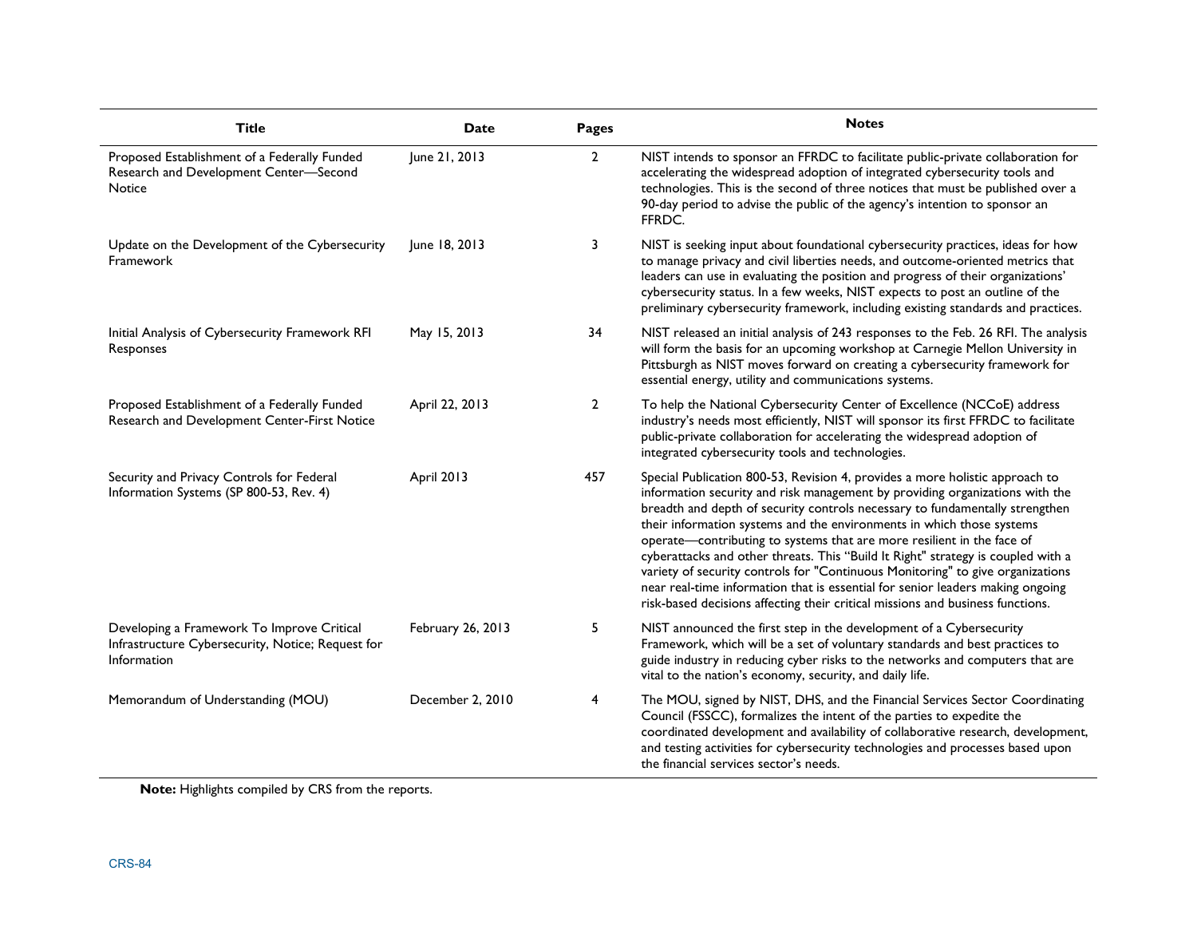| Title | Date | Pages | Notes |
| --- | --- | --- | --- |
| Proposed Establishment of a Federally Funded Research and Development Center—Second Notice | June 21, 2013 | 2 | NIST intends to sponsor an FFRDC to facilitate public-private collaboration for accelerating the widespread adoption of integrated cybersecurity tools and technologies. This is the second of three notices that must be published over a 90-day period to advise the public of the agency's intention to sponsor an FFRDC. |
| Update on the Development of the Cybersecurity Framework | June 18, 2013 | 3 | NIST is seeking input about foundational cybersecurity practices, ideas for how to manage privacy and civil liberties needs, and outcome-oriented metrics that leaders can use in evaluating the position and progress of their organizations' cybersecurity status. In a few weeks, NIST expects to post an outline of the preliminary cybersecurity framework, including existing standards and practices. |
| Initial Analysis of Cybersecurity Framework RFI Responses | May 15, 2013 | 34 | NIST released an initial analysis of 243 responses to the Feb. 26 RFI. The analysis will form the basis for an upcoming workshop at Carnegie Mellon University in Pittsburgh as NIST moves forward on creating a cybersecurity framework for essential energy, utility and communications systems. |
| Proposed Establishment of a Federally Funded Research and Development Center-First Notice | April 22, 2013 | 2 | To help the National Cybersecurity Center of Excellence (NCCoE) address industry's needs most efficiently, NIST will sponsor its first FFRDC to facilitate public-private collaboration for accelerating the widespread adoption of integrated cybersecurity tools and technologies. |
| Security and Privacy Controls for Federal Information Systems (SP 800-53, Rev. 4) | April 2013 | 457 | Special Publication 800-53, Revision 4, provides a more holistic approach to information security and risk management by providing organizations with the breadth and depth of security controls necessary to fundamentally strengthen their information systems and the environments in which those systems operate—contributing to systems that are more resilient in the face of cyberattacks and other threats. This "Build It Right" strategy is coupled with a variety of security controls for "Continuous Monitoring" to give organizations near real-time information that is essential for senior leaders making ongoing risk-based decisions affecting their critical missions and business functions. |
| Developing a Framework To Improve Critical Infrastructure Cybersecurity, Notice; Request for Information | February 26, 2013 | 5 | NIST announced the first step in the development of a Cybersecurity Framework, which will be a set of voluntary standards and best practices to guide industry in reducing cyber risks to the networks and computers that are vital to the nation's economy, security, and daily life. |
| Memorandum of Understanding (MOU) | December 2, 2010 | 4 | The MOU, signed by NIST, DHS, and the Financial Services Sector Coordinating Council (FSSCC), formalizes the intent of the parties to expedite the coordinated development and availability of collaborative research, development, and testing activities for cybersecurity technologies and processes based upon the financial services sector's needs. |

**Note:** Highlights compiled by CRS from the reports.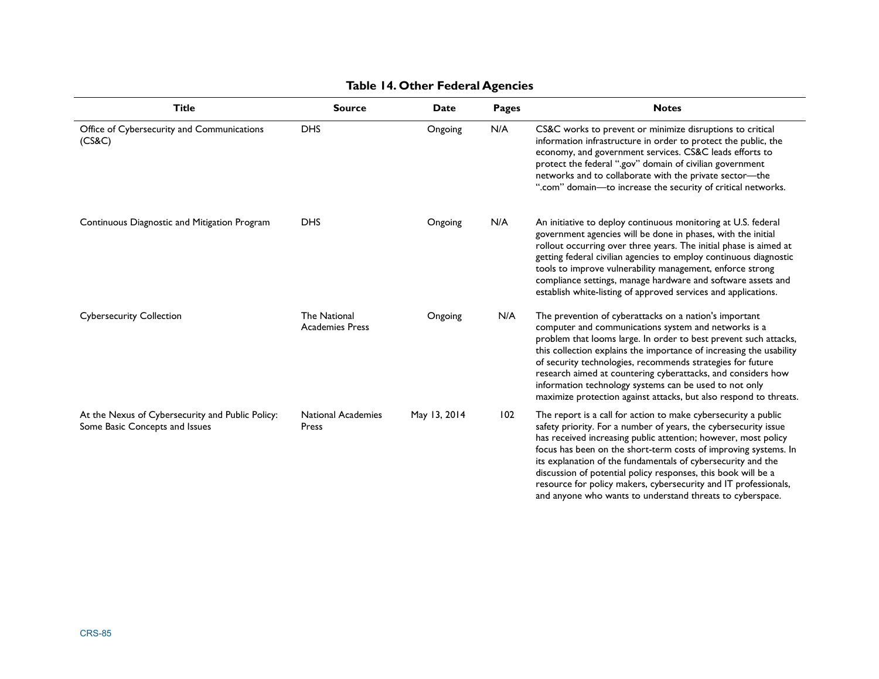**Table 14. Other Federal Agencies**

| Title | Source | Date | Pages | Notes |
| --- | --- | --- | --- | --- |
| Office of Cybersecurity and Communications (CS&C) | DHS | Ongoing | N/A | CS&C works to prevent or minimize disruptions to critical information infrastructure in order to protect the public, the economy, and government services. CS&C leads efforts to protect the federal ".gov" domain of civilian government networks and to collaborate with the private sector—the ".com" domain—to increase the security of critical networks. |
| Continuous Diagnostic and Mitigation Program | DHS | Ongoing | N/A | An initiative to deploy continuous monitoring at U.S. federal government agencies will be done in phases, with the initial rollout occurring over three years. The initial phase is aimed at getting federal civilian agencies to employ continuous diagnostic tools to improve vulnerability management, enforce strong compliance settings, manage hardware and software assets and establish white-listing of approved services and applications. |
| Cybersecurity Collection | The National Academies Press | Ongoing | N/A | The prevention of cyberattacks on a nation's important computer and communications system and networks is a problem that looms large. In order to best prevent such attacks, this collection explains the importance of increasing the usability of security technologies, recommends strategies for future research aimed at countering cyberattacks, and considers how information technology systems can be used to not only maximize protection against attacks, but also respond to threats. |
| At the Nexus of Cybersecurity and Public Policy: Some Basic Concepts and Issues | National Academies Press | May 13, 2014 | 102 | The report is a call for action to make cybersecurity a public safety priority. For a number of years, the cybersecurity issue has received increasing public attention; however, most policy focus has been on the short-term costs of improving systems. In its explanation of the fundamentals of cybersecurity and the discussion of potential policy responses, this book will be a resource for policy makers, cybersecurity and IT professionals, and anyone who wants to understand threats to cyberspace. |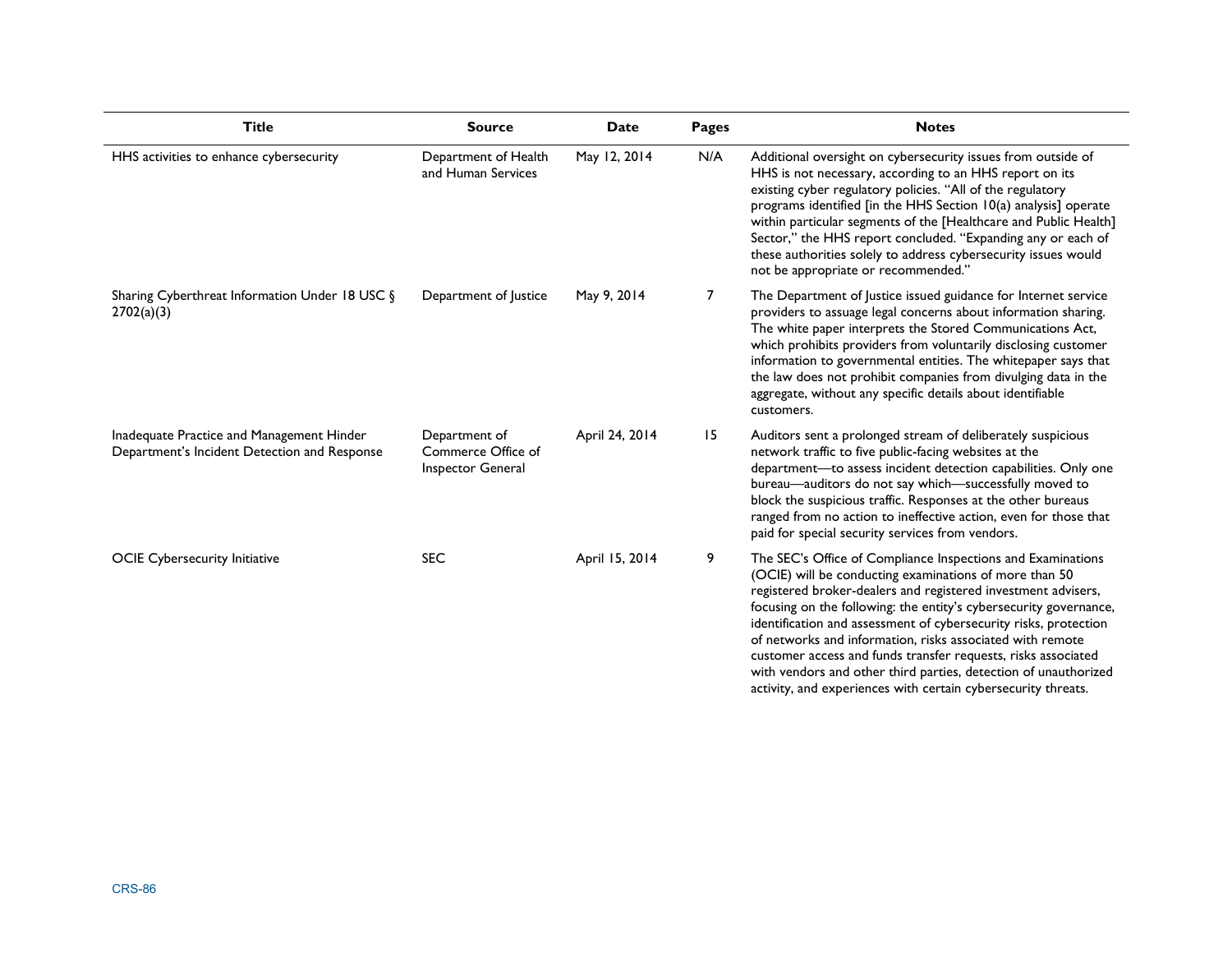| Title | Source | Date | Pages | Notes |
| --- | --- | --- | --- | --- |
| HHS activities to enhance cybersecurity | Department of Health and Human Services | May 12, 2014 | N/A | Additional oversight on cybersecurity issues from outside of HHS is not necessary, according to an HHS report on its existing cyber regulatory policies. "All of the regulatory programs identified [in the HHS Section 10(a) analysis] operate within particular segments of the [Healthcare and Public Health] Sector," the HHS report concluded. "Expanding any or each of these authorities solely to address cybersecurity issues would not be appropriate or recommended." |
| Sharing Cyberthreat Information Under 18 USC § 2702(a)(3) | Department of Justice | May 9, 2014 | 7 | The Department of Justice issued guidance for Internet service providers to assuage legal concerns about information sharing. The white paper interprets the Stored Communications Act, which prohibits providers from voluntarily disclosing customer information to governmental entities. The whitepaper says that the law does not prohibit companies from divulging data in the aggregate, without any specific details about identifiable customers. |
| Inadequate Practice and Management Hinder Department's Incident Detection and Response | Department of Commerce Office of Inspector General | April 24, 2014 | 15 | Auditors sent a prolonged stream of deliberately suspicious network traffic to five public-facing websites at the department—to assess incident detection capabilities. Only one bureau—auditors do not say which—successfully moved to block the suspicious traffic. Responses at the other bureaus ranged from no action to ineffective action, even for those that paid for special security services from vendors. |
| OCIE Cybersecurity Initiative | SEC | April 15, 2014 | 9 | The SEC's Office of Compliance Inspections and Examinations (OCIE) will be conducting examinations of more than 50 registered broker-dealers and registered investment advisers, focusing on the following: the entity's cybersecurity governance, identification and assessment of cybersecurity risks, protection of networks and information, risks associated with remote customer access and funds transfer requests, risks associated with vendors and other third parties, detection of unauthorized activity, and experiences with certain cybersecurity threats. |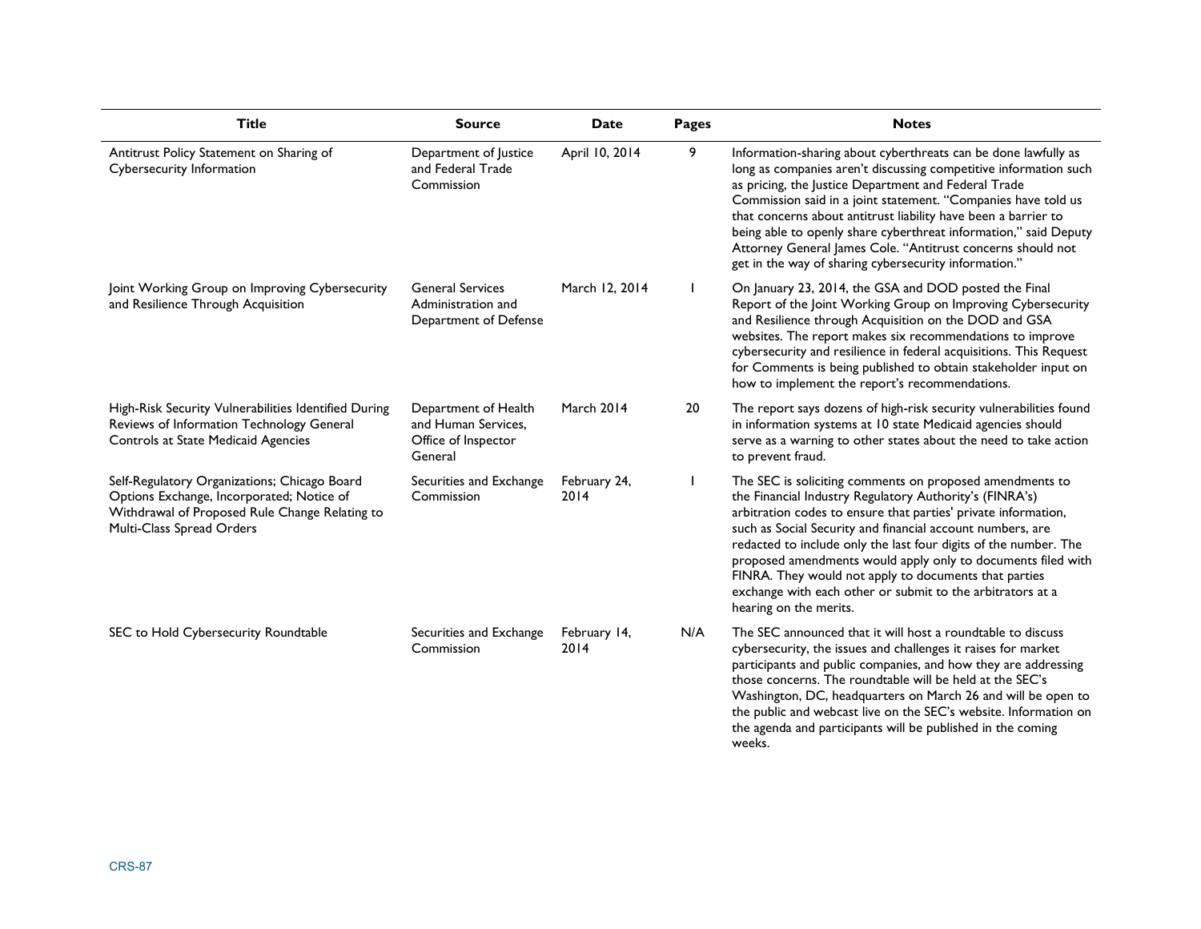| Title | Source | Date | Pages | Notes |
| --- | --- | --- | --- | --- |
| Antitrust Policy Statement on Sharing of Cybersecurity Information | Department of Justice and Federal Trade Commission | April 10, 2014 | 9 | Information-sharing about cyberthreats can be done lawfully as long as companies aren't discussing competitive information such as pricing, the Justice Department and Federal Trade Commission said in a joint statement. "Companies have told us that concerns about antitrust liability have been a barrier to being able to openly share cyberthreat information," said Deputy Attorney General James Cole. "Antitrust concerns should not get in the way of sharing cybersecurity information." |
| Joint Working Group on Improving Cybersecurity and Resilience Through Acquisition | General Services Administration and Department of Defense | March 12, 2014 | 1 | On January 23, 2014, the GSA and DOD posted the Final Report of the Joint Working Group on Improving Cybersecurity and Resilience through Acquisition on the DOD and GSA websites. The report makes six recommendations to improve cybersecurity and resilience in federal acquisitions. This Request for Comments is being published to obtain stakeholder input on how to implement the report's recommendations. |
| High-Risk Security Vulnerabilities Identified During Reviews of Information Technology General Controls at State Medicaid Agencies | Department of Health and Human Services, Office of Inspector General | March 2014 | 20 | The report says dozens of high-risk security vulnerabilities found in information systems at 10 state Medicaid agencies should serve as a warning to other states about the need to take action to prevent fraud. |
| Self-Regulatory Organizations; Chicago Board Options Exchange, Incorporated; Notice of Withdrawal of Proposed Rule Change Relating to Multi-Class Spread Orders | Securities and Exchange Commission | February 24, 2014 | 1 | The SEC is soliciting comments on proposed amendments to the Financial Industry Regulatory Authority's (FINRA's) arbitration codes to ensure that parties' private information, such as Social Security and financial account numbers, are redacted to include only the last four digits of the number. The proposed amendments would apply only to documents filed with FINRA. They would not apply to documents that parties exchange with each other or submit to the arbitrators at a hearing on the merits. |
| SEC to Hold Cybersecurity Roundtable | Securities and Exchange Commission | February 14, 2014 | N/A | The SEC announced that it will host a roundtable to discuss cybersecurity, the issues and challenges it raises for market participants and public companies, and how they are addressing those concerns. The roundtable will be held at the SEC's Washington, DC, headquarters on March 26 and will be open to the public and webcast live on the SEC's website. Information on the agenda and participants will be published in the coming weeks. |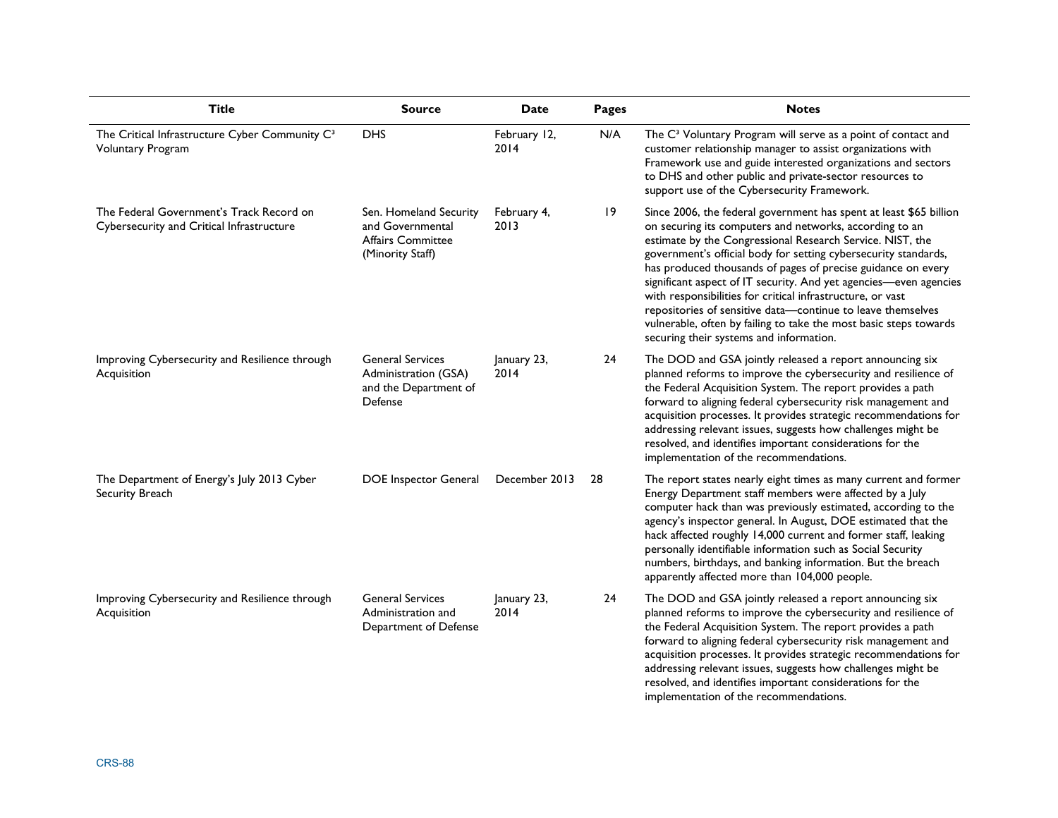| Title | Source | Date | Pages | Notes |
|---|---|---|---|---|
| The Critical Infrastructure Cyber Community C³ Voluntary Program | DHS | February 12, 2014 | N/A | The C³ Voluntary Program will serve as a point of contact and customer relationship manager to assist organizations with Framework use and guide interested organizations and sectors to DHS and other public and private-sector resources to support use of the Cybersecurity Framework. |
| The Federal Government's Track Record on Cybersecurity and Critical Infrastructure | Sen. Homeland Security and Governmental Affairs Committee (Minority Staff) | February 4, 2013 | 19 | Since 2006, the federal government has spent at least $65 billion on securing its computers and networks, according to an estimate by the Congressional Research Service. NIST, the government's official body for setting cybersecurity standards, has produced thousands of pages of precise guidance on every significant aspect of IT security. And yet agencies—even agencies with responsibilities for critical infrastructure, or vast repositories of sensitive data—continue to leave themselves vulnerable, often by failing to take the most basic steps towards securing their systems and information. |
| Improving Cybersecurity and Resilience through Acquisition | General Services Administration (GSA) and the Department of Defense | January 23, 2014 | 24 | The DOD and GSA jointly released a report announcing six planned reforms to improve the cybersecurity and resilience of the Federal Acquisition System. The report provides a path forward to aligning federal cybersecurity risk management and acquisition processes. It provides strategic recommendations for addressing relevant issues, suggests how challenges might be resolved, and identifies important considerations for the implementation of the recommendations. |
| The Department of Energy's July 2013 Cyber Security Breach | DOE Inspector General | December 2013 | 28 | The report states nearly eight times as many current and former Energy Department staff members were affected by a July computer hack than was previously estimated, according to the agency's inspector general. In August, DOE estimated that the hack affected roughly 14,000 current and former staff, leaking personally identifiable information such as Social Security numbers, birthdays, and banking information. But the breach apparently affected more than 104,000 people. |
| Improving Cybersecurity and Resilience through Acquisition | General Services Administration and Department of Defense | January 23, 2014 | 24 | The DOD and GSA jointly released a report announcing six planned reforms to improve the cybersecurity and resilience of the Federal Acquisition System. The report provides a path forward to aligning federal cybersecurity risk management and acquisition processes. It provides strategic recommendations for addressing relevant issues, suggests how challenges might be resolved, and identifies important considerations for the implementation of the recommendations. |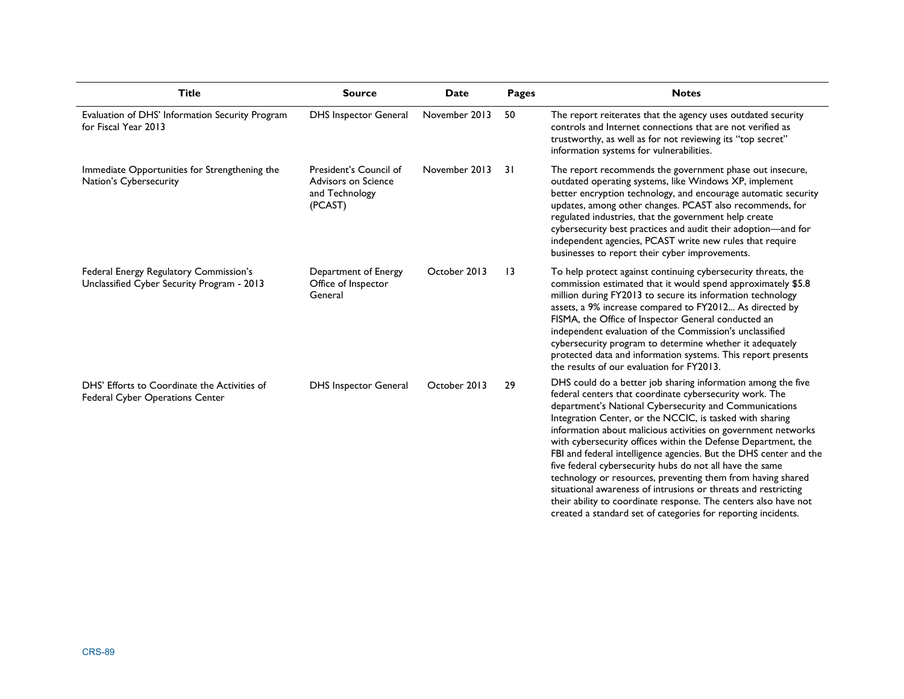| Title | Source | Date | Pages | Notes |
| --- | --- | --- | --- | --- |
| Evaluation of DHS' Information Security Program for Fiscal Year 2013 | DHS Inspector General | November 2013 | 50 | The report reiterates that the agency uses outdated security controls and Internet connections that are not verified as trustworthy, as well as for not reviewing its "top secret" information systems for vulnerabilities. |
| Immediate Opportunities for Strengthening the Nation's Cybersecurity | President's Council of Advisors on Science and Technology (PCAST) | November 2013 | 31 | The report recommends the government phase out insecure, outdated operating systems, like Windows XP, implement better encryption technology, and encourage automatic security updates, among other changes. PCAST also recommends, for regulated industries, that the government help create cybersecurity best practices and audit their adoption—and for independent agencies, PCAST write new rules that require businesses to report their cyber improvements. |
| Federal Energy Regulatory Commission's Unclassified Cyber Security Program - 2013 | Department of Energy Office of Inspector General | October 2013 | 13 | To help protect against continuing cybersecurity threats, the commission estimated that it would spend approximately $5.8 million during FY2013 to secure its information technology assets, a 9% increase compared to FY2012... As directed by FISMA, the Office of Inspector General conducted an independent evaluation of the Commission's unclassified cybersecurity program to determine whether it adequately protected data and information systems. This report presents the results of our evaluation for FY2013. |
| DHS' Efforts to Coordinate the Activities of Federal Cyber Operations Center | DHS Inspector General | October 2013 | 29 | DHS could do a better job sharing information among the five federal centers that coordinate cybersecurity work. The department's National Cybersecurity and Communications Integration Center, or the NCCIC, is tasked with sharing information about malicious activities on government networks with cybersecurity offices within the Defense Department, the FBI and federal intelligence agencies. But the DHS center and the five federal cybersecurity hubs do not all have the same technology or resources, preventing them from having shared situational awareness of intrusions or threats and restricting their ability to coordinate response. The centers also have not created a standard set of categories for reporting incidents. |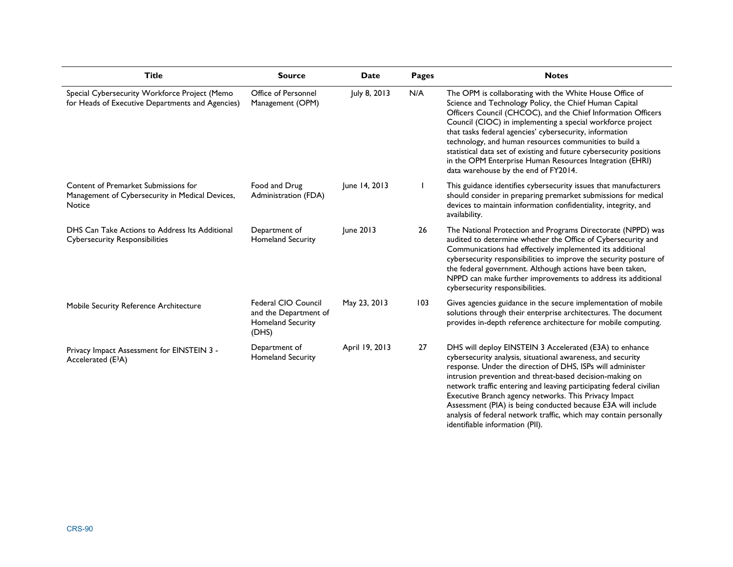| Title | Source | Date | Pages | Notes |
|---|---|---|---|---|
| Special Cybersecurity Workforce Project (Memo for Heads of Executive Departments and Agencies) | Office of Personnel Management (OPM) | July 8, 2013 | N/A | The OPM is collaborating with the White House Office of Science and Technology Policy, the Chief Human Capital Officers Council (CHCOC), and the Chief Information Officers Council (CIOC) in implementing a special workforce project that tasks federal agencies' cybersecurity, information technology, and human resources communities to build a statistical data set of existing and future cybersecurity positions in the OPM Enterprise Human Resources Integration (EHRI) data warehouse by the end of FY2014. |
| Content of Premarket Submissions for Management of Cybersecurity in Medical Devices, Notice | Food and Drug Administration (FDA) | June 14, 2013 | 1 | This guidance identifies cybersecurity issues that manufacturers should consider in preparing premarket submissions for medical devices to maintain information confidentiality, integrity, and availability. |
| DHS Can Take Actions to Address Its Additional Cybersecurity Responsibilities | Department of Homeland Security | June 2013 | 26 | The National Protection and Programs Directorate (NPPD) was audited to determine whether the Office of Cybersecurity and Communications had effectively implemented its additional cybersecurity responsibilities to improve the security posture of the federal government. Although actions have been taken, NPPD can make further improvements to address its additional cybersecurity responsibilities. |
| Mobile Security Reference Architecture | Federal CIO Council and the Department of Homeland Security (DHS) | May 23, 2013 | 103 | Gives agencies guidance in the secure implementation of mobile solutions through their enterprise architectures. The document provides in-depth reference architecture for mobile computing. |
| Privacy Impact Assessment for EINSTEIN 3 - Accelerated ($E^3A$) | Department of Homeland Security | April 19, 2013 | 27 | DHS will deploy EINSTEIN 3 Accelerated (E3A) to enhance cybersecurity analysis, situational awareness, and security response. Under the direction of DHS, ISPs will administer intrusion prevention and threat-based decision-making on network traffic entering and leaving participating federal civilian Executive Branch agency networks. This Privacy Impact Assessment (PIA) is being conducted because E3A will include analysis of federal network traffic, which may contain personally identifiable information (PII). |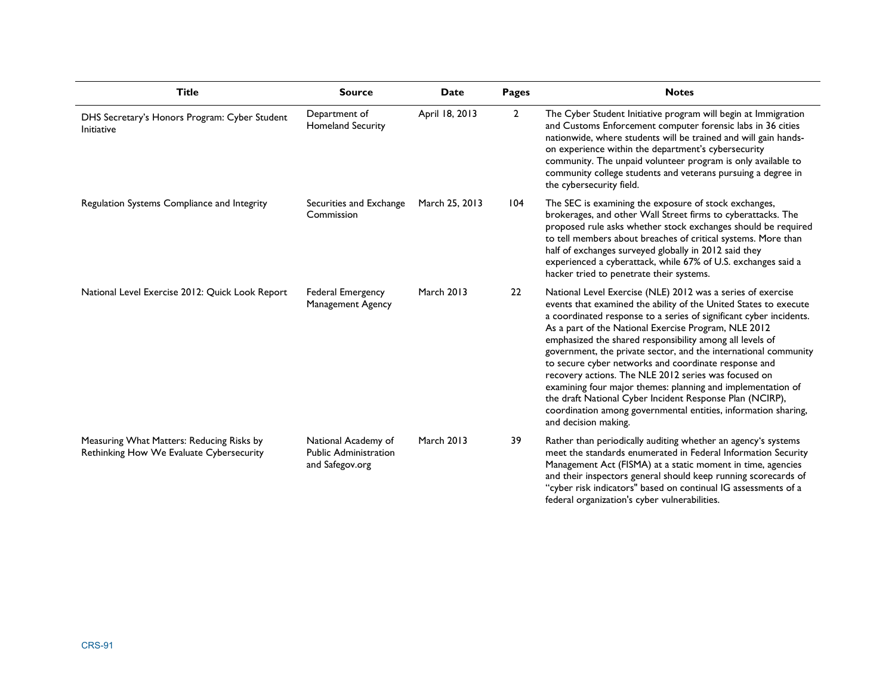| Title | Source | Date | Pages | Notes |
| --- | --- | --- | --- | --- |
| DHS Secretary's Honors Program: Cyber Student Initiative | Department of Homeland Security | April 18, 2013 | 2 | The Cyber Student Initiative program will begin at Immigration and Customs Enforcement computer forensic labs in 36 cities nationwide, where students will be trained and will gain hands-on experience within the department's cybersecurity community. The unpaid volunteer program is only available to community college students and veterans pursuing a degree in the cybersecurity field. |
| Regulation Systems Compliance and Integrity | Securities and Exchange Commission | March 25, 2013 | 104 | The SEC is examining the exposure of stock exchanges, brokerages, and other Wall Street firms to cyberattacks. The proposed rule asks whether stock exchanges should be required to tell members about breaches of critical systems. More than half of exchanges surveyed globally in 2012 said they experienced a cyberattack, while 67% of U.S. exchanges said a hacker tried to penetrate their systems. |
| National Level Exercise 2012: Quick Look Report | Federal Emergency Management Agency | March 2013 | 22 | National Level Exercise (NLE) 2012 was a series of exercise events that examined the ability of the United States to execute a coordinated response to a series of significant cyber incidents. As a part of the National Exercise Program, NLE 2012 emphasized the shared responsibility among all levels of government, the private sector, and the international community to secure cyber networks and coordinate response and recovery actions. The NLE 2012 series was focused on examining four major themes: planning and implementation of the draft National Cyber Incident Response Plan (NCIRP), coordination among governmental entities, information sharing, and decision making. |
| Measuring What Matters: Reducing Risks by Rethinking How We Evaluate Cybersecurity | National Academy of Public Administration and Safegov.org | March 2013 | 39 | Rather than periodically auditing whether an agency's systems meet the standards enumerated in Federal Information Security Management Act (FISMA) at a static moment in time, agencies and their inspectors general should keep running scorecards of "cyber risk indicators" based on continual IG assessments of a federal organization's cyber vulnerabilities. |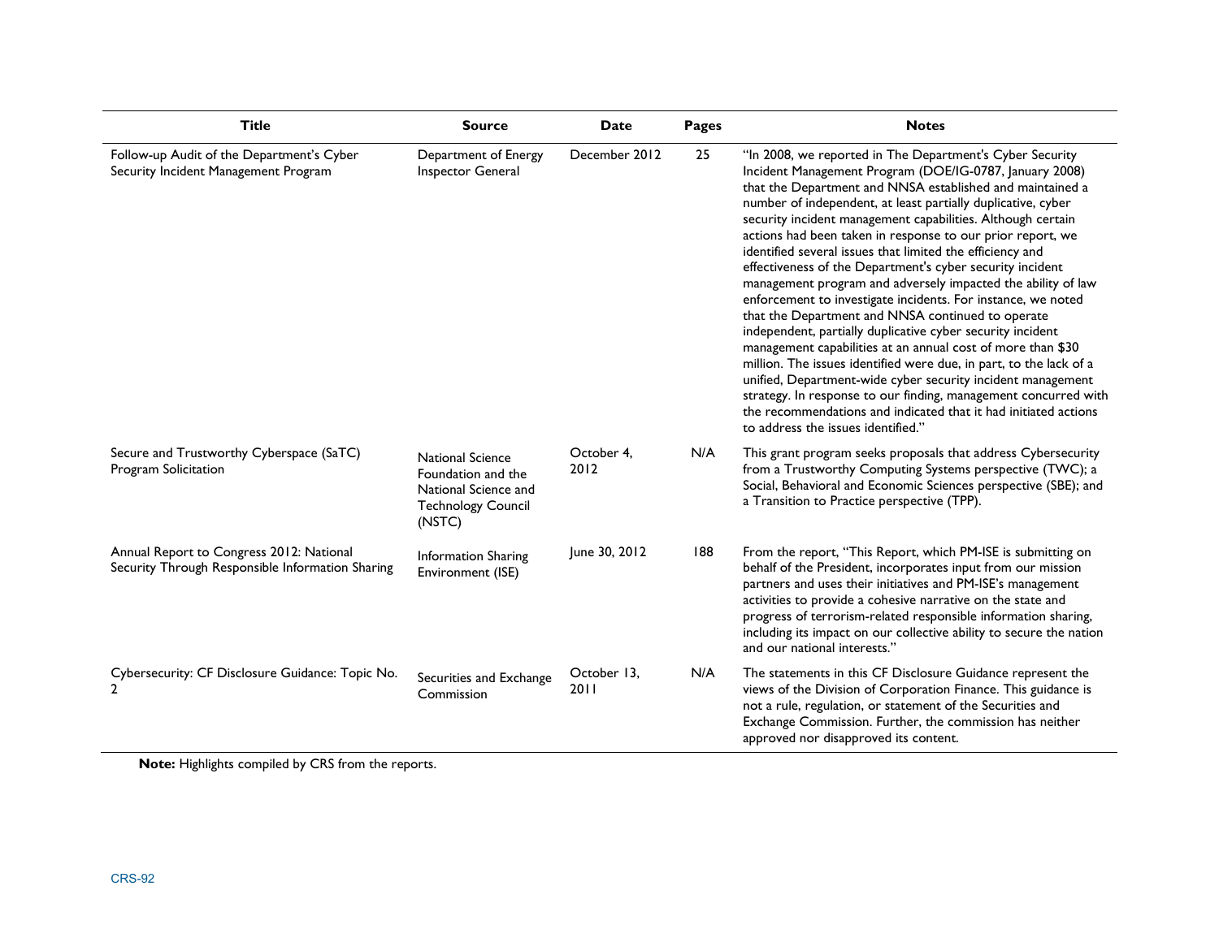| Title | Source | Date | Pages | Notes |
|---|---|---|---|---|
| Follow-up Audit of the Department's Cyber Security Incident Management Program | Department of Energy Inspector General | December 2012 | 25 | "In 2008, we reported in The Department's Cyber Security Incident Management Program (DOE/IG-0787, January 2008) that the Department and NNSA established and maintained a number of independent, at least partially duplicative, cyber security incident management capabilities. Although certain actions had been taken in response to our prior report, we identified several issues that limited the efficiency and effectiveness of the Department's cyber security incident management program and adversely impacted the ability of law enforcement to investigate incidents. For instance, we noted that the Department and NNSA continued to operate independent, partially duplicative cyber security incident management capabilities at an annual cost of more than $30 million. The issues identified were due, in part, to the lack of a unified, Department-wide cyber security incident management strategy. In response to our finding, management concurred with the recommendations and indicated that it had initiated actions to address the issues identified." |
| Secure and Trustworthy Cyberspace (SaTC) Program Solicitation | National Science Foundation and the National Science and Technology Council (NSTC) | October 4, 2012 | N/A | This grant program seeks proposals that address Cybersecurity from a Trustworthy Computing Systems perspective (TWC); a Social, Behavioral and Economic Sciences perspective (SBE); and a Transition to Practice perspective (TPP). |
| Annual Report to Congress 2012: National Security Through Responsible Information Sharing | Information Sharing Environment (ISE) | June 30, 2012 | 188 | From the report, "This Report, which PM-ISE is submitting on behalf of the President, incorporates input from our mission partners and uses their initiatives and PM-ISE's management activities to provide a cohesive narrative on the state and progress of terrorism-related responsible information sharing, including its impact on our collective ability to secure the nation and our national interests." |
| Cybersecurity: CF Disclosure Guidance: Topic No. 2 | Securities and Exchange Commission | October 13, 2011 | N/A | The statements in this CF Disclosure Guidance represent the views of the Division of Corporation Finance. This guidance is not a rule, regulation, or statement of the Securities and Exchange Commission. Further, the commission has neither approved nor disapproved its content. |

**Note:** Highlights compiled by CRS from the reports.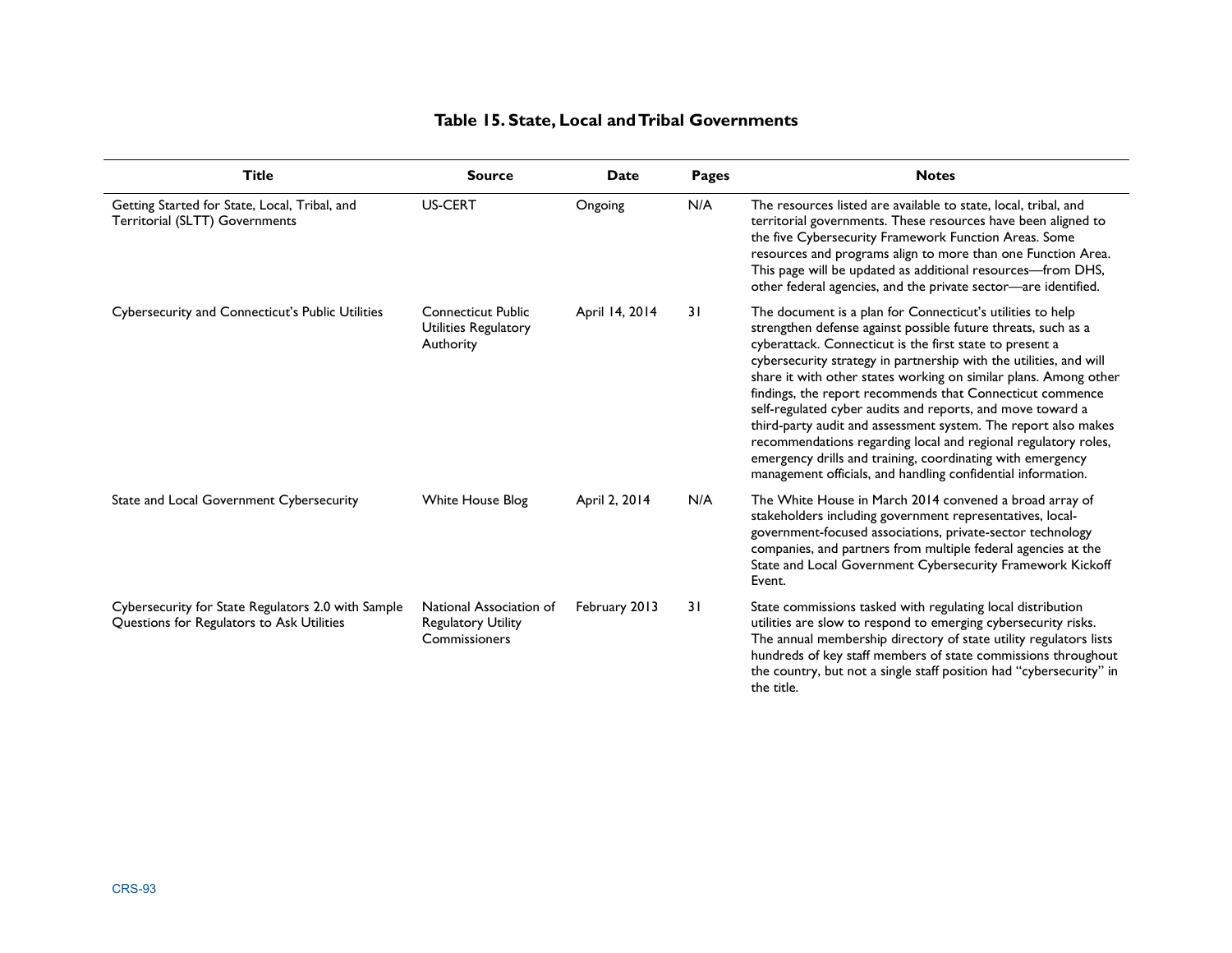**Table 15. State, Local and Tribal Governments**

| Title | Source | Date | Pages | Notes |
|---|---|---|---|---|
| Getting Started for State, Local, Tribal, and Territorial (SLTT) Governments | US-CERT | Ongoing | N/A | The resources listed are available to state, local, tribal, and territorial governments. These resources have been aligned to the five Cybersecurity Framework Function Areas. Some resources and programs align to more than one Function Area. This page will be updated as additional resources—from DHS, other federal agencies, and the private sector—are identified. |
| Cybersecurity and Connecticut's Public Utilities | Connecticut Public Utilities Regulatory Authority | April 14, 2014 | 31 | The document is a plan for Connecticut's utilities to help strengthen defense against possible future threats, such as a cyberattack. Connecticut is the first state to present a cybersecurity strategy in partnership with the utilities, and will share it with other states working on similar plans. Among other findings, the report recommends that Connecticut commence self-regulated cyber audits and reports, and move toward a third-party audit and assessment system. The report also makes recommendations regarding local and regional regulatory roles, emergency drills and training, coordinating with emergency management officials, and handling confidential information. |
| State and Local Government Cybersecurity | White House Blog | April 2, 2014 | N/A | The White House in March 2014 convened a broad array of stakeholders including government representatives, local-government-focused associations, private-sector technology companies, and partners from multiple federal agencies at the State and Local Government Cybersecurity Framework Kickoff Event. |
| Cybersecurity for State Regulators 2.0 with Sample Questions for Regulators to Ask Utilities | National Association of Regulatory Utility Commissioners | February 2013 | 31 | State commissions tasked with regulating local distribution utilities are slow to respond to emerging cybersecurity risks. The annual membership directory of state utility regulators lists hundreds of key staff members of state commissions throughout the country, but not a single staff position had "cybersecurity" in the title. |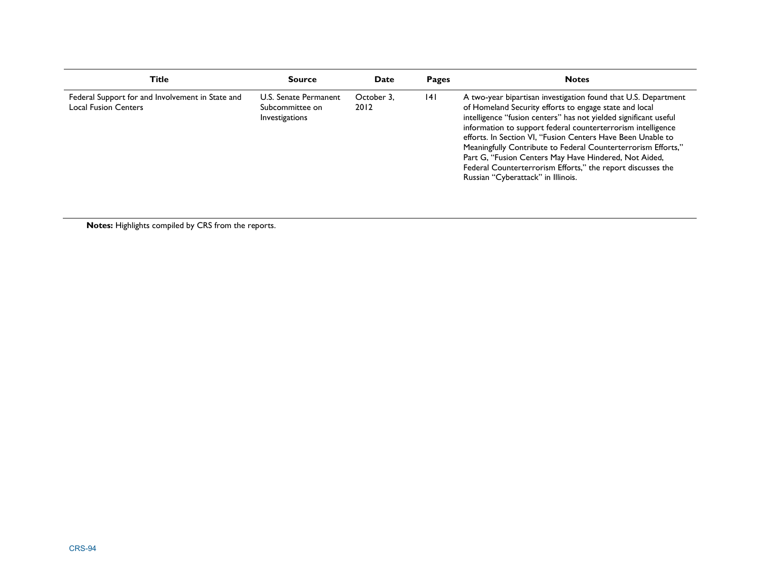| Title | Source | Date | Pages | Notes |
| --- | --- | --- | --- | --- |
| Federal Support for and Involvement in State and Local Fusion Centers | U.S. Senate Permanent Subcommittee on Investigations | October 3, 2012 | 141 | A two-year bipartisan investigation found that U.S. Department of Homeland Security efforts to engage state and local intelligence "fusion centers" has not yielded significant useful information to support federal counterterrorism intelligence efforts. In Section VI, "Fusion Centers Have Been Unable to Meaningfully Contribute to Federal Counterterrorism Efforts," Part G, "Fusion Centers May Have Hindered, Not Aided, Federal Counterterrorism Efforts," the report discusses the Russian "Cyberattack" in Illinois. |

**Notes:** Highlights compiled by CRS from the reports.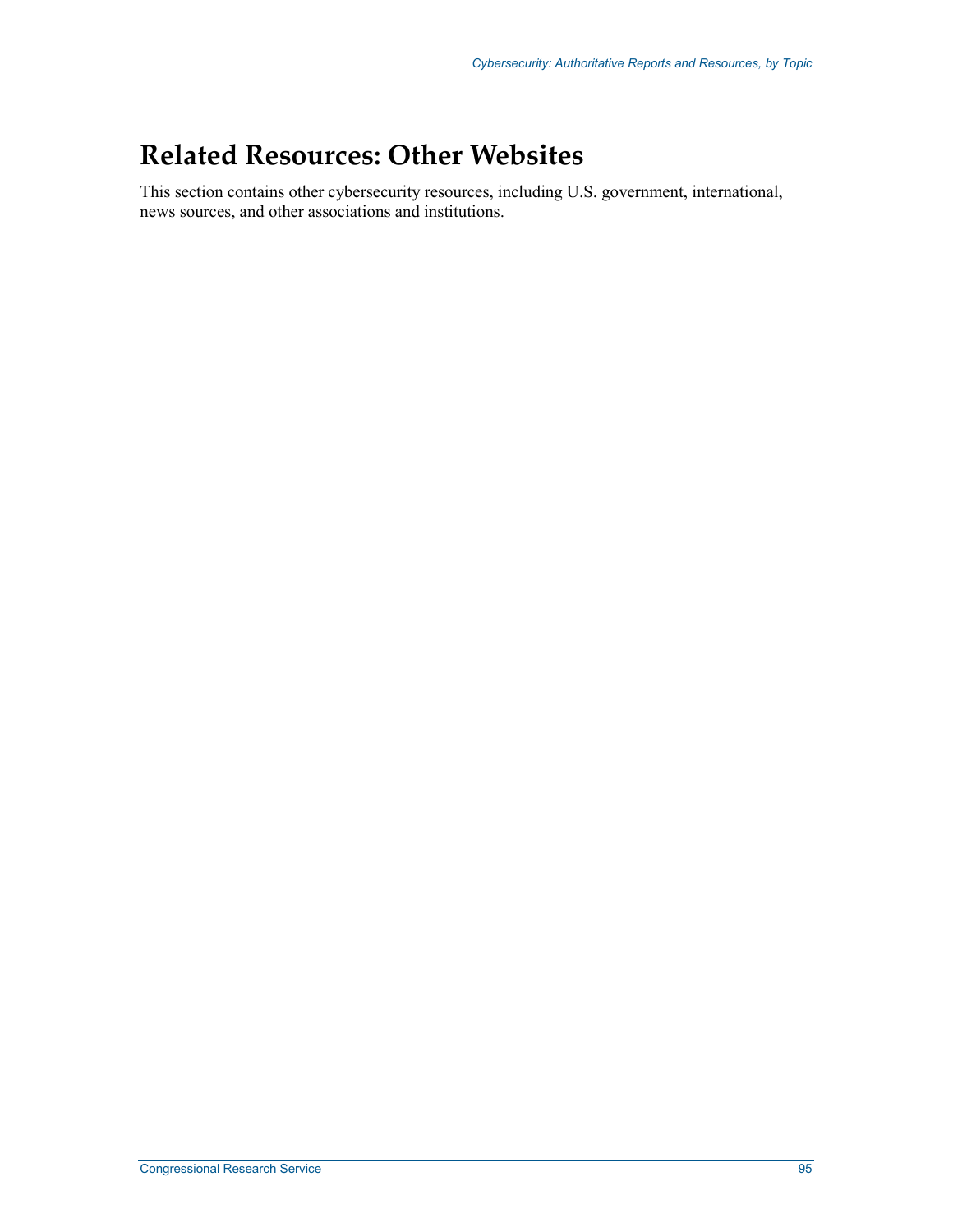# Related Resources: Other Websites

This section contains other cybersecurity resources, including U.S. government, international, news sources, and other associations and institutions.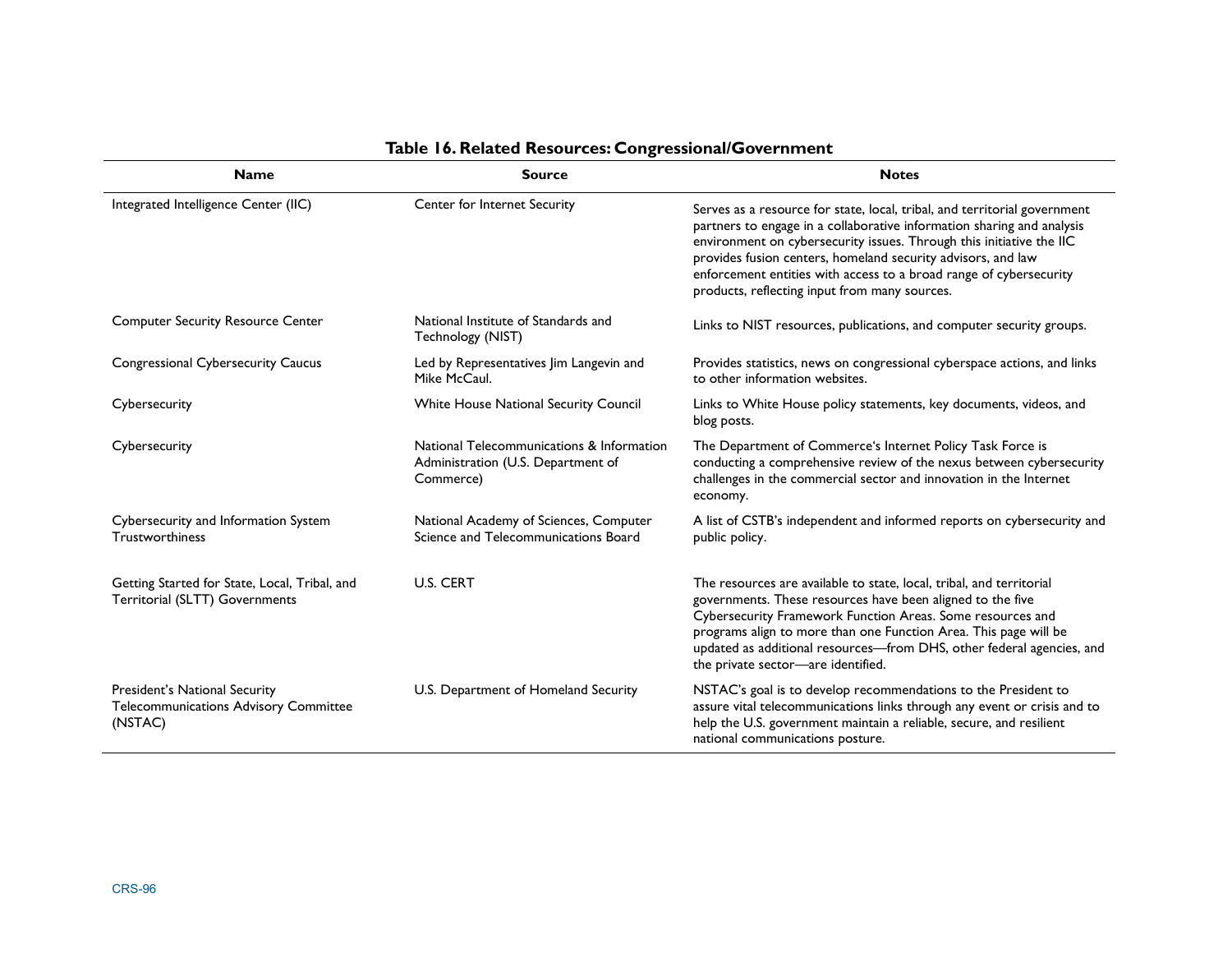**Table 16. Related Resources: Congressional/Government**

| Name | Source | Notes |
|---|---|---|
| Integrated Intelligence Center (IIC) | Center for Internet Security | Serves as a resource for state, local, tribal, and territorial government partners to engage in a collaborative information sharing and analysis environment on cybersecurity issues. Through this initiative the IIC provides fusion centers, homeland security advisors, and law enforcement entities with access to a broad range of cybersecurity products, reflecting input from many sources. |
| Computer Security Resource Center | National Institute of Standards and Technology (NIST) | Links to NIST resources, publications, and computer security groups. |
| Congressional Cybersecurity Caucus | Led by Representatives Jim Langevin and Mike McCaul. | Provides statistics, news on congressional cyberspace actions, and links to other information websites. |
| Cybersecurity | White House National Security Council | Links to White House policy statements, key documents, videos, and blog posts. |
| Cybersecurity | National Telecommunications & Information Administration (U.S. Department of Commerce) | The Department of Commerce's Internet Policy Task Force is conducting a comprehensive review of the nexus between cybersecurity challenges in the commercial sector and innovation in the Internet economy. |
| Cybersecurity and Information System Trustworthiness | National Academy of Sciences, Computer Science and Telecommunications Board | A list of CSTB's independent and informed reports on cybersecurity and public policy. |
| Getting Started for State, Local, Tribal, and Territorial (SLTT) Governments | U.S. CERT | The resources are available to state, local, tribal, and territorial governments. These resources have been aligned to the five Cybersecurity Framework Function Areas. Some resources and programs align to more than one Function Area. This page will be updated as additional resources—from DHS, other federal agencies, and the private sector—are identified. |
| President's National Security Telecommunications Advisory Committee (NSTAC) | U.S. Department of Homeland Security | NSTAC's goal is to develop recommendations to the President to assure vital telecommunications links through any event or crisis and to help the U.S. government maintain a reliable, secure, and resilient national communications posture. |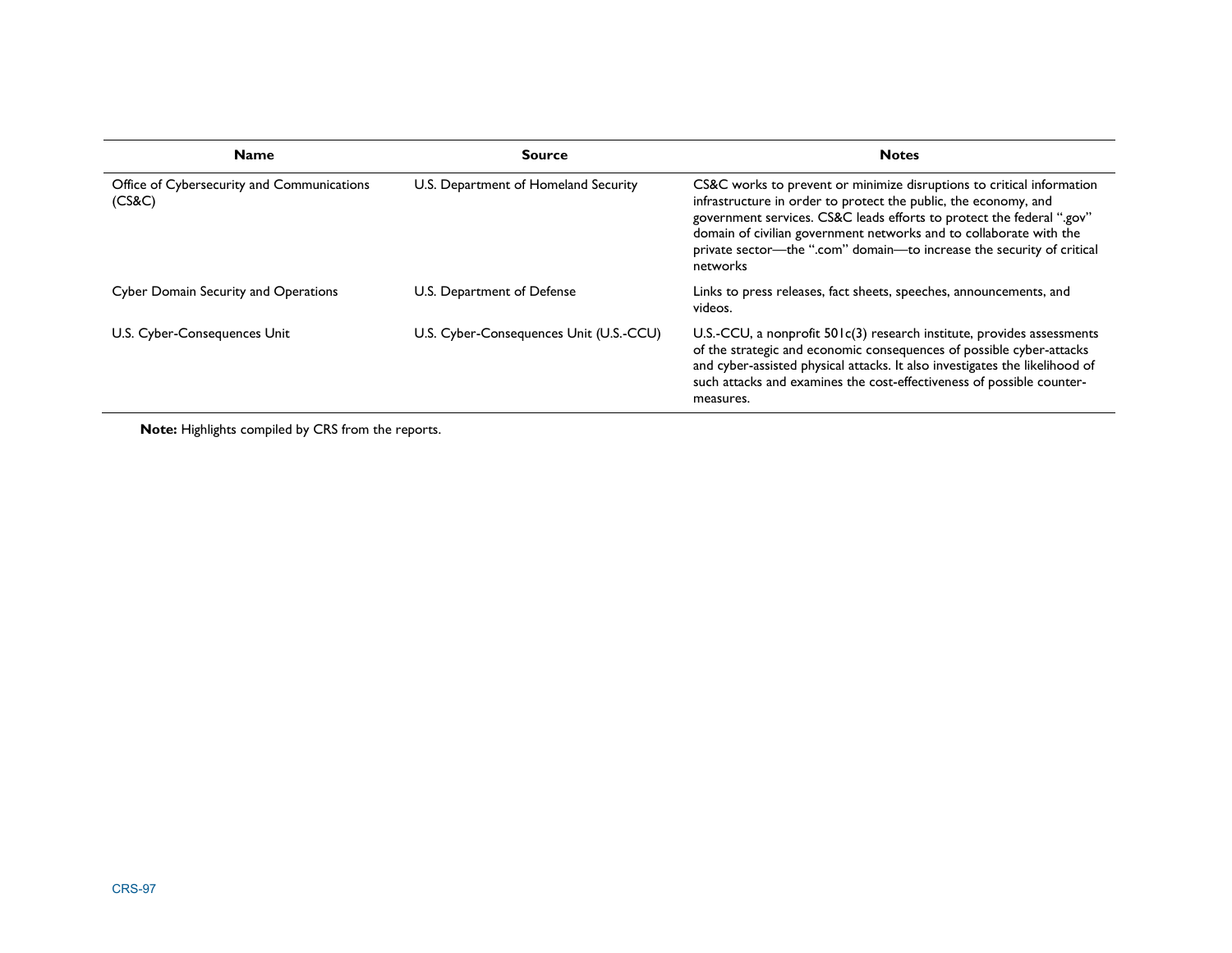| Name | Source | Notes |
|---|---|---|
| Office of Cybersecurity and Communications (CS&C) | U.S. Department of Homeland Security | CS&C works to prevent or minimize disruptions to critical information infrastructure in order to protect the public, the economy, and government services. CS&C leads efforts to protect the federal ".gov" domain of civilian government networks and to collaborate with the private sector—the ".com" domain—to increase the security of critical networks |
| Cyber Domain Security and Operations | U.S. Department of Defense | Links to press releases, fact sheets, speeches, announcements, and videos. |
| U.S. Cyber-Consequences Unit | U.S. Cyber-Consequences Unit (U.S.-CCU) | U.S.-CCU, a nonprofit 501c(3) research institute, provides assessments of the strategic and economic consequences of possible cyber-attacks and cyber-assisted physical attacks. It also investigates the likelihood of such attacks and examines the cost-effectiveness of possible counter-measures. |

**Note:** Highlights compiled by CRS from the reports.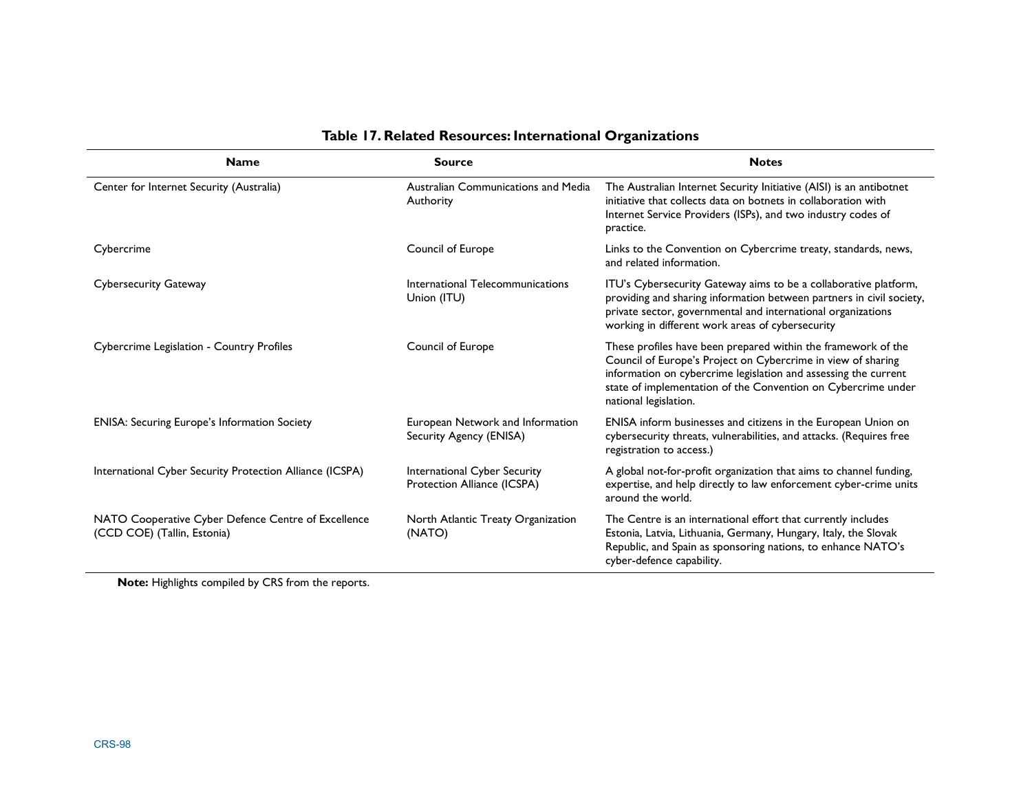**Table 17. Related Resources: International Organizations**

| Name | Source | Notes |
| --- | --- | --- |
| Center for Internet Security (Australia) | Australian Communications and Media Authority | The Australian Internet Security Initiative (AISI) is an antibotnet initiative that collects data on botnets in collaboration with Internet Service Providers (ISPs), and two industry codes of practice. |
| Cybercrime | Council of Europe | Links to the Convention on Cybercrime treaty, standards, news, and related information. |
| Cybersecurity Gateway | International Telecommunications Union (ITU) | ITU's Cybersecurity Gateway aims to be a collaborative platform, providing and sharing information between partners in civil society, private sector, governmental and international organizations working in different work areas of cybersecurity |
| Cybercrime Legislation - Country Profiles | Council of Europe | These profiles have been prepared within the framework of the Council of Europe's Project on Cybercrime in view of sharing information on cybercrime legislation and assessing the current state of implementation of the Convention on Cybercrime under national legislation. |
| ENISA: Securing Europe's Information Society | European Network and Information Security Agency (ENISA) | ENISA inform businesses and citizens in the European Union on cybersecurity threats, vulnerabilities, and attacks. (Requires free registration to access.) |
| International Cyber Security Protection Alliance (ICSPA) | International Cyber Security Protection Alliance (ICSPA) | A global not-for-profit organization that aims to channel funding, expertise, and help directly to law enforcement cyber-crime units around the world. |
| NATO Cooperative Cyber Defence Centre of Excellence (CCD COE) (Tallin, Estonia) | North Atlantic Treaty Organization (NATO) | The Centre is an international effort that currently includes Estonia, Latvia, Lithuania, Germany, Hungary, Italy, the Slovak Republic, and Spain as sponsoring nations, to enhance NATO's cyber-defence capability. |

**Note:** Highlights compiled by CRS from the reports.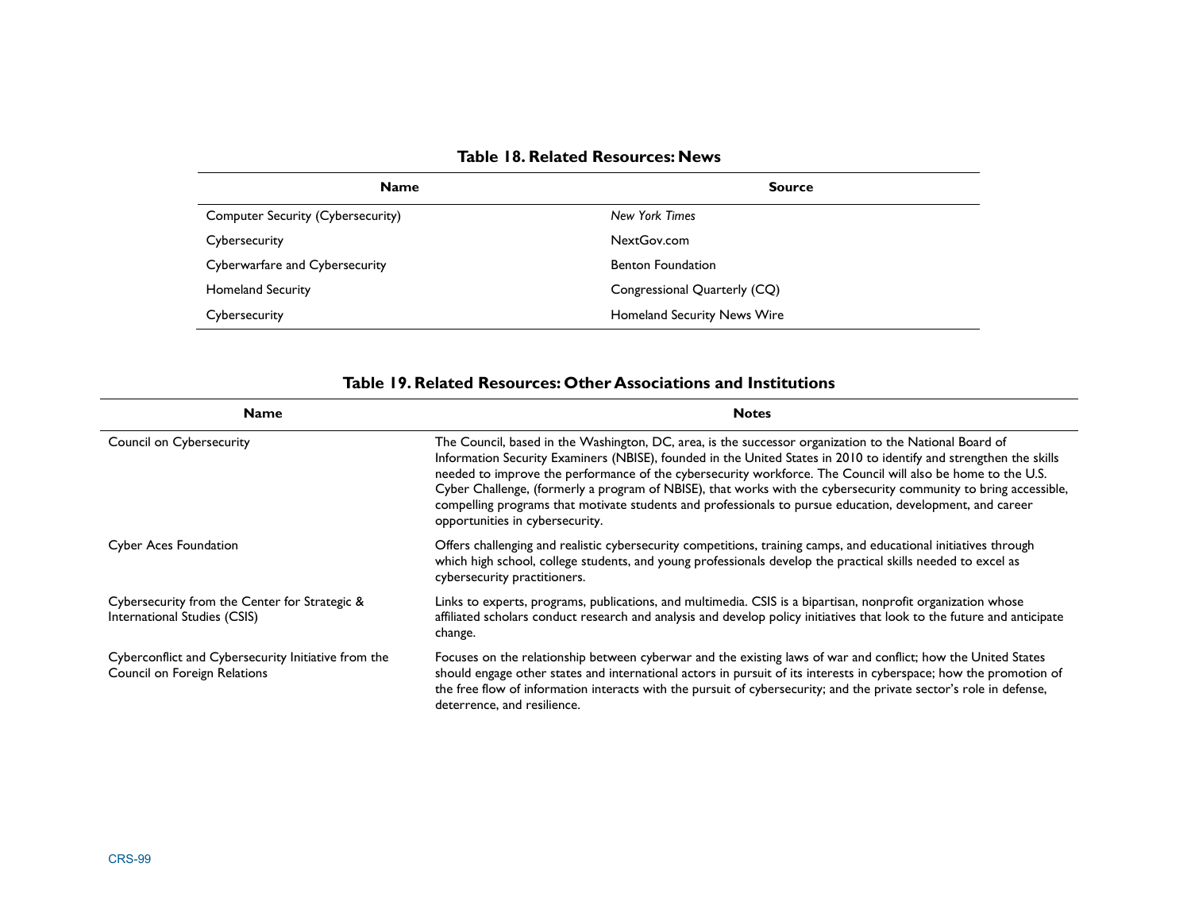**Table 18. Related Resources: News**

| Name | Source |
| --- | --- |
| Computer Security (Cybersecurity) | *New York Times* |
| Cybersecurity | NextGov.com |
| Cyberwarfare and Cybersecurity | Benton Foundation |
| Homeland Security | Congressional Quarterly (CQ) |
| Cybersecurity | Homeland Security News Wire |

**Table 19. Related Resources: Other Associations and Institutions**

| Name | Notes |
| --- | --- |
| Council on Cybersecurity | The Council, based in the Washington, DC, area, is the successor organization to the National Board of Information Security Examiners (NBISE), founded in the United States in 2010 to identify and strengthen the skills needed to improve the performance of the cybersecurity workforce. The Council will also be home to the U.S. Cyber Challenge, (formerly a program of NBISE), that works with the cybersecurity community to bring accessible, compelling programs that motivate students and professionals to pursue education, development, and career opportunities in cybersecurity. |
| Cyber Aces Foundation | Offers challenging and realistic cybersecurity competitions, training camps, and educational initiatives through which high school, college students, and young professionals develop the practical skills needed to excel as cybersecurity practitioners. |
| Cybersecurity from the Center for Strategic & International Studies (CSIS) | Links to experts, programs, publications, and multimedia. CSIS is a bipartisan, nonprofit organization whose affiliated scholars conduct research and analysis and develop policy initiatives that look to the future and anticipate change. |
| Cyberconflict and Cybersecurity Initiative from the Council on Foreign Relations | Focuses on the relationship between cyberwar and the existing laws of war and conflict; how the United States should engage other states and international actors in pursuit of its interests in cyberspace; how the promotion of the free flow of information interacts with the pursuit of cybersecurity; and the private sector's role in defense, deterrence, and resilience. |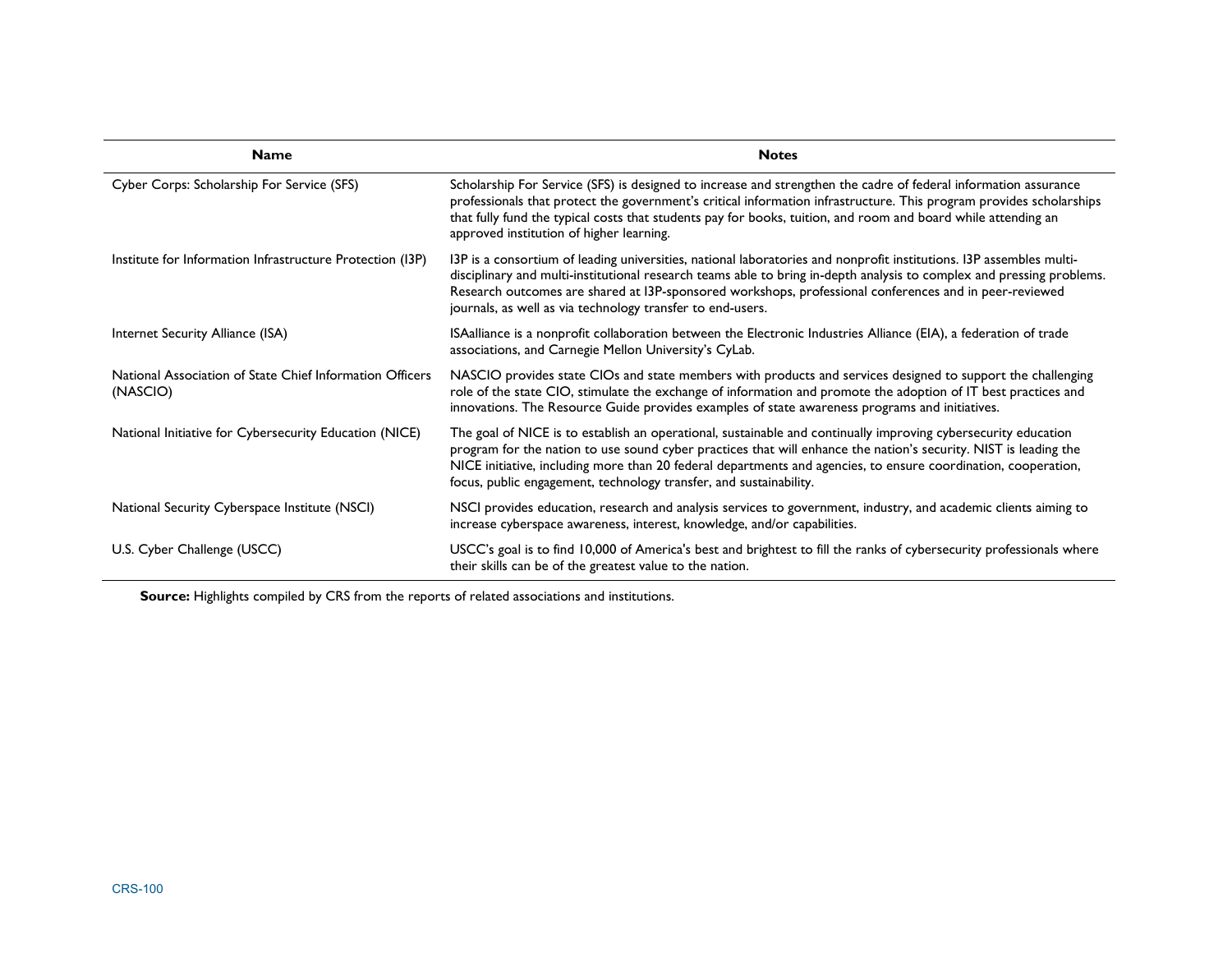| Name | Notes |
|---|---|
| Cyber Corps: Scholarship For Service (SFS) | Scholarship For Service (SFS) is designed to increase and strengthen the cadre of federal information assurance professionals that protect the government's critical information infrastructure. This program provides scholarships that fully fund the typical costs that students pay for books, tuition, and room and board while attending an approved institution of higher learning. |
| Institute for Information Infrastructure Protection (I3P) | I3P is a consortium of leading universities, national laboratories and nonprofit institutions. I3P assembles multi-disciplinary and multi-institutional research teams able to bring in-depth analysis to complex and pressing problems. Research outcomes are shared at I3P-sponsored workshops, professional conferences and in peer-reviewed journals, as well as via technology transfer to end-users. |
| Internet Security Alliance (ISA) | ISAalliance is a nonprofit collaboration between the Electronic Industries Alliance (EIA), a federation of trade associations, and Carnegie Mellon University's CyLab. |
| National Association of State Chief Information Officers (NASCIO) | NASCIO provides state CIOs and state members with products and services designed to support the challenging role of the state CIO, stimulate the exchange of information and promote the adoption of IT best practices and innovations. The Resource Guide provides examples of state awareness programs and initiatives. |
| National Initiative for Cybersecurity Education (NICE) | The goal of NICE is to establish an operational, sustainable and continually improving cybersecurity education program for the nation to use sound cyber practices that will enhance the nation's security. NIST is leading the NICE initiative, including more than 20 federal departments and agencies, to ensure coordination, cooperation, focus, public engagement, technology transfer, and sustainability. |
| National Security Cyberspace Institute (NSCI) | NSCI provides education, research and analysis services to government, industry, and academic clients aiming to increase cyberspace awareness, interest, knowledge, and/or capabilities. |
| U.S. Cyber Challenge (USCC) | USCC's goal is to find 10,000 of America's best and brightest to fill the ranks of cybersecurity professionals where their skills can be of the greatest value to the nation. |

**Source:** Highlights compiled by CRS from the reports of related associations and institutions.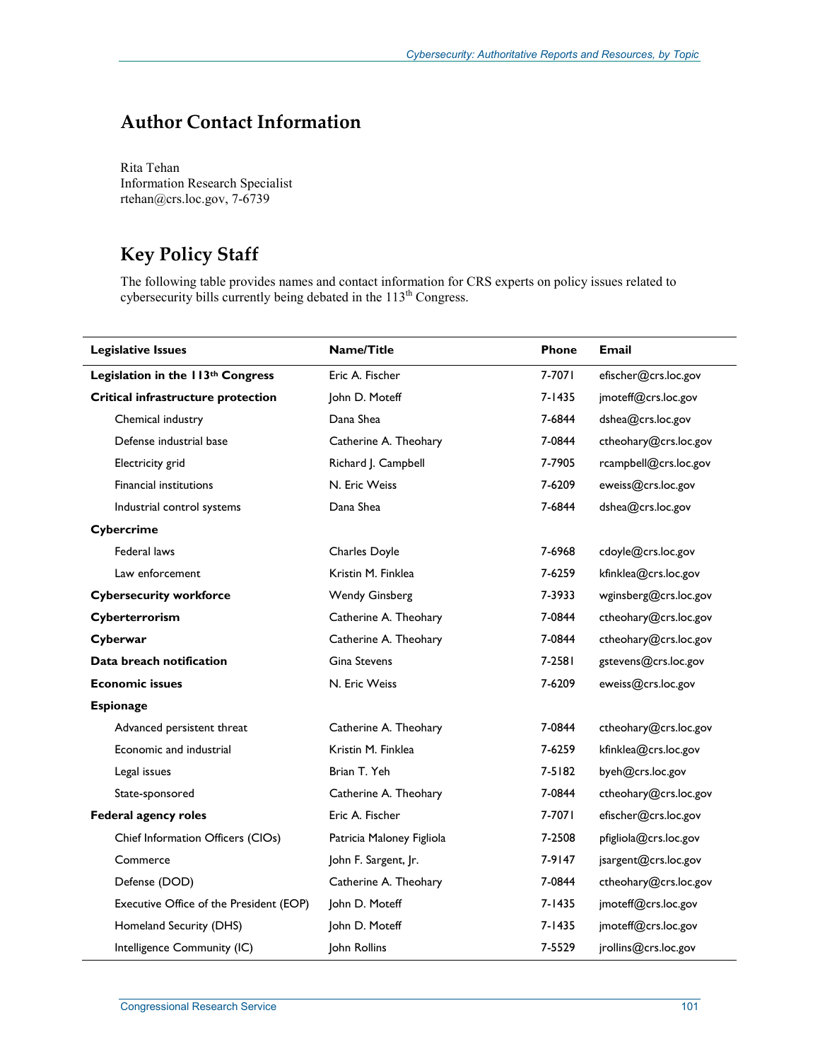## Author Contact Information

Rita Tehan
Information Research Specialist
rtehan@crs.loc.gov, 7-6739

## Key Policy Staff

The following table provides names and contact information for CRS experts on policy issues related to cybersecurity bills currently being debated in the 113th Congress.

| Legislative Issues | Name/Title | Phone | Email |
|---|---|---|---|
| **Legislation in the 113th Congress** | Eric A. Fischer | 7-7071 | efischer@crs.loc.gov |
| **Critical infrastructure protection** | John D. Moteff | 7-1435 | jmoteff@crs.loc.gov |
| Chemical industry | Dana Shea | 7-6844 | dshea@crs.loc.gov |
| Defense industrial base | Catherine A. Theohary | 7-0844 | ctheohary@crs.loc.gov |
| Electricity grid | Richard J. Campbell | 7-7905 | rcampbell@crs.loc.gov |
| Financial institutions | N. Eric Weiss | 7-6209 | eweiss@crs.loc.gov |
| Industrial control systems | Dana Shea | 7-6844 | dshea@crs.loc.gov |
| **Cybercrime** | | | |
| Federal laws | Charles Doyle | 7-6968 | cdoyle@crs.loc.gov |
| Law enforcement | Kristin M. Finklea | 7-6259 | kfinklea@crs.loc.gov |
| **Cybersecurity workforce** | Wendy Ginsberg | 7-3933 | wginsberg@crs.loc.gov |
| **Cyberterrorism** | Catherine A. Theohary | 7-0844 | ctheohary@crs.loc.gov |
| **Cyberwar** | Catherine A. Theohary | 7-0844 | ctheohary@crs.loc.gov |
| **Data breach notification** | Gina Stevens | 7-2581 | gstevens@crs.loc.gov |
| **Economic issues** | N. Eric Weiss | 7-6209 | eweiss@crs.loc.gov |
| **Espionage** | | | |
| Advanced persistent threat | Catherine A. Theohary | 7-0844 | ctheohary@crs.loc.gov |
| Economic and industrial | Kristin M. Finklea | 7-6259 | kfinklea@crs.loc.gov |
| Legal issues | Brian T. Yeh | 7-5182 | byeh@crs.loc.gov |
| State-sponsored | Catherine A. Theohary | 7-0844 | ctheohary@crs.loc.gov |
| **Federal agency roles** | Eric A. Fischer | 7-7071 | efischer@crs.loc.gov |
| Chief Information Officers (CIOs) | Patricia Maloney Figliola | 7-2508 | pfigliola@crs.loc.gov |
| Commerce | John F. Sargent, Jr. | 7-9147 | jsargent@crs.loc.gov |
| Defense (DOD) | Catherine A. Theohary | 7-0844 | ctheohary@crs.loc.gov |
| Executive Office of the President (EOP) | John D. Moteff | 7-1435 | jmoteff@crs.loc.gov |
| Homeland Security (DHS) | John D. Moteff | 7-1435 | jmoteff@crs.loc.gov |
| Intelligence Community (IC) | John Rollins | 7-5529 | jrollins@crs.loc.gov |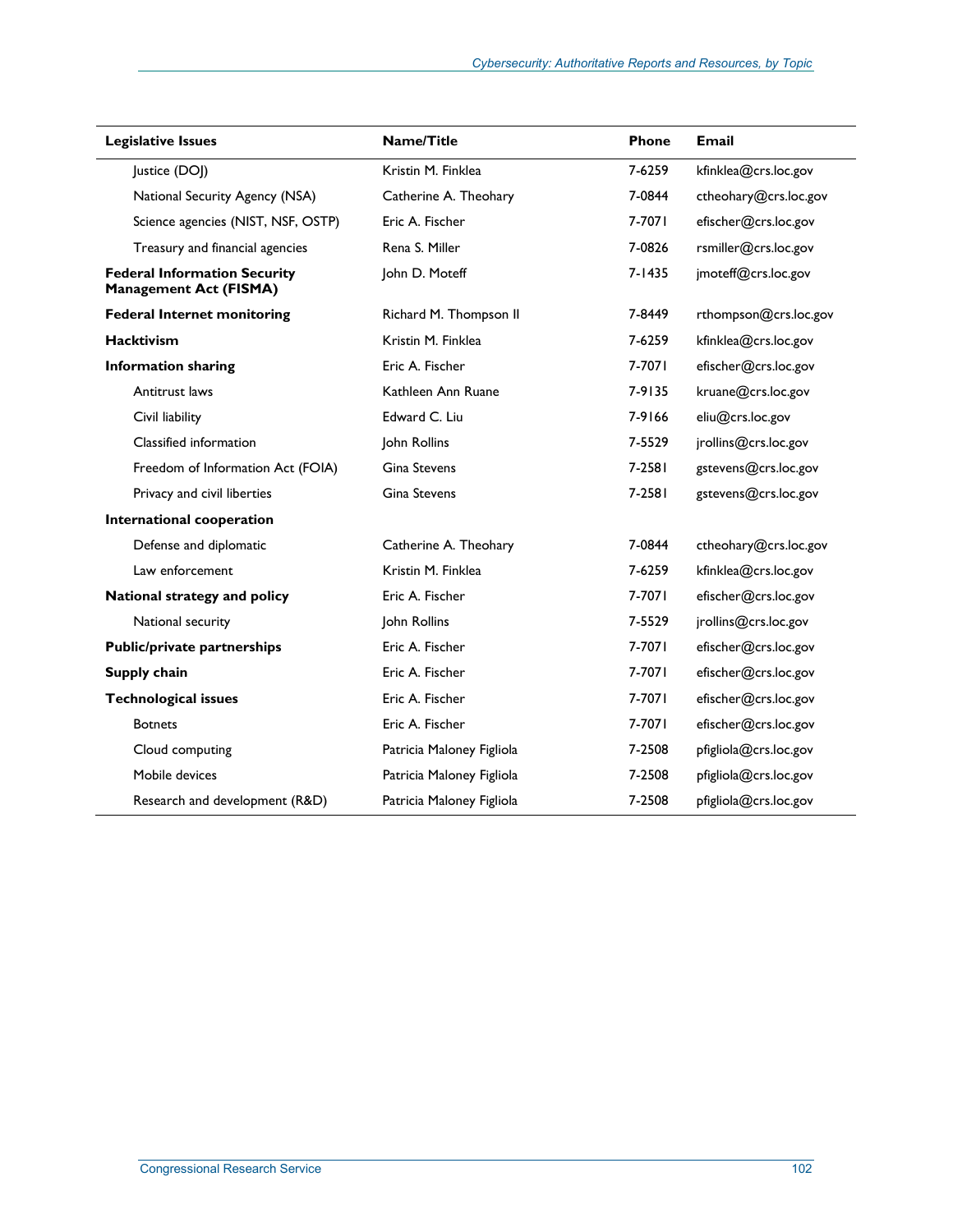| Legislative Issues | Name/Title | Phone | Email |
|---|---|---|---|
| Justice (DOJ) | Kristin M. Finklea | 7-6259 | kfinklea@crs.loc.gov |
| National Security Agency (NSA) | Catherine A. Theohary | 7-0844 | ctheohary@crs.loc.gov |
| Science agencies (NIST, NSF, OSTP) | Eric A. Fischer | 7-7071 | efischer@crs.loc.gov |
| Treasury and financial agencies | Rena S. Miller | 7-0826 | rsmiller@crs.loc.gov |
| **Federal Information Security Management Act (FISMA)** | John D. Moteff | 7-1435 | jmoteff@crs.loc.gov |
| **Federal Internet monitoring** | Richard M. Thompson II | 7-8449 | rthompson@crs.loc.gov |
| **Hacktivism** | Kristin M. Finklea | 7-6259 | kfinklea@crs.loc.gov |
| **Information sharing** | Eric A. Fischer | 7-7071 | efischer@crs.loc.gov |
| Antitrust laws | Kathleen Ann Ruane | 7-9135 | kruane@crs.loc.gov |
| Civil liability | Edward C. Liu | 7-9166 | eliu@crs.loc.gov |
| Classified information | John Rollins | 7-5529 | jrollins@crs.loc.gov |
| Freedom of Information Act (FOIA) | Gina Stevens | 7-2581 | gstevens@crs.loc.gov |
| Privacy and civil liberties | Gina Stevens | 7-2581 | gstevens@crs.loc.gov |
| **International cooperation** | | | |
| Defense and diplomatic | Catherine A. Theohary | 7-0844 | ctheohary@crs.loc.gov |
| Law enforcement | Kristin M. Finklea | 7-6259 | kfinklea@crs.loc.gov |
| **National strategy and policy** | Eric A. Fischer | 7-7071 | efischer@crs.loc.gov |
| National security | John Rollins | 7-5529 | jrollins@crs.loc.gov |
| **Public/private partnerships** | Eric A. Fischer | 7-7071 | efischer@crs.loc.gov |
| **Supply chain** | Eric A. Fischer | 7-7071 | efischer@crs.loc.gov |
| **Technological issues** | Eric A. Fischer | 7-7071 | efischer@crs.loc.gov |
| Botnets | Eric A. Fischer | 7-7071 | efischer@crs.loc.gov |
| Cloud computing | Patricia Maloney Figliola | 7-2508 | pfigliola@crs.loc.gov |
| Mobile devices | Patricia Maloney Figliola | 7-2508 | pfigliola@crs.loc.gov |
| Research and development (R&D) | Patricia Maloney Figliola | 7-2508 | pfigliola@crs.loc.gov |